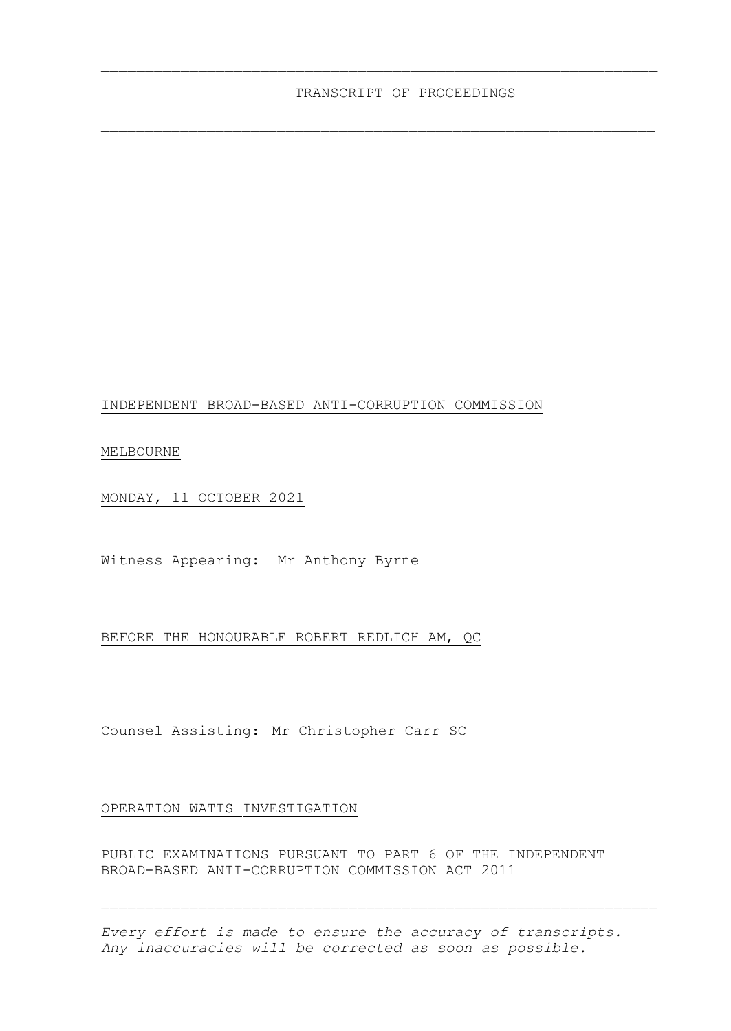# TRANSCRIPT OF PROCEEDINGS

INDEPENDENT BROAD-BASED ANTI-CORRUPTION COMMISSION

MELBOURNE

MONDAY, 11 OCTOBER 2021

Witness Appearing: Mr Anthony Byrne

BEFORE THE HONOURABLE ROBERT REDLICH AM, QC

Counsel Assisting: Mr Christopher Carr SC

OPERATION WATTS INVESTIGATION

PUBLIC EXAMINATIONS PURSUANT TO PART 6 OF THE INDEPENDENT BROAD-BASED ANTI-CORRUPTION COMMISSION ACT 2011

---

*Every effort is made to ensure the accuracy of transcripts. Any inaccuracies will be corrected as soon as possible.*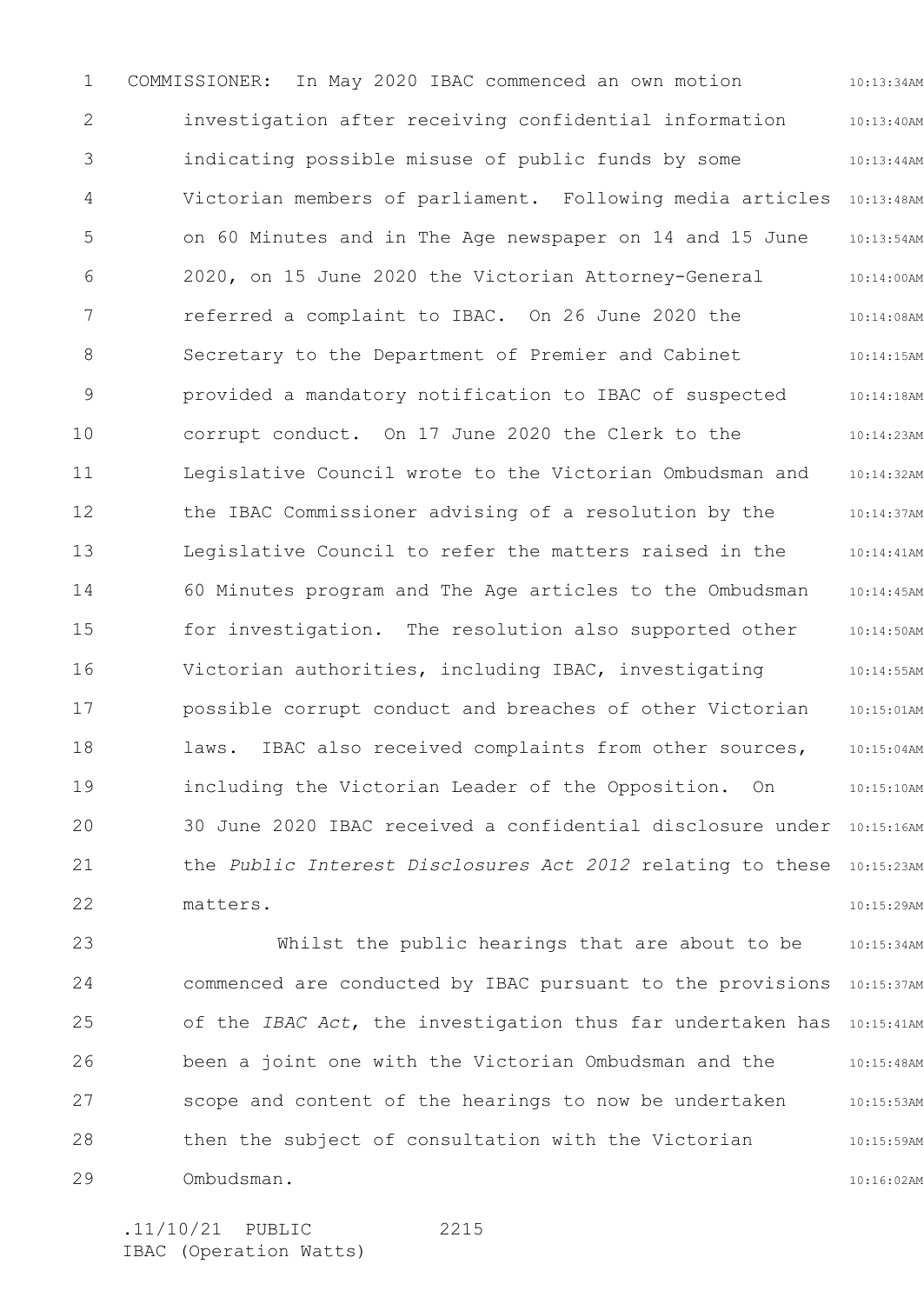COMMISSIONER: In May 2020 IBAC commenced an own motion investigation after receiving confidential information indicating possible misuse of public funds by some Victorian members of parliament. Following media articles on 60 Minutes and in The Age newspaper on 14 and 15 June 2020, on 15 June 2020 the Victorian Attorney-General referred a complaint to IBAC. On 26 June 2020 the Secretary to the Department of Premier and Cabinet provided a mandatory notification to IBAC of suspected corrupt conduct. On 17 June 2020 the Clerk to the Legislative Council wrote to the Victorian Ombudsman and the IBAC Commissioner advising of a resolution by the Legislative Council to refer the matters raised in the 60 Minutes program and The Age articles to the Ombudsman for investigation. The resolution also supported other Victorian authorities, including IBAC, investigating possible corrupt conduct and breaches of other Victorian laws. IBAC also received complaints from other sources, including the Victorian Leader of the Opposition. On 30 June 2020 IBAC received a confidential disclosure under the *Public Interest Disclosures Act 2012* relating to these matters.

Whilst the public hearings that are about to be commenced are conducted by IBAC pursuant to the provisions of the *IBAC Act*, the investigation thus far undertaken has been a joint one with the Victorian Ombudsman and the scope and content of the hearings to now be undertaken then the subject of consultation with the Victorian Ombudsman.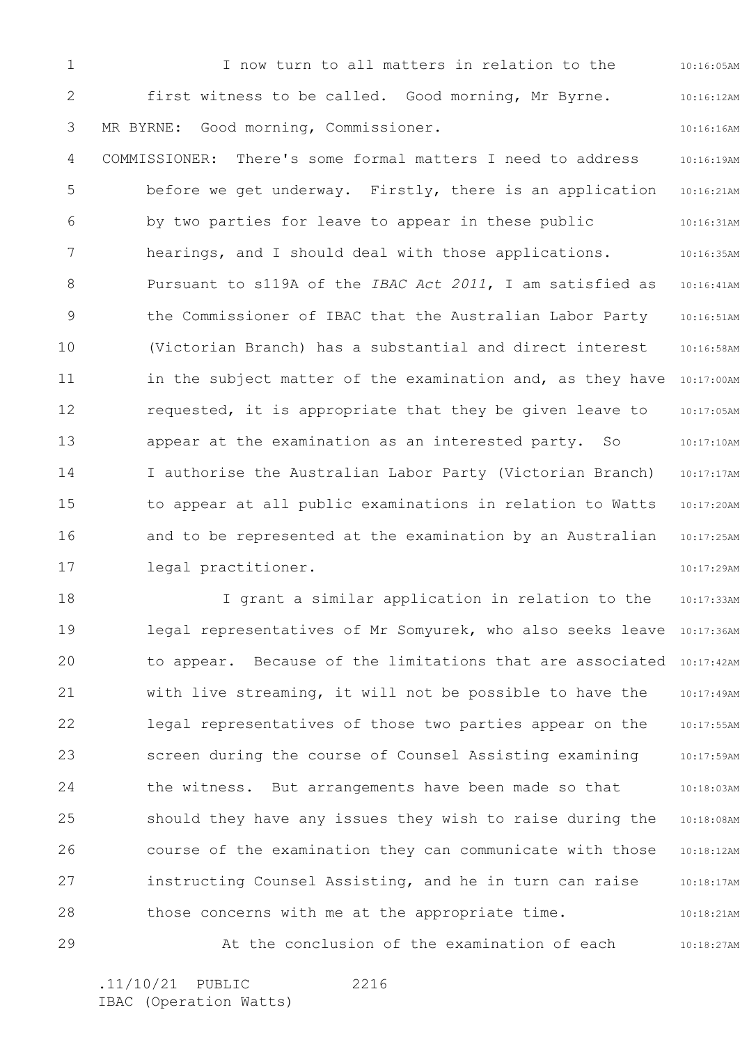I now turn to all matters in relation to the first witness to be called. Good morning, Mr Byrne.

MR BYRNE: Good morning, Commissioner.

COMMISSIONER: There's some formal matters I need to address before we get underway. Firstly, there is an application by two parties for leave to appear in these public hearings, and I should deal with those applications. Pursuant to s119A of the *IBAC Act 2011*, I am satisfied as the Commissioner of IBAC that the Australian Labor Party (Victorian Branch) has a substantial and direct interest in the subject matter of the examination and, as they have requested, it is appropriate that they be given leave to appear at the examination as an interested party. So I authorise the Australian Labor Party (Victorian Branch) to appear at all public examinations in relation to Watts and to be represented at the examination by an Australian legal practitioner.

I grant a similar application in relation to the legal representatives of Mr Somyurek, who also seeks leave to appear. Because of the limitations that are associated with live streaming, it will not be possible to have the legal representatives of those two parties appear on the screen during the course of Counsel Assisting examining the witness. But arrangements have been made so that should they have any issues they wish to raise during the course of the examination they can communicate with those instructing Counsel Assisting, and he in turn can raise those concerns with me at the appropriate time.

At the conclusion of the examination of each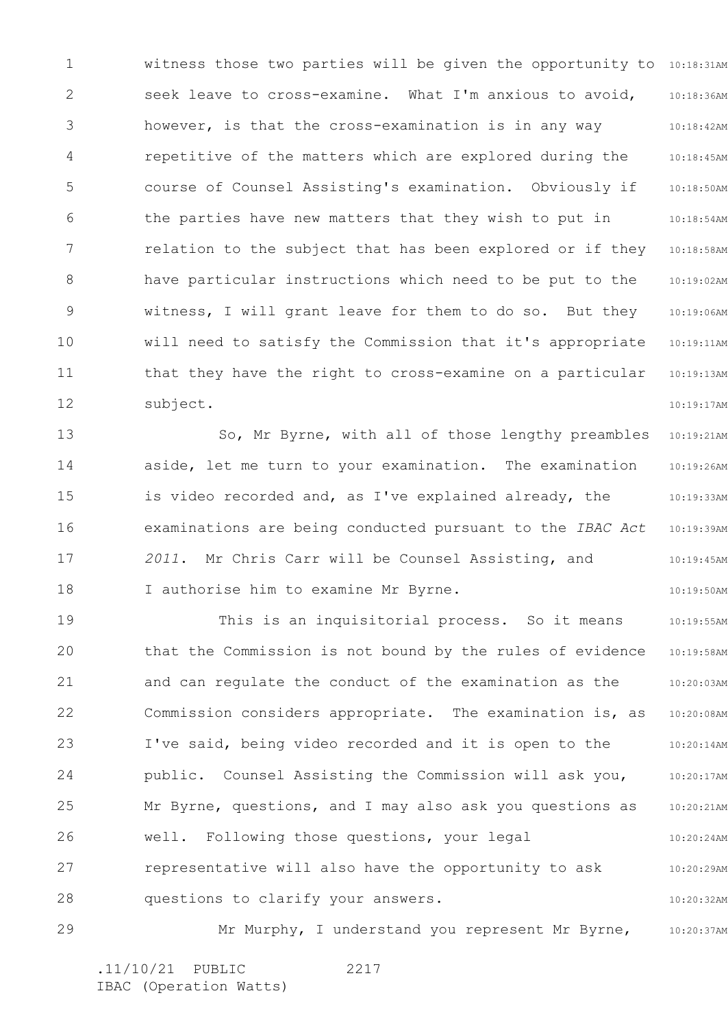witness those two parties will be given the opportunity to seek leave to cross-examine. What I'm anxious to avoid, however, is that the cross-examination is in any way repetitive of the matters which are explored during the course of Counsel Assisting's examination. Obviously if the parties have new matters that they wish to put in relation to the subject that has been explored or if they have particular instructions which need to be put to the witness, I will grant leave for them to do so. But they will need to satisfy the Commission that it's appropriate that they have the right to cross-examine on a particular subject.

So, Mr Byrne, with all of those lengthy preambles aside, let me turn to your examination. The examination is video recorded and, as I've explained already, the examinations are being conducted pursuant to the *IBAC Act 2011*. Mr Chris Carr will be Counsel Assisting, and I authorise him to examine Mr Byrne.

This is an inquisitorial process. So it means that the Commission is not bound by the rules of evidence and can regulate the conduct of the examination as the Commission considers appropriate. The examination is, as I've said, being video recorded and it is open to the public. Counsel Assisting the Commission will ask you, Mr Byrne, questions, and I may also ask you questions as well. Following those questions, your legal representative will also have the opportunity to ask questions to clarify your answers.

Mr Murphy, I understand you represent Mr Byrne,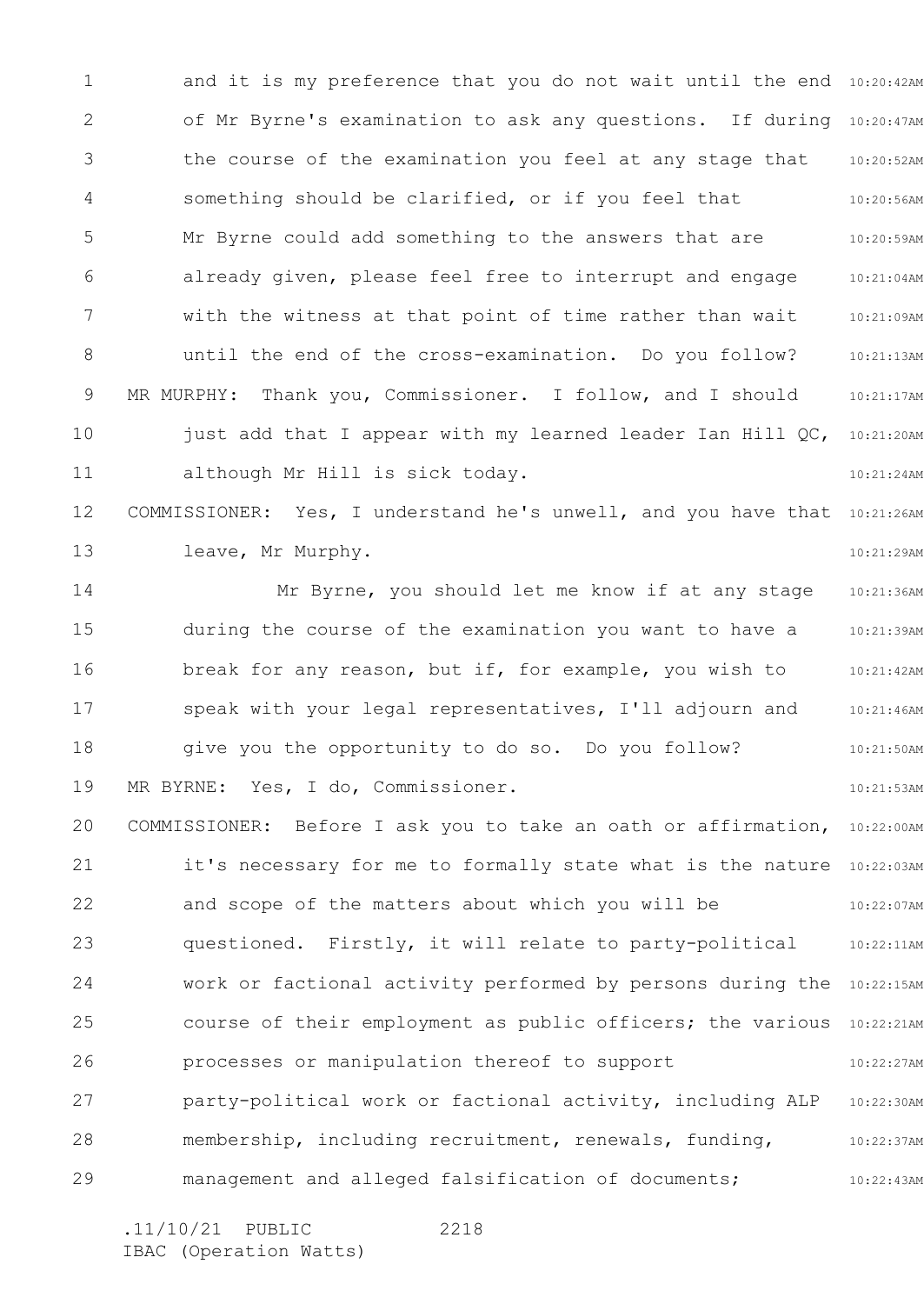and it is my preference that you do not wait until the end of Mr Byrne's examination to ask any questions. If during the course of the examination you feel at any stage that something should be clarified, or if you feel that Mr Byrne could add something to the answers that are already given, please feel free to interrupt and engage with the witness at that point of time rather than wait until the end of the cross-examination. Do you follow?

MR MURPHY: Thank you, Commissioner. I follow, and I should just add that I appear with my learned leader Ian Hill QC, although Mr Hill is sick today.

COMMISSIONER: Yes, I understand he's unwell, and you have that leave, Mr Murphy.

Mr Byrne, you should let me know if at any stage during the course of the examination you want to have a break for any reason, but if, for example, you wish to speak with your legal representatives, I'll adjourn and give you the opportunity to do so. Do you follow?

MR BYRNE: Yes, I do, Commissioner.

COMMISSIONER: Before I ask you to take an oath or affirmation, it's necessary for me to formally state what is the nature and scope of the matters about which you will be questioned. Firstly, it will relate to party-political work or factional activity performed by persons during the course of their employment as public officers; the various processes or manipulation thereof to support party-political work or factional activity, including ALP membership, including recruitment, renewals, funding, management and alleged falsification of documents;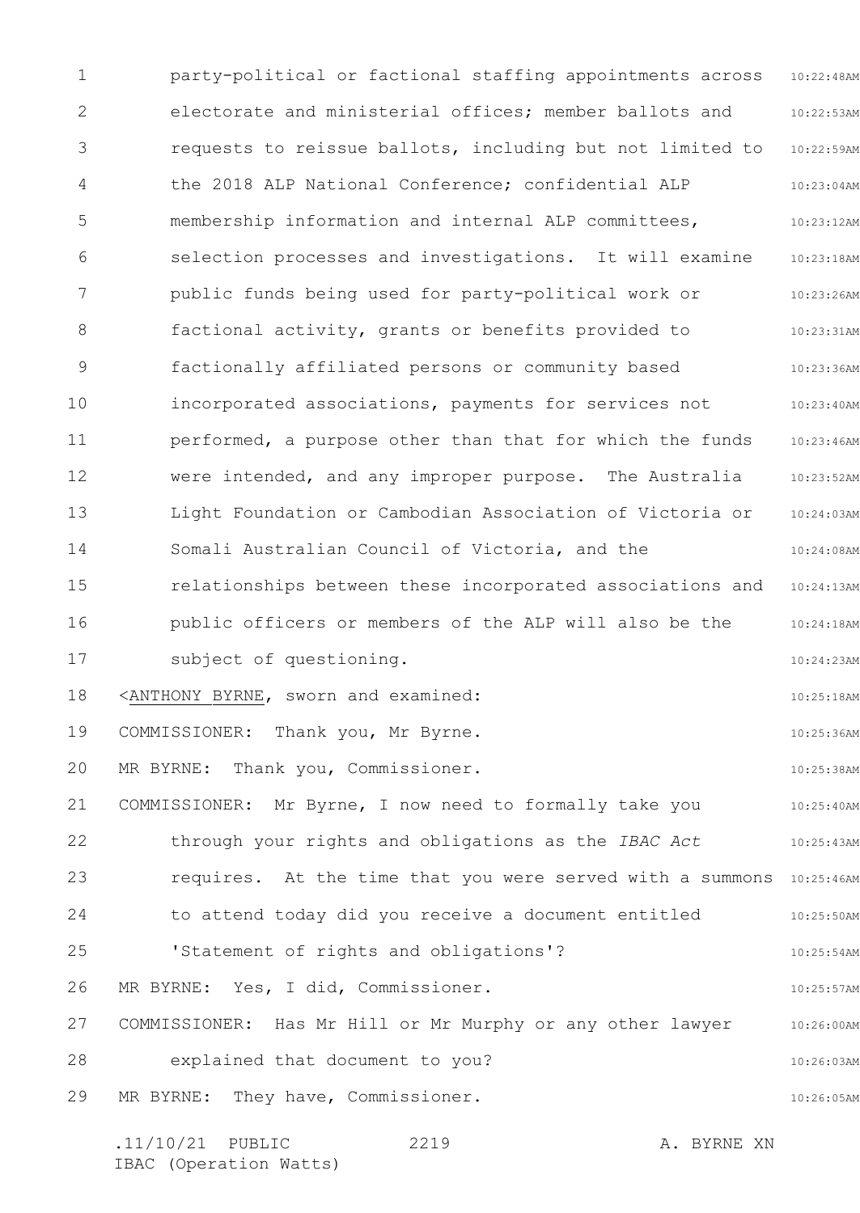party-political or factional staffing appointments across electorate and ministerial offices; member ballots and requests to reissue ballots, including but not limited to the 2018 ALP National Conference; confidential ALP membership information and internal ALP committees, selection processes and investigations. It will examine public funds being used for party-political work or factional activity, grants or benefits provided to factionally affiliated persons or community based incorporated associations, payments for services not performed, a purpose other than that for which the funds were intended, and any improper purpose. The Australia Light Foundation or Cambodian Association of Victoria or Somali Australian Council of Victoria, and the relationships between these incorporated associations and public officers or members of the ALP will also be the subject of questioning.

<ANTHONY BYRNE, sworn and examined:

COMMISSIONER: Thank you, Mr Byrne.

MR BYRNE: Thank you, Commissioner.

COMMISSIONER: Mr Byrne, I now need to formally take you through your rights and obligations as the *IBAC Act* requires. At the time that you were served with a summons to attend today did you receive a document entitled 'Statement of rights and obligations'?

MR BYRNE: Yes, I did, Commissioner.

COMMISSIONER: Has Mr Hill or Mr Murphy or any other lawyer explained that document to you?

MR BYRNE: They have, Commissioner.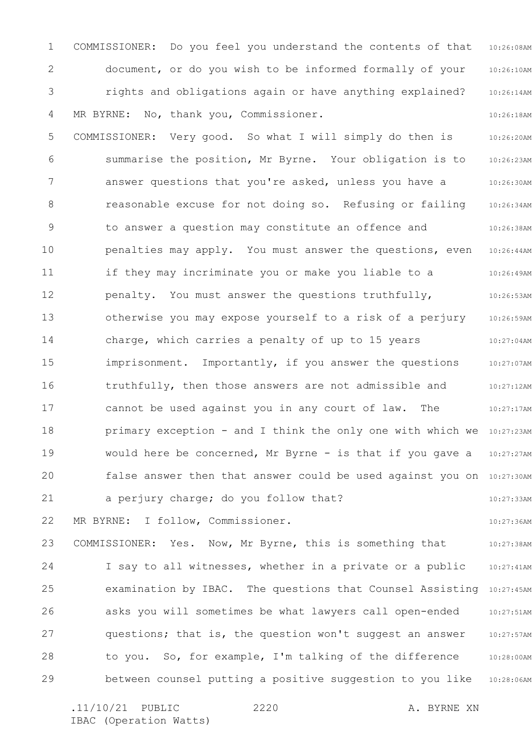COMMISSIONER: Do you feel you understand the contents of that document, or do you wish to be informed formally of your rights and obligations again or have anything explained?

MR BYRNE: No, thank you, Commissioner.

COMMISSIONER: Very good. So what I will simply do then is summarise the position, Mr Byrne. Your obligation is to answer questions that you're asked, unless you have a reasonable excuse for not doing so. Refusing or failing to answer a question may constitute an offence and penalties may apply. You must answer the questions, even if they may incriminate you or make you liable to a penalty. You must answer the questions truthfully, otherwise you may expose yourself to a risk of a perjury charge, which carries a penalty of up to 15 years imprisonment. Importantly, if you answer the questions truthfully, then those answers are not admissible and cannot be used against you in any court of law. The primary exception - and I think the only one with which we would here be concerned, Mr Byrne - is that if you gave a false answer then that answer could be used against you on a perjury charge; do you follow that?

MR BYRNE: I follow, Commissioner.

COMMISSIONER: Yes. Now, Mr Byrne, this is something that I say to all witnesses, whether in a private or a public examination by IBAC. The questions that Counsel Assisting asks you will sometimes be what lawyers call open-ended questions; that is, the question won't suggest an answer to you. So, for example, I'm talking of the difference between counsel putting a positive suggestion to you like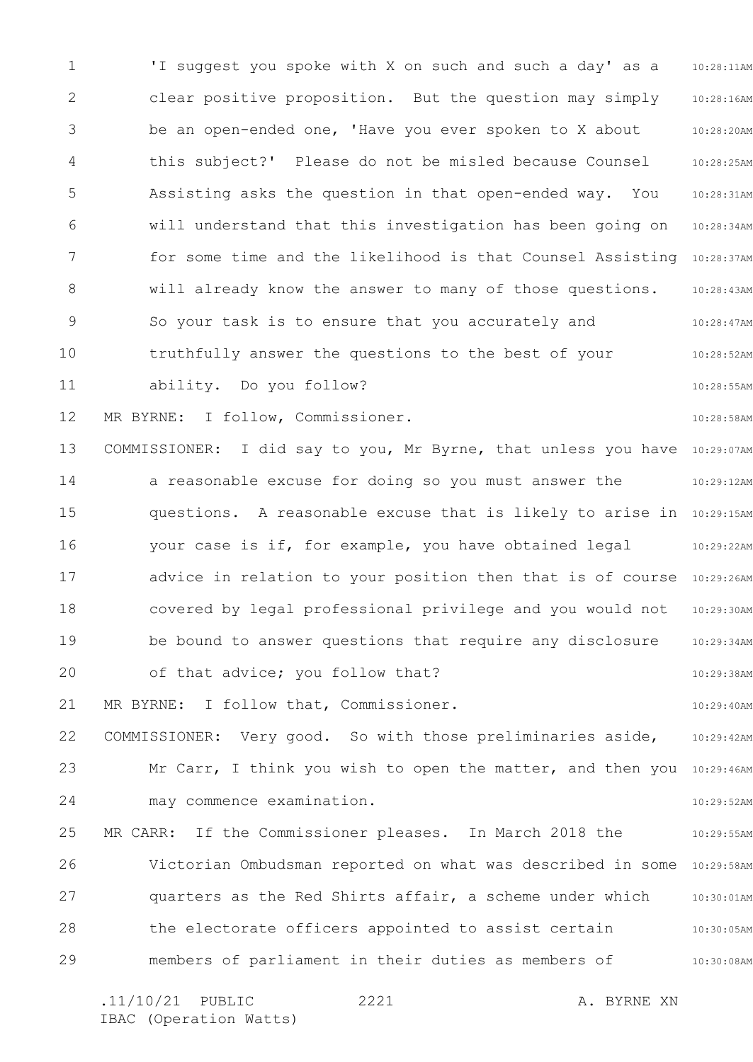'I suggest you spoke with X on such and such a day' as a clear positive proposition. But the question may simply be an open-ended one, 'Have you ever spoken to X about this subject?' Please do not be misled because Counsel Assisting asks the question in that open-ended way. You will understand that this investigation has been going on for some time and the likelihood is that Counsel Assisting will already know the answer to many of those questions. So your task is to ensure that you accurately and truthfully answer the questions to the best of your ability. Do you follow?

MR BYRNE: I follow, Commissioner.

COMMISSIONER: I did say to you, Mr Byrne, that unless you have a reasonable excuse for doing so you must answer the questions. A reasonable excuse that is likely to arise in your case is if, for example, you have obtained legal advice in relation to your position then that is of course covered by legal professional privilege and you would not be bound to answer questions that require any disclosure of that advice; you follow that?

MR BYRNE: I follow that, Commissioner.

COMMISSIONER: Very good. So with those preliminaries aside, Mr Carr, I think you wish to open the matter, and then you may commence examination.

MR CARR: If the Commissioner pleases. In March 2018 the Victorian Ombudsman reported on what was described in some quarters as the Red Shirts affair, a scheme under which the electorate officers appointed to assist certain members of parliament in their duties as members of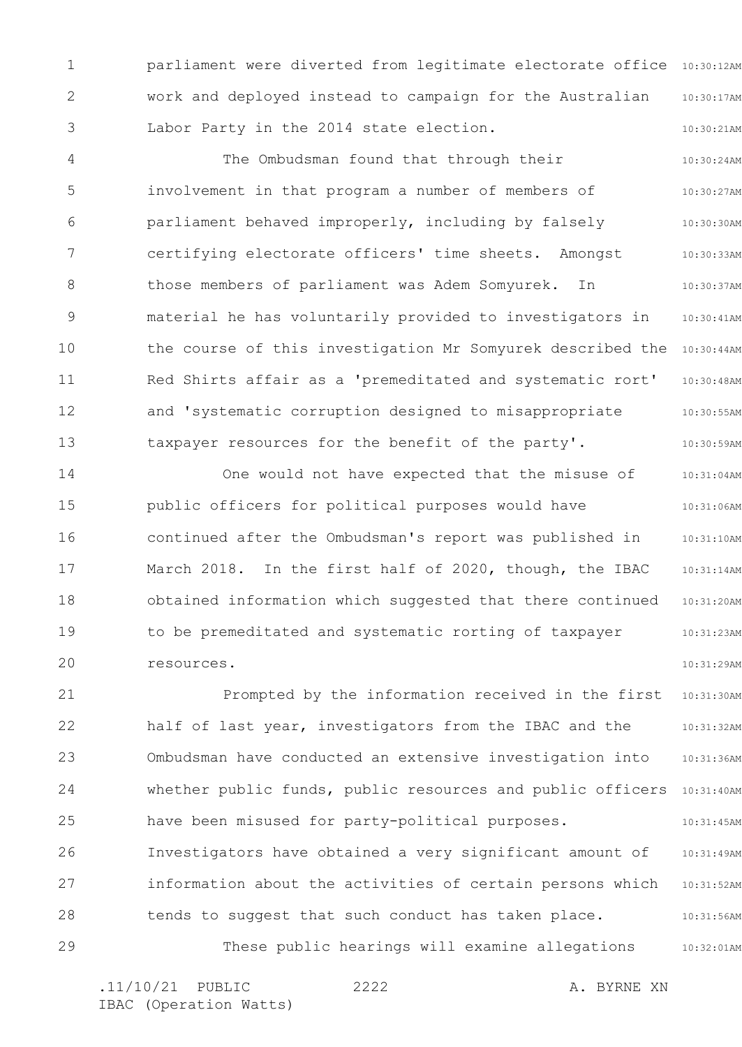parliament were diverted from legitimate electorate office work and deployed instead to campaign for the Australian Labor Party in the 2014 state election.

The Ombudsman found that through their involvement in that program a number of members of parliament behaved improperly, including by falsely certifying electorate officers' time sheets. Amongst those members of parliament was Adem Somyurek. In material he has voluntarily provided to investigators in the course of this investigation Mr Somyurek described the Red Shirts affair as a 'premeditated and systematic rort' and 'systematic corruption designed to misappropriate taxpayer resources for the benefit of the party'.

One would not have expected that the misuse of public officers for political purposes would have continued after the Ombudsman's report was published in March 2018. In the first half of 2020, though, the IBAC obtained information which suggested that there continued to be premeditated and systematic rorting of taxpayer resources.

Prompted by the information received in the first half of last year, investigators from the IBAC and the Ombudsman have conducted an extensive investigation into whether public funds, public resources and public officers have been misused for party-political purposes. Investigators have obtained a very significant amount of information about the activities of certain persons which tends to suggest that such conduct has taken place.

These public hearings will examine allegations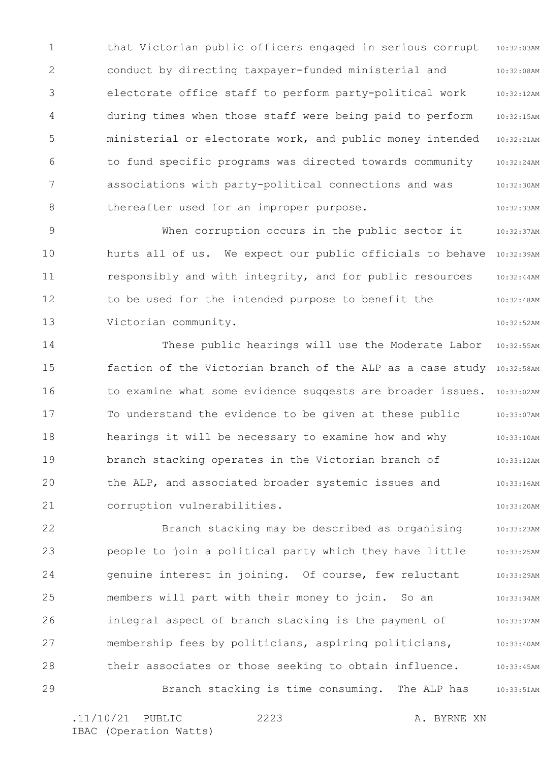that Victorian public officers engaged in serious corrupt conduct by directing taxpayer-funded ministerial and electorate office staff to perform party-political work during times when those staff were being paid to perform ministerial or electorate work, and public money intended to fund specific programs was directed towards community associations with party-political connections and was thereafter used for an improper purpose.

When corruption occurs in the public sector it hurts all of us. We expect our public officials to behave responsibly and with integrity, and for public resources to be used for the intended purpose to benefit the Victorian community.

These public hearings will use the Moderate Labor faction of the Victorian branch of the ALP as a case study to examine what some evidence suggests are broader issues. To understand the evidence to be given at these public hearings it will be necessary to examine how and why branch stacking operates in the Victorian branch of the ALP, and associated broader systemic issues and corruption vulnerabilities.

Branch stacking may be described as organising people to join a political party which they have little genuine interest in joining. Of course, few reluctant members will part with their money to join. So an integral aspect of branch stacking is the payment of membership fees by politicians, aspiring politicians, their associates or those seeking to obtain influence.

Branch stacking is time consuming. The ALP has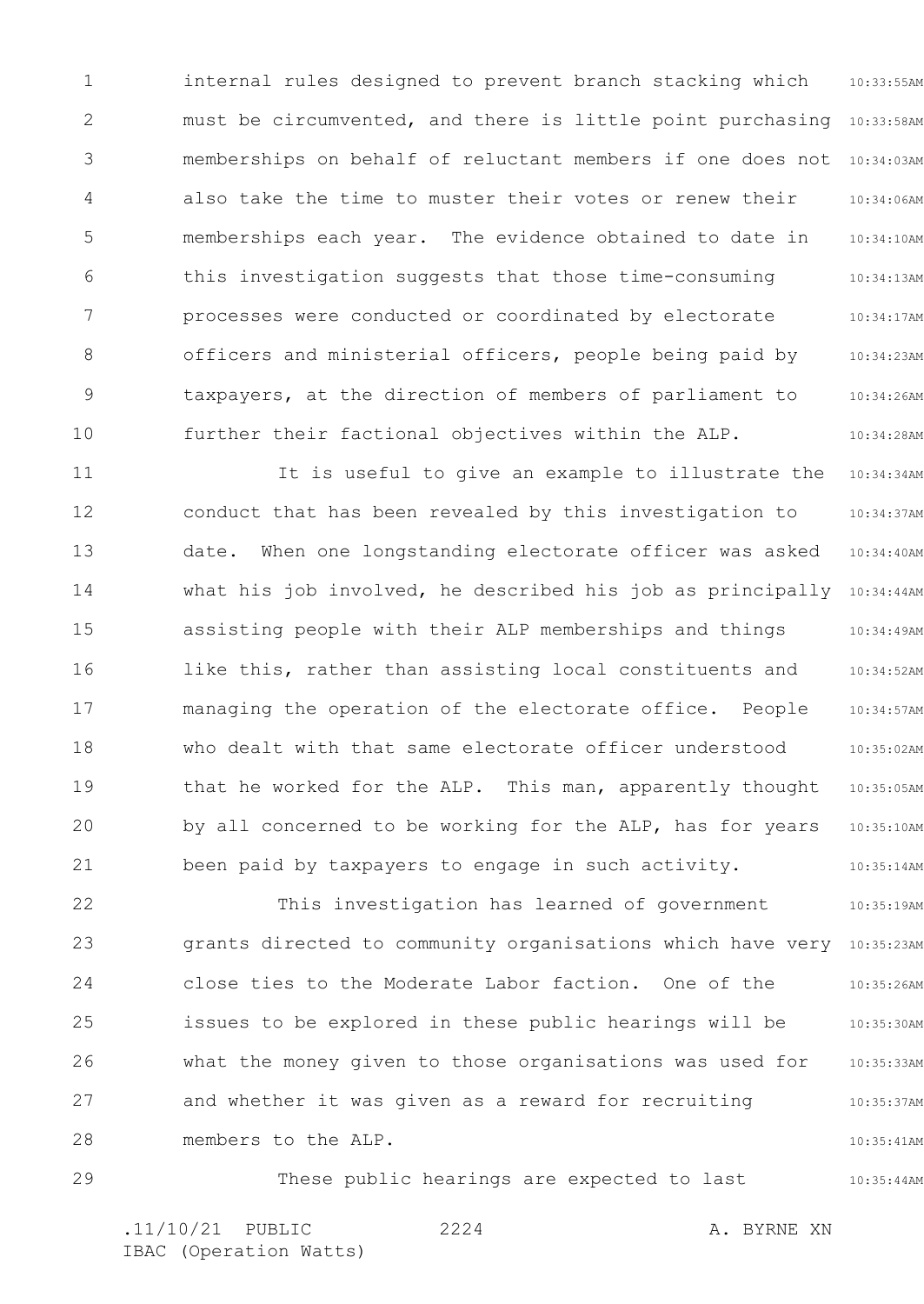internal rules designed to prevent branch stacking which must be circumvented, and there is little point purchasing memberships on behalf of reluctant members if one does not also take the time to muster their votes or renew their memberships each year. The evidence obtained to date in this investigation suggests that those time-consuming processes were conducted or coordinated by electorate officers and ministerial officers, people being paid by taxpayers, at the direction of members of parliament to further their factional objectives within the ALP.

It is useful to give an example to illustrate the conduct that has been revealed by this investigation to date. When one longstanding electorate officer was asked what his job involved, he described his job as principally assisting people with their ALP memberships and things like this, rather than assisting local constituents and managing the operation of the electorate office. People who dealt with that same electorate officer understood that he worked for the ALP. This man, apparently thought by all concerned to be working for the ALP, has for years been paid by taxpayers to engage in such activity.

This investigation has learned of government grants directed to community organisations which have very close ties to the Moderate Labor faction. One of the issues to be explored in these public hearings will be what the money given to those organisations was used for and whether it was given as a reward for recruiting members to the ALP.

These public hearings are expected to last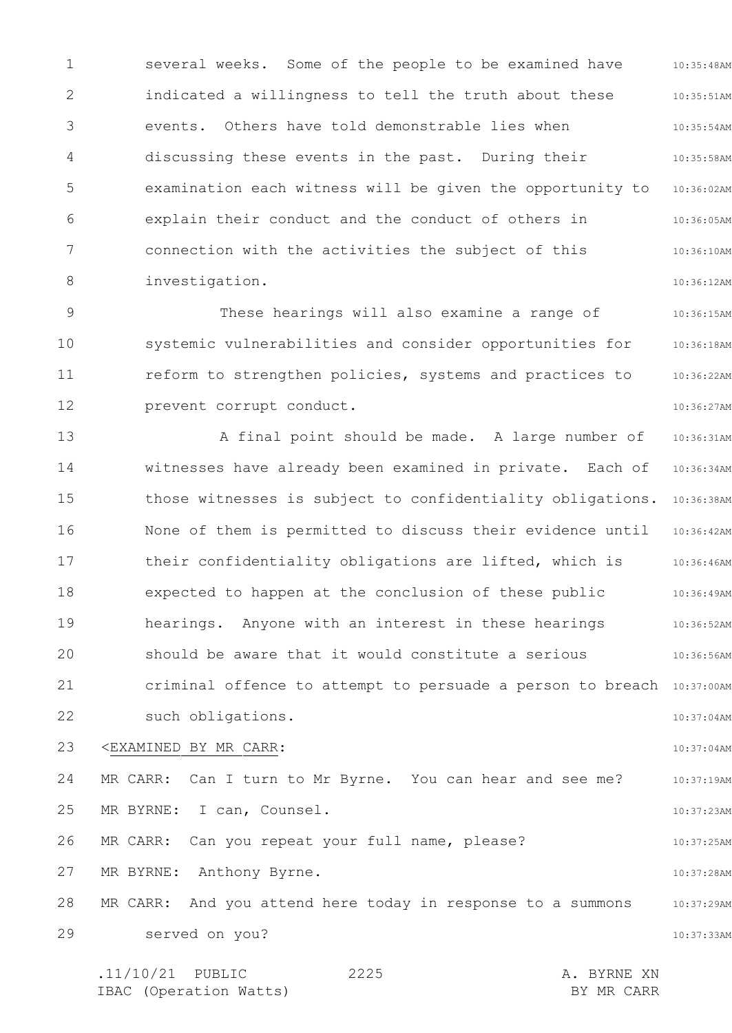several weeks. Some of the people to be examined have indicated a willingness to tell the truth about these events. Others have told demonstrable lies when discussing these events in the past. During their examination each witness will be given the opportunity to explain their conduct and the conduct of others in connection with the activities the subject of this investigation.

These hearings will also examine a range of systemic vulnerabilities and consider opportunities for reform to strengthen policies, systems and practices to prevent corrupt conduct.

A final point should be made. A large number of witnesses have already been examined in private. Each of those witnesses is subject to confidentiality obligations. None of them is permitted to discuss their evidence until their confidentiality obligations are lifted, which is expected to happen at the conclusion of these public hearings. Anyone with an interest in these hearings should be aware that it would constitute a serious criminal offence to attempt to persuade a person to breach such obligations.

<EXAMINED BY MR CARR:

MR CARR: Can I turn to Mr Byrne. You can hear and see me?

MR BYRNE: I can, Counsel.

MR CARR: Can you repeat your full name, please?

MR BYRNE: Anthony Byrne.

MR CARR: And you attend here today in response to a summons served on you?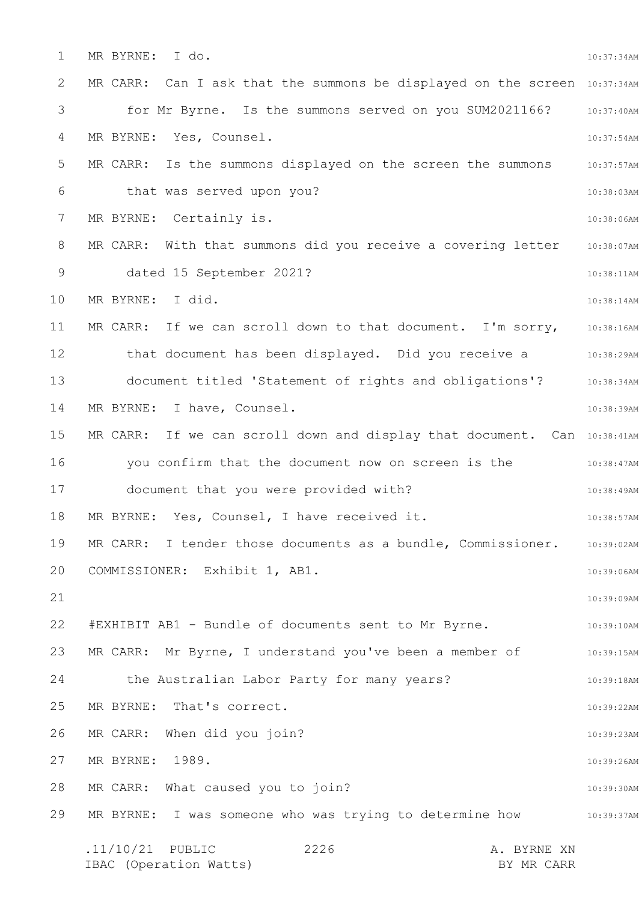MR BYRNE: I do.

MR CARR: Can I ask that the summons be displayed on the screen for Mr Byrne. Is the summons served on you SUM2021166?

MR BYRNE: Yes, Counsel.

MR CARR: Is the summons displayed on the screen the summons that was served upon you?

MR BYRNE: Certainly is.

MR CARR: With that summons did you receive a covering letter dated 15 September 2021?

MR BYRNE: I did.

MR CARR: If we can scroll down to that document. I'm sorry, that document has been displayed. Did you receive a document titled 'Statement of rights and obligations'?

MR BYRNE: I have, Counsel.

MR CARR: If we can scroll down and display that document. Can you confirm that the document now on screen is the document that you were provided with?

MR BYRNE: Yes, Counsel, I have received it.

MR CARR: I tender those documents as a bundle, Commissioner.

COMMISSIONER: Exhibit 1, AB1.

#EXHIBIT AB1 - Bundle of documents sent to Mr Byrne.

MR CARR: Mr Byrne, I understand you've been a member of the Australian Labor Party for many years?

MR BYRNE: That's correct.

MR CARR: When did you join?

MR BYRNE: 1989.

MR CARR: What caused you to join?

MR BYRNE: I was someone who was trying to determine how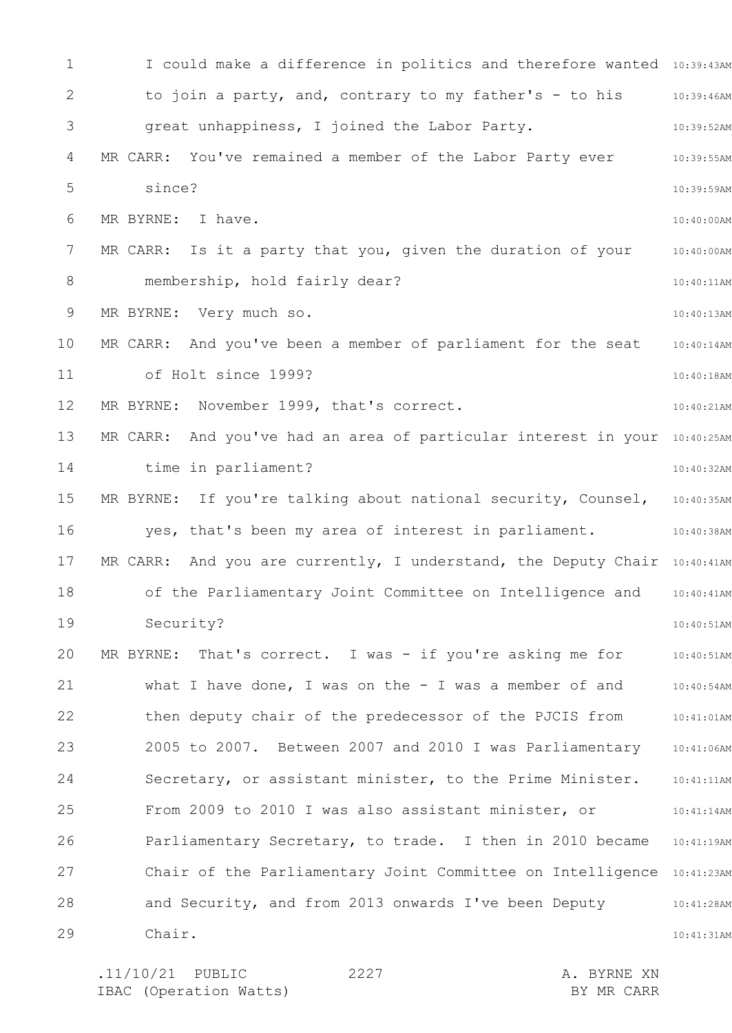I could make a difference in politics and therefore wanted to join a party, and, contrary to my father's - to his great unhappiness, I joined the Labor Party.

MR CARR: You've remained a member of the Labor Party ever since?

MR BYRNE: I have.

MR CARR: Is it a party that you, given the duration of your membership, hold fairly dear?

MR BYRNE: Very much so.

MR CARR: And you've been a member of parliament for the seat of Holt since 1999?

MR BYRNE: November 1999, that's correct.

MR CARR: And you've had an area of particular interest in your time in parliament?

MR BYRNE: If you're talking about national security, Counsel, yes, that's been my area of interest in parliament.

MR CARR: And you are currently, I understand, the Deputy Chair of the Parliamentary Joint Committee on Intelligence and Security?

MR BYRNE: That's correct. I was - if you're asking me for what I have done, I was on the - I was a member of and then deputy chair of the predecessor of the PJCIS from 2005 to 2007. Between 2007 and 2010 I was Parliamentary Secretary, or assistant minister, to the Prime Minister. From 2009 to 2010 I was also assistant minister, or Parliamentary Secretary, to trade. I then in 2010 became Chair of the Parliamentary Joint Committee on Intelligence and Security, and from 2013 onwards I've been Deputy Chair.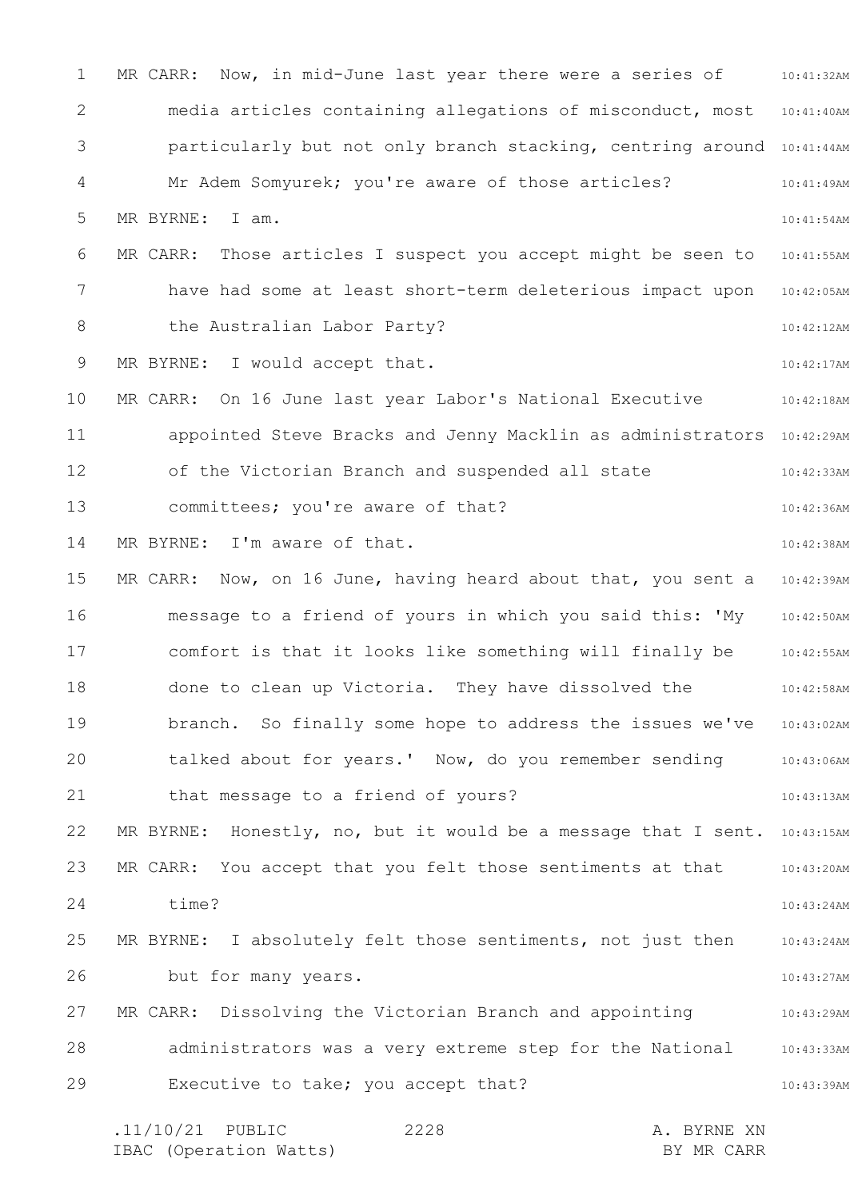MR CARR: Now, in mid-June last year there were a series of media articles containing allegations of misconduct, most particularly but not only branch stacking, centring around Mr Adem Somyurek; you're aware of those articles?

MR BYRNE: I am.

MR CARR: Those articles I suspect you accept might be seen to have had some at least short-term deleterious impact upon the Australian Labor Party?

MR BYRNE: I would accept that.

MR CARR: On 16 June last year Labor's National Executive appointed Steve Bracks and Jenny Macklin as administrators of the Victorian Branch and suspended all state committees; you're aware of that?

MR BYRNE: I'm aware of that.

MR CARR: Now, on 16 June, having heard about that, you sent a message to a friend of yours in which you said this: 'My comfort is that it looks like something will finally be done to clean up Victoria. They have dissolved the branch. So finally some hope to address the issues we've talked about for years.' Now, do you remember sending that message to a friend of yours?

MR BYRNE: Honestly, no, but it would be a message that I sent.

MR CARR: You accept that you felt those sentiments at that time?

MR BYRNE: I absolutely felt those sentiments, not just then but for many years.

MR CARR: Dissolving the Victorian Branch and appointing administrators was a very extreme step for the National Executive to take; you accept that?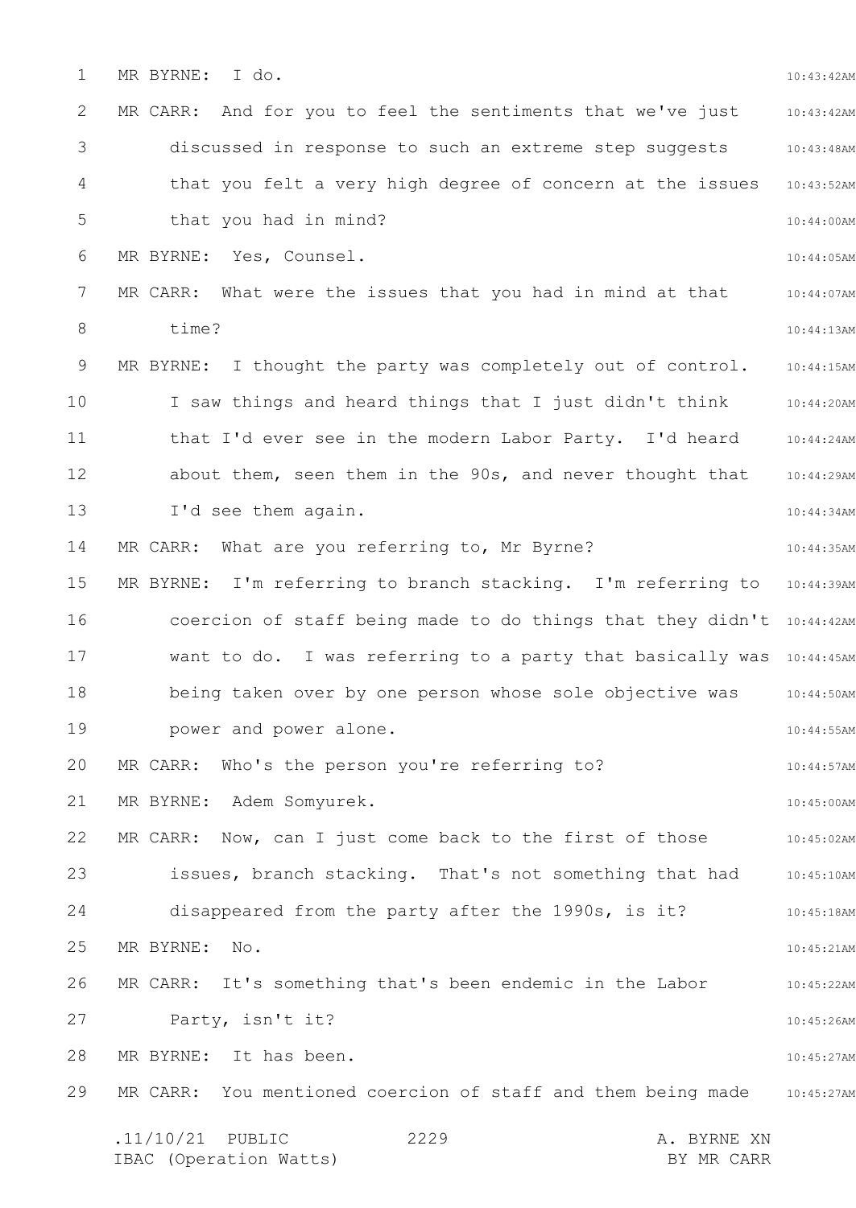MR BYRNE: I do.

MR CARR: And for you to feel the sentiments that we've just discussed in response to such an extreme step suggests that you felt a very high degree of concern at the issues that you had in mind?

MR BYRNE: Yes, Counsel.

MR CARR: What were the issues that you had in mind at that time?

MR BYRNE: I thought the party was completely out of control. I saw things and heard things that I just didn't think that I'd ever see in the modern Labor Party. I'd heard about them, seen them in the 90s, and never thought that I'd see them again.

MR CARR: What are you referring to, Mr Byrne?

MR BYRNE: I'm referring to branch stacking. I'm referring to coercion of staff being made to do things that they didn't want to do. I was referring to a party that basically was being taken over by one person whose sole objective was power and power alone.

MR CARR: Who's the person you're referring to?

MR BYRNE: Adem Somyurek.

MR CARR: Now, can I just come back to the first of those issues, branch stacking. That's not something that had disappeared from the party after the 1990s, is it?

MR BYRNE: No.

MR CARR: It's something that's been endemic in the Labor Party, isn't it?

MR BYRNE: It has been.

MR CARR: You mentioned coercion of staff and them being made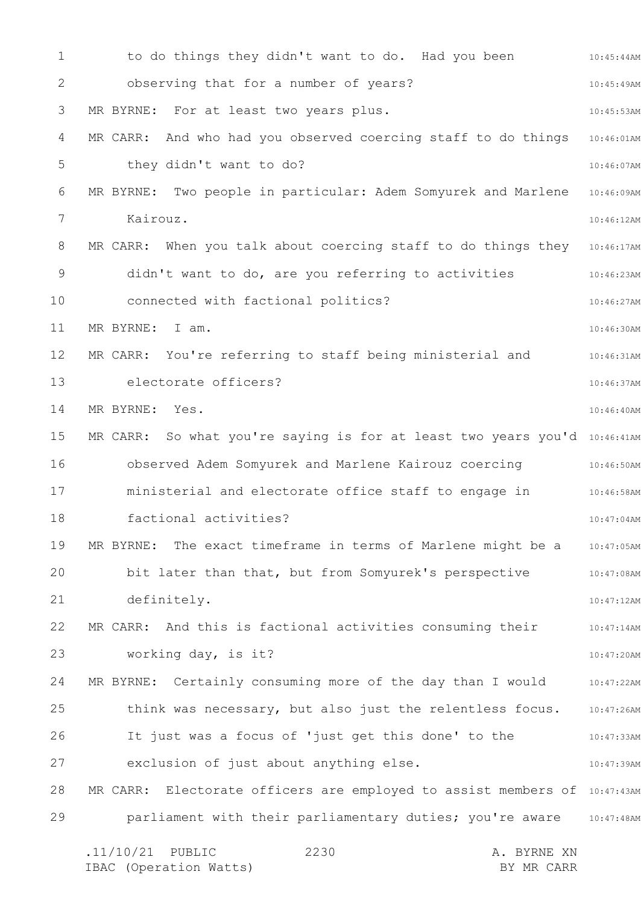to do things they didn't want to do. Had you been observing that for a number of years?

MR BYRNE: For at least two years plus.

MR CARR: And who had you observed coercing staff to do things they didn't want to do?

MR BYRNE: Two people in particular: Adem Somyurek and Marlene Kairouz.

MR CARR: When you talk about coercing staff to do things they didn't want to do, are you referring to activities connected with factional politics?

MR BYRNE: I am.

MR CARR: You're referring to staff being ministerial and electorate officers?

MR BYRNE: Yes.

MR CARR: So what you're saying is for at least two years you'd observed Adem Somyurek and Marlene Kairouz coercing ministerial and electorate office staff to engage in factional activities?

MR BYRNE: The exact timeframe in terms of Marlene might be a bit later than that, but from Somyurek's perspective definitely.

MR CARR: And this is factional activities consuming their working day, is it?

MR BYRNE: Certainly consuming more of the day than I would think was necessary, but also just the relentless focus. It just was a focus of 'just get this done' to the exclusion of just about anything else.

MR CARR: Electorate officers are employed to assist members of parliament with their parliamentary duties; you're aware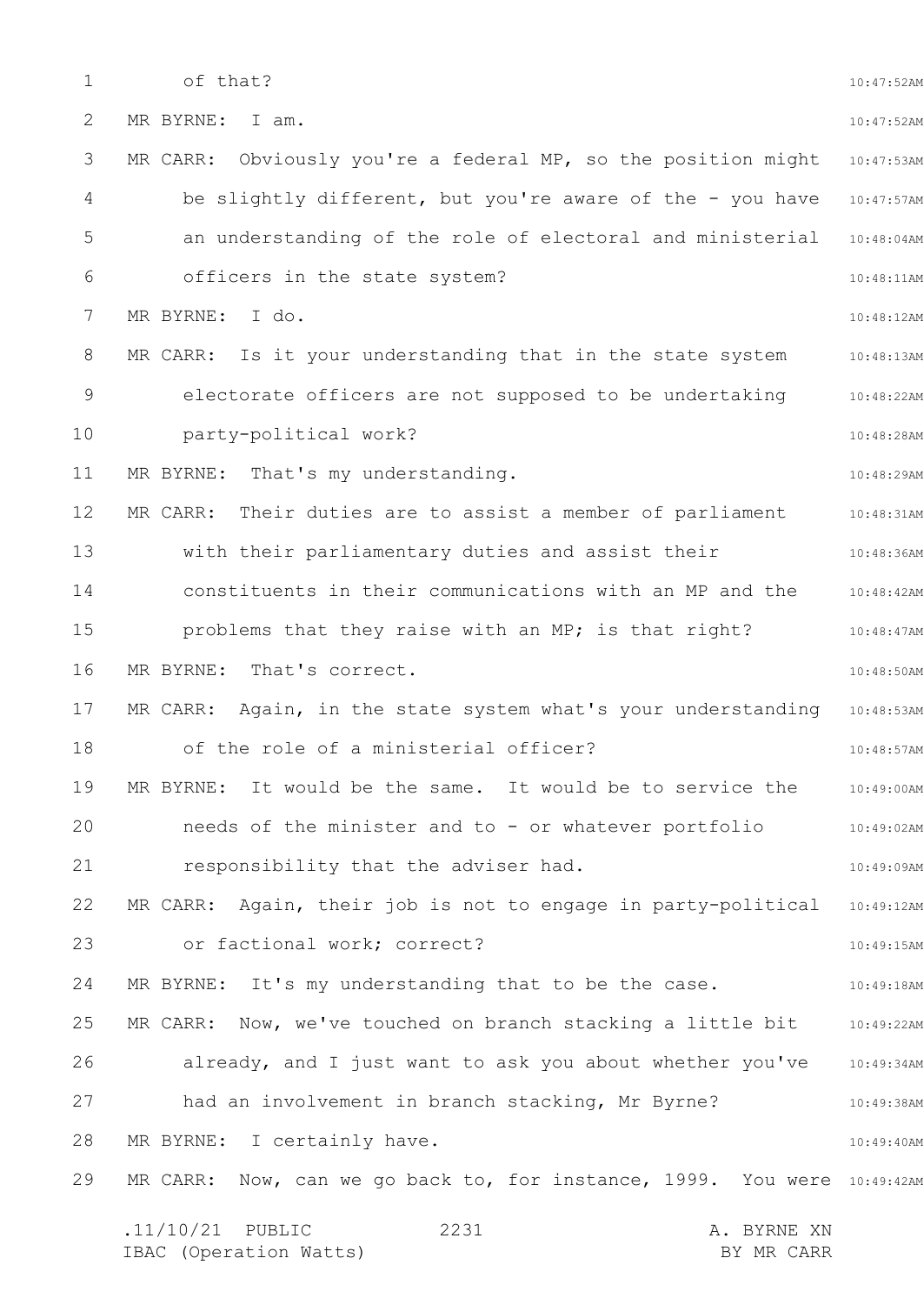of that?

MR BYRNE: I am.

MR CARR: Obviously you're a federal MP, so the position might be slightly different, but you're aware of the - you have an understanding of the role of electoral and ministerial officers in the state system?

MR BYRNE: I do.

MR CARR: Is it your understanding that in the state system electorate officers are not supposed to be undertaking party-political work?

MR BYRNE: That's my understanding.

MR CARR: Their duties are to assist a member of parliament with their parliamentary duties and assist their constituents in their communications with an MP and the problems that they raise with an MP; is that right?

MR BYRNE: That's correct.

MR CARR: Again, in the state system what's your understanding of the role of a ministerial officer?

MR BYRNE: It would be the same. It would be to service the needs of the minister and to - or whatever portfolio responsibility that the adviser had.

MR CARR: Again, their job is not to engage in party-political or factional work; correct?

MR BYRNE: It's my understanding that to be the case.

MR CARR: Now, we've touched on branch stacking a little bit already, and I just want to ask you about whether you've had an involvement in branch stacking, Mr Byrne?

MR BYRNE: I certainly have.

MR CARR: Now, can we go back to, for instance, 1999. You were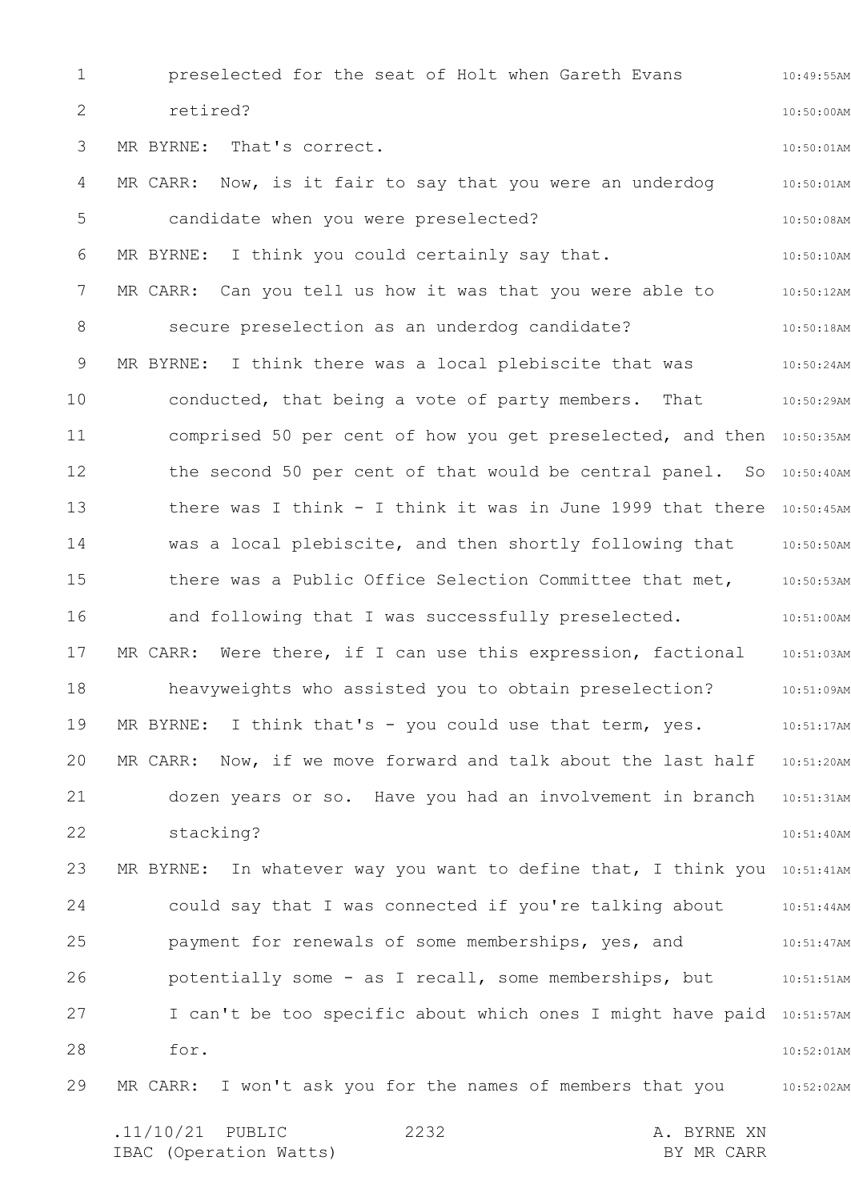preselected for the seat of Holt when Gareth Evans retired?

MR BYRNE: That's correct.

MR CARR: Now, is it fair to say that you were an underdog candidate when you were preselected?

MR BYRNE: I think you could certainly say that.

MR CARR: Can you tell us how it was that you were able to secure preselection as an underdog candidate?

MR BYRNE: I think there was a local plebiscite that was conducted, that being a vote of party members. That comprised 50 per cent of how you get preselected, and then the second 50 per cent of that would be central panel. So there was I think - I think it was in June 1999 that there was a local plebiscite, and then shortly following that there was a Public Office Selection Committee that met, and following that I was successfully preselected.

MR CARR: Were there, if I can use this expression, factional heavyweights who assisted you to obtain preselection?

MR BYRNE: I think that's - you could use that term, yes.

MR CARR: Now, if we move forward and talk about the last half dozen years or so. Have you had an involvement in branch stacking?

MR BYRNE: In whatever way you want to define that, I think you could say that I was connected if you're talking about payment for renewals of some memberships, yes, and potentially some - as I recall, some memberships, but I can't be too specific about which ones I might have paid for.

MR CARR: I won't ask you for the names of members that you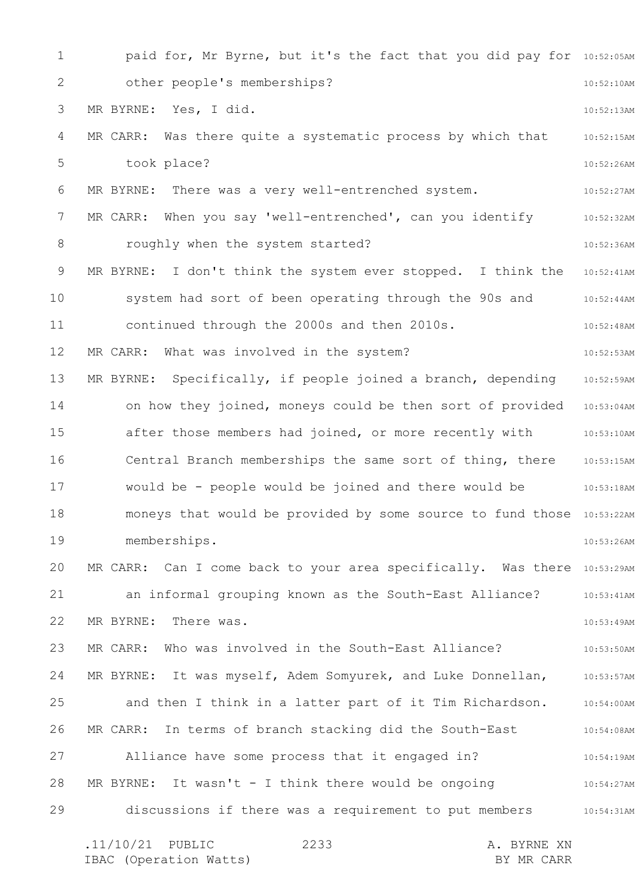paid for, Mr Byrne, but it's the fact that you did pay for other people's memberships?

MR BYRNE: Yes, I did.

MR CARR: Was there quite a systematic process by which that took place?

MR BYRNE: There was a very well-entrenched system.

MR CARR: When you say 'well-entrenched', can you identify roughly when the system started?

MR BYRNE: I don't think the system ever stopped. I think the system had sort of been operating through the 90s and continued through the 2000s and then 2010s.

MR CARR: What was involved in the system?

MR BYRNE: Specifically, if people joined a branch, depending on how they joined, moneys could be then sort of provided after those members had joined, or more recently with Central Branch memberships the same sort of thing, there would be - people would be joined and there would be moneys that would be provided by some source to fund those memberships.

MR CARR: Can I come back to your area specifically. Was there an informal grouping known as the South-East Alliance?

MR BYRNE: There was.

MR CARR: Who was involved in the South-East Alliance?

MR BYRNE: It was myself, Adem Somyurek, and Luke Donnellan, and then I think in a latter part of it Tim Richardson.

MR CARR: In terms of branch stacking did the South-East Alliance have some process that it engaged in?

MR BYRNE: It wasn't - I think there would be ongoing discussions if there was a requirement to put members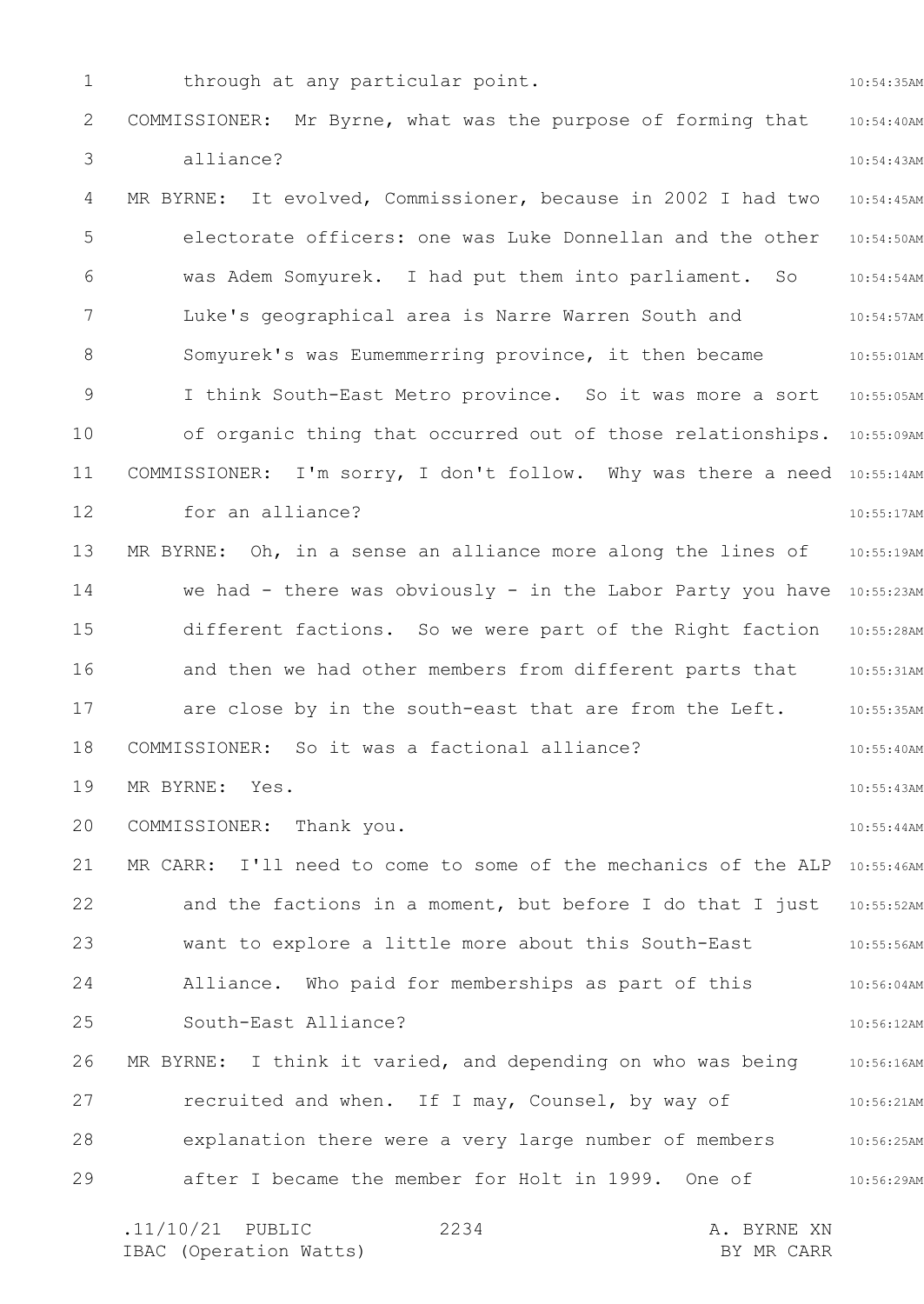through at any particular point.

COMMISSIONER: Mr Byrne, what was the purpose of forming that alliance?

MR BYRNE: It evolved, Commissioner, because in 2002 I had two electorate officers: one was Luke Donnellan and the other was Adem Somyurek. I had put them into parliament. So Luke's geographical area is Narre Warren South and Somyurek's was Eumemmerring province, it then became I think South-East Metro province. So it was more a sort of organic thing that occurred out of those relationships.

COMMISSIONER: I'm sorry, I don't follow. Why was there a need for an alliance?

MR BYRNE: Oh, in a sense an alliance more along the lines of we had - there was obviously - in the Labor Party you have different factions. So we were part of the Right faction and then we had other members from different parts that are close by in the south-east that are from the Left.

COMMISSIONER: So it was a factional alliance?

MR BYRNE: Yes.

COMMISSIONER: Thank you.

MR CARR: I'll need to come to some of the mechanics of the ALP and the factions in a moment, but before I do that I just want to explore a little more about this South-East Alliance. Who paid for memberships as part of this South-East Alliance?

MR BYRNE: I think it varied, and depending on who was being recruited and when. If I may, Counsel, by way of explanation there were a very large number of members after I became the member for Holt in 1999. One of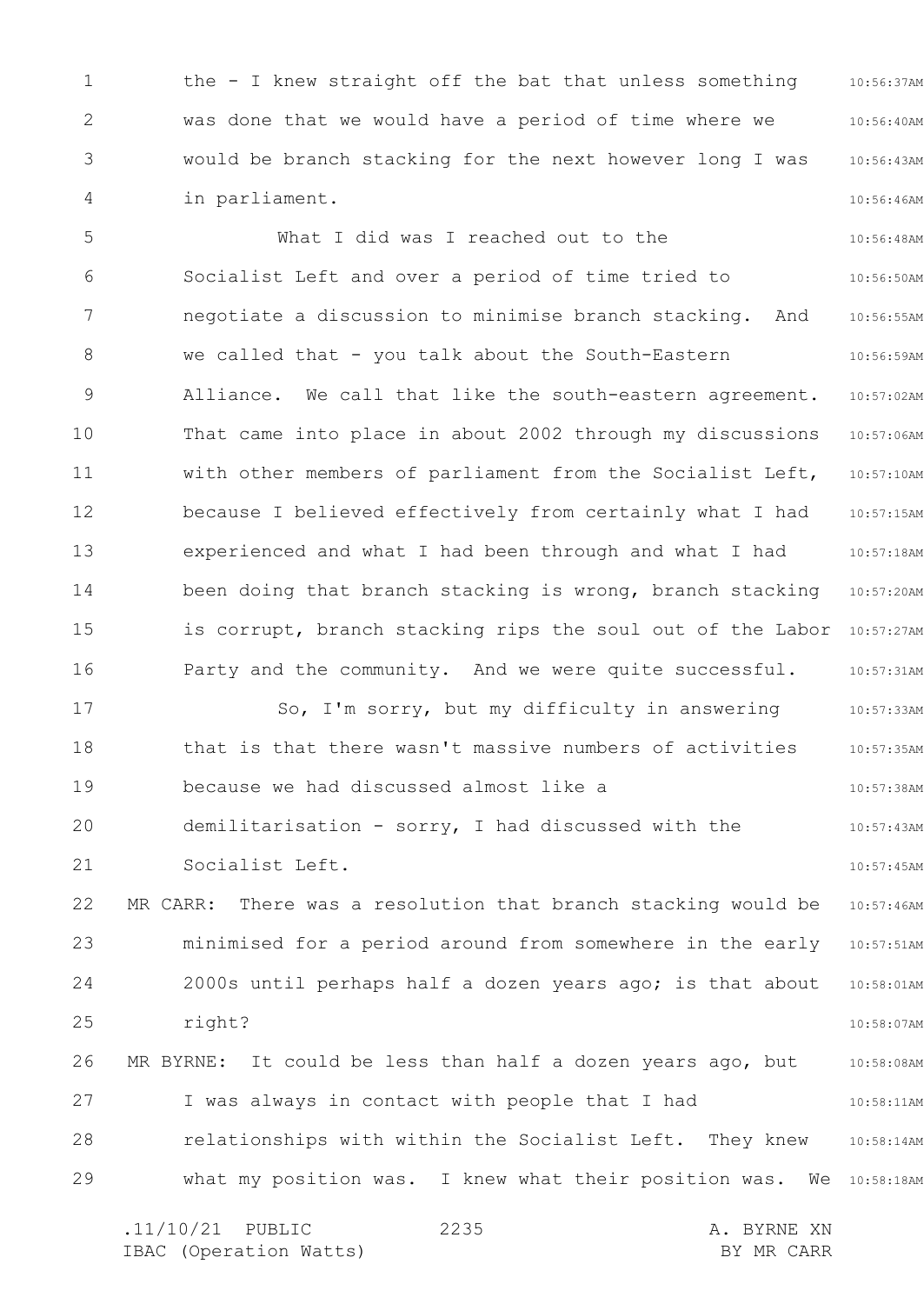the - I knew straight off the bat that unless something was done that we would have a period of time where we would be branch stacking for the next however long I was in parliament.

What I did was I reached out to the Socialist Left and over a period of time tried to negotiate a discussion to minimise branch stacking. And we called that - you talk about the South-Eastern Alliance. We call that like the south-eastern agreement. That came into place in about 2002 through my discussions with other members of parliament from the Socialist Left, because I believed effectively from certainly what I had experienced and what I had been through and what I had been doing that branch stacking is wrong, branch stacking is corrupt, branch stacking rips the soul out of the Labor Party and the community. And we were quite successful.

So, I'm sorry, but my difficulty in answering that is that there wasn't massive numbers of activities because we had discussed almost like a demilitarisation - sorry, I had discussed with the Socialist Left.

MR CARR: There was a resolution that branch stacking would be minimised for a period around from somewhere in the early 2000s until perhaps half a dozen years ago; is that about right?

MR BYRNE: It could be less than half a dozen years ago, but I was always in contact with people that I had relationships with within the Socialist Left. They knew what my position was. I knew what their position was. We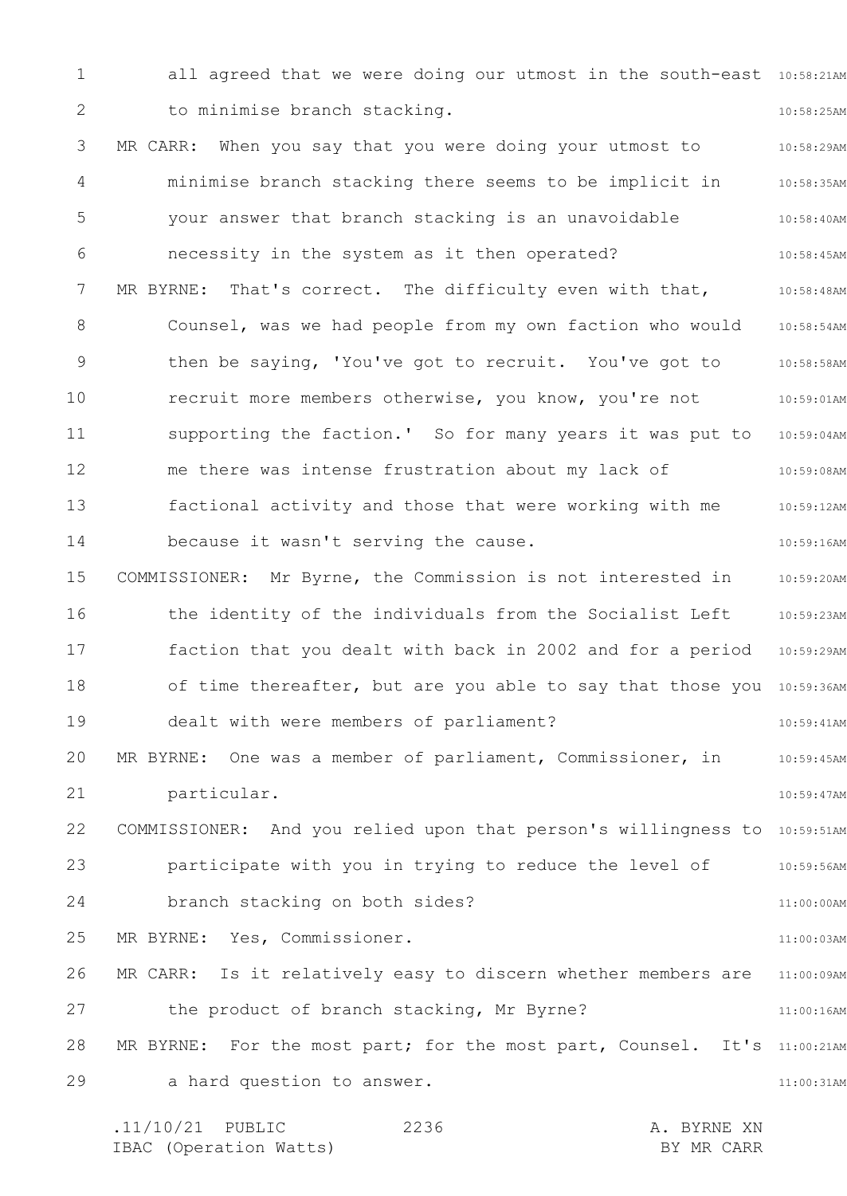all agreed that we were doing our utmost in the south-east to minimise branch stacking.

MR CARR: When you say that you were doing your utmost to minimise branch stacking there seems to be implicit in your answer that branch stacking is an unavoidable necessity in the system as it then operated?

MR BYRNE: That's correct. The difficulty even with that, Counsel, was we had people from my own faction who would then be saying, 'You've got to recruit. You've got to recruit more members otherwise, you know, you're not supporting the faction.' So for many years it was put to me there was intense frustration about my lack of factional activity and those that were working with me because it wasn't serving the cause.

COMMISSIONER: Mr Byrne, the Commission is not interested in the identity of the individuals from the Socialist Left faction that you dealt with back in 2002 and for a period of time thereafter, but are you able to say that those you dealt with were members of parliament?

MR BYRNE: One was a member of parliament, Commissioner, in particular.

COMMISSIONER: And you relied upon that person's willingness to participate with you in trying to reduce the level of branch stacking on both sides?

MR BYRNE: Yes, Commissioner.

MR CARR: Is it relatively easy to discern whether members are the product of branch stacking, Mr Byrne?

MR BYRNE: For the most part; for the most part, Counsel. It's a hard question to answer.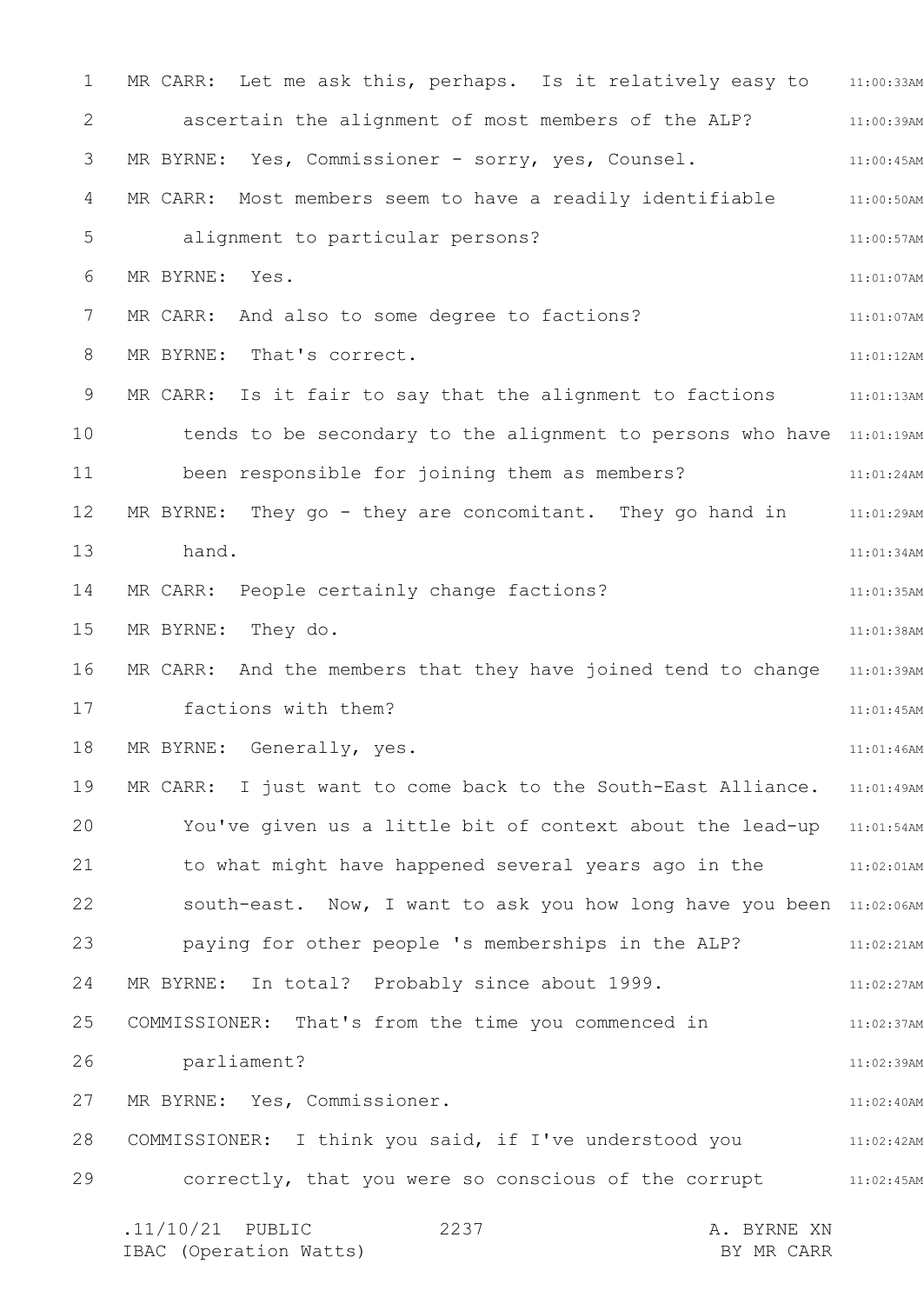MR CARR: Let me ask this, perhaps. Is it relatively easy to ascertain the alignment of most members of the ALP?

MR BYRNE: Yes, Commissioner - sorry, yes, Counsel.

MR CARR: Most members seem to have a readily identifiable alignment to particular persons?

MR BYRNE: Yes.

MR CARR: And also to some degree to factions?

MR BYRNE: That's correct.

MR CARR: Is it fair to say that the alignment to factions tends to be secondary to the alignment to persons who have been responsible for joining them as members?

MR BYRNE: They go - they are concomitant. They go hand in hand.

MR CARR: People certainly change factions?

MR BYRNE: They do.

MR CARR: And the members that they have joined tend to change factions with them?

MR BYRNE: Generally, yes.

MR CARR: I just want to come back to the South-East Alliance. You've given us a little bit of context about the lead-up to what might have happened several years ago in the south-east. Now, I want to ask you how long have you been paying for other people 's memberships in the ALP?

MR BYRNE: In total? Probably since about 1999.

COMMISSIONER: That's from the time you commenced in parliament?

MR BYRNE: Yes, Commissioner.

COMMISSIONER: I think you said, if I've understood you correctly, that you were so conscious of the corrupt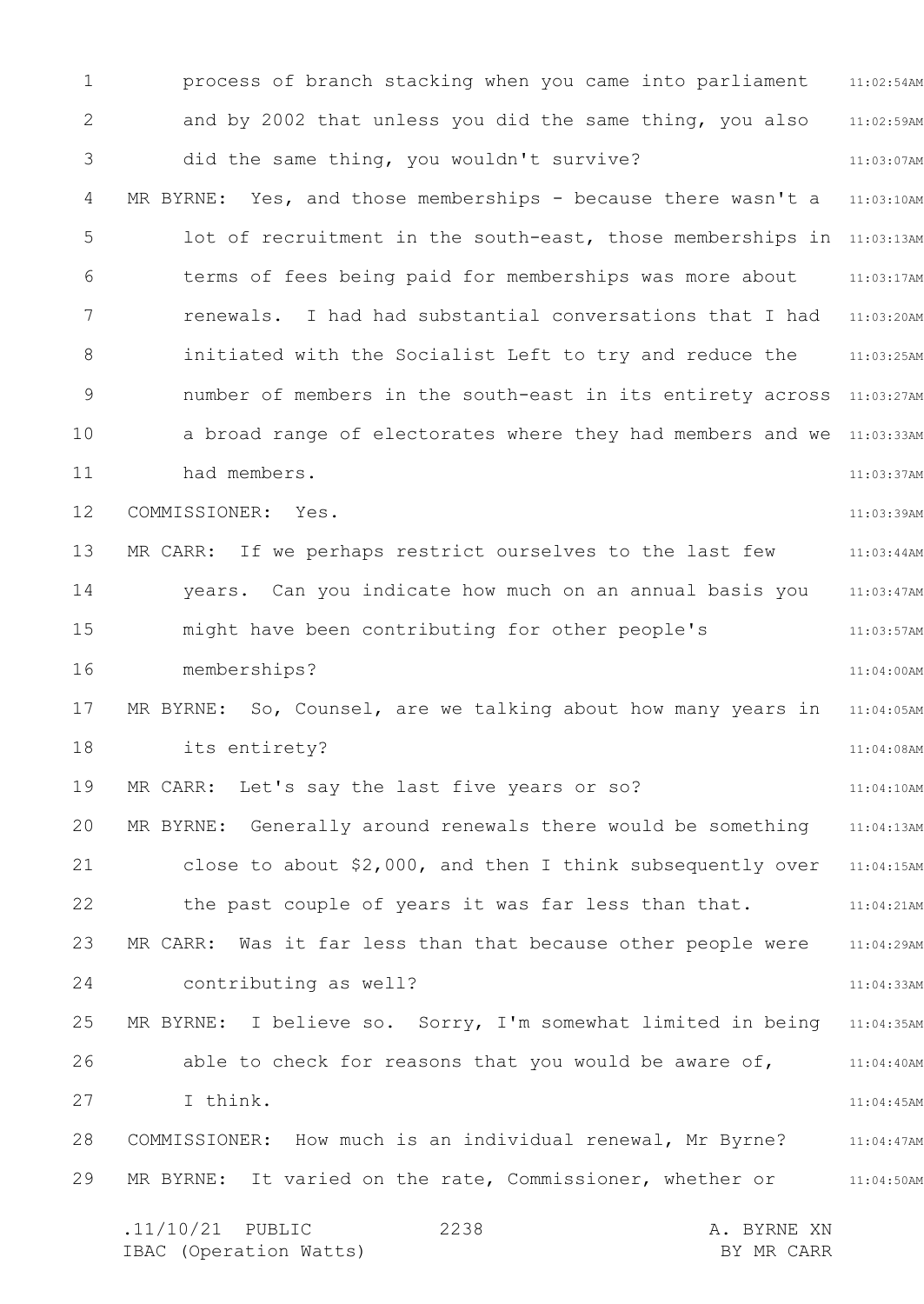process of branch stacking when you came into parliament and by 2002 that unless you did the same thing, you also did the same thing, you wouldn't survive?

MR BYRNE: Yes, and those memberships - because there wasn't a lot of recruitment in the south-east, those memberships in terms of fees being paid for memberships was more about renewals. I had had substantial conversations that I had initiated with the Socialist Left to try and reduce the number of members in the south-east in its entirety across a broad range of electorates where they had members and we had members.

COMMISSIONER: Yes.

MR CARR: If we perhaps restrict ourselves to the last few years. Can you indicate how much on an annual basis you might have been contributing for other people's memberships?

MR BYRNE: So, Counsel, are we talking about how many years in its entirety?

MR CARR: Let's say the last five years or so?

MR BYRNE: Generally around renewals there would be something close to about $2,000, and then I think subsequently over the past couple of years it was far less than that.

MR CARR: Was it far less than that because other people were contributing as well?

MR BYRNE: I believe so. Sorry, I'm somewhat limited in being able to check for reasons that you would be aware of, I think.

COMMISSIONER: How much is an individual renewal, Mr Byrne?

MR BYRNE: It varied on the rate, Commissioner, whether or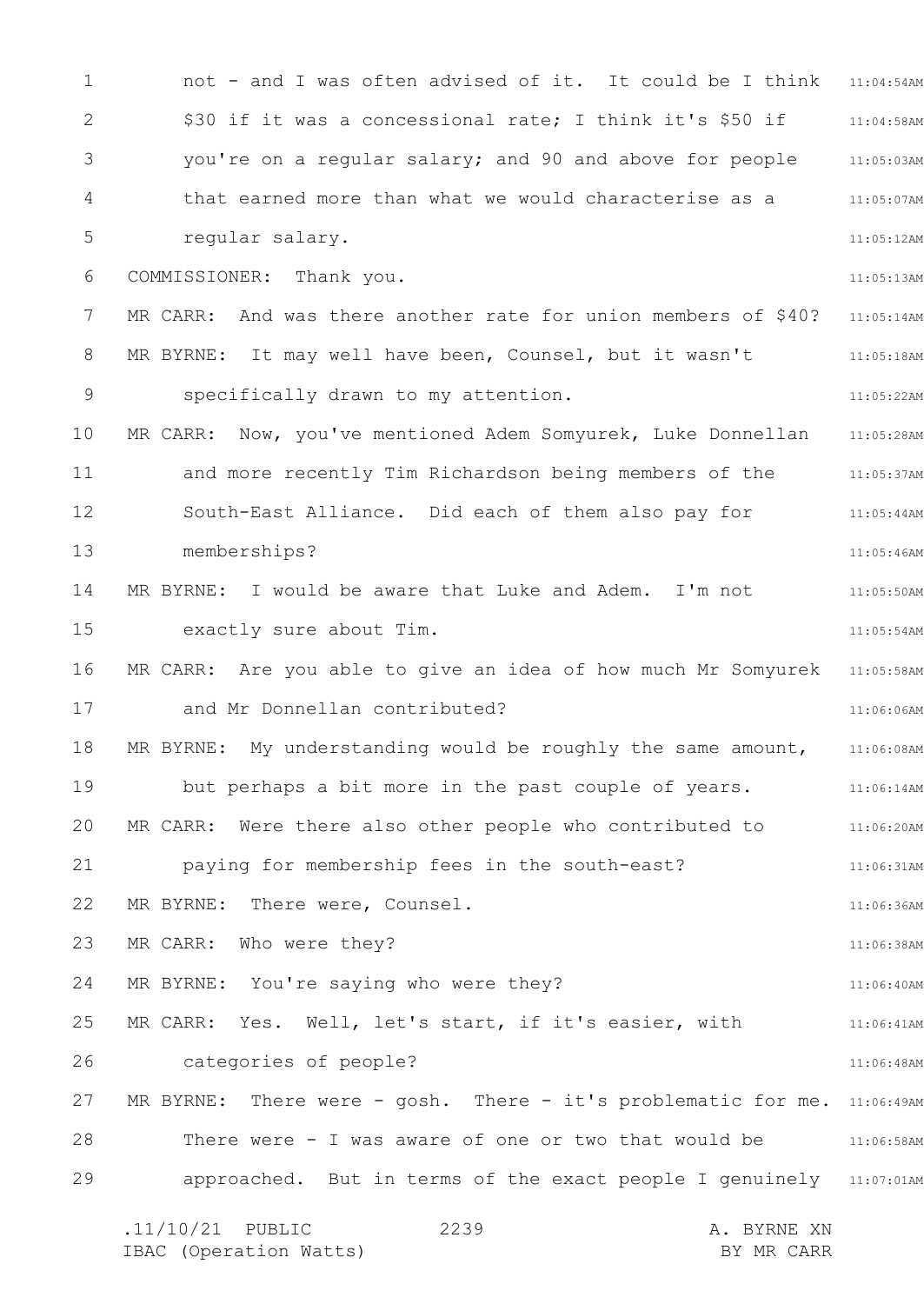not - and I was often advised of it. It could be I think $30 if it was a concessional rate; I think it's $50 if you're on a regular salary; and 90 and above for people that earned more than what we would characterise as a regular salary.

COMMISSIONER: Thank you.

MR CARR: And was there another rate for union members of $40?

MR BYRNE: It may well have been, Counsel, but it wasn't specifically drawn to my attention.

MR CARR: Now, you've mentioned Adem Somyurek, Luke Donnellan and more recently Tim Richardson being members of the South-East Alliance. Did each of them also pay for memberships?

MR BYRNE: I would be aware that Luke and Adem. I'm not exactly sure about Tim.

MR CARR: Are you able to give an idea of how much Mr Somyurek and Mr Donnellan contributed?

MR BYRNE: My understanding would be roughly the same amount, but perhaps a bit more in the past couple of years.

MR CARR: Were there also other people who contributed to paying for membership fees in the south-east?

MR BYRNE: There were, Counsel.

MR CARR: Who were they?

MR BYRNE: You're saying who were they?

MR CARR: Yes. Well, let's start, if it's easier, with categories of people?

MR BYRNE: There were - gosh. There - it's problematic for me. There were - I was aware of one or two that would be approached. But in terms of the exact people I genuinely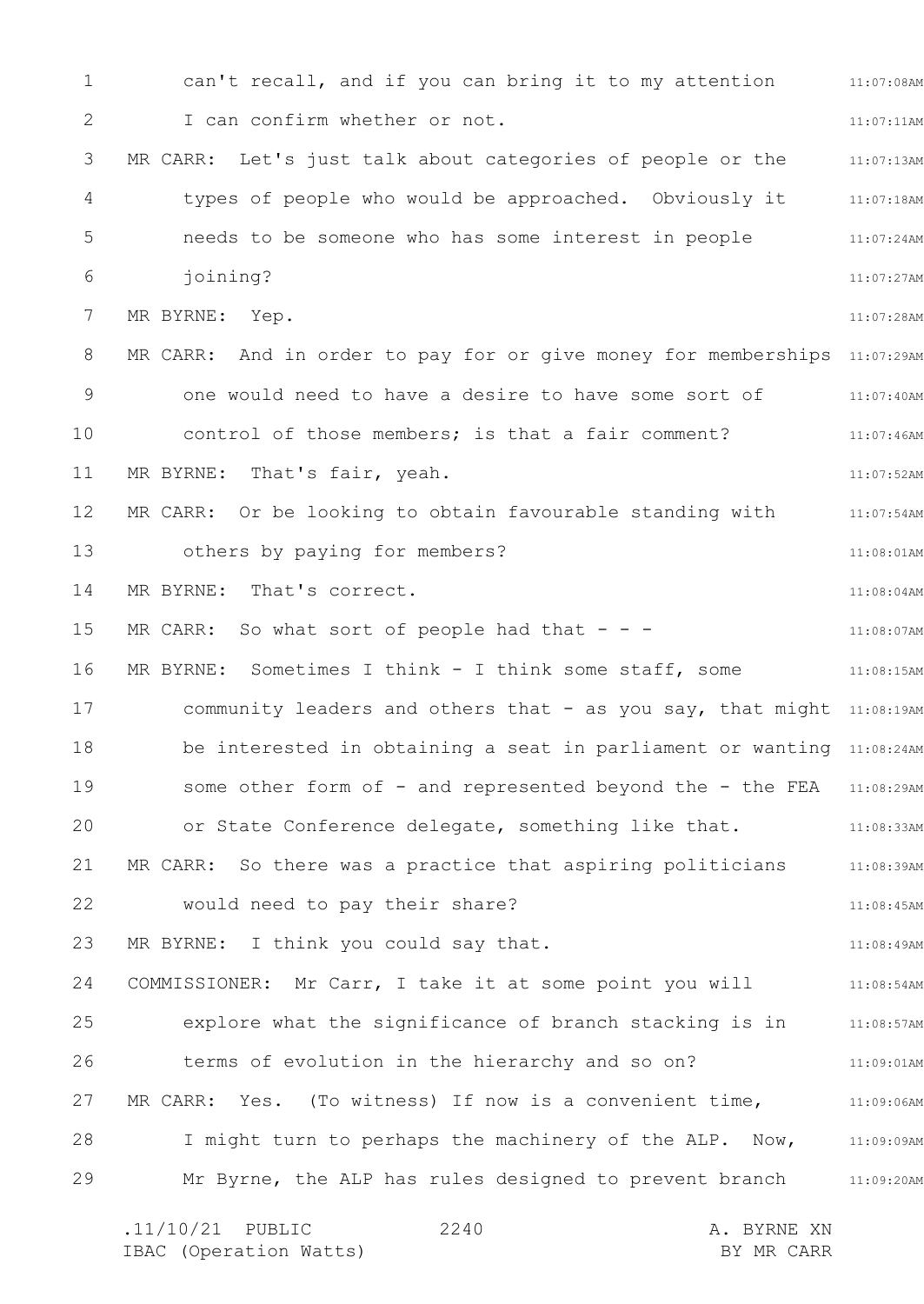can't recall, and if you can bring it to my attention I can confirm whether or not.

MR CARR: Let's just talk about categories of people or the types of people who would be approached. Obviously it needs to be someone who has some interest in people joining?

MR BYRNE: Yep.

MR CARR: And in order to pay for or give money for memberships one would need to have a desire to have some sort of control of those members; is that a fair comment?

MR BYRNE: That's fair, yeah.

MR CARR: Or be looking to obtain favourable standing with others by paying for members?

MR BYRNE: That's correct.

MR CARR: So what sort of people had that - - -

MR BYRNE: Sometimes I think - I think some staff, some community leaders and others that - as you say, that might be interested in obtaining a seat in parliament or wanting some other form of - and represented beyond the - the FEA or State Conference delegate, something like that.

MR CARR: So there was a practice that aspiring politicians would need to pay their share?

MR BYRNE: I think you could say that.

COMMISSIONER: Mr Carr, I take it at some point you will explore what the significance of branch stacking is in terms of evolution in the hierarchy and so on?

MR CARR: Yes. (To witness) If now is a convenient time, I might turn to perhaps the machinery of the ALP. Now, Mr Byrne, the ALP has rules designed to prevent branch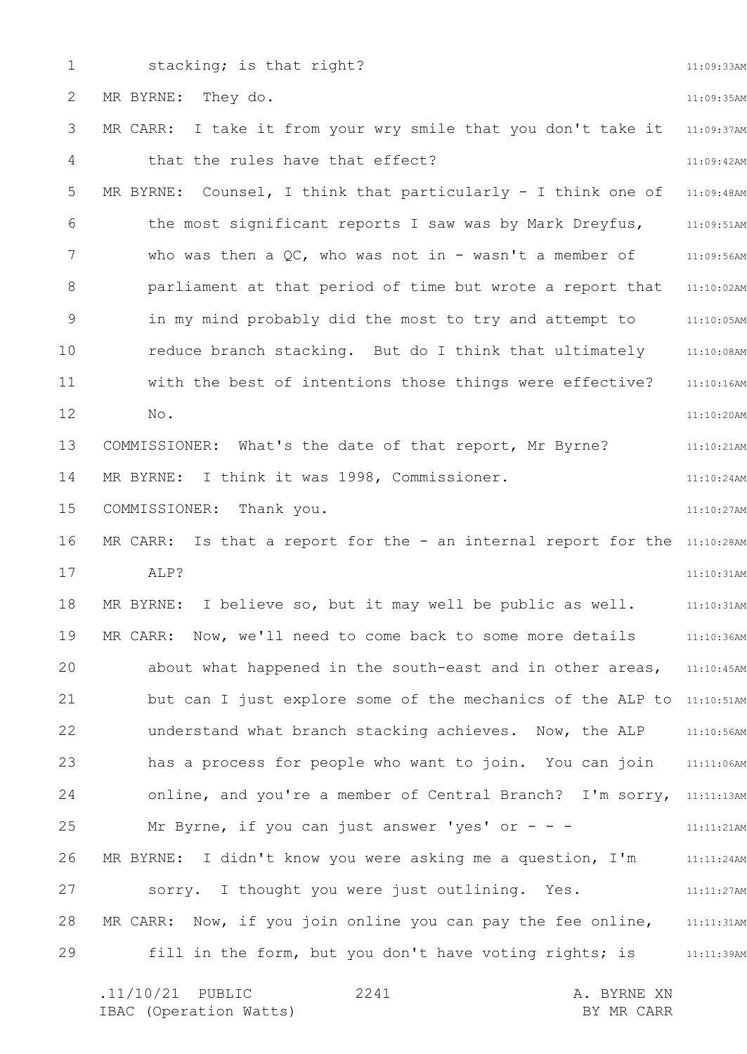stacking; is that right?

MR BYRNE: They do.

MR CARR: I take it from your wry smile that you don't take it that the rules have that effect?

MR BYRNE: Counsel, I think that particularly - I think one of the most significant reports I saw was by Mark Dreyfus, who was then a QC, who was not in - wasn't a member of parliament at that period of time but wrote a report that in my mind probably did the most to try and attempt to reduce branch stacking. But do I think that ultimately with the best of intentions those things were effective? No.

COMMISSIONER: What's the date of that report, Mr Byrne?

MR BYRNE: I think it was 1998, Commissioner.

COMMISSIONER: Thank you.

MR CARR: Is that a report for the - an internal report for the ALP?

MR BYRNE: I believe so, but it may well be public as well.

MR CARR: Now, we'll need to come back to some more details about what happened in the south-east and in other areas, but can I just explore some of the mechanics of the ALP to understand what branch stacking achieves. Now, the ALP has a process for people who want to join. You can join online, and you're a member of Central Branch? I'm sorry, Mr Byrne, if you can just answer 'yes' or - - -

MR BYRNE: I didn't know you were asking me a question, I'm sorry. I thought you were just outlining. Yes.

MR CARR: Now, if you join online you can pay the fee online, fill in the form, but you don't have voting rights; is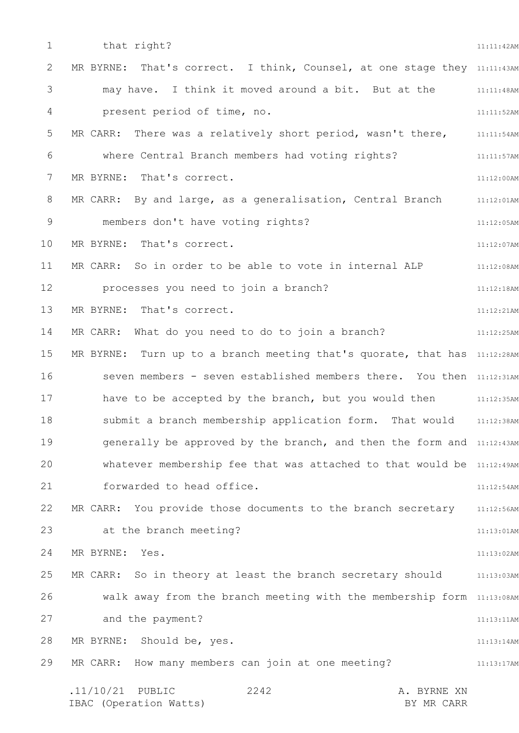that right?

MR BYRNE: That's correct. I think, Counsel, at one stage they may have. I think it moved around a bit. But at the present period of time, no.

MR CARR: There was a relatively short period, wasn't there, where Central Branch members had voting rights?

MR BYRNE: That's correct.

MR CARR: By and large, as a generalisation, Central Branch members don't have voting rights?

MR BYRNE: That's correct.

MR CARR: So in order to be able to vote in internal ALP processes you need to join a branch?

MR BYRNE: That's correct.

MR CARR: What do you need to do to join a branch?

MR BYRNE: Turn up to a branch meeting that's quorate, that has seven members - seven established members there. You then have to be accepted by the branch, but you would then submit a branch membership application form. That would generally be approved by the branch, and then the form and whatever membership fee that was attached to that would be forwarded to head office.

MR CARR: You provide those documents to the branch secretary at the branch meeting?

MR BYRNE: Yes.

MR CARR: So in theory at least the branch secretary should walk away from the branch meeting with the membership form and the payment?

MR BYRNE: Should be, yes.

MR CARR: How many members can join at one meeting?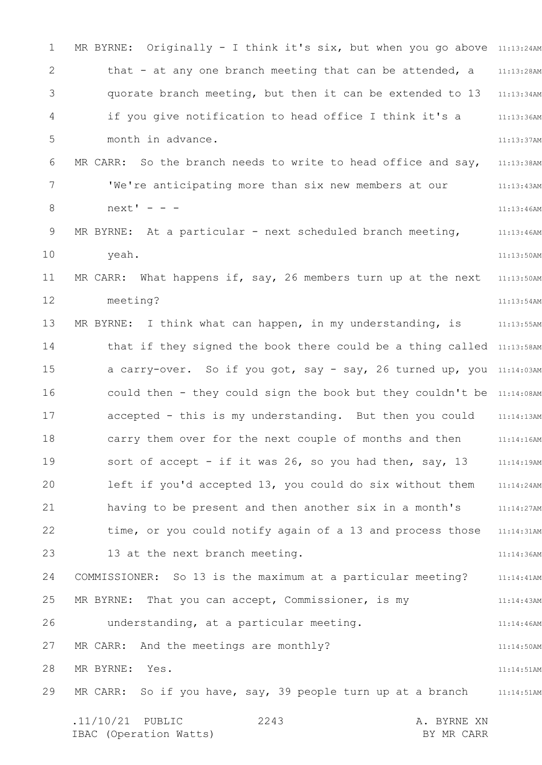MR BYRNE: Originally - I think it's six, but when you go above that - at any one branch meeting that can be attended, a quorate branch meeting, but then it can be extended to 13 if you give notification to head office I think it's a month in advance.

MR CARR: So the branch needs to write to head office and say, 'We're anticipating more than six new members at our next' - - -

MR BYRNE: At a particular - next scheduled branch meeting, yeah.

MR CARR: What happens if, say, 26 members turn up at the next meeting?

MR BYRNE: I think what can happen, in my understanding, is that if they signed the book there could be a thing called a carry-over. So if you got, say - say, 26 turned up, you could then - they could sign the book but they couldn't be accepted - this is my understanding. But then you could carry them over for the next couple of months and then sort of accept - if it was 26, so you had then, say, 13 left if you'd accepted 13, you could do six without them having to be present and then another six in a month's time, or you could notify again of a 13 and process those 13 at the next branch meeting.

COMMISSIONER: So 13 is the maximum at a particular meeting?

MR BYRNE: That you can accept, Commissioner, is my understanding, at a particular meeting.

MR CARR: And the meetings are monthly?

MR BYRNE: Yes.

MR CARR: So if you have, say, 39 people turn up at a branch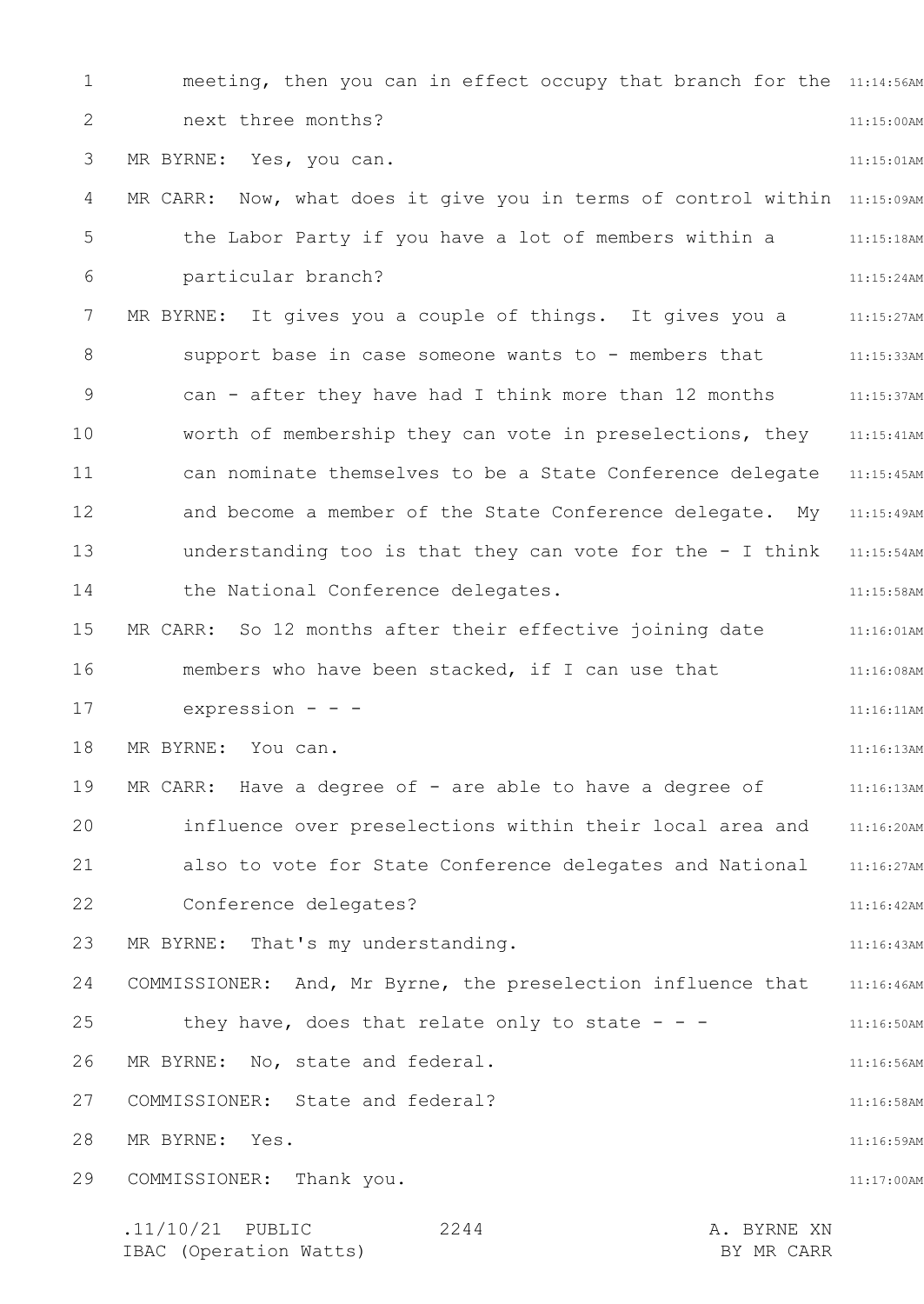meeting, then you can in effect occupy that branch for the next three months?

MR BYRNE: Yes, you can.

MR CARR: Now, what does it give you in terms of control within the Labor Party if you have a lot of members within a particular branch?

MR BYRNE: It gives you a couple of things. It gives you a support base in case someone wants to - members that can - after they have had I think more than 12 months worth of membership they can vote in preselections, they can nominate themselves to be a State Conference delegate and become a member of the State Conference delegate. My understanding too is that they can vote for the - I think the National Conference delegates.

MR CARR: So 12 months after their effective joining date members who have been stacked, if I can use that expression - - -

MR BYRNE: You can.

MR CARR: Have a degree of - are able to have a degree of influence over preselections within their local area and also to vote for State Conference delegates and National Conference delegates?

MR BYRNE: That's my understanding.

COMMISSIONER: And, Mr Byrne, the preselection influence that they have, does that relate only to state - - -

MR BYRNE: No, state and federal.

COMMISSIONER: State and federal?

MR BYRNE: Yes.

COMMISSIONER: Thank you.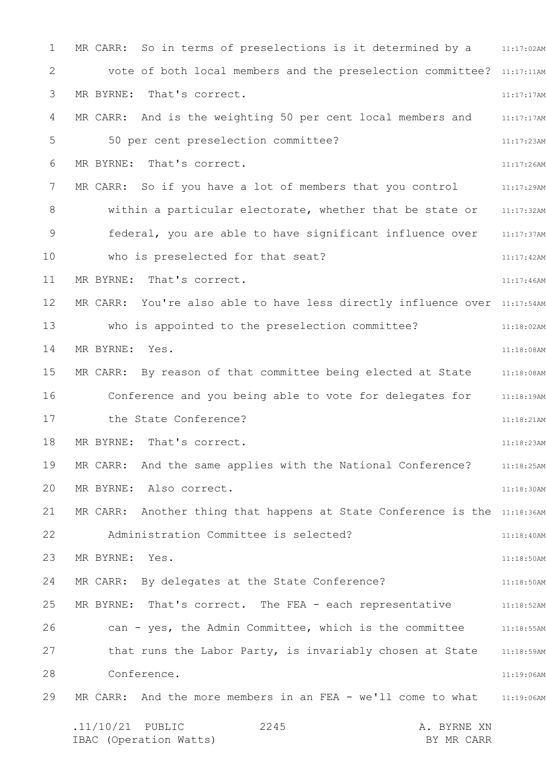MR CARR: So in terms of preselections is it determined by a vote of both local members and the preselection committee?

MR BYRNE: That's correct.

MR CARR: And is the weighting 50 per cent local members and 50 per cent preselection committee?

MR BYRNE: That's correct.

MR CARR: So if you have a lot of members that you control within a particular electorate, whether that be state or federal, you are able to have significant influence over who is preselected for that seat?

MR BYRNE: That's correct.

MR CARR: You're also able to have less directly influence over who is appointed to the preselection committee?

MR BYRNE: Yes.

MR CARR: By reason of that committee being elected at State Conference and you being able to vote for delegates for the State Conference?

MR BYRNE: That's correct.

MR CARR: And the same applies with the National Conference?

MR BYRNE: Also correct.

MR CARR: Another thing that happens at State Conference is the Administration Committee is selected?

MR BYRNE: Yes.

MR CARR: By delegates at the State Conference?

MR BYRNE: That's correct. The FEA - each representative can - yes, the Admin Committee, which is the committee that runs the Labor Party, is invariably chosen at State Conference.

MR CARR: And the more members in an FEA - we'll come to what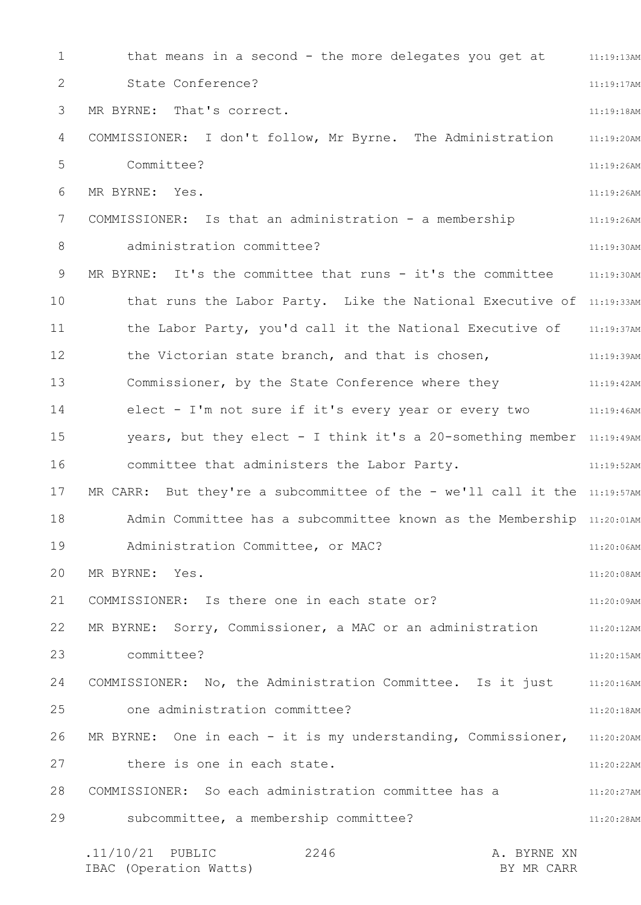that means in a second - the more delegates you get at State Conference?

MR BYRNE: That's correct.

COMMISSIONER: I don't follow, Mr Byrne. The Administration Committee?

MR BYRNE: Yes.

COMMISSIONER: Is that an administration - a membership administration committee?

MR BYRNE: It's the committee that runs - it's the committee that runs the Labor Party. Like the National Executive of the Labor Party, you'd call it the National Executive of the Victorian state branch, and that is chosen, Commissioner, by the State Conference where they elect - I'm not sure if it's every year or every two years, but they elect - I think it's a 20-something member committee that administers the Labor Party.

MR CARR: But they're a subcommittee of the - we'll call it the Admin Committee has a subcommittee known as the Membership Administration Committee, or MAC?

MR BYRNE: Yes.

COMMISSIONER: Is there one in each state or?

MR BYRNE: Sorry, Commissioner, a MAC or an administration committee?

COMMISSIONER: No, the Administration Committee. Is it just one administration committee?

MR BYRNE: One in each - it is my understanding, Commissioner, there is one in each state.

COMMISSIONER: So each administration committee has a subcommittee, a membership committee?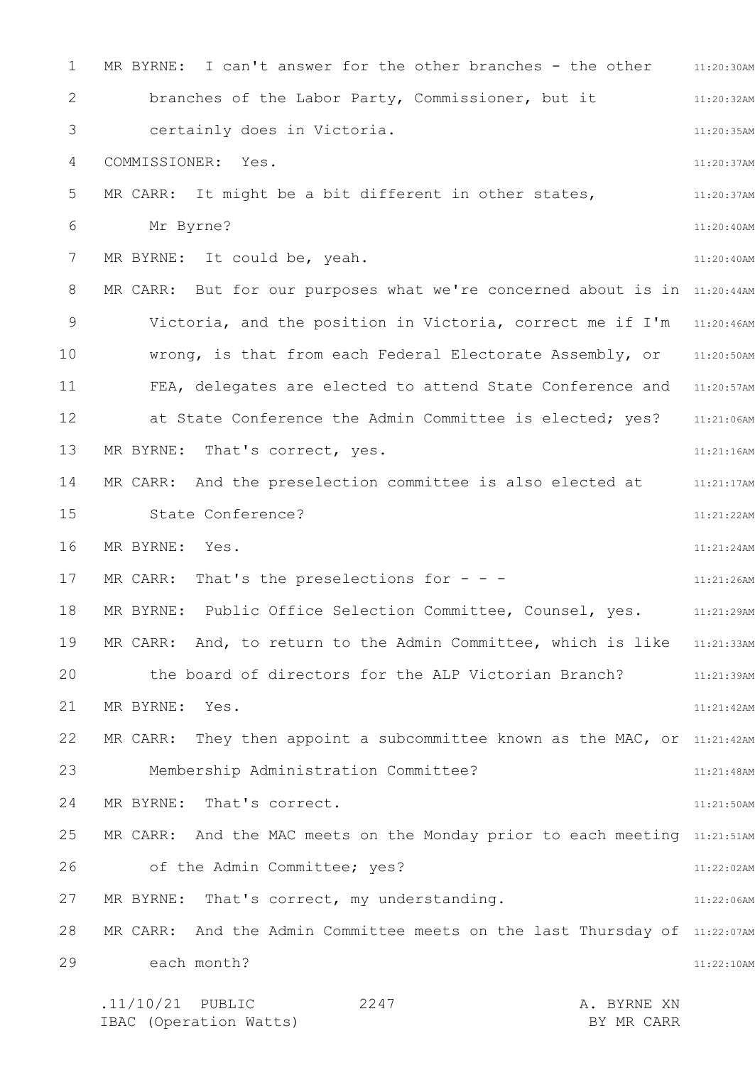MR BYRNE: I can't answer for the other branches - the other branches of the Labor Party, Commissioner, but it certainly does in Victoria.

COMMISSIONER: Yes.

MR CARR: It might be a bit different in other states, Mr Byrne?

MR BYRNE: It could be, yeah.

MR CARR: But for our purposes what we're concerned about is in Victoria, and the position in Victoria, correct me if I'm wrong, is that from each Federal Electorate Assembly, or FEA, delegates are elected to attend State Conference and at State Conference the Admin Committee is elected; yes?

MR BYRNE: That's correct, yes.

MR CARR: And the preselection committee is also elected at State Conference?

MR BYRNE: Yes.

MR CARR: That's the preselections for - - -

MR BYRNE: Public Office Selection Committee, Counsel, yes.

MR CARR: And, to return to the Admin Committee, which is like the board of directors for the ALP Victorian Branch?

MR BYRNE: Yes.

MR CARR: They then appoint a subcommittee known as the MAC, or Membership Administration Committee?

MR BYRNE: That's correct.

MR CARR: And the MAC meets on the Monday prior to each meeting of the Admin Committee; yes?

MR BYRNE: That's correct, my understanding.

MR CARR: And the Admin Committee meets on the last Thursday of each month?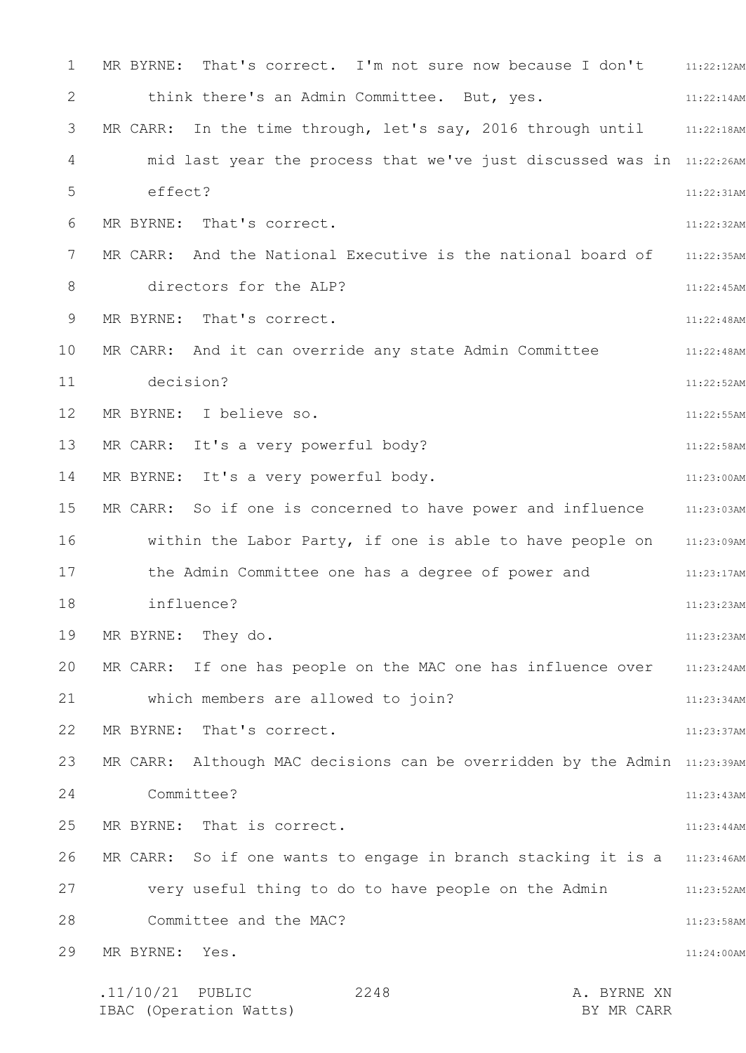MR BYRNE: That's correct. I'm not sure now because I don't think there's an Admin Committee. But, yes.

MR CARR: In the time through, let's say, 2016 through until mid last year the process that we've just discussed was in effect?

MR BYRNE: That's correct.

MR CARR: And the National Executive is the national board of directors for the ALP?

MR BYRNE: That's correct.

MR CARR: And it can override any state Admin Committee decision?

MR BYRNE: I believe so.

MR CARR: It's a very powerful body?

MR BYRNE: It's a very powerful body.

MR CARR: So if one is concerned to have power and influence within the Labor Party, if one is able to have people on the Admin Committee one has a degree of power and influence?

MR BYRNE: They do.

MR CARR: If one has people on the MAC one has influence over which members are allowed to join?

MR BYRNE: That's correct.

MR CARR: Although MAC decisions can be overridden by the Admin Committee?

MR BYRNE: That is correct.

MR CARR: So if one wants to engage in branch stacking it is a very useful thing to do to have people on the Admin Committee and the MAC?

MR BYRNE: Yes.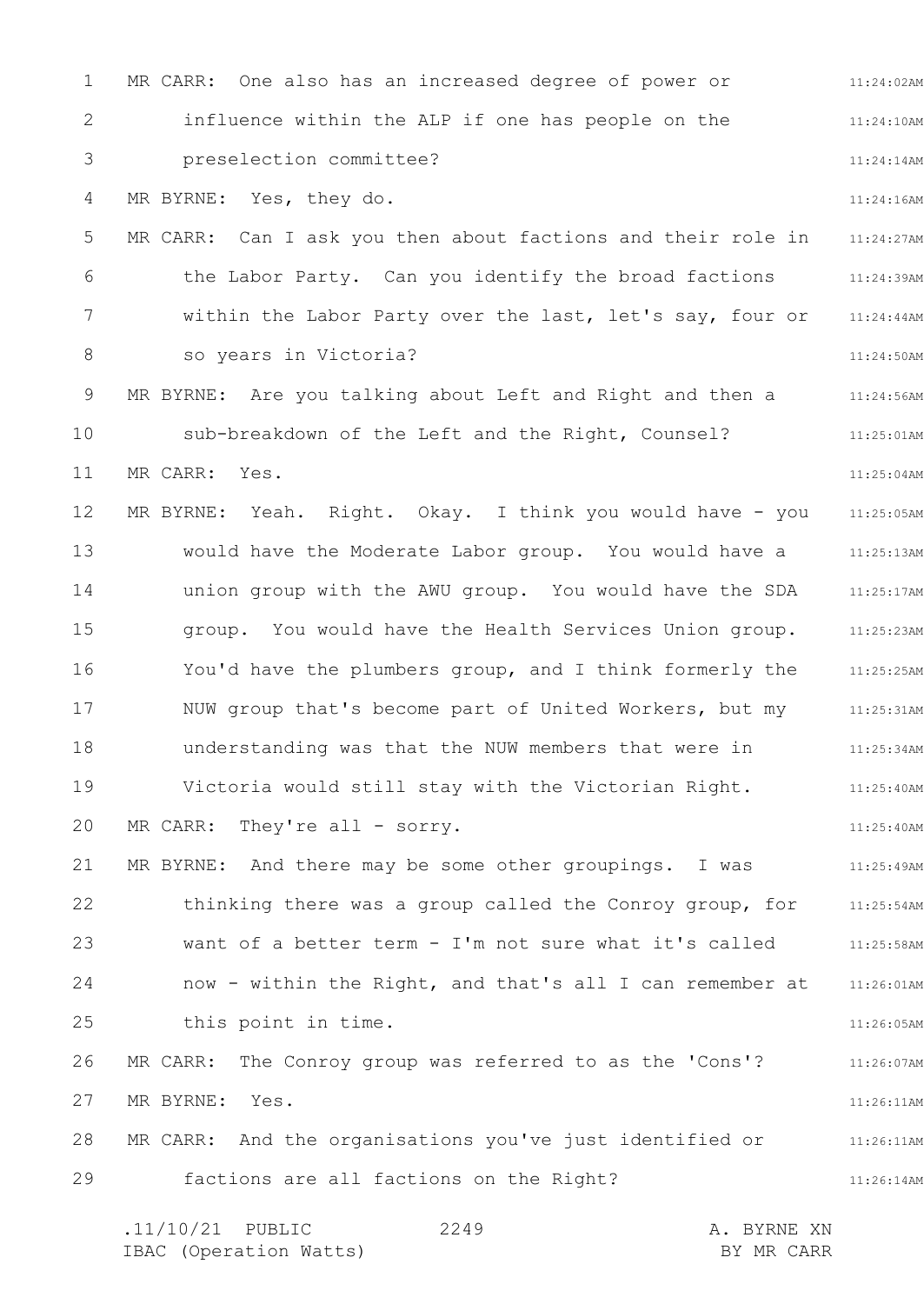MR CARR: One also has an increased degree of power or influence within the ALP if one has people on the preselection committee?

MR BYRNE: Yes, they do.

MR CARR: Can I ask you then about factions and their role in the Labor Party. Can you identify the broad factions within the Labor Party over the last, let's say, four or so years in Victoria?

MR BYRNE: Are you talking about Left and Right and then a sub-breakdown of the Left and the Right, Counsel?

MR CARR: Yes.

MR BYRNE: Yeah. Right. Okay. I think you would have - you would have the Moderate Labor group. You would have a union group with the AWU group. You would have the SDA group. You would have the Health Services Union group. You'd have the plumbers group, and I think formerly the NUW group that's become part of United Workers, but my understanding was that the NUW members that were in Victoria would still stay with the Victorian Right.

MR CARR: They're all - sorry.

MR BYRNE: And there may be some other groupings. I was thinking there was a group called the Conroy group, for want of a better term - I'm not sure what it's called now - within the Right, and that's all I can remember at this point in time.

MR CARR: The Conroy group was referred to as the 'Cons'?

MR BYRNE: Yes.

MR CARR: And the organisations you've just identified or factions are all factions on the Right?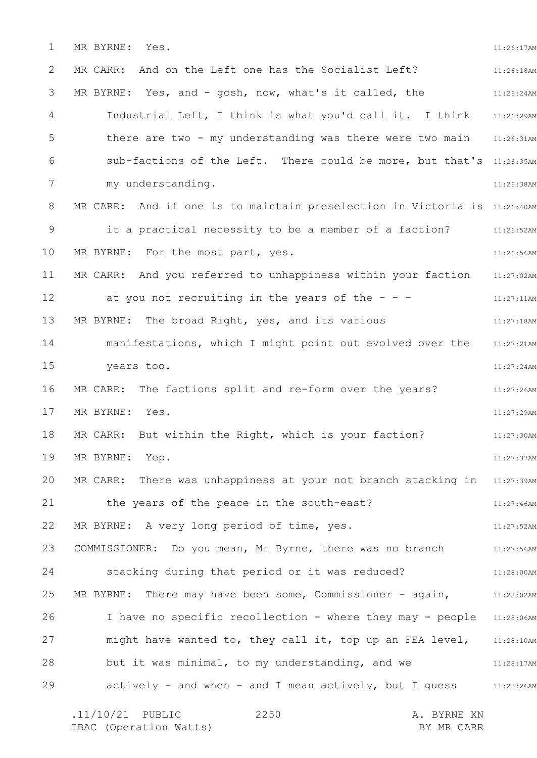MR BYRNE: Yes.

MR CARR: And on the Left one has the Socialist Left?

MR BYRNE: Yes, and - gosh, now, what's it called, the Industrial Left, I think is what you'd call it. I think there are two - my understanding was there were two main sub-factions of the Left. There could be more, but that's my understanding.

MR CARR: And if one is to maintain preselection in Victoria is it a practical necessity to be a member of a faction?

MR BYRNE: For the most part, yes.

MR CARR: And you referred to unhappiness within your faction at you not recruiting in the years of the - - -

MR BYRNE: The broad Right, yes, and its various manifestations, which I might point out evolved over the years too.

MR CARR: The factions split and re-form over the years?

MR BYRNE: Yes.

MR CARR: But within the Right, which is your faction?

MR BYRNE: Yep.

MR CARR: There was unhappiness at your not branch stacking in the years of the peace in the south-east?

MR BYRNE: A very long period of time, yes.

COMMISSIONER: Do you mean, Mr Byrne, there was no branch stacking during that period or it was reduced?

MR BYRNE: There may have been some, Commissioner - again, I have no specific recollection - where they may - people might have wanted to, they call it, top up an FEA level, but it was minimal, to my understanding, and we actively - and when - and I mean actively, but I guess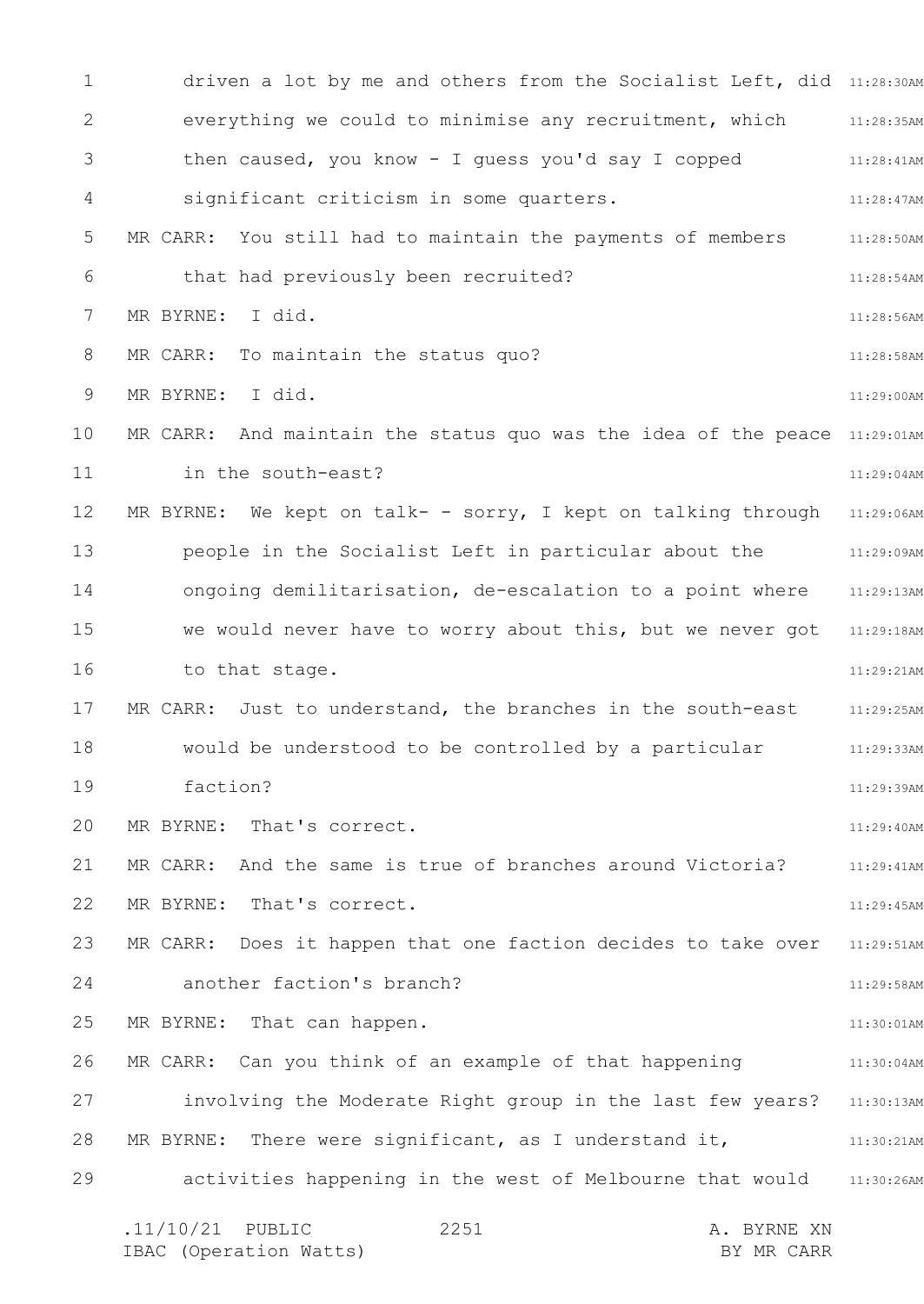driven a lot by me and others from the Socialist Left, did everything we could to minimise any recruitment, which then caused, you know - I guess you'd say I copped significant criticism in some quarters.

MR CARR: You still had to maintain the payments of members that had previously been recruited?

MR BYRNE: I did.

MR CARR: To maintain the status quo?

MR BYRNE: I did.

MR CARR: And maintain the status quo was the idea of the peace in the south-east?

MR BYRNE: We kept on talk- - sorry, I kept on talking through people in the Socialist Left in particular about the ongoing demilitarisation, de-escalation to a point where we would never have to worry about this, but we never got to that stage.

MR CARR: Just to understand, the branches in the south-east would be understood to be controlled by a particular faction?

MR BYRNE: That's correct.

MR CARR: And the same is true of branches around Victoria?

MR BYRNE: That's correct.

MR CARR: Does it happen that one faction decides to take over another faction's branch?

MR BYRNE: That can happen.

MR CARR: Can you think of an example of that happening involving the Moderate Right group in the last few years?

MR BYRNE: There were significant, as I understand it, activities happening in the west of Melbourne that would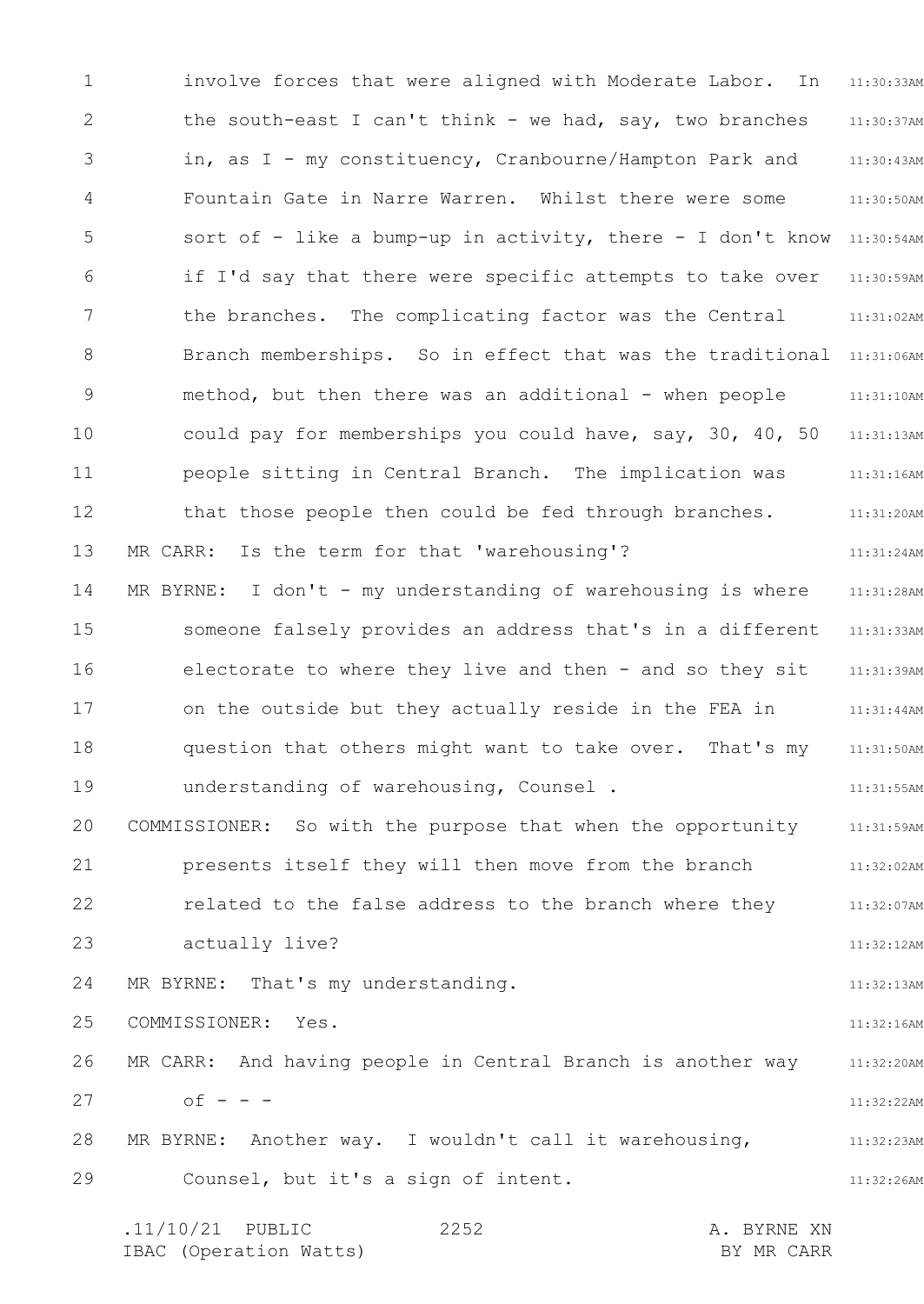involve forces that were aligned with Moderate Labor. In the south-east I can't think - we had, say, two branches in, as I - my constituency, Cranbourne/Hampton Park and Fountain Gate in Narre Warren. Whilst there were some sort of - like a bump-up in activity, there - I don't know if I'd say that there were specific attempts to take over the branches. The complicating factor was the Central Branch memberships. So in effect that was the traditional method, but then there was an additional - when people could pay for memberships you could have, say, 30, 40, 50 people sitting in Central Branch. The implication was that those people then could be fed through branches.

MR CARR: Is the term for that 'warehousing'?

MR BYRNE: I don't - my understanding of warehousing is where someone falsely provides an address that's in a different electorate to where they live and then - and so they sit on the outside but they actually reside in the FEA in question that others might want to take over. That's my understanding of warehousing, Counsel .

COMMISSIONER: So with the purpose that when the opportunity presents itself they will then move from the branch related to the false address to the branch where they actually live?

MR BYRNE: That's my understanding.

COMMISSIONER: Yes.

MR CARR: And having people in Central Branch is another way of - - -

MR BYRNE: Another way. I wouldn't call it warehousing, Counsel, but it's a sign of intent.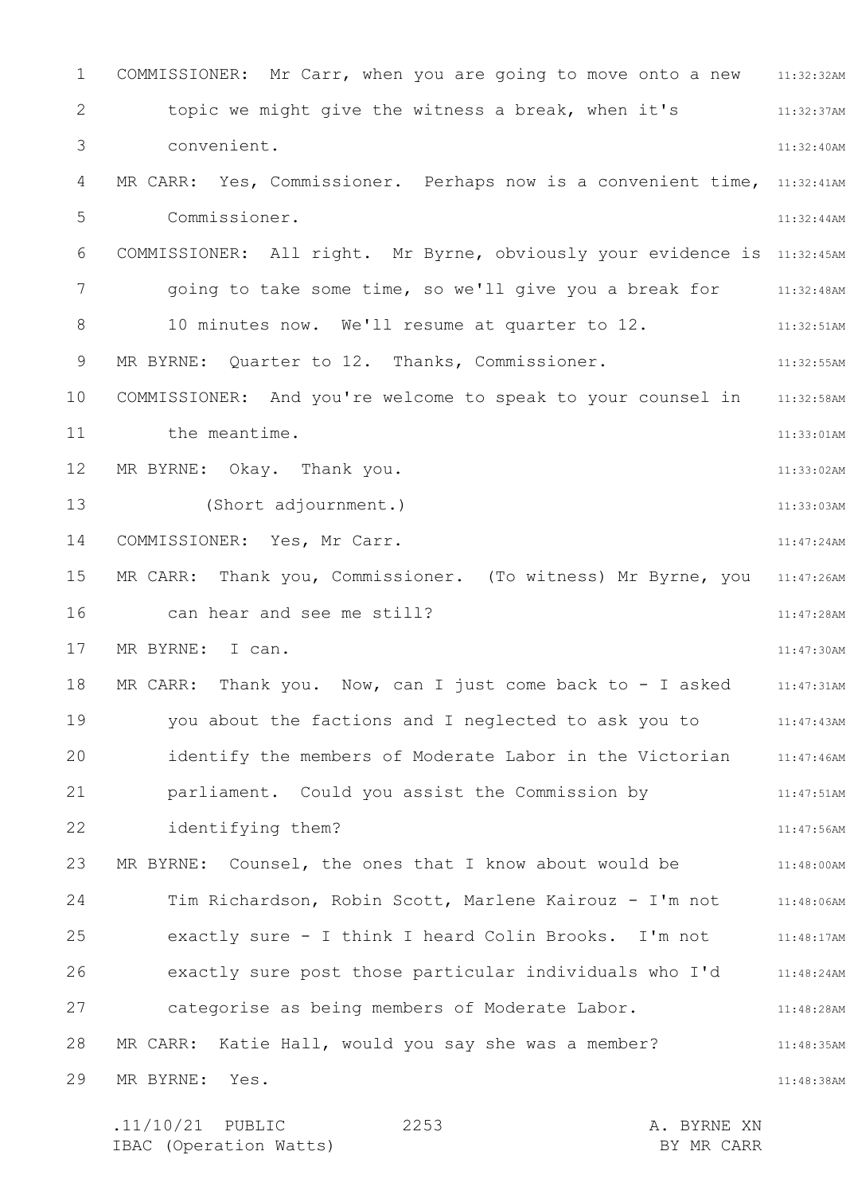COMMISSIONER: Mr Carr, when you are going to move onto a new topic we might give the witness a break, when it's convenient.

MR CARR: Yes, Commissioner. Perhaps now is a convenient time, Commissioner.

COMMISSIONER: All right. Mr Byrne, obviously your evidence is going to take some time, so we'll give you a break for 10 minutes now. We'll resume at quarter to 12.

MR BYRNE: Quarter to 12. Thanks, Commissioner.

COMMISSIONER: And you're welcome to speak to your counsel in the meantime.

MR BYRNE: Okay. Thank you.

(Short adjournment.)

COMMISSIONER: Yes, Mr Carr.

MR CARR: Thank you, Commissioner. (To witness) Mr Byrne, you can hear and see me still?

MR BYRNE: I can.

MR CARR: Thank you. Now, can I just come back to - I asked you about the factions and I neglected to ask you to identify the members of Moderate Labor in the Victorian parliament. Could you assist the Commission by identifying them?

MR BYRNE: Counsel, the ones that I know about would be Tim Richardson, Robin Scott, Marlene Kairouz - I'm not exactly sure - I think I heard Colin Brooks. I'm not exactly sure post those particular individuals who I'd categorise as being members of Moderate Labor.

MR CARR: Katie Hall, would you say she was a member?

MR BYRNE: Yes.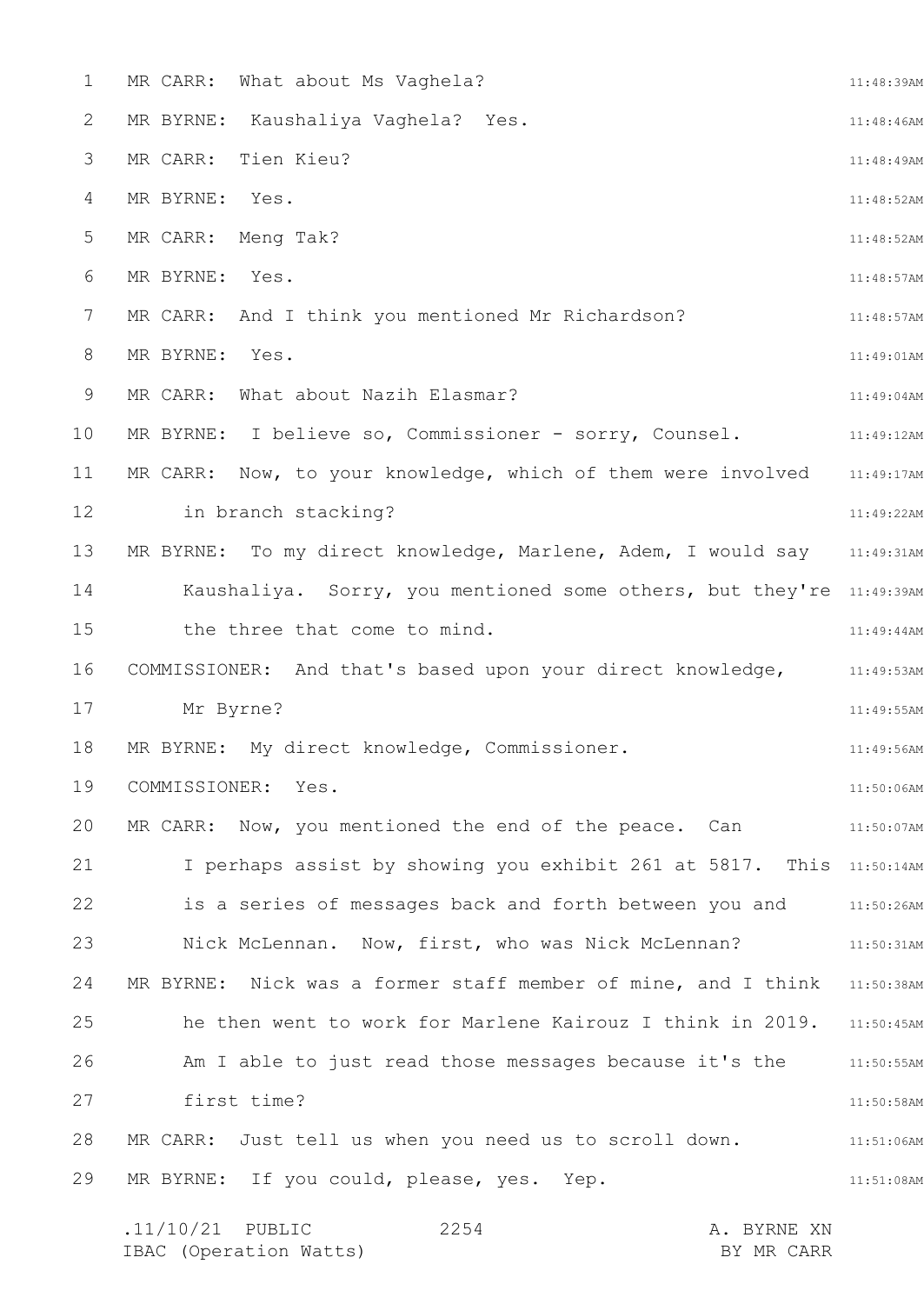MR CARR: What about Ms Vaghela?

MR BYRNE: Kaushaliya Vaghela? Yes.

MR CARR: Tien Kieu?

MR BYRNE: Yes.

MR CARR: Meng Tak?

MR BYRNE: Yes.

MR CARR: And I think you mentioned Mr Richardson?

MR BYRNE: Yes.

MR CARR: What about Nazih Elasmar?

MR BYRNE: I believe so, Commissioner - sorry, Counsel.

MR CARR: Now, to your knowledge, which of them were involved in branch stacking?

MR BYRNE: To my direct knowledge, Marlene, Adem, I would say Kaushaliya. Sorry, you mentioned some others, but they're the three that come to mind.

COMMISSIONER: And that's based upon your direct knowledge, Mr Byrne?

MR BYRNE: My direct knowledge, Commissioner.

COMMISSIONER: Yes.

MR CARR: Now, you mentioned the end of the peace. Can I perhaps assist by showing you exhibit 261 at 5817. This is a series of messages back and forth between you and Nick McLennan. Now, first, who was Nick McLennan?

MR BYRNE: Nick was a former staff member of mine, and I think he then went to work for Marlene Kairouz I think in 2019. Am I able to just read those messages because it's the first time?

MR CARR: Just tell us when you need us to scroll down.

MR BYRNE: If you could, please, yes. Yep.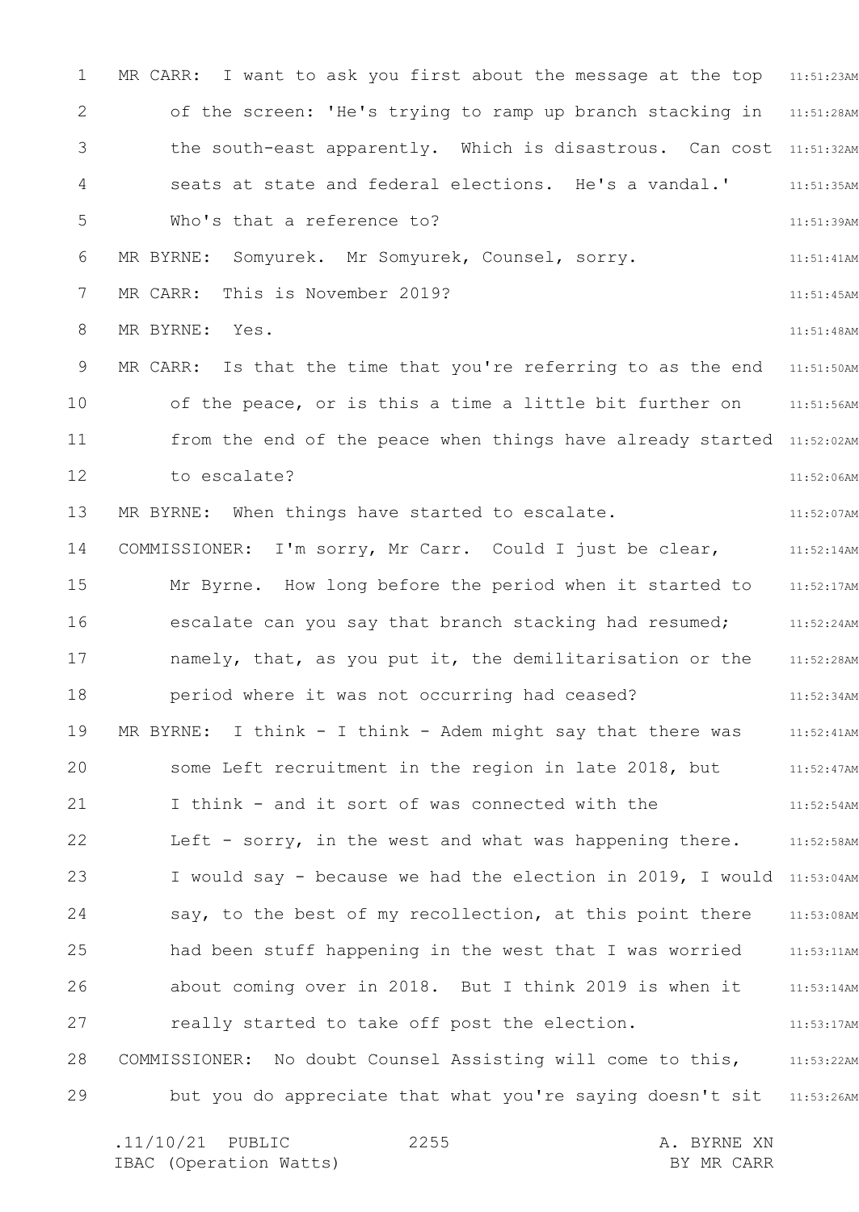MR CARR: I want to ask you first about the message at the top of the screen: 'He's trying to ramp up branch stacking in the south-east apparently. Which is disastrous. Can cost seats at state and federal elections. He's a vandal.' Who's that a reference to?

MR BYRNE: Somyurek. Mr Somyurek, Counsel, sorry.

MR CARR: This is November 2019?

MR BYRNE: Yes.

MR CARR: Is that the time that you're referring to as the end of the peace, or is this a time a little bit further on from the end of the peace when things have already started to escalate?

MR BYRNE: When things have started to escalate.

COMMISSIONER: I'm sorry, Mr Carr. Could I just be clear, Mr Byrne. How long before the period when it started to escalate can you say that branch stacking had resumed; namely, that, as you put it, the demilitarisation or the period where it was not occurring had ceased?

MR BYRNE: I think - I think - Adem might say that there was some Left recruitment in the region in late 2018, but I think - and it sort of was connected with the Left - sorry, in the west and what was happening there. I would say - because we had the election in 2019, I would say, to the best of my recollection, at this point there had been stuff happening in the west that I was worried about coming over in 2018. But I think 2019 is when it really started to take off post the election.

COMMISSIONER: No doubt Counsel Assisting will come to this, but you do appreciate that what you're saying doesn't sit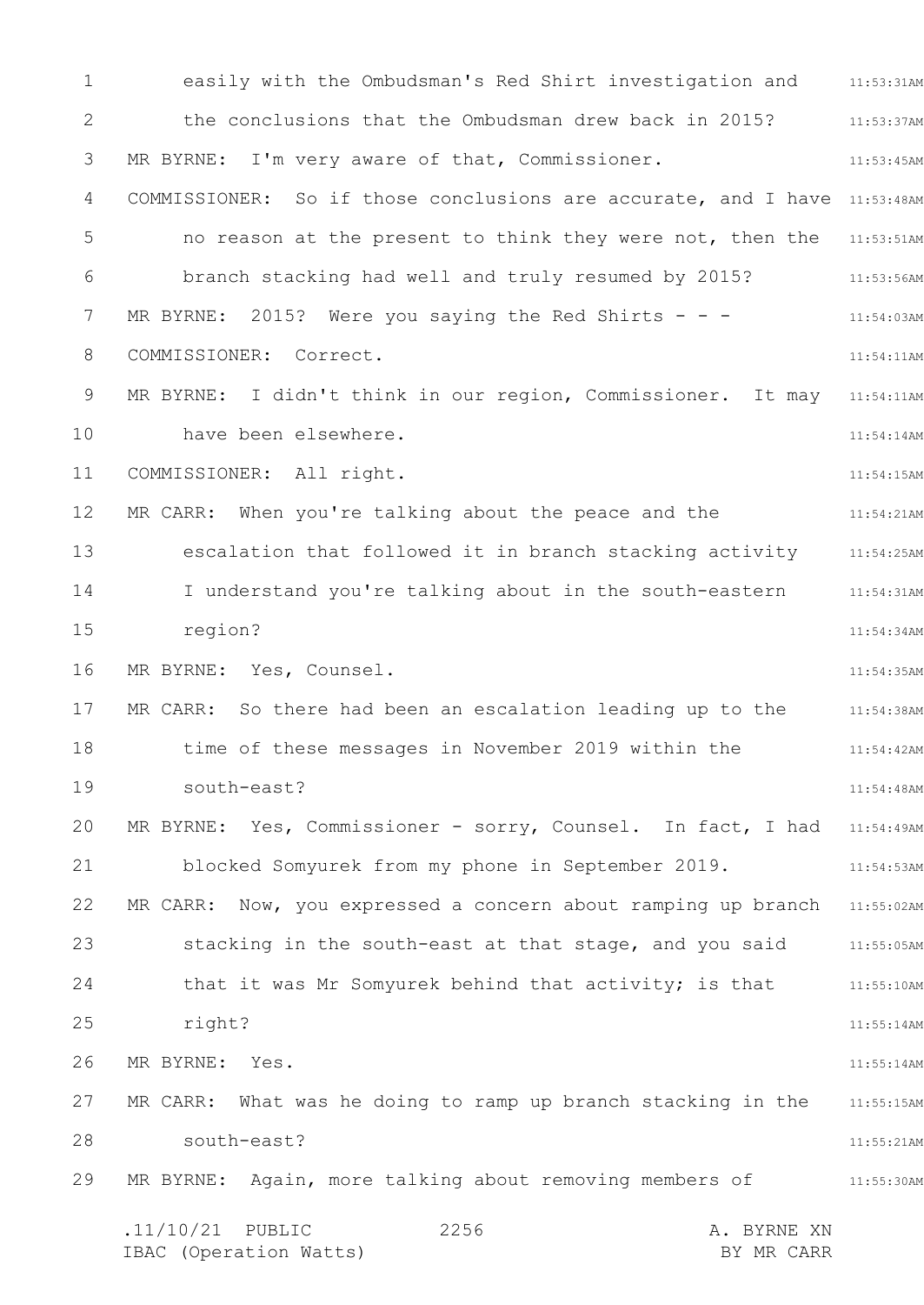easily with the Ombudsman's Red Shirt investigation and the conclusions that the Ombudsman drew back in 2015?

MR BYRNE: I'm very aware of that, Commissioner.

COMMISSIONER: So if those conclusions are accurate, and I have no reason at the present to think they were not, then the branch stacking had well and truly resumed by 2015?

MR BYRNE: 2015? Were you saying the Red Shirts - - -

COMMISSIONER: Correct.

MR BYRNE: I didn't think in our region, Commissioner. It may have been elsewhere.

COMMISSIONER: All right.

MR CARR: When you're talking about the peace and the escalation that followed it in branch stacking activity I understand you're talking about in the south-eastern region?

MR BYRNE: Yes, Counsel.

MR CARR: So there had been an escalation leading up to the time of these messages in November 2019 within the south-east?

MR BYRNE: Yes, Commissioner - sorry, Counsel. In fact, I had blocked Somyurek from my phone in September 2019.

MR CARR: Now, you expressed a concern about ramping up branch stacking in the south-east at that stage, and you said that it was Mr Somyurek behind that activity; is that right?

MR BYRNE: Yes.

MR CARR: What was he doing to ramp up branch stacking in the south-east?

MR BYRNE: Again, more talking about removing members of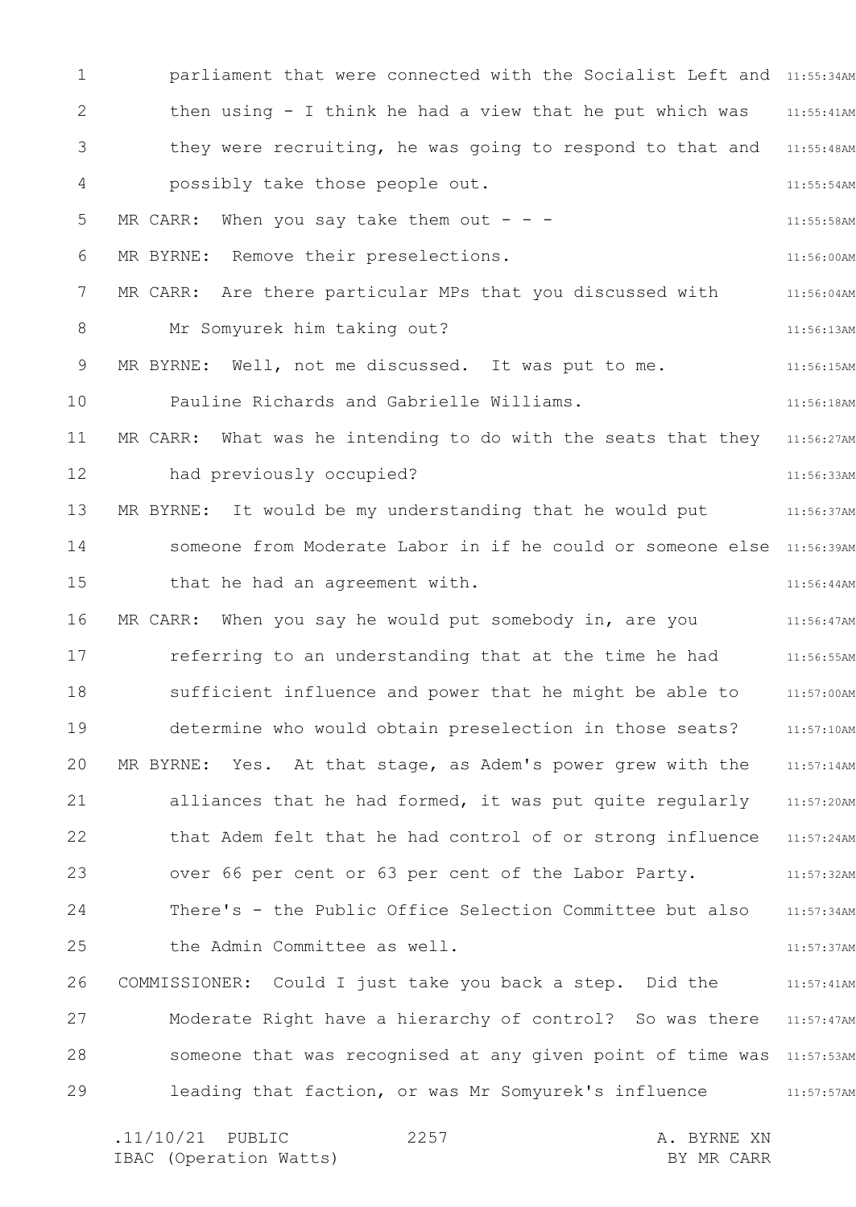parliament that were connected with the Socialist Left and then using - I think he had a view that he put which was they were recruiting, he was going to respond to that and possibly take those people out.

MR CARR: When you say take them out - - -

MR BYRNE: Remove their preselections.

MR CARR: Are there particular MPs that you discussed with Mr Somyurek him taking out?

MR BYRNE: Well, not me discussed. It was put to me. Pauline Richards and Gabrielle Williams.

MR CARR: What was he intending to do with the seats that they had previously occupied?

MR BYRNE: It would be my understanding that he would put someone from Moderate Labor in if he could or someone else that he had an agreement with.

MR CARR: When you say he would put somebody in, are you referring to an understanding that at the time he had sufficient influence and power that he might be able to determine who would obtain preselection in those seats?

MR BYRNE: Yes. At that stage, as Adem's power grew with the alliances that he had formed, it was put quite regularly that Adem felt that he had control of or strong influence over 66 per cent or 63 per cent of the Labor Party. There's - the Public Office Selection Committee but also the Admin Committee as well.

COMMISSIONER: Could I just take you back a step. Did the Moderate Right have a hierarchy of control? So was there someone that was recognised at any given point of time was leading that faction, or was Mr Somyurek's influence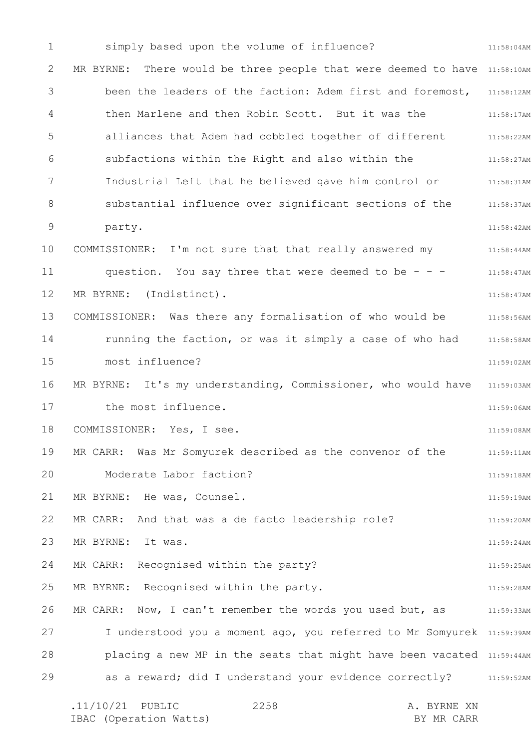simply based upon the volume of influence?

MR BYRNE: There would be three people that were deemed to have been the leaders of the faction: Adem first and foremost, then Marlene and then Robin Scott. But it was the alliances that Adem had cobbled together of different subfactions within the Right and also within the Industrial Left that he believed gave him control or substantial influence over significant sections of the party.

COMMISSIONER: I'm not sure that that really answered my question. You say three that were deemed to be - - -

MR BYRNE: (Indistinct).

COMMISSIONER: Was there any formalisation of who would be running the faction, or was it simply a case of who had most influence?

MR BYRNE: It's my understanding, Commissioner, who would have the most influence.

COMMISSIONER: Yes, I see.

MR CARR: Was Mr Somyurek described as the convenor of the Moderate Labor faction?

MR BYRNE: He was, Counsel.

MR CARR: And that was a de facto leadership role?

MR BYRNE: It was.

MR CARR: Recognised within the party?

MR BYRNE: Recognised within the party.

MR CARR: Now, I can't remember the words you used but, as I understood you a moment ago, you referred to Mr Somyurek placing a new MP in the seats that might have been vacated as a reward; did I understand your evidence correctly?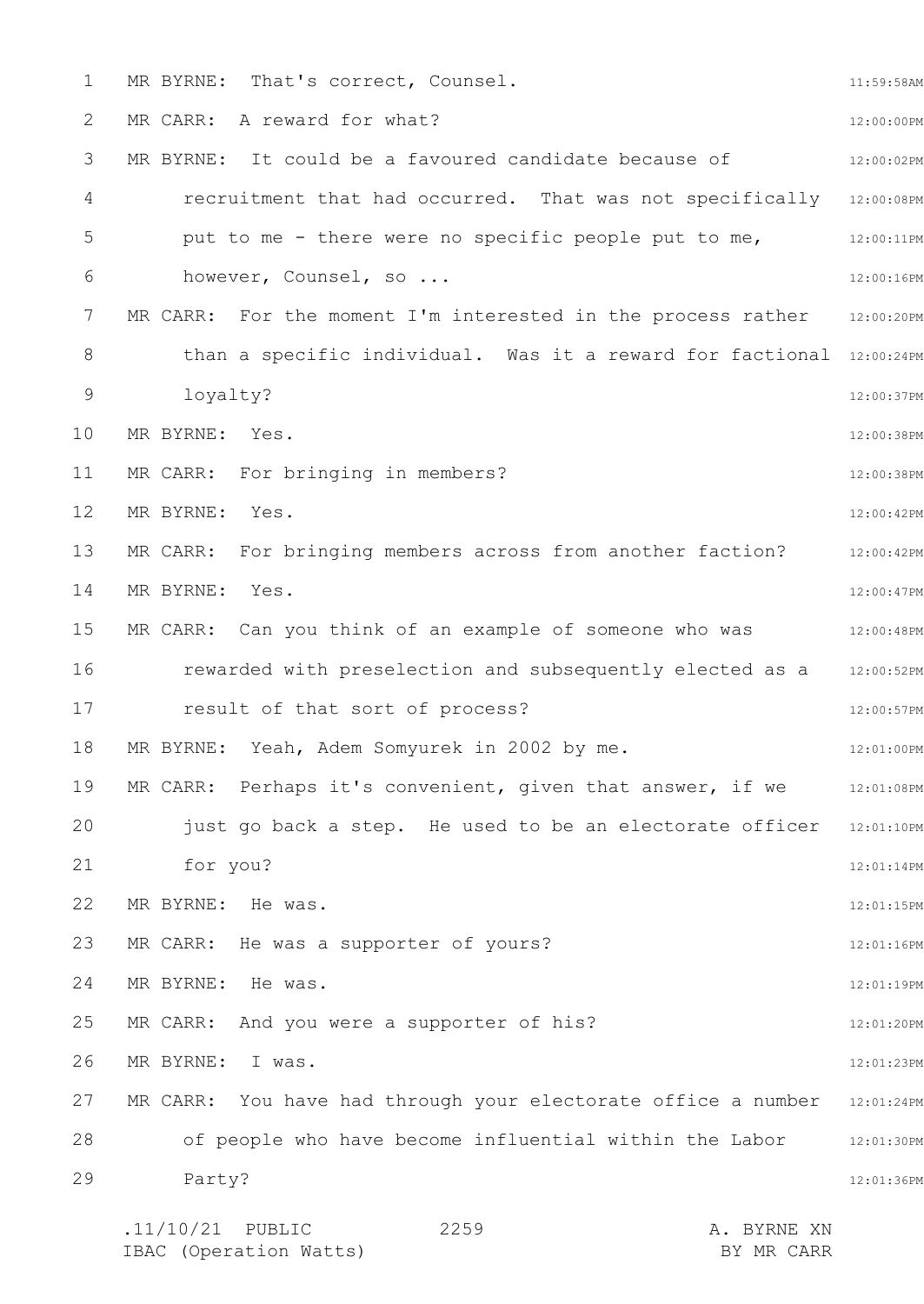MR BYRNE: That's correct, Counsel.

MR CARR: A reward for what?

MR BYRNE: It could be a favoured candidate because of recruitment that had occurred. That was not specifically put to me - there were no specific people put to me, however, Counsel, so ...

MR CARR: For the moment I'm interested in the process rather than a specific individual. Was it a reward for factional loyalty?

MR BYRNE: Yes.

MR CARR: For bringing in members?

MR BYRNE: Yes.

MR CARR: For bringing members across from another faction?

MR BYRNE: Yes.

MR CARR: Can you think of an example of someone who was rewarded with preselection and subsequently elected as a result of that sort of process?

MR BYRNE: Yeah, Adem Somyurek in 2002 by me.

MR CARR: Perhaps it's convenient, given that answer, if we just go back a step. He used to be an electorate officer for you?

MR BYRNE: He was.

MR CARR: He was a supporter of yours?

MR BYRNE: He was.

MR CARR: And you were a supporter of his?

MR BYRNE: I was.

MR CARR: You have had through your electorate office a number of people who have become influential within the Labor Party?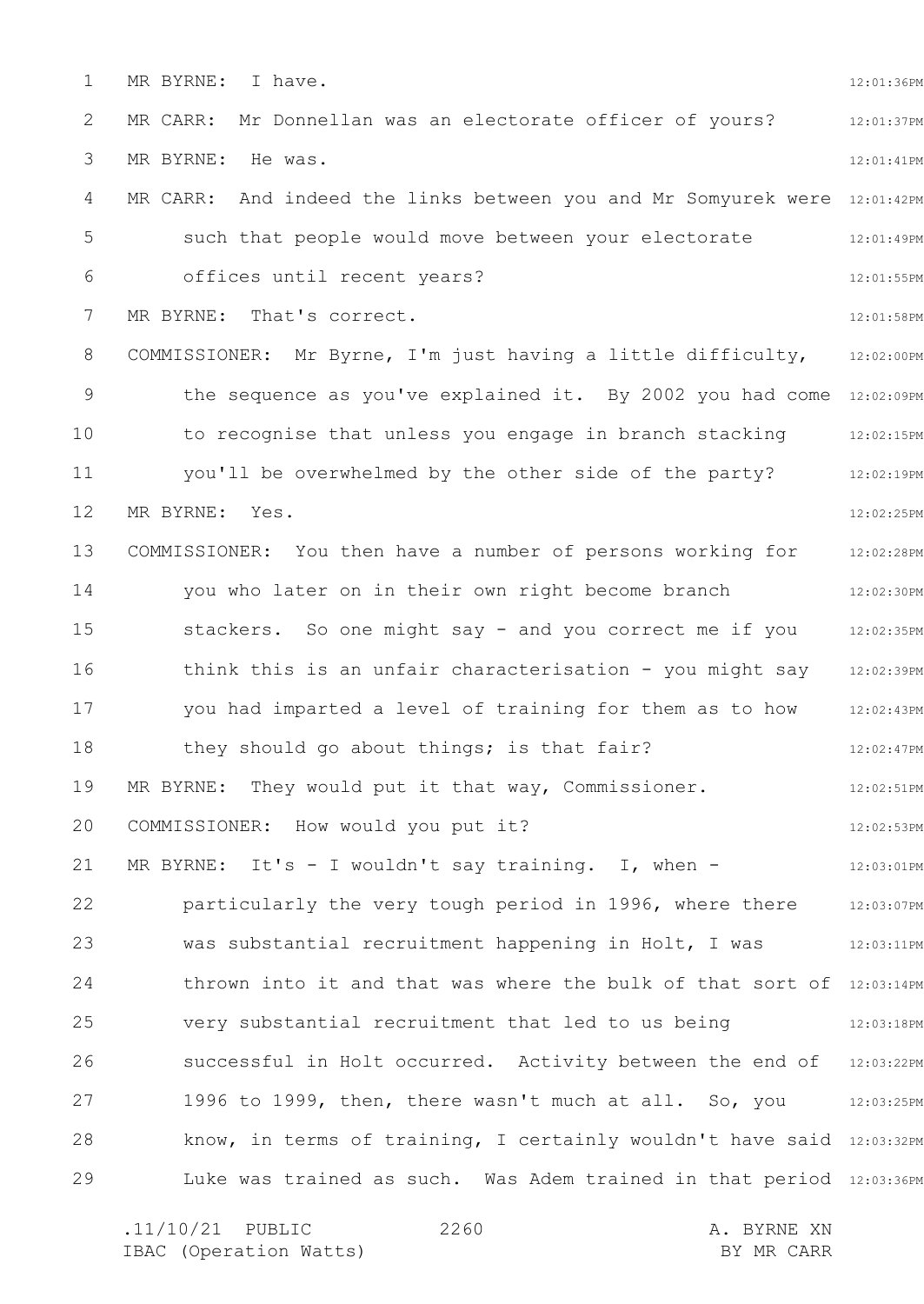MR BYRNE: I have.

MR CARR: Mr Donnellan was an electorate officer of yours?

MR BYRNE: He was.

MR CARR: And indeed the links between you and Mr Somyurek were such that people would move between your electorate offices until recent years?

MR BYRNE: That's correct.

COMMISSIONER: Mr Byrne, I'm just having a little difficulty, the sequence as you've explained it. By 2002 you had come to recognise that unless you engage in branch stacking you'll be overwhelmed by the other side of the party?

MR BYRNE: Yes.

COMMISSIONER: You then have a number of persons working for you who later on in their own right become branch stackers. So one might say - and you correct me if you think this is an unfair characterisation - you might say you had imparted a level of training for them as to how they should go about things; is that fair?

MR BYRNE: They would put it that way, Commissioner.

COMMISSIONER: How would you put it?

MR BYRNE: It's - I wouldn't say training. I, when - particularly the very tough period in 1996, where there was substantial recruitment happening in Holt, I was thrown into it and that was where the bulk of that sort of very substantial recruitment that led to us being successful in Holt occurred. Activity between the end of 1996 to 1999, then, there wasn't much at all. So, you know, in terms of training, I certainly wouldn't have said Luke was trained as such. Was Adem trained in that period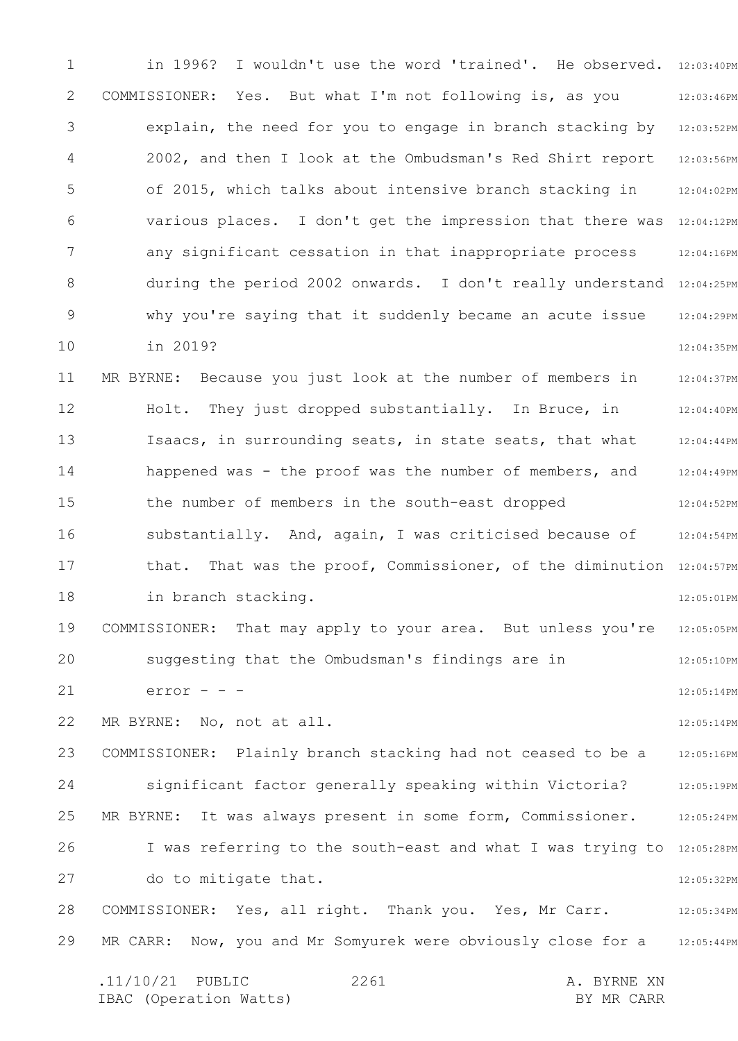in 1996? I wouldn't use the word 'trained'. He observed.

COMMISSIONER: Yes. But what I'm not following is, as you explain, the need for you to engage in branch stacking by 2002, and then I look at the Ombudsman's Red Shirt report of 2015, which talks about intensive branch stacking in various places. I don't get the impression that there was any significant cessation in that inappropriate process during the period 2002 onwards. I don't really understand why you're saying that it suddenly became an acute issue in 2019?

MR BYRNE: Because you just look at the number of members in Holt. They just dropped substantially. In Bruce, in Isaacs, in surrounding seats, in state seats, that what happened was - the proof was the number of members, and the number of members in the south-east dropped substantially. And, again, I was criticised because of that. That was the proof, Commissioner, of the diminution in branch stacking.

COMMISSIONER: That may apply to your area. But unless you're suggesting that the Ombudsman's findings are in error - - -

MR BYRNE: No, not at all.

COMMISSIONER: Plainly branch stacking had not ceased to be a significant factor generally speaking within Victoria?

MR BYRNE: It was always present in some form, Commissioner. I was referring to the south-east and what I was trying to do to mitigate that.

COMMISSIONER: Yes, all right. Thank you. Yes, Mr Carr.

MR CARR: Now, you and Mr Somyurek were obviously close for a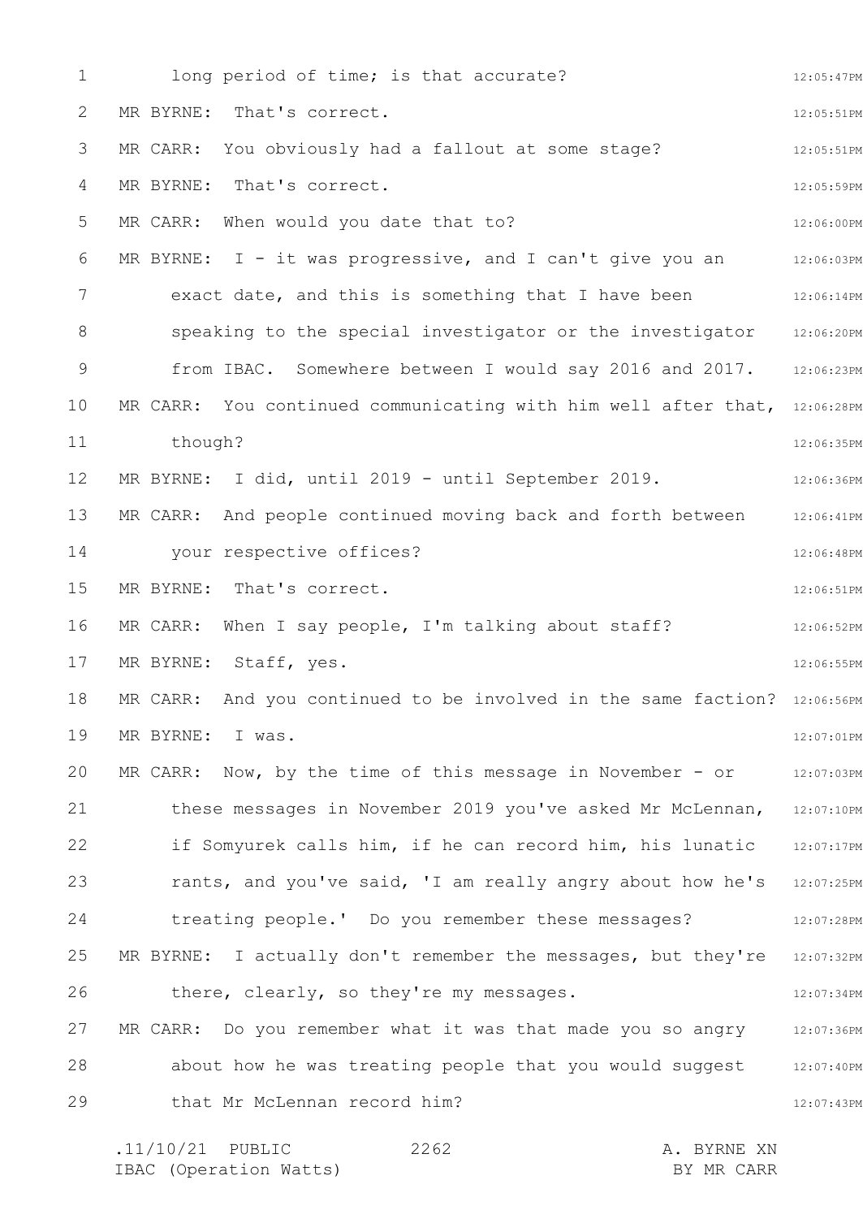long period of time; is that accurate?

MR BYRNE: That's correct.

MR CARR: You obviously had a fallout at some stage?

MR BYRNE: That's correct.

MR CARR: When would you date that to?

MR BYRNE: I - it was progressive, and I can't give you an exact date, and this is something that I have been speaking to the special investigator or the investigator from IBAC. Somewhere between I would say 2016 and 2017.

MR CARR: You continued communicating with him well after that, though?

MR BYRNE: I did, until 2019 - until September 2019.

MR CARR: And people continued moving back and forth between your respective offices?

MR BYRNE: That's correct.

MR CARR: When I say people, I'm talking about staff?

MR BYRNE: Staff, yes.

MR CARR: And you continued to be involved in the same faction?

MR BYRNE: I was.

MR CARR: Now, by the time of this message in November - or these messages in November 2019 you've asked Mr McLennan, if Somyurek calls him, if he can record him, his lunatic rants, and you've said, 'I am really angry about how he's treating people.' Do you remember these messages?

MR BYRNE: I actually don't remember the messages, but they're there, clearly, so they're my messages.

MR CARR: Do you remember what it was that made you so angry about how he was treating people that you would suggest that Mr McLennan record him?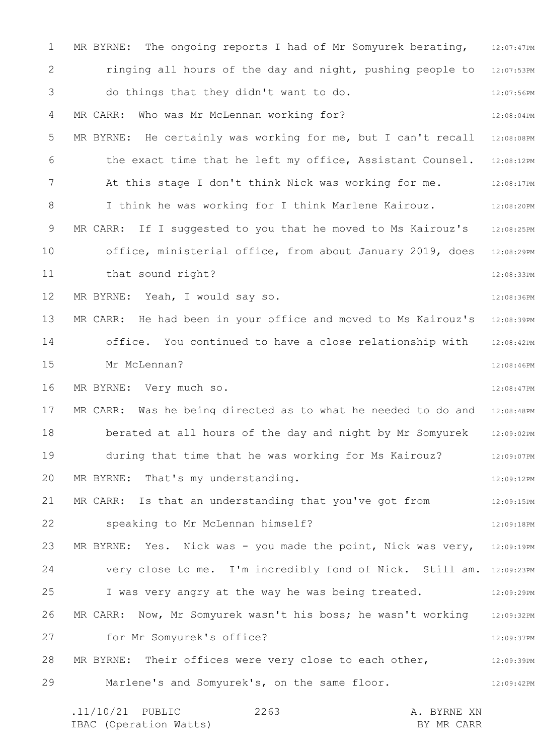MR BYRNE: The ongoing reports I had of Mr Somyurek berating, ringing all hours of the day and night, pushing people to do things that they didn't want to do.

MR CARR: Who was Mr McLennan working for?

MR BYRNE: He certainly was working for me, but I can't recall the exact time that he left my office, Assistant Counsel. At this stage I don't think Nick was working for me. I think he was working for I think Marlene Kairouz.

MR CARR: If I suggested to you that he moved to Ms Kairouz's office, ministerial office, from about January 2019, does that sound right?

MR BYRNE: Yeah, I would say so.

MR CARR: He had been in your office and moved to Ms Kairouz's office. You continued to have a close relationship with Mr McLennan?

MR BYRNE: Very much so.

MR CARR: Was he being directed as to what he needed to do and berated at all hours of the day and night by Mr Somyurek during that time that he was working for Ms Kairouz?

MR BYRNE: That's my understanding.

MR CARR: Is that an understanding that you've got from speaking to Mr McLennan himself?

MR BYRNE: Yes. Nick was - you made the point, Nick was very, very close to me. I'm incredibly fond of Nick. Still am. I was very angry at the way he was being treated.

MR CARR: Now, Mr Somyurek wasn't his boss; he wasn't working for Mr Somyurek's office?

MR BYRNE: Their offices were very close to each other, Marlene's and Somyurek's, on the same floor.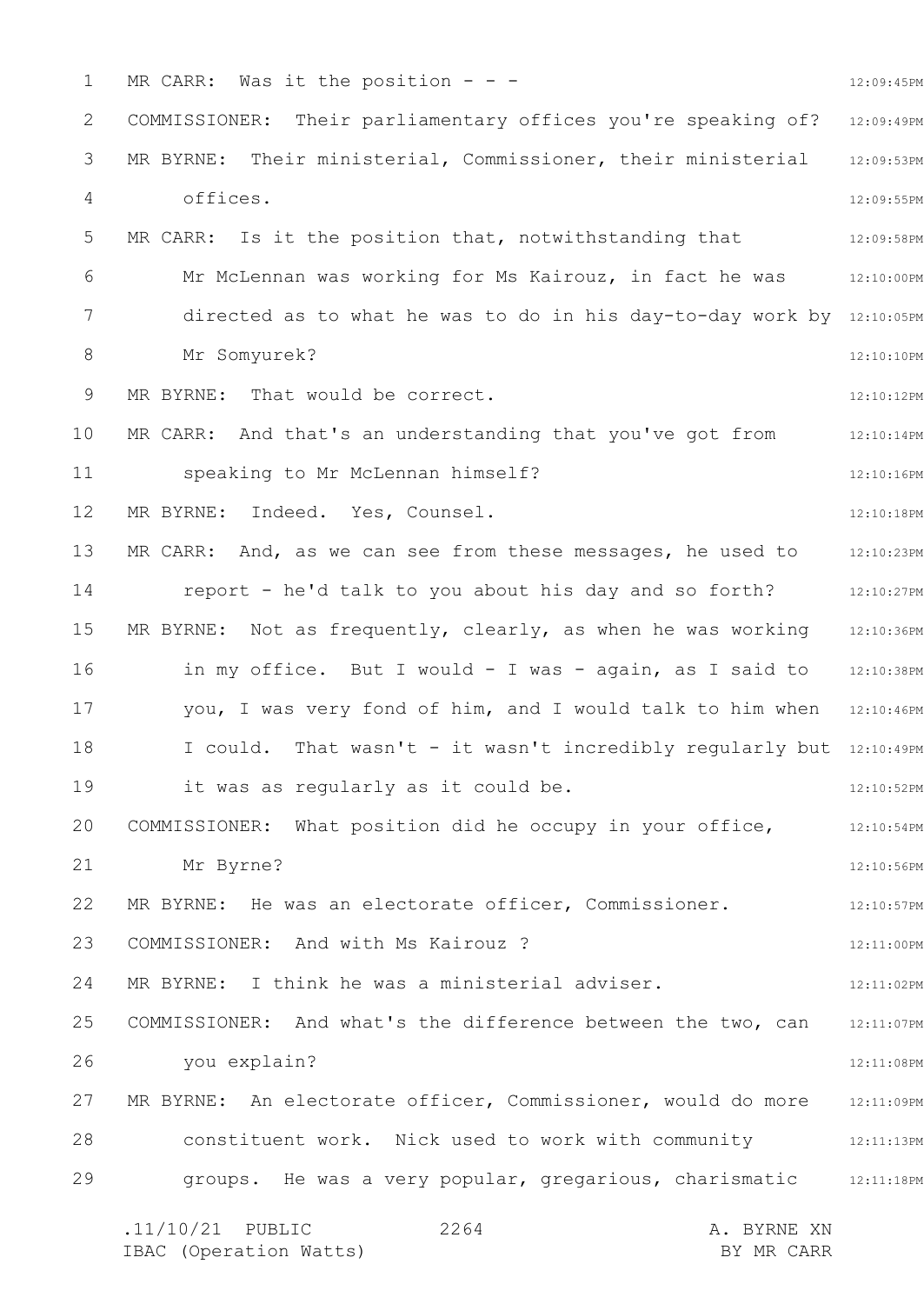MR CARR: Was it the position - - -

COMMISSIONER: Their parliamentary offices you're speaking of?

MR BYRNE: Their ministerial, Commissioner, their ministerial offices.

MR CARR: Is it the position that, notwithstanding that Mr McLennan was working for Ms Kairouz, in fact he was directed as to what he was to do in his day-to-day work by Mr Somyurek?

MR BYRNE: That would be correct.

MR CARR: And that's an understanding that you've got from speaking to Mr McLennan himself?

MR BYRNE: Indeed. Yes, Counsel.

MR CARR: And, as we can see from these messages, he used to report - he'd talk to you about his day and so forth?

MR BYRNE: Not as frequently, clearly, as when he was working in my office. But I would - I was - again, as I said to you, I was very fond of him, and I would talk to him when I could. That wasn't - it wasn't incredibly regularly but it was as regularly as it could be.

COMMISSIONER: What position did he occupy in your office, Mr Byrne?

MR BYRNE: He was an electorate officer, Commissioner.

COMMISSIONER: And with Ms Kairouz ?

MR BYRNE: I think he was a ministerial adviser.

COMMISSIONER: And what's the difference between the two, can you explain?

MR BYRNE: An electorate officer, Commissioner, would do more constituent work. Nick used to work with community groups. He was a very popular, gregarious, charismatic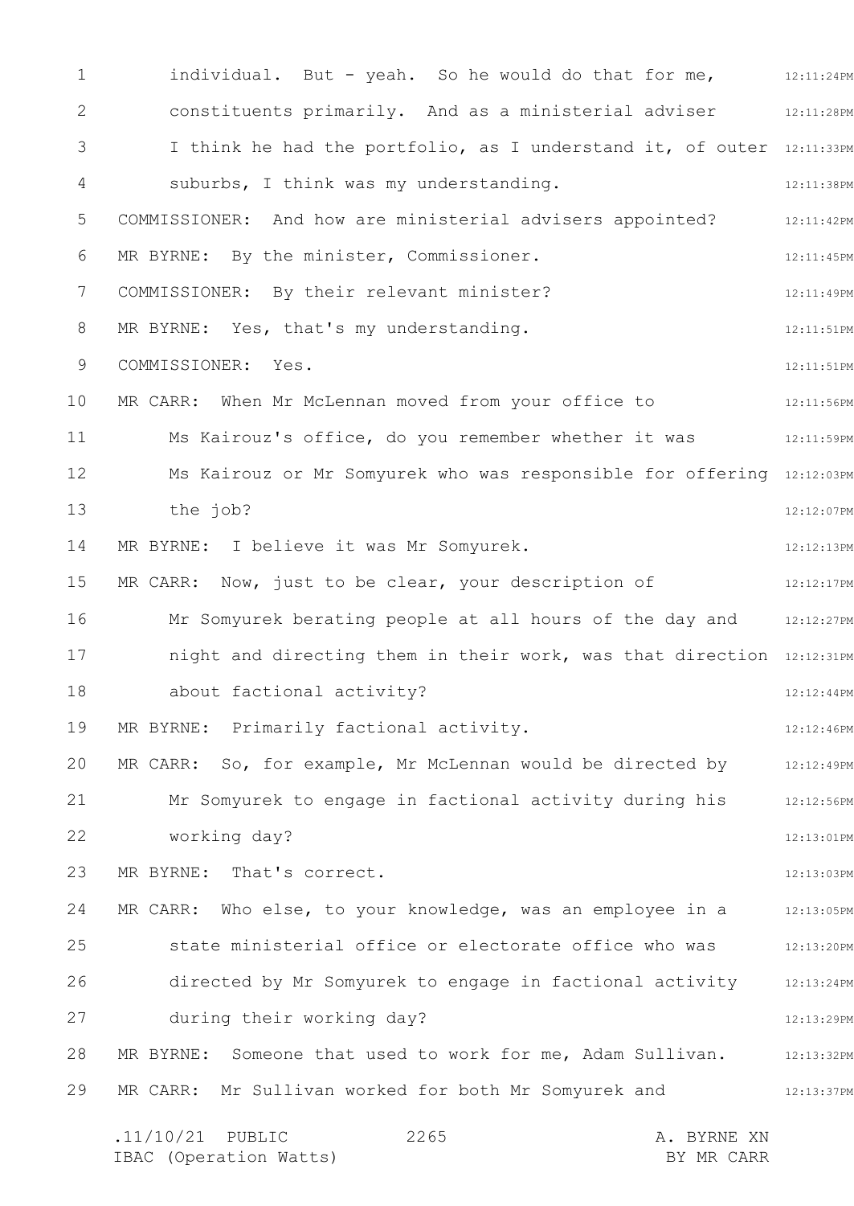individual. But - yeah. So he would do that for me, constituents primarily. And as a ministerial adviser I think he had the portfolio, as I understand it, of outer suburbs, I think was my understanding.

COMMISSIONER: And how are ministerial advisers appointed?

MR BYRNE: By the minister, Commissioner.

COMMISSIONER: By their relevant minister?

MR BYRNE: Yes, that's my understanding.

COMMISSIONER: Yes.

MR CARR: When Mr McLennan moved from your office to Ms Kairouz's office, do you remember whether it was Ms Kairouz or Mr Somyurek who was responsible for offering the job?

MR BYRNE: I believe it was Mr Somyurek.

MR CARR: Now, just to be clear, your description of Mr Somyurek berating people at all hours of the day and night and directing them in their work, was that direction about factional activity?

MR BYRNE: Primarily factional activity.

MR CARR: So, for example, Mr McLennan would be directed by Mr Somyurek to engage in factional activity during his working day?

MR BYRNE: That's correct.

MR CARR: Who else, to your knowledge, was an employee in a state ministerial office or electorate office who was directed by Mr Somyurek to engage in factional activity during their working day?

MR BYRNE: Someone that used to work for me, Adam Sullivan.

MR CARR: Mr Sullivan worked for both Mr Somyurek and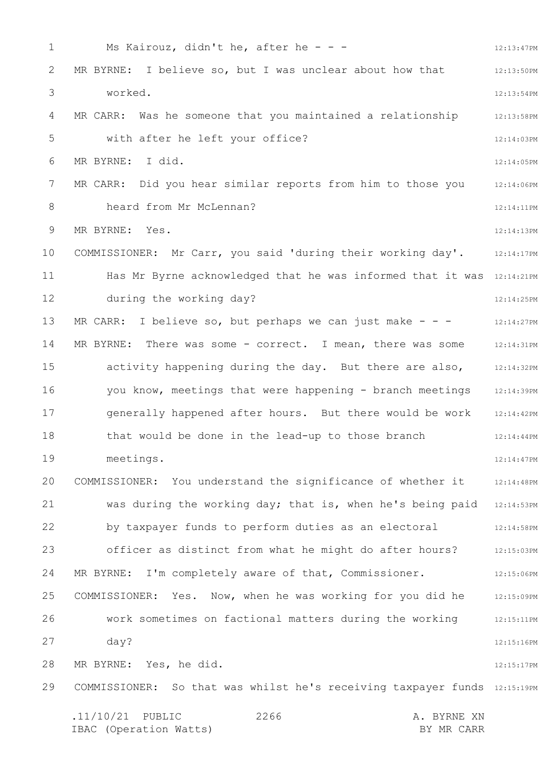Ms Kairouz, didn't he, after he - - -

MR BYRNE: I believe so, but I was unclear about how that worked.

MR CARR: Was he someone that you maintained a relationship with after he left your office?

MR BYRNE: I did.

MR CARR: Did you hear similar reports from him to those you heard from Mr McLennan?

MR BYRNE: Yes.

COMMISSIONER: Mr Carr, you said 'during their working day'. Has Mr Byrne acknowledged that he was informed that it was during the working day?

MR CARR: I believe so, but perhaps we can just make - - -

MR BYRNE: There was some - correct. I mean, there was some activity happening during the day. But there are also, you know, meetings that were happening - branch meetings generally happened after hours. But there would be work that would be done in the lead-up to those branch meetings.

COMMISSIONER: You understand the significance of whether it was during the working day; that is, when he's being paid by taxpayer funds to perform duties as an electoral officer as distinct from what he might do after hours?

MR BYRNE: I'm completely aware of that, Commissioner.

COMMISSIONER: Yes. Now, when he was working for you did he work sometimes on factional matters during the working day?

MR BYRNE: Yes, he did.

COMMISSIONER: So that was whilst he's receiving taxpayer funds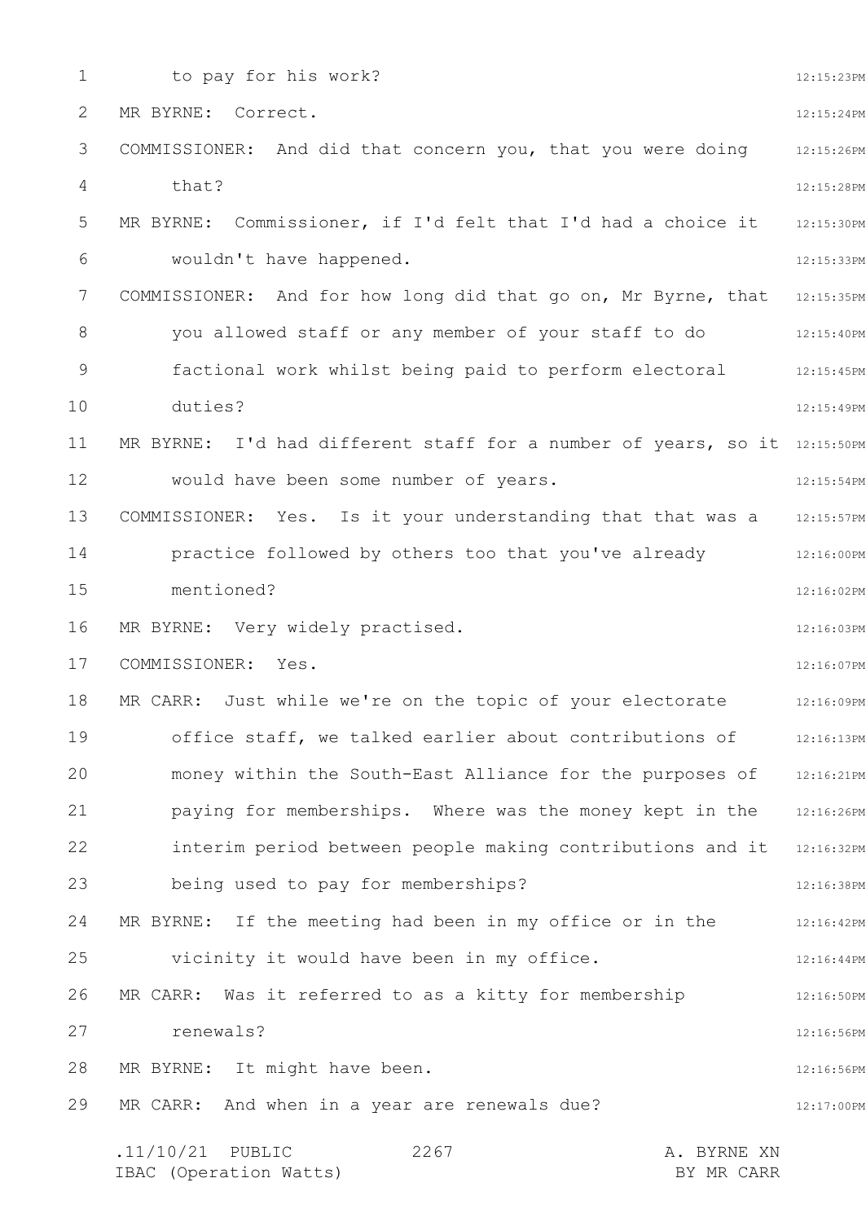to pay for his work?

MR BYRNE: Correct.

COMMISSIONER: And did that concern you, that you were doing that?

MR BYRNE: Commissioner, if I'd felt that I'd had a choice it wouldn't have happened.

COMMISSIONER: And for how long did that go on, Mr Byrne, that you allowed staff or any member of your staff to do factional work whilst being paid to perform electoral duties?

MR BYRNE: I'd had different staff for a number of years, so it would have been some number of years.

COMMISSIONER: Yes. Is it your understanding that that was a practice followed by others too that you've already mentioned?

MR BYRNE: Very widely practised.

COMMISSIONER: Yes.

MR CARR: Just while we're on the topic of your electorate office staff, we talked earlier about contributions of money within the South-East Alliance for the purposes of paying for memberships. Where was the money kept in the interim period between people making contributions and it being used to pay for memberships?

MR BYRNE: If the meeting had been in my office or in the vicinity it would have been in my office.

MR CARR: Was it referred to as a kitty for membership renewals?

MR BYRNE: It might have been.

MR CARR: And when in a year are renewals due?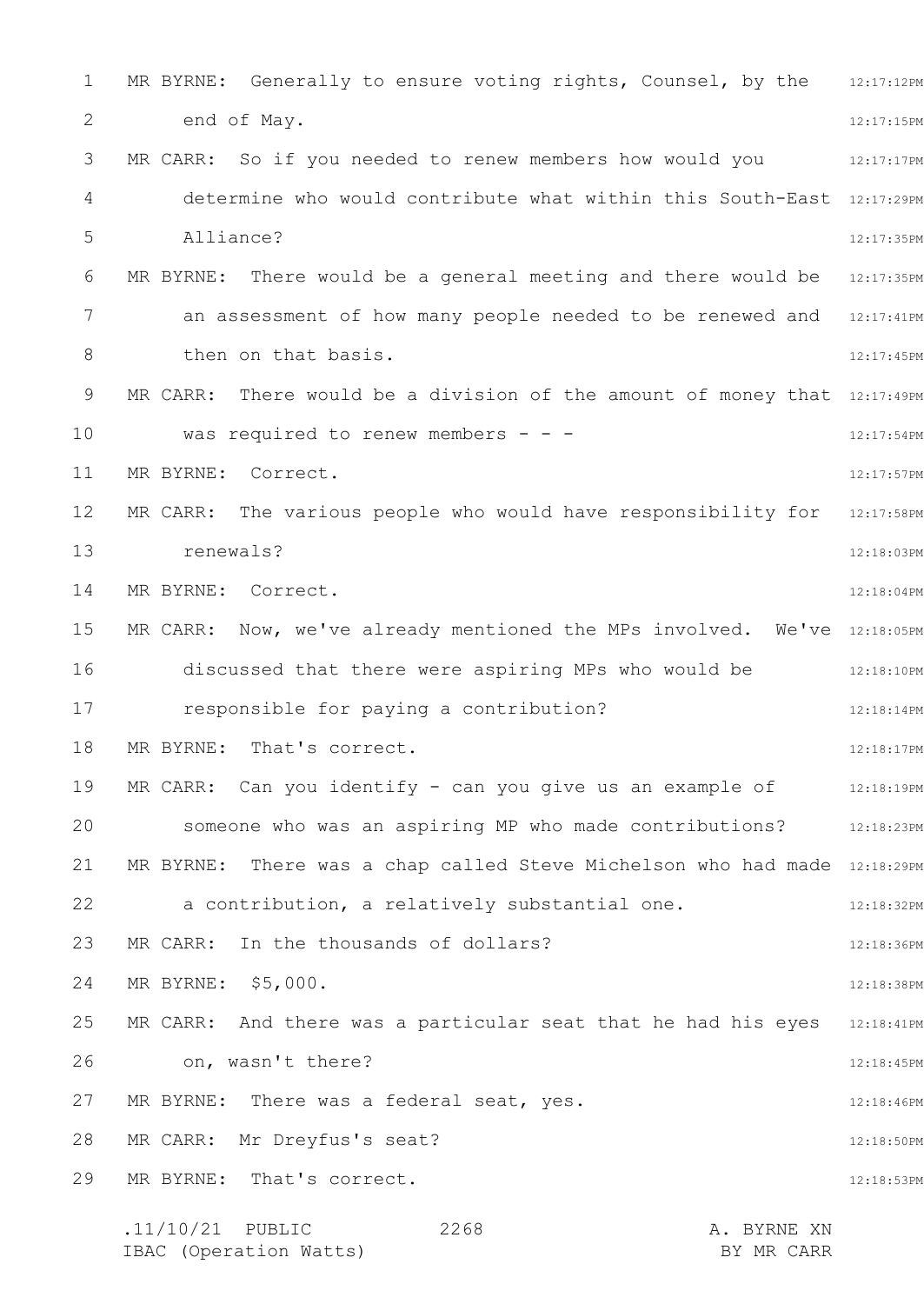MR BYRNE: Generally to ensure voting rights, Counsel, by the end of May.

MR CARR: So if you needed to renew members how would you determine who would contribute what within this South-East Alliance?

MR BYRNE: There would be a general meeting and there would be an assessment of how many people needed to be renewed and then on that basis.

MR CARR: There would be a division of the amount of money that was required to renew members - - -

MR BYRNE: Correct.

MR CARR: The various people who would have responsibility for renewals?

MR BYRNE: Correct.

MR CARR: Now, we've already mentioned the MPs involved. We've discussed that there were aspiring MPs who would be responsible for paying a contribution?

MR BYRNE: That's correct.

MR CARR: Can you identify - can you give us an example of someone who was an aspiring MP who made contributions?

MR BYRNE: There was a chap called Steve Michelson who had made a contribution, a relatively substantial one.

MR CARR: In the thousands of dollars?

MR BYRNE: $5,000.

MR CARR: And there was a particular seat that he had his eyes on, wasn't there?

MR BYRNE: There was a federal seat, yes.

MR CARR: Mr Dreyfus's seat?

MR BYRNE: That's correct.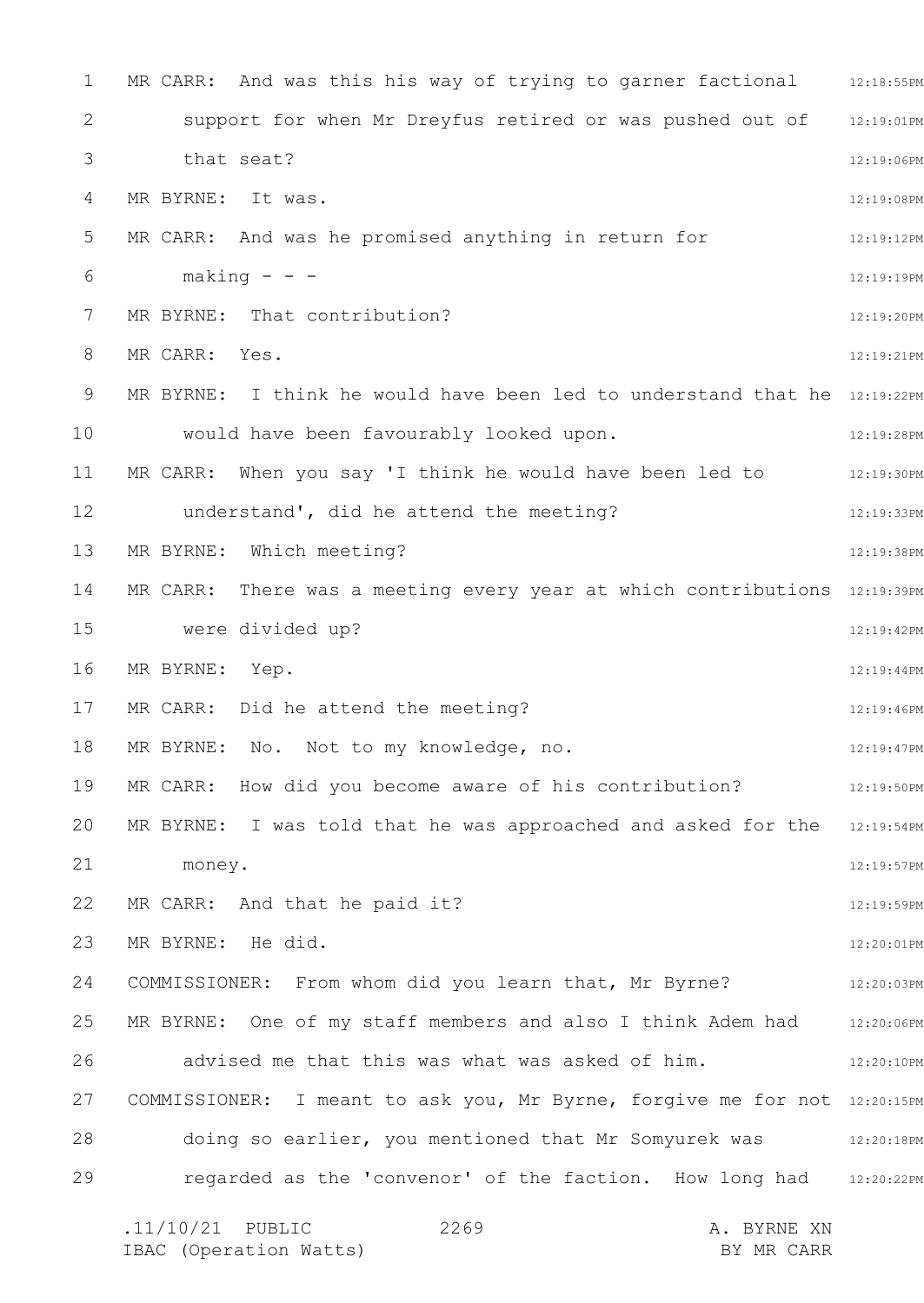MR CARR: And was this his way of trying to garner factional support for when Mr Dreyfus retired or was pushed out of that seat?

MR BYRNE: It was.

MR CARR: And was he promised anything in return for making - - -

MR BYRNE: That contribution?

MR CARR: Yes.

MR BYRNE: I think he would have been led to understand that he would have been favourably looked upon.

MR CARR: When you say 'I think he would have been led to understand', did he attend the meeting?

MR BYRNE: Which meeting?

MR CARR: There was a meeting every year at which contributions were divided up?

MR BYRNE: Yep.

MR CARR: Did he attend the meeting?

MR BYRNE: No. Not to my knowledge, no.

MR CARR: How did you become aware of his contribution?

MR BYRNE: I was told that he was approached and asked for the money.

MR CARR: And that he paid it?

MR BYRNE: He did.

COMMISSIONER: From whom did you learn that, Mr Byrne?

MR BYRNE: One of my staff members and also I think Adem had advised me that this was what was asked of him.

COMMISSIONER: I meant to ask you, Mr Byrne, forgive me for not doing so earlier, you mentioned that Mr Somyurek was regarded as the 'convenor' of the faction. How long had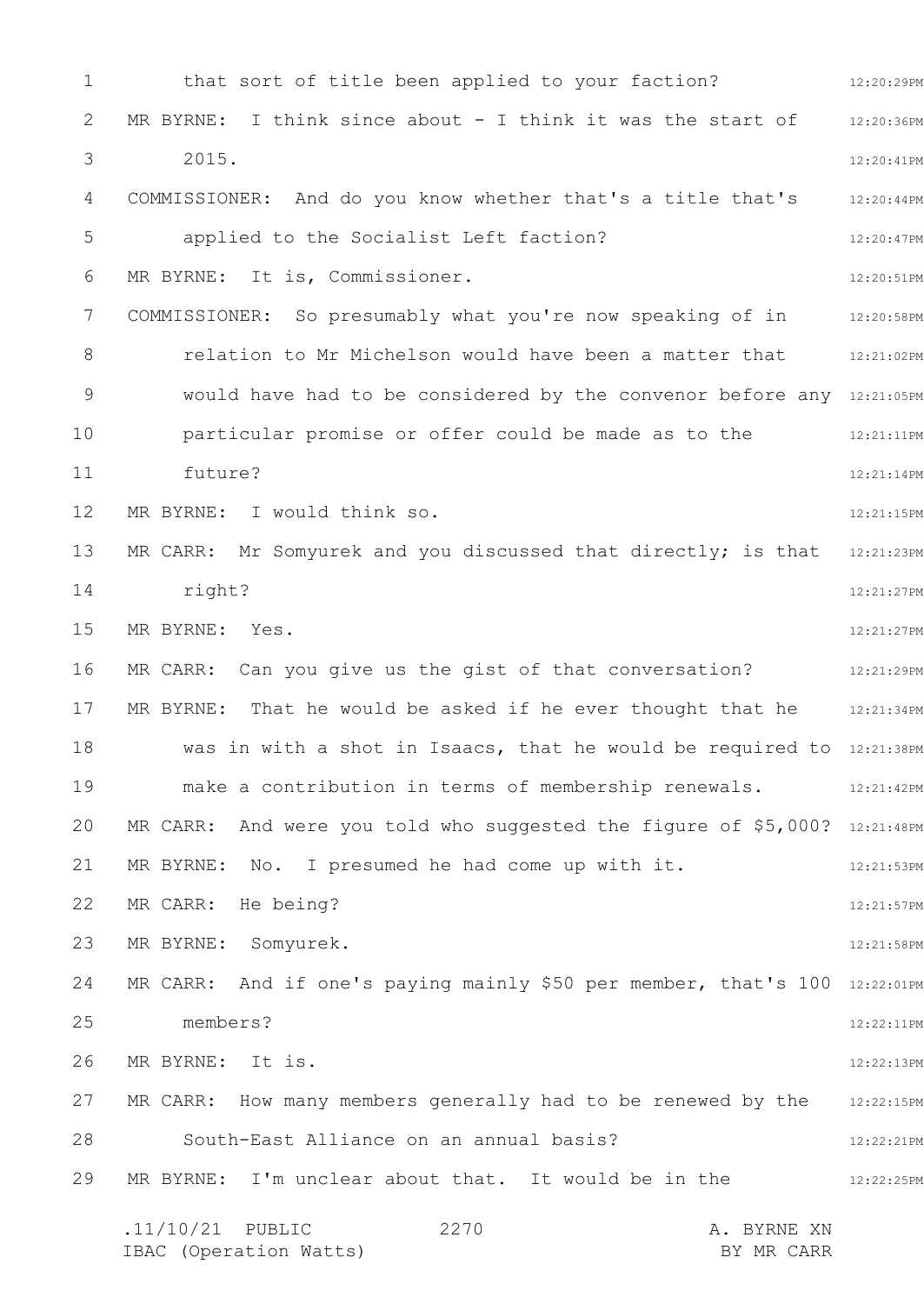that sort of title been applied to your faction?

MR BYRNE: I think since about - I think it was the start of 2015.

COMMISSIONER: And do you know whether that's a title that's applied to the Socialist Left faction?

MR BYRNE: It is, Commissioner.

COMMISSIONER: So presumably what you're now speaking of in relation to Mr Michelson would have been a matter that would have had to be considered by the convenor before any particular promise or offer could be made as to the future?

MR BYRNE: I would think so.

MR CARR: Mr Somyurek and you discussed that directly; is that right?

MR BYRNE: Yes.

MR CARR: Can you give us the gist of that conversation?

MR BYRNE: That he would be asked if he ever thought that he was in with a shot in Isaacs, that he would be required to make a contribution in terms of membership renewals.

MR CARR: And were you told who suggested the figure of $5,000?

MR BYRNE: No. I presumed he had come up with it.

MR CARR: He being?

MR BYRNE: Somyurek.

MR CARR: And if one's paying mainly $50 per member, that's 100 members?

MR BYRNE: It is.

MR CARR: How many members generally had to be renewed by the South-East Alliance on an annual basis?

MR BYRNE: I'm unclear about that. It would be in the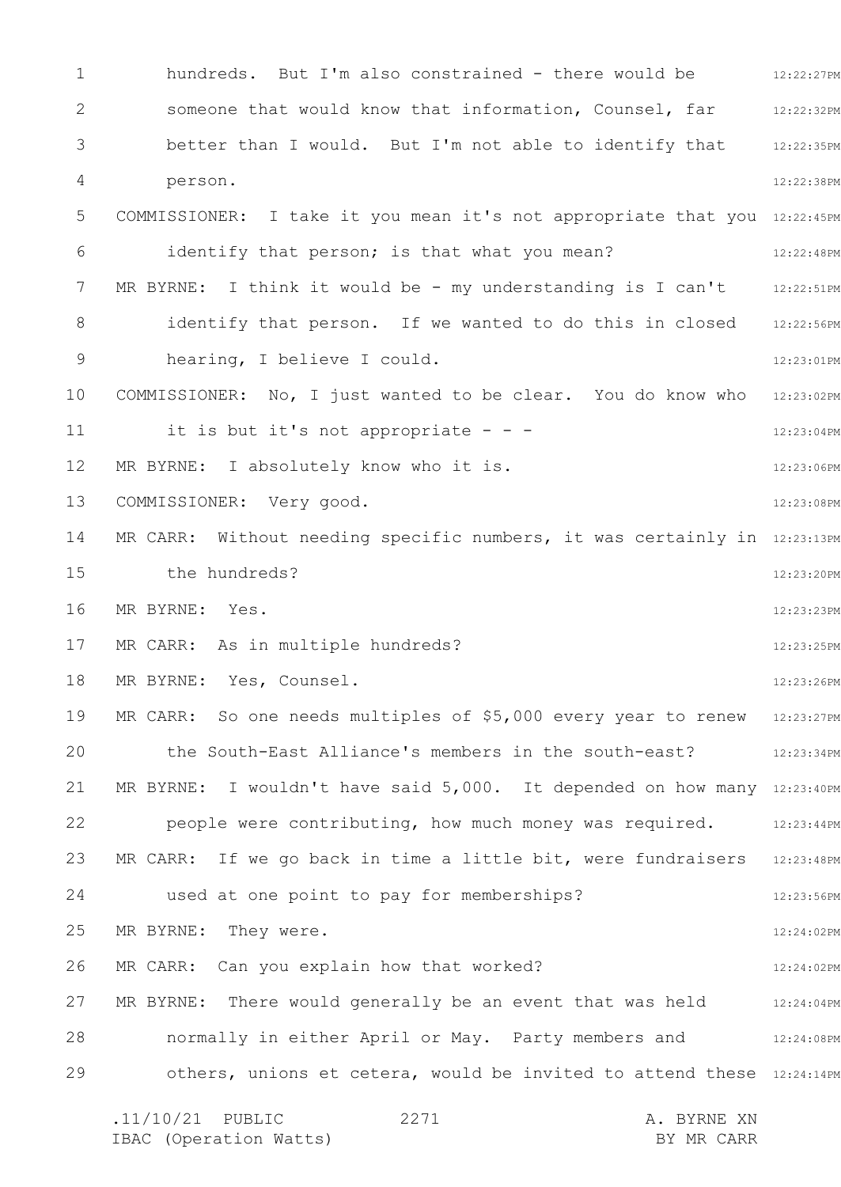hundreds. But I'm also constrained - there would be someone that would know that information, Counsel, far better than I would. But I'm not able to identify that person.

COMMISSIONER: I take it you mean it's not appropriate that you identify that person; is that what you mean?

MR BYRNE: I think it would be - my understanding is I can't identify that person. If we wanted to do this in closed hearing, I believe I could.

COMMISSIONER: No, I just wanted to be clear. You do know who it is but it's not appropriate - - -

MR BYRNE: I absolutely know who it is.

COMMISSIONER: Very good.

MR CARR: Without needing specific numbers, it was certainly in the hundreds?

MR BYRNE: Yes.

MR CARR: As in multiple hundreds?

MR BYRNE: Yes, Counsel.

MR CARR: So one needs multiples of $5,000 every year to renew the South-East Alliance's members in the south-east?

MR BYRNE: I wouldn't have said 5,000. It depended on how many people were contributing, how much money was required.

MR CARR: If we go back in time a little bit, were fundraisers used at one point to pay for memberships?

MR BYRNE: They were.

MR CARR: Can you explain how that worked?

MR BYRNE: There would generally be an event that was held normally in either April or May. Party members and others, unions et cetera, would be invited to attend these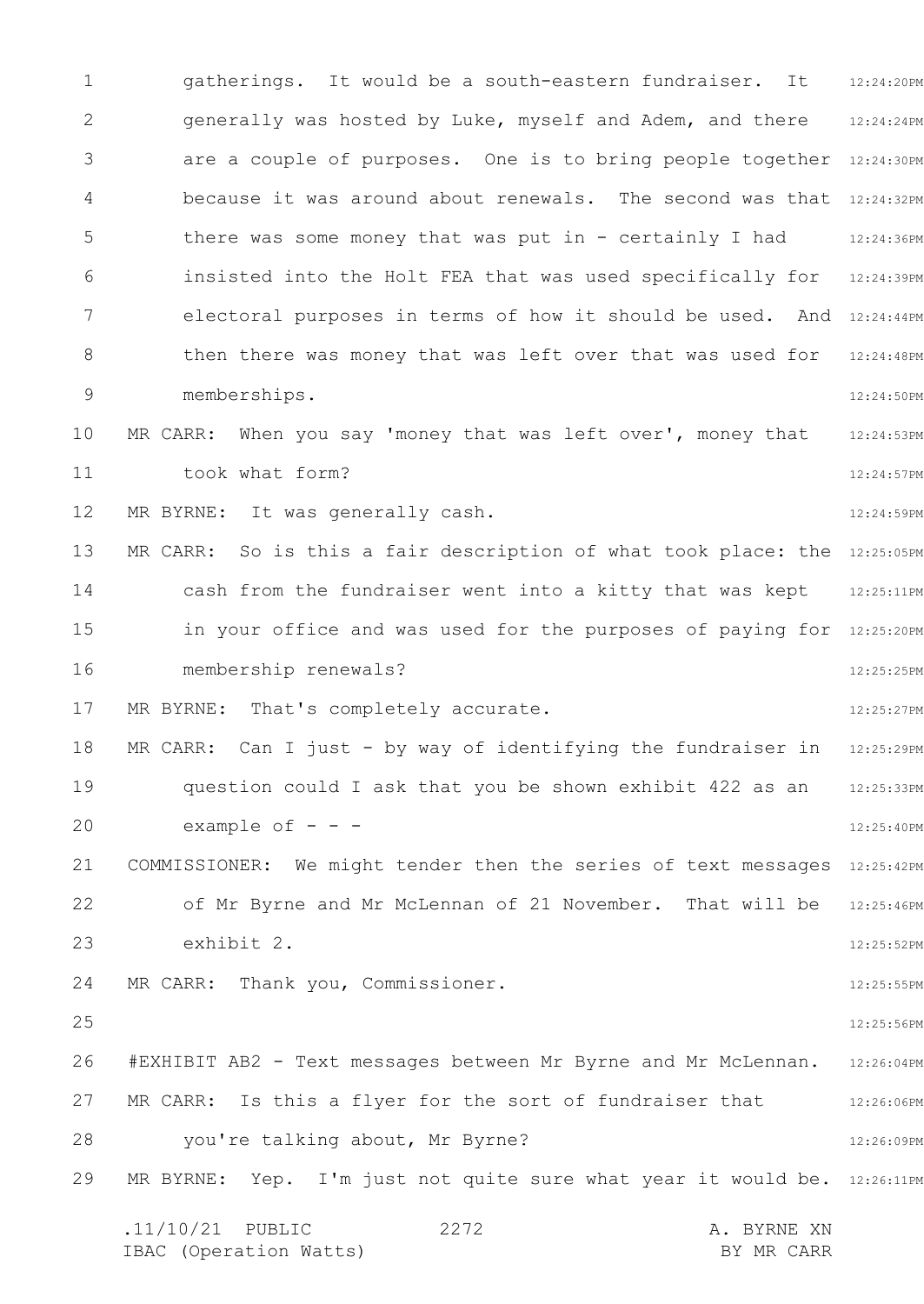gatherings. It would be a south-eastern fundraiser. It generally was hosted by Luke, myself and Adem, and there are a couple of purposes. One is to bring people together because it was around about renewals. The second was that there was some money that was put in - certainly I had insisted into the Holt FEA that was used specifically for electoral purposes in terms of how it should be used. And then there was money that was left over that was used for memberships.

MR CARR: When you say 'money that was left over', money that took what form?

MR BYRNE: It was generally cash.

MR CARR: So is this a fair description of what took place: the cash from the fundraiser went into a kitty that was kept in your office and was used for the purposes of paying for membership renewals?

MR BYRNE: That's completely accurate.

MR CARR: Can I just - by way of identifying the fundraiser in question could I ask that you be shown exhibit 422 as an example of - - -

COMMISSIONER: We might tender then the series of text messages of Mr Byrne and Mr McLennan of 21 November. That will be exhibit 2.

MR CARR: Thank you, Commissioner.

#EXHIBIT AB2 - Text messages between Mr Byrne and Mr McLennan.

MR CARR: Is this a flyer for the sort of fundraiser that you're talking about, Mr Byrne?

MR BYRNE: Yep. I'm just not quite sure what year it would be.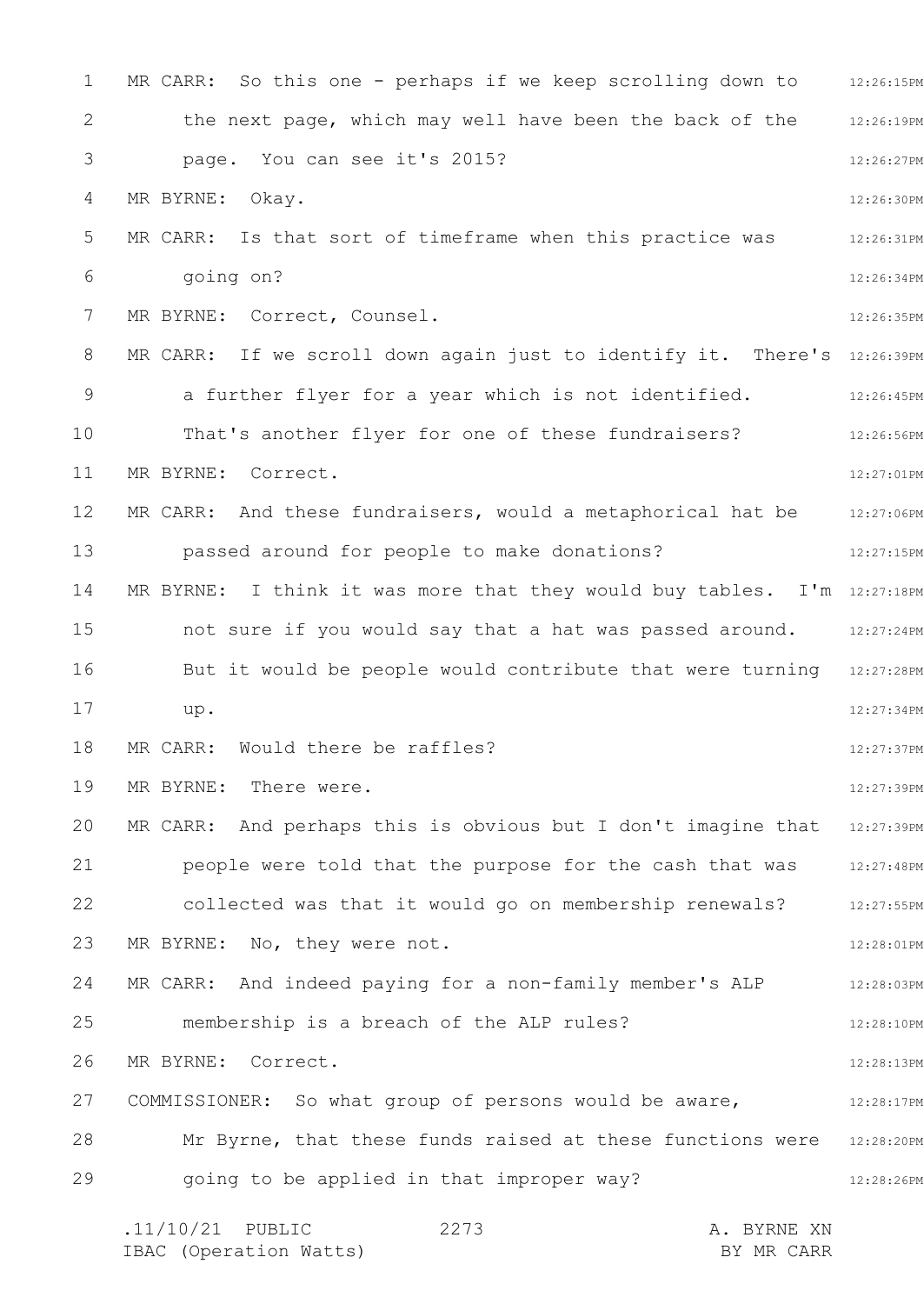MR CARR: So this one - perhaps if we keep scrolling down to the next page, which may well have been the back of the page. You can see it's 2015?

MR BYRNE: Okay.

MR CARR: Is that sort of timeframe when this practice was going on?

MR BYRNE: Correct, Counsel.

MR CARR: If we scroll down again just to identify it. There's a further flyer for a year which is not identified. That's another flyer for one of these fundraisers?

MR BYRNE: Correct.

MR CARR: And these fundraisers, would a metaphorical hat be passed around for people to make donations?

MR BYRNE: I think it was more that they would buy tables. I'm not sure if you would say that a hat was passed around. But it would be people would contribute that were turning up.

MR CARR: Would there be raffles?

MR BYRNE: There were.

MR CARR: And perhaps this is obvious but I don't imagine that people were told that the purpose for the cash that was collected was that it would go on membership renewals?

MR BYRNE: No, they were not.

MR CARR: And indeed paying for a non-family member's ALP membership is a breach of the ALP rules?

MR BYRNE: Correct.

COMMISSIONER: So what group of persons would be aware, Mr Byrne, that these funds raised at these functions were going to be applied in that improper way?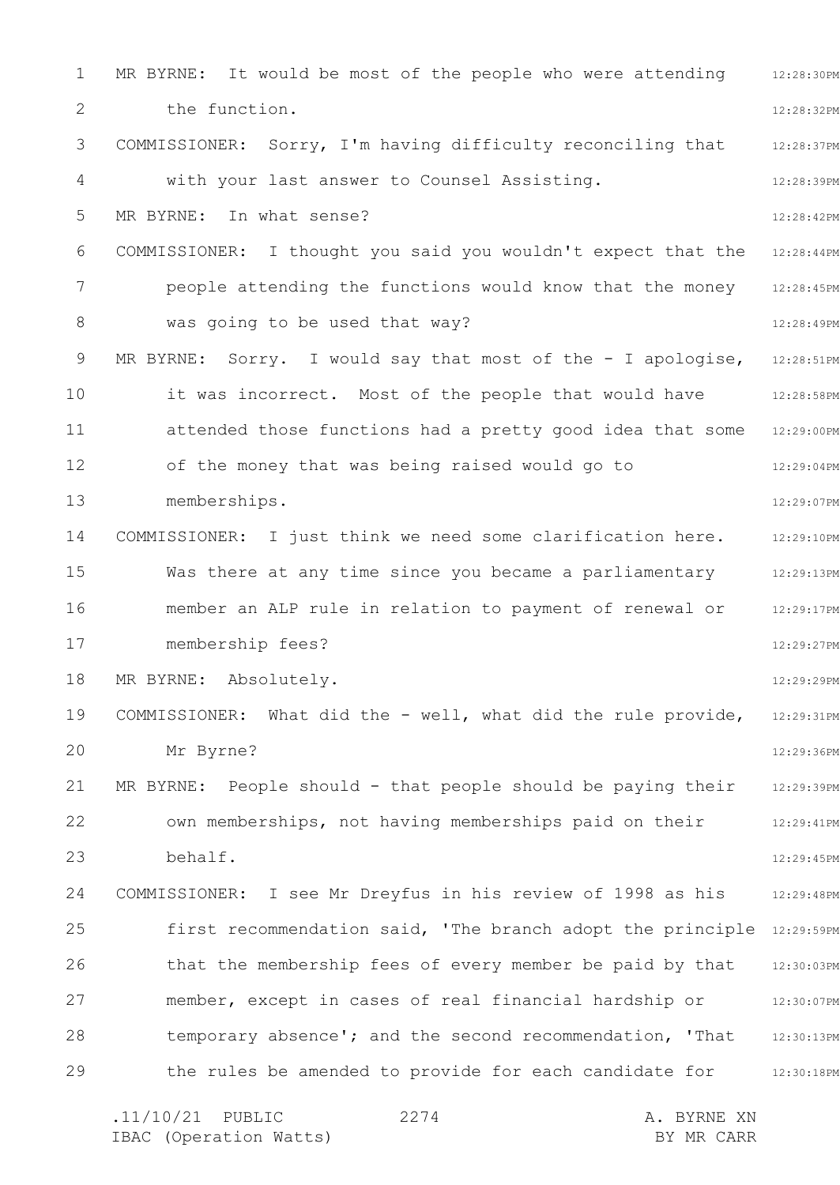MR BYRNE: It would be most of the people who were attending the function.

COMMISSIONER: Sorry, I'm having difficulty reconciling that with your last answer to Counsel Assisting.

MR BYRNE: In what sense?

COMMISSIONER: I thought you said you wouldn't expect that the people attending the functions would know that the money was going to be used that way?

MR BYRNE: Sorry. I would say that most of the - I apologise, it was incorrect. Most of the people that would have attended those functions had a pretty good idea that some of the money that was being raised would go to memberships.

COMMISSIONER: I just think we need some clarification here. Was there at any time since you became a parliamentary member an ALP rule in relation to payment of renewal or membership fees?

MR BYRNE: Absolutely.

COMMISSIONER: What did the - well, what did the rule provide, Mr Byrne?

MR BYRNE: People should - that people should be paying their own memberships, not having memberships paid on their behalf.

COMMISSIONER: I see Mr Dreyfus in his review of 1998 as his first recommendation said, 'The branch adopt the principle that the membership fees of every member be paid by that member, except in cases of real financial hardship or temporary absence'; and the second recommendation, 'That the rules be amended to provide for each candidate for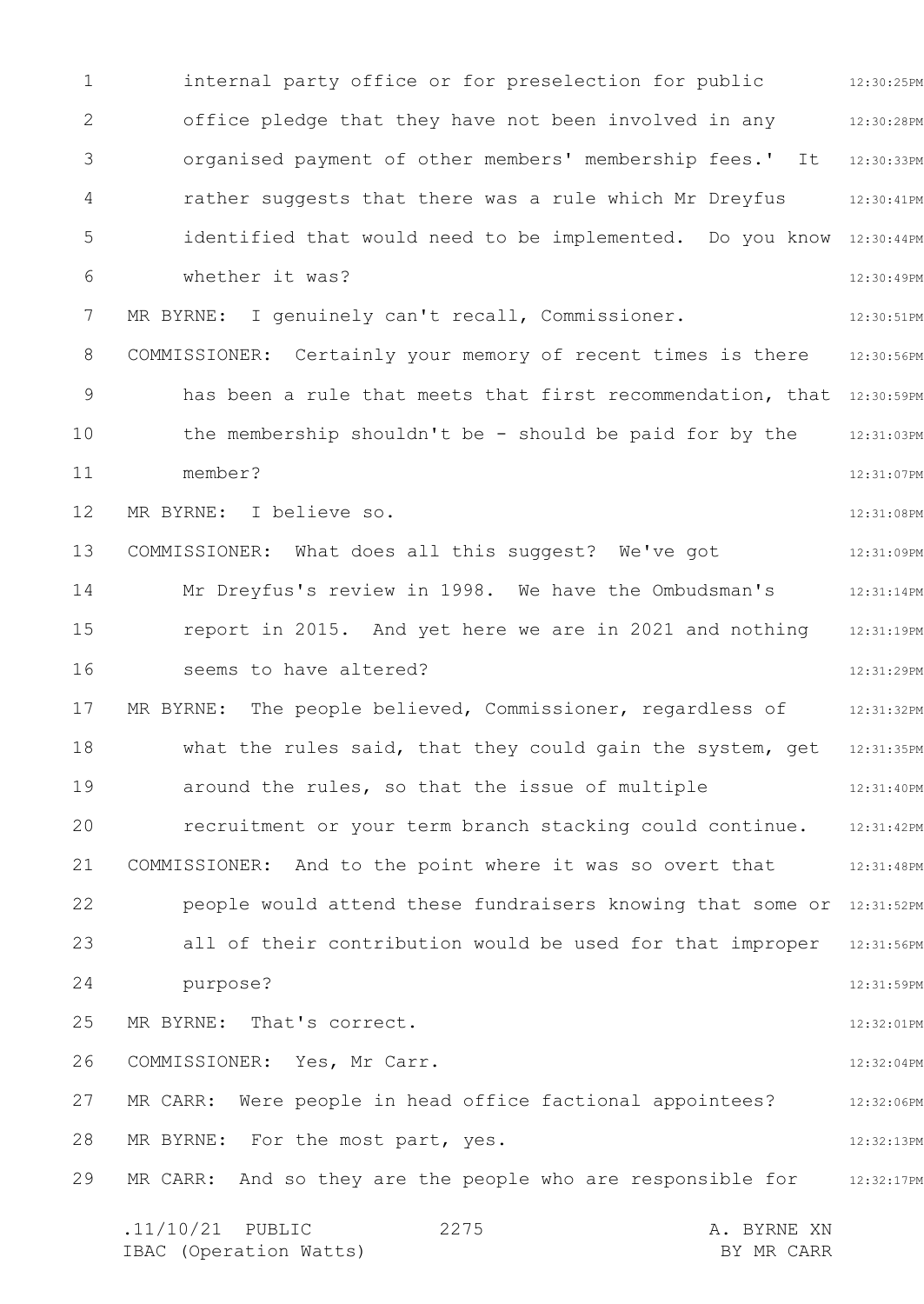internal party office or for preselection for public office pledge that they have not been involved in any organised payment of other members' membership fees.' It rather suggests that there was a rule which Mr Dreyfus identified that would need to be implemented. Do you know whether it was?

MR BYRNE: I genuinely can't recall, Commissioner.

COMMISSIONER: Certainly your memory of recent times is there has been a rule that meets that first recommendation, that the membership shouldn't be - should be paid for by the member?

MR BYRNE: I believe so.

COMMISSIONER: What does all this suggest? We've got Mr Dreyfus's review in 1998. We have the Ombudsman's report in 2015. And yet here we are in 2021 and nothing seems to have altered?

MR BYRNE: The people believed, Commissioner, regardless of what the rules said, that they could gain the system, get around the rules, so that the issue of multiple recruitment or your term branch stacking could continue.

COMMISSIONER: And to the point where it was so overt that people would attend these fundraisers knowing that some or all of their contribution would be used for that improper purpose?

MR BYRNE: That's correct.

COMMISSIONER: Yes, Mr Carr.

MR CARR: Were people in head office factional appointees?

MR BYRNE: For the most part, yes.

MR CARR: And so they are the people who are responsible for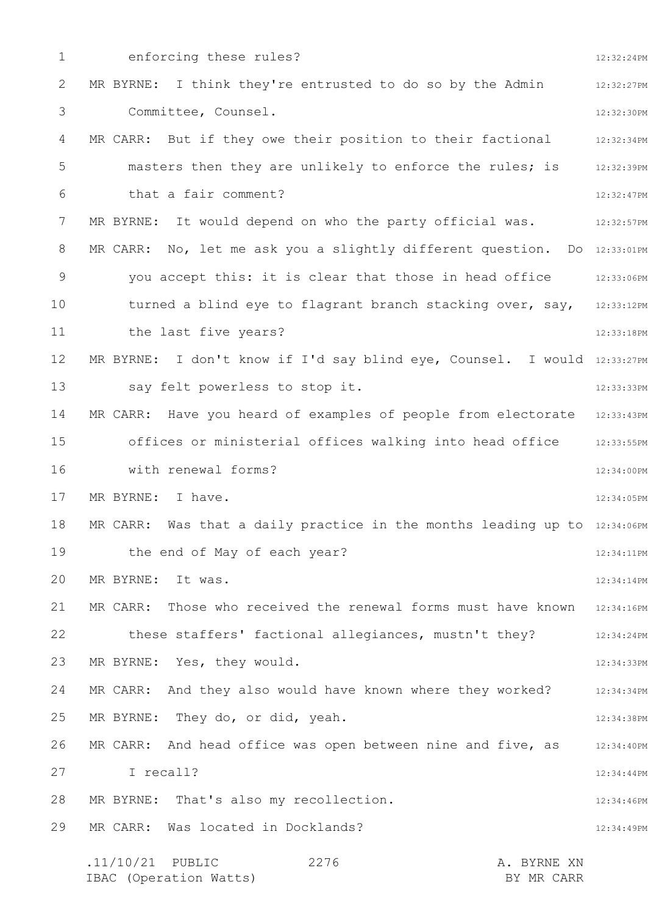enforcing these rules?

MR BYRNE: I think they're entrusted to do so by the Admin Committee, Counsel.

MR CARR: But if they owe their position to their factional masters then they are unlikely to enforce the rules; is that a fair comment?

MR BYRNE: It would depend on who the party official was.

MR CARR: No, let me ask you a slightly different question. Do you accept this: it is clear that those in head office turned a blind eye to flagrant branch stacking over, say, the last five years?

MR BYRNE: I don't know if I'd say blind eye, Counsel. I would say felt powerless to stop it.

MR CARR: Have you heard of examples of people from electorate offices or ministerial offices walking into head office with renewal forms?

MR BYRNE: I have.

MR CARR: Was that a daily practice in the months leading up to the end of May of each year?

MR BYRNE: It was.

MR CARR: Those who received the renewal forms must have known these staffers' factional allegiances, mustn't they?

MR BYRNE: Yes, they would.

MR CARR: And they also would have known where they worked?

MR BYRNE: They do, or did, yeah.

MR CARR: And head office was open between nine and five, as I recall?

MR BYRNE: That's also my recollection.

MR CARR: Was located in Docklands?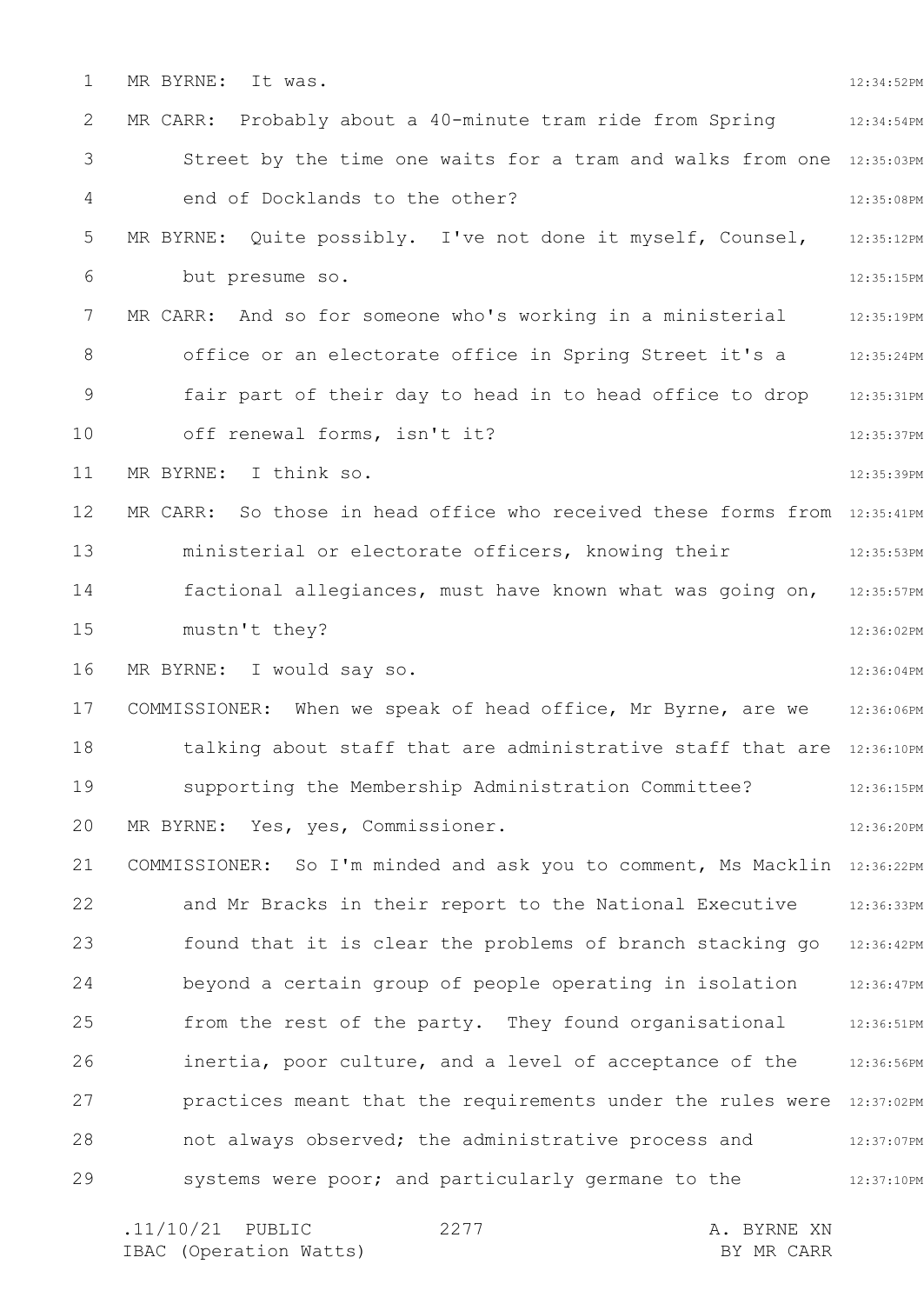MR BYRNE: It was.

MR CARR: Probably about a 40-minute tram ride from Spring Street by the time one waits for a tram and walks from one end of Docklands to the other?

MR BYRNE: Quite possibly. I've not done it myself, Counsel, but presume so.

MR CARR: And so for someone who's working in a ministerial office or an electorate office in Spring Street it's a fair part of their day to head in to head office to drop off renewal forms, isn't it?

MR BYRNE: I think so.

MR CARR: So those in head office who received these forms from ministerial or electorate officers, knowing their factional allegiances, must have known what was going on, mustn't they?

MR BYRNE: I would say so.

COMMISSIONER: When we speak of head office, Mr Byrne, are we talking about staff that are administrative staff that are supporting the Membership Administration Committee?

MR BYRNE: Yes, yes, Commissioner.

COMMISSIONER: So I'm minded and ask you to comment, Ms Macklin and Mr Bracks in their report to the National Executive found that it is clear the problems of branch stacking go beyond a certain group of people operating in isolation from the rest of the party. They found organisational inertia, poor culture, and a level of acceptance of the practices meant that the requirements under the rules were not always observed; the administrative process and systems were poor; and particularly germane to the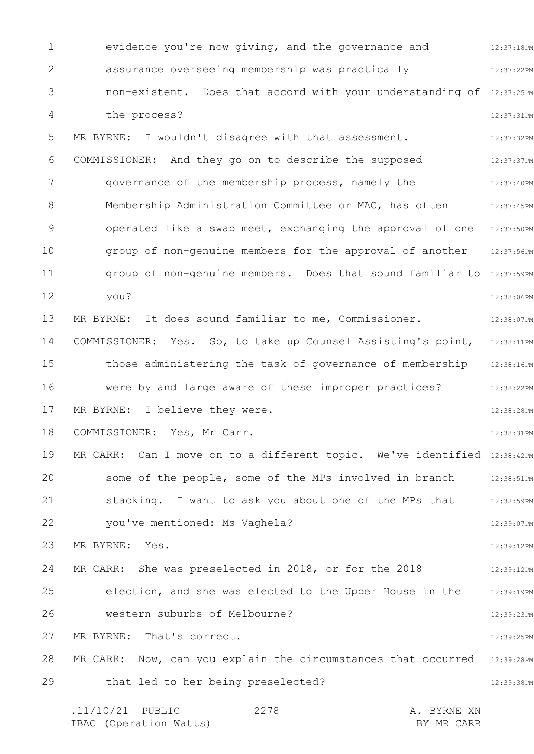evidence you're now giving, and the governance and assurance overseeing membership was practically non-existent. Does that accord with your understanding of the process?

MR BYRNE: I wouldn't disagree with that assessment.

COMMISSIONER: And they go on to describe the supposed governance of the membership process, namely the Membership Administration Committee or MAC, has often operated like a swap meet, exchanging the approval of one group of non-genuine members for the approval of another group of non-genuine members. Does that sound familiar to you?

MR BYRNE: It does sound familiar to me, Commissioner.

COMMISSIONER: Yes. So, to take up Counsel Assisting's point, those administering the task of governance of membership were by and large aware of these improper practices?

MR BYRNE: I believe they were.

COMMISSIONER: Yes, Mr Carr.

MR CARR: Can I move on to a different topic. We've identified some of the people, some of the MPs involved in branch stacking. I want to ask you about one of the MPs that you've mentioned: Ms Vaghela?

MR BYRNE: Yes.

MR CARR: She was preselected in 2018, or for the 2018 election, and she was elected to the Upper House in the western suburbs of Melbourne?

MR BYRNE: That's correct.

MR CARR: Now, can you explain the circumstances that occurred that led to her being preselected?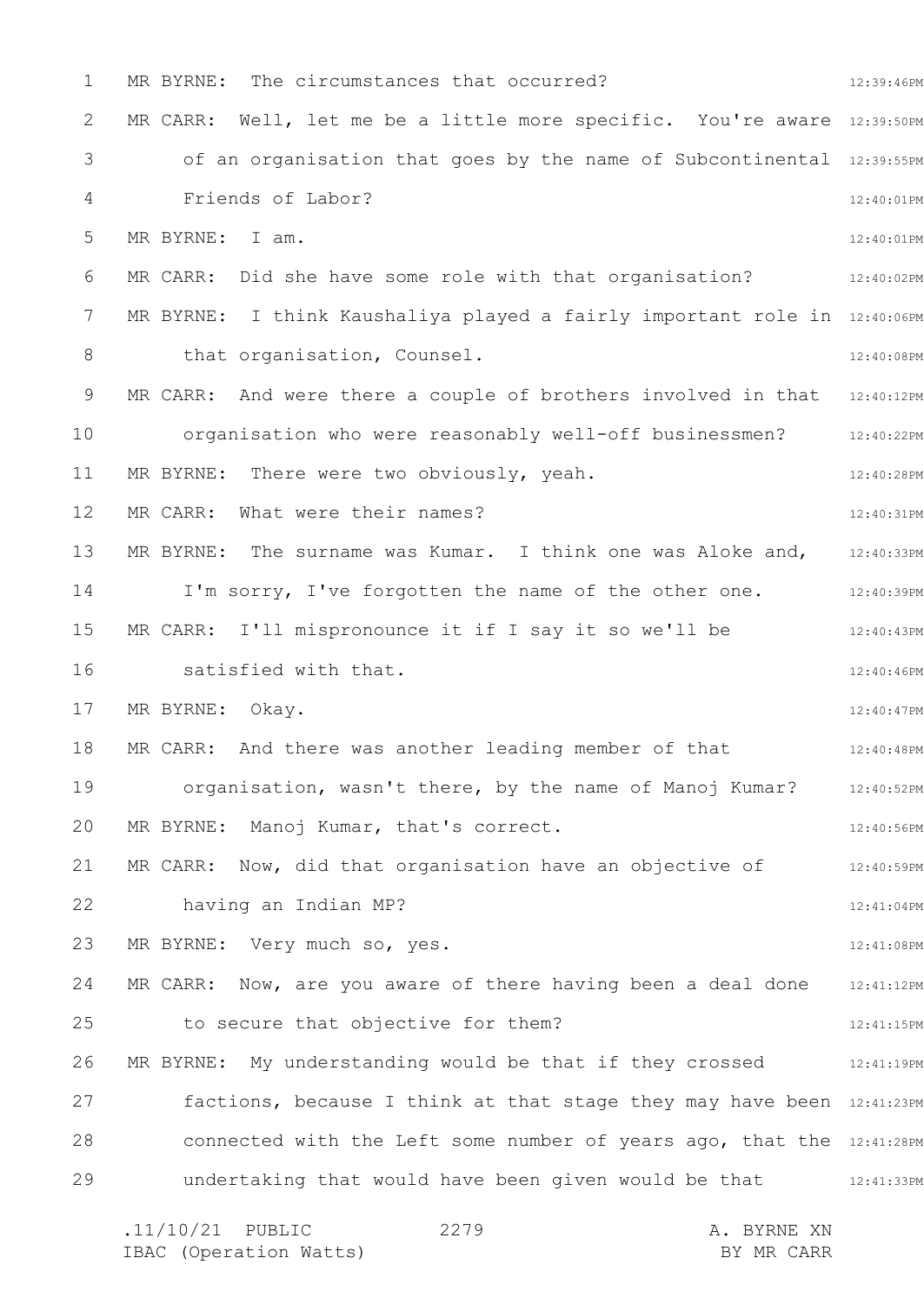MR BYRNE: The circumstances that occurred?

MR CARR: Well, let me be a little more specific. You're aware of an organisation that goes by the name of Subcontinental Friends of Labor?

MR BYRNE: I am.

MR CARR: Did she have some role with that organisation?

MR BYRNE: I think Kaushaliya played a fairly important role in that organisation, Counsel.

MR CARR: And were there a couple of brothers involved in that organisation who were reasonably well-off businessmen?

MR BYRNE: There were two obviously, yeah.

MR CARR: What were their names?

MR BYRNE: The surname was Kumar. I think one was Aloke and, I'm sorry, I've forgotten the name of the other one.

MR CARR: I'll mispronounce it if I say it so we'll be satisfied with that.

MR BYRNE: Okay.

MR CARR: And there was another leading member of that organisation, wasn't there, by the name of Manoj Kumar?

MR BYRNE: Manoj Kumar, that's correct.

MR CARR: Now, did that organisation have an objective of having an Indian MP?

MR BYRNE: Very much so, yes.

MR CARR: Now, are you aware of there having been a deal done to secure that objective for them?

MR BYRNE: My understanding would be that if they crossed factions, because I think at that stage they may have been connected with the Left some number of years ago, that the undertaking that would have been given would be that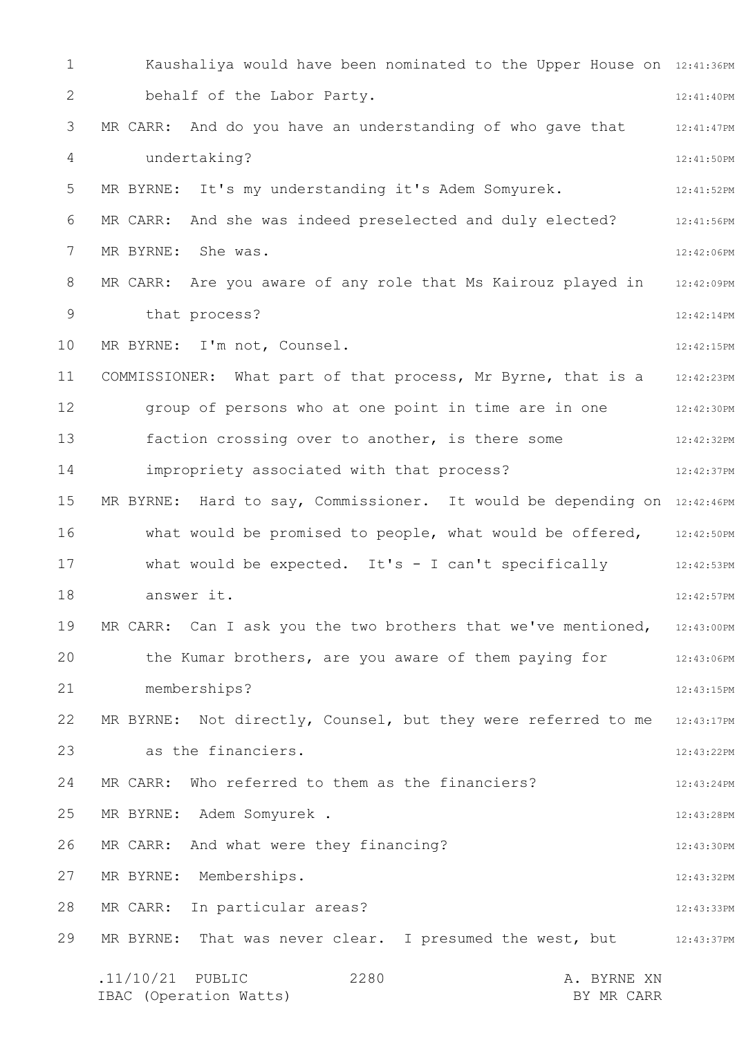Kaushaliya would have been nominated to the Upper House on behalf of the Labor Party.

MR CARR: And do you have an understanding of who gave that undertaking?

MR BYRNE: It's my understanding it's Adem Somyurek.

MR CARR: And she was indeed preselected and duly elected?

MR BYRNE: She was.

MR CARR: Are you aware of any role that Ms Kairouz played in that process?

MR BYRNE: I'm not, Counsel.

COMMISSIONER: What part of that process, Mr Byrne, that is a group of persons who at one point in time are in one faction crossing over to another, is there some impropriety associated with that process?

MR BYRNE: Hard to say, Commissioner. It would be depending on what would be promised to people, what would be offered, what would be expected. It's - I can't specifically answer it.

MR CARR: Can I ask you the two brothers that we've mentioned, the Kumar brothers, are you aware of them paying for memberships?

MR BYRNE: Not directly, Counsel, but they were referred to me as the financiers.

MR CARR: Who referred to them as the financiers?

MR BYRNE: Adem Somyurek .

MR CARR: And what were they financing?

MR BYRNE: Memberships.

MR CARR: In particular areas?

MR BYRNE: That was never clear. I presumed the west, but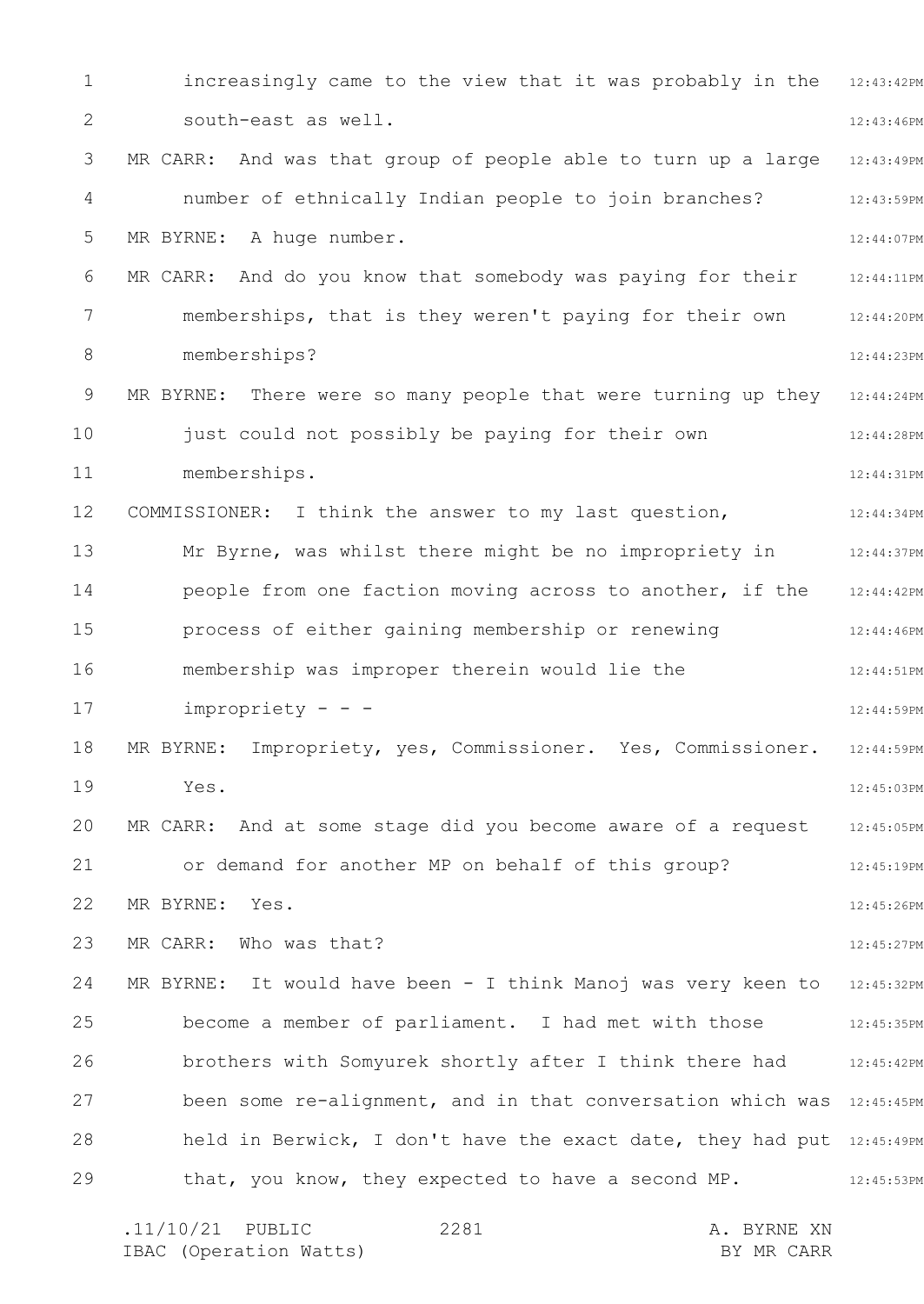increasingly came to the view that it was probably in the south-east as well.

MR CARR: And was that group of people able to turn up a large number of ethnically Indian people to join branches?

MR BYRNE: A huge number.

MR CARR: And do you know that somebody was paying for their memberships, that is they weren't paying for their own memberships?

MR BYRNE: There were so many people that were turning up they just could not possibly be paying for their own memberships.

COMMISSIONER: I think the answer to my last question, Mr Byrne, was whilst there might be no impropriety in people from one faction moving across to another, if the process of either gaining membership or renewing membership was improper therein would lie the impropriety - - -

MR BYRNE: Impropriety, yes, Commissioner. Yes, Commissioner. Yes.

MR CARR: And at some stage did you become aware of a request or demand for another MP on behalf of this group?

MR BYRNE: Yes.

MR CARR: Who was that?

MR BYRNE: It would have been - I think Manoj was very keen to become a member of parliament. I had met with those brothers with Somyurek shortly after I think there had been some re-alignment, and in that conversation which was held in Berwick, I don't have the exact date, they had put that, you know, they expected to have a second MP.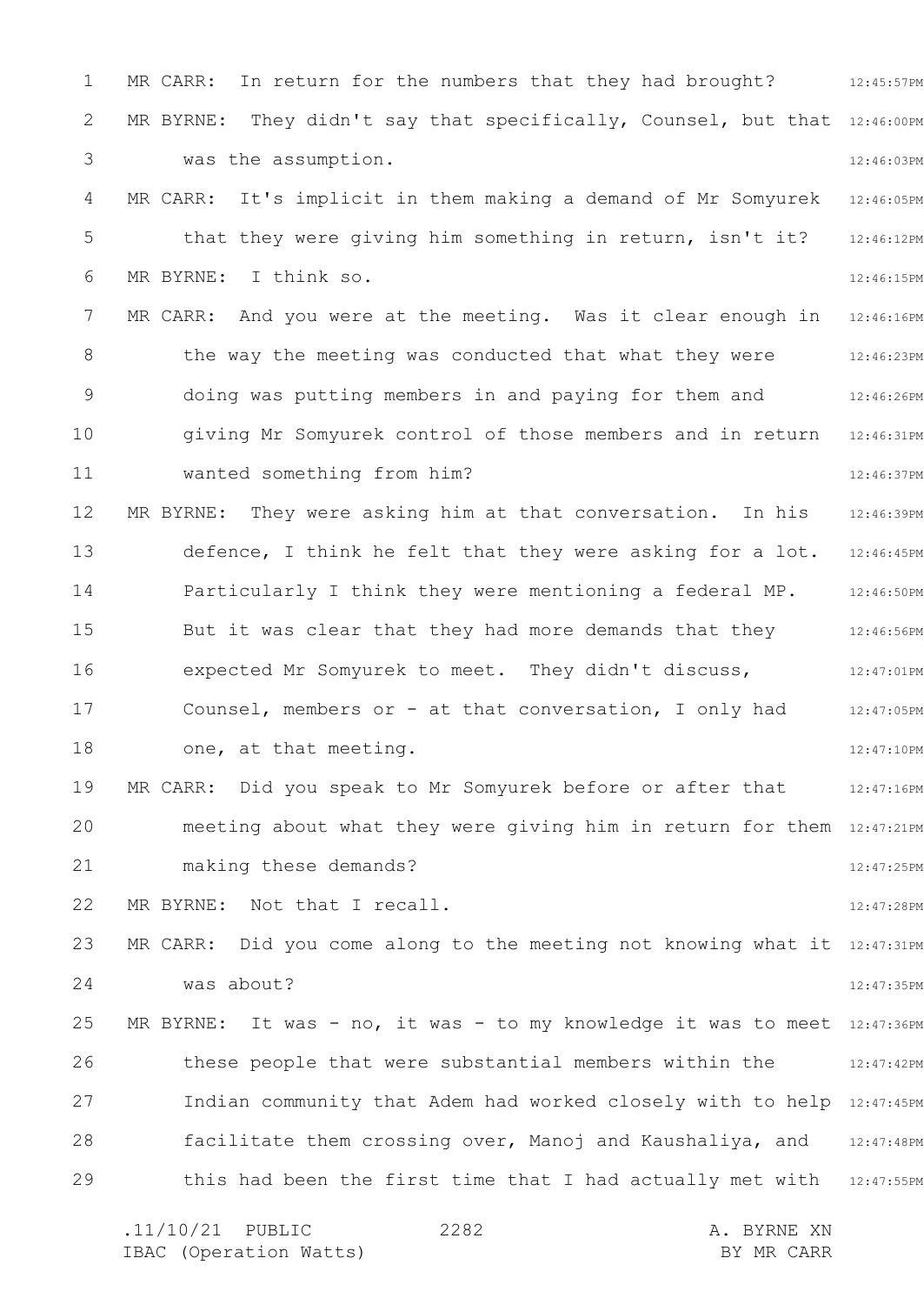MR CARR: In return for the numbers that they had brought?

MR BYRNE: They didn't say that specifically, Counsel, but that was the assumption.

MR CARR: It's implicit in them making a demand of Mr Somyurek that they were giving him something in return, isn't it?

MR BYRNE: I think so.

MR CARR: And you were at the meeting. Was it clear enough in the way the meeting was conducted that what they were doing was putting members in and paying for them and giving Mr Somyurek control of those members and in return wanted something from him?

MR BYRNE: They were asking him at that conversation. In his defence, I think he felt that they were asking for a lot. Particularly I think they were mentioning a federal MP. But it was clear that they had more demands that they expected Mr Somyurek to meet. They didn't discuss, Counsel, members or - at that conversation, I only had one, at that meeting.

MR CARR: Did you speak to Mr Somyurek before or after that meeting about what they were giving him in return for them making these demands?

MR BYRNE: Not that I recall.

MR CARR: Did you come along to the meeting not knowing what it was about?

MR BYRNE: It was - no, it was - to my knowledge it was to meet these people that were substantial members within the Indian community that Adem had worked closely with to help facilitate them crossing over, Manoj and Kaushaliya, and this had been the first time that I had actually met with

.11/10/21 PUBLIC IBAC (Operation Watts) — A. BYRNE XN BY MR CARR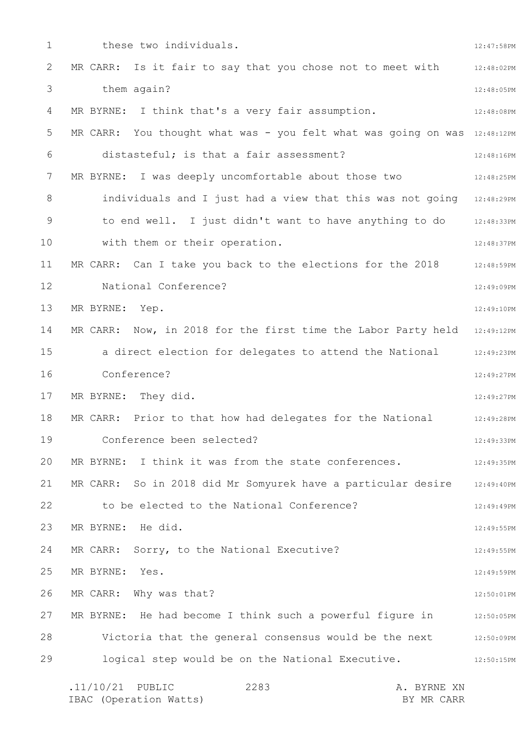these two individuals.

MR CARR: Is it fair to say that you chose not to meet with them again?

MR BYRNE: I think that's a very fair assumption.

MR CARR: You thought what was - you felt what was going on was distasteful; is that a fair assessment?

MR BYRNE: I was deeply uncomfortable about those two individuals and I just had a view that this was not going to end well. I just didn't want to have anything to do with them or their operation.

MR CARR: Can I take you back to the elections for the 2018 National Conference?

MR BYRNE: Yep.

MR CARR: Now, in 2018 for the first time the Labor Party held a direct election for delegates to attend the National Conference?

MR BYRNE: They did.

MR CARR: Prior to that how had delegates for the National Conference been selected?

MR BYRNE: I think it was from the state conferences.

MR CARR: So in 2018 did Mr Somyurek have a particular desire to be elected to the National Conference?

MR BYRNE: He did.

MR CARR: Sorry, to the National Executive?

MR BYRNE: Yes.

MR CARR: Why was that?

MR BYRNE: He had become I think such a powerful figure in Victoria that the general consensus would be the next logical step would be on the National Executive.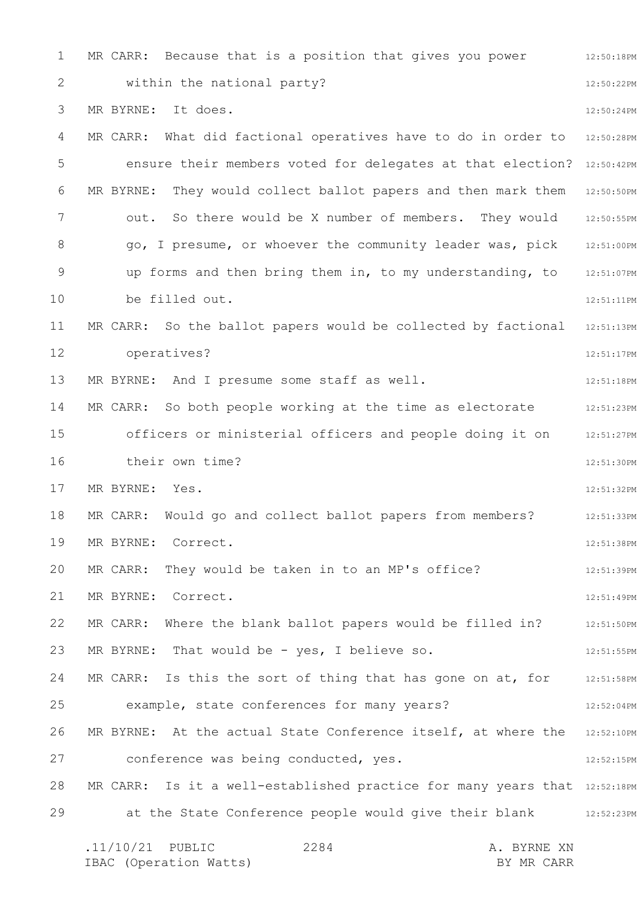MR CARR: Because that is a position that gives you power within the national party?

MR BYRNE: It does.

MR CARR: What did factional operatives have to do in order to ensure their members voted for delegates at that election?

MR BYRNE: They would collect ballot papers and then mark them out. So there would be X number of members. They would go, I presume, or whoever the community leader was, pick up forms and then bring them in, to my understanding, to be filled out.

MR CARR: So the ballot papers would be collected by factional operatives?

MR BYRNE: And I presume some staff as well.

MR CARR: So both people working at the time as electorate officers or ministerial officers and people doing it on their own time?

MR BYRNE: Yes.

MR CARR: Would go and collect ballot papers from members?

MR BYRNE: Correct.

MR CARR: They would be taken in to an MP's office?

MR BYRNE: Correct.

MR CARR: Where the blank ballot papers would be filled in?

MR BYRNE: That would be - yes, I believe so.

MR CARR: Is this the sort of thing that has gone on at, for example, state conferences for many years?

MR BYRNE: At the actual State Conference itself, at where the conference was being conducted, yes.

MR CARR: Is it a well-established practice for many years that at the State Conference people would give their blank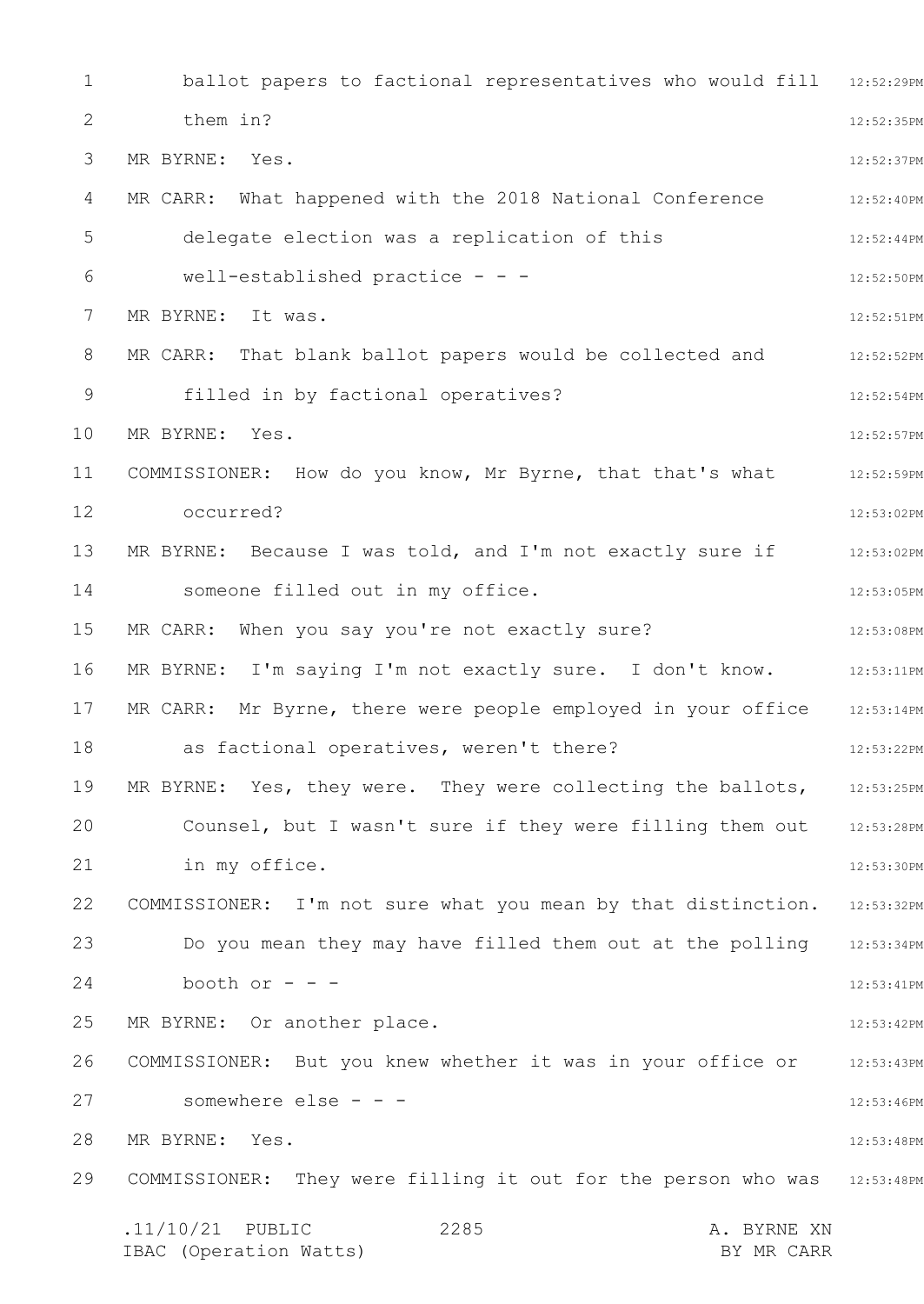ballot papers to factional representatives who would fill them in?

MR BYRNE: Yes.

MR CARR: What happened with the 2018 National Conference delegate election was a replication of this well-established practice - - -

MR BYRNE: It was.

MR CARR: That blank ballot papers would be collected and filled in by factional operatives?

MR BYRNE: Yes.

COMMISSIONER: How do you know, Mr Byrne, that that's what occurred?

MR BYRNE: Because I was told, and I'm not exactly sure if someone filled out in my office.

MR CARR: When you say you're not exactly sure?

MR BYRNE: I'm saying I'm not exactly sure. I don't know.

MR CARR: Mr Byrne, there were people employed in your office as factional operatives, weren't there?

MR BYRNE: Yes, they were. They were collecting the ballots, Counsel, but I wasn't sure if they were filling them out in my office.

COMMISSIONER: I'm not sure what you mean by that distinction. Do you mean they may have filled them out at the polling booth or - - -

MR BYRNE: Or another place.

COMMISSIONER: But you knew whether it was in your office or somewhere else - - -

MR BYRNE: Yes.

COMMISSIONER: They were filling it out for the person who was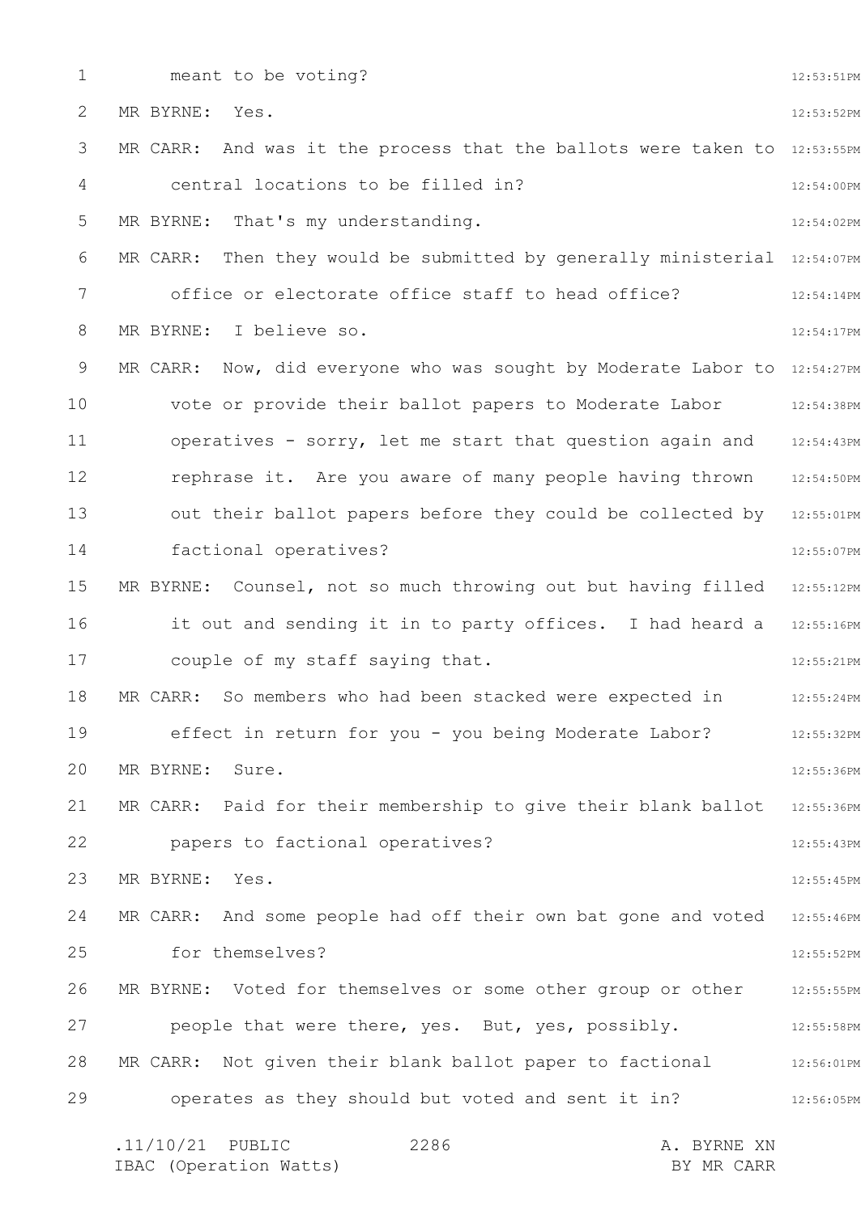meant to be voting?

MR BYRNE: Yes.

MR CARR: And was it the process that the ballots were taken to central locations to be filled in?

MR BYRNE: That's my understanding.

MR CARR: Then they would be submitted by generally ministerial office or electorate office staff to head office?

MR BYRNE: I believe so.

MR CARR: Now, did everyone who was sought by Moderate Labor to vote or provide their ballot papers to Moderate Labor operatives - sorry, let me start that question again and rephrase it. Are you aware of many people having thrown out their ballot papers before they could be collected by factional operatives?

MR BYRNE: Counsel, not so much throwing out but having filled it out and sending it in to party offices. I had heard a couple of my staff saying that.

MR CARR: So members who had been stacked were expected in effect in return for you - you being Moderate Labor?

MR BYRNE: Sure.

MR CARR: Paid for their membership to give their blank ballot papers to factional operatives?

MR BYRNE: Yes.

MR CARR: And some people had off their own bat gone and voted for themselves?

MR BYRNE: Voted for themselves or some other group or other people that were there, yes. But, yes, possibly.

MR CARR: Not given their blank ballot paper to factional operates as they should but voted and sent it in?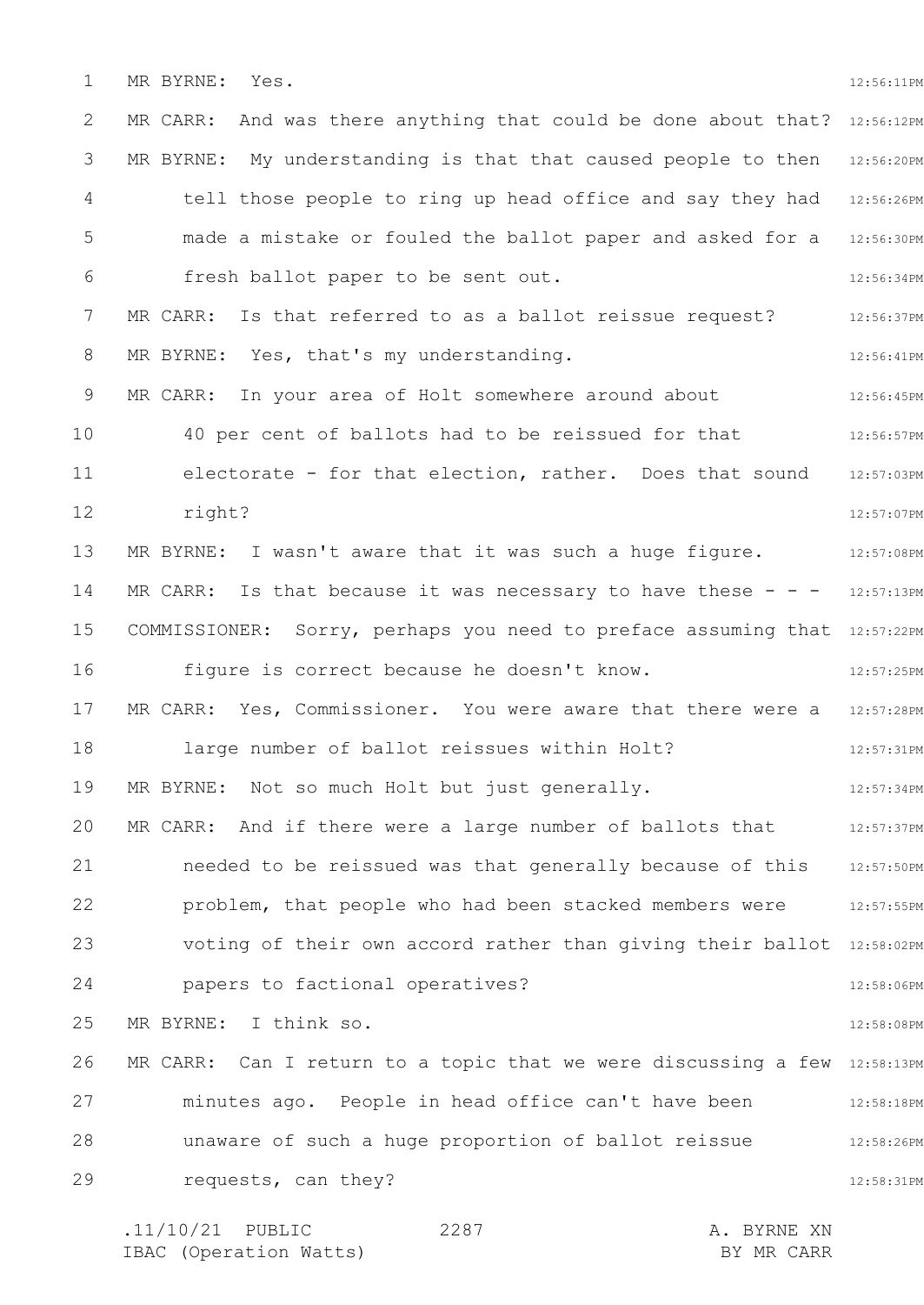MR BYRNE: Yes.

MR CARR: And was there anything that could be done about that?

MR BYRNE: My understanding is that that caused people to then tell those people to ring up head office and say they had made a mistake or fouled the ballot paper and asked for a fresh ballot paper to be sent out.

MR CARR: Is that referred to as a ballot reissue request?

MR BYRNE: Yes, that's my understanding.

MR CARR: In your area of Holt somewhere around about 40 per cent of ballots had to be reissued for that electorate - for that election, rather. Does that sound right?

MR BYRNE: I wasn't aware that it was such a huge figure.

MR CARR: Is that because it was necessary to have these - - -

COMMISSIONER: Sorry, perhaps you need to preface assuming that figure is correct because he doesn't know.

MR CARR: Yes, Commissioner. You were aware that there were a large number of ballot reissues within Holt?

MR BYRNE: Not so much Holt but just generally.

MR CARR: And if there were a large number of ballots that needed to be reissued was that generally because of this problem, that people who had been stacked members were voting of their own accord rather than giving their ballot papers to factional operatives?

MR BYRNE: I think so.

MR CARR: Can I return to a topic that we were discussing a few minutes ago. People in head office can't have been unaware of such a huge proportion of ballot reissue requests, can they?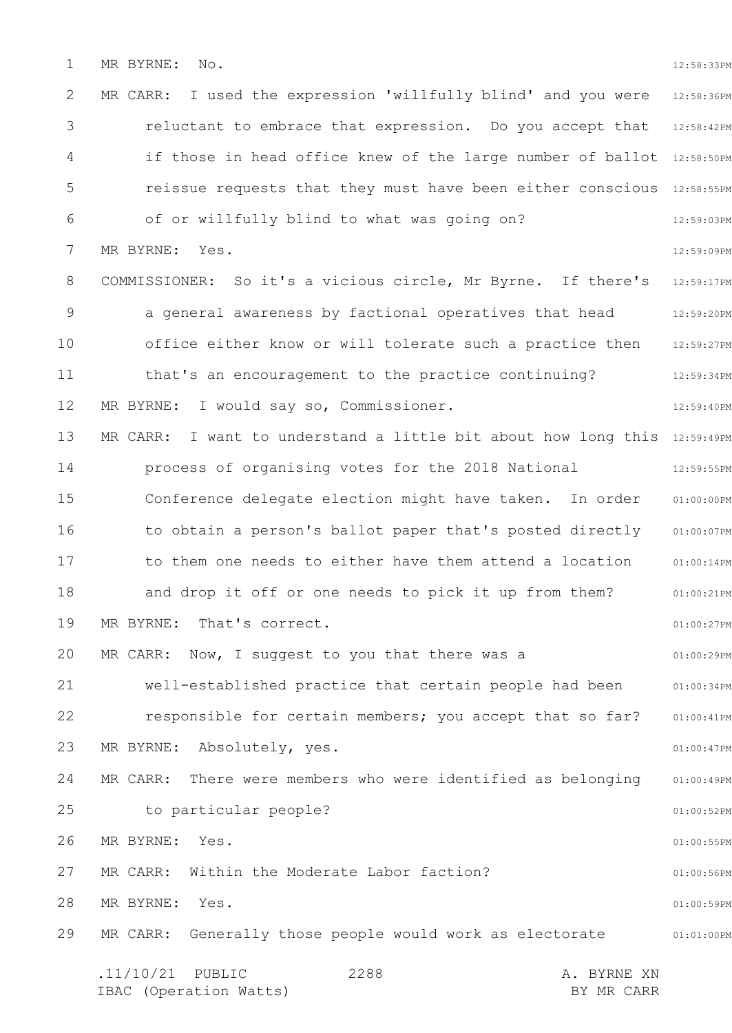MR BYRNE: No.

MR CARR: I used the expression 'willfully blind' and you were reluctant to embrace that expression. Do you accept that if those in head office knew of the large number of ballot reissue requests that they must have been either conscious of or willfully blind to what was going on?

MR BYRNE: Yes.

COMMISSIONER: So it's a vicious circle, Mr Byrne. If there's a general awareness by factional operatives that head office either know or will tolerate such a practice then that's an encouragement to the practice continuing?

MR BYRNE: I would say so, Commissioner.

MR CARR: I want to understand a little bit about how long this process of organising votes for the 2018 National Conference delegate election might have taken. In order to obtain a person's ballot paper that's posted directly to them one needs to either have them attend a location and drop it off or one needs to pick it up from them?

MR BYRNE: That's correct.

MR CARR: Now, I suggest to you that there was a well-established practice that certain people had been responsible for certain members; you accept that so far?

MR BYRNE: Absolutely, yes.

MR CARR: There were members who were identified as belonging to particular people?

MR BYRNE: Yes.

MR CARR: Within the Moderate Labor faction?

MR BYRNE: Yes.

MR CARR: Generally those people would work as electorate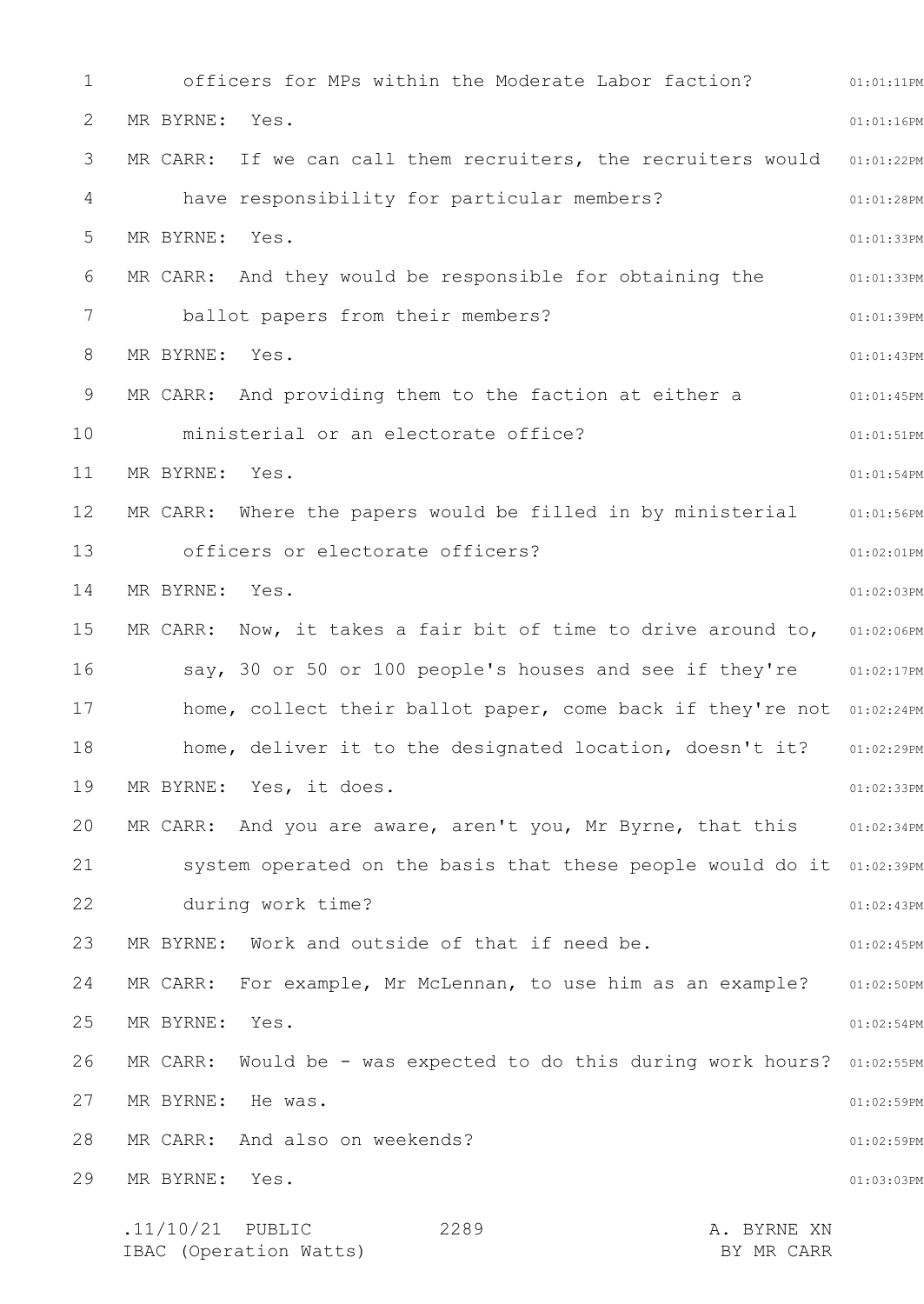officers for MPs within the Moderate Labor faction?

MR BYRNE: Yes.

MR CARR: If we can call them recruiters, the recruiters would have responsibility for particular members?

MR BYRNE: Yes.

MR CARR: And they would be responsible for obtaining the ballot papers from their members?

MR BYRNE: Yes.

MR CARR: And providing them to the faction at either a ministerial or an electorate office?

MR BYRNE: Yes.

MR CARR: Where the papers would be filled in by ministerial officers or electorate officers?

MR BYRNE: Yes.

MR CARR: Now, it takes a fair bit of time to drive around to, say, 30 or 50 or 100 people's houses and see if they're home, collect their ballot paper, come back if they're not home, deliver it to the designated location, doesn't it?

MR BYRNE: Yes, it does.

MR CARR: And you are aware, aren't you, Mr Byrne, that this system operated on the basis that these people would do it during work time?

MR BYRNE: Work and outside of that if need be.

MR CARR: For example, Mr McLennan, to use him as an example?

MR BYRNE: Yes.

MR CARR: Would be - was expected to do this during work hours?

MR BYRNE: He was.

MR CARR: And also on weekends?

MR BYRNE: Yes.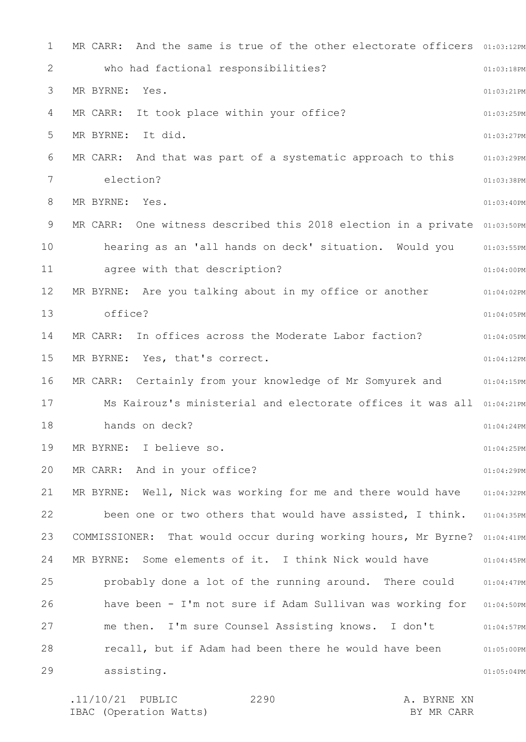MR CARR: And the same is true of the other electorate officers who had factional responsibilities?

MR BYRNE: Yes.

MR CARR: It took place within your office?

MR BYRNE: It did.

MR CARR: And that was part of a systematic approach to this election?

MR BYRNE: Yes.

MR CARR: One witness described this 2018 election in a private hearing as an 'all hands on deck' situation. Would you agree with that description?

MR BYRNE: Are you talking about in my office or another office?

MR CARR: In offices across the Moderate Labor faction?

MR BYRNE: Yes, that's correct.

MR CARR: Certainly from your knowledge of Mr Somyurek and Ms Kairouz's ministerial and electorate offices it was all hands on deck?

MR BYRNE: I believe so.

MR CARR: And in your office?

MR BYRNE: Well, Nick was working for me and there would have been one or two others that would have assisted, I think.

COMMISSIONER: That would occur during working hours, Mr Byrne?

MR BYRNE: Some elements of it. I think Nick would have probably done a lot of the running around. There could have been - I'm not sure if Adam Sullivan was working for me then. I'm sure Counsel Assisting knows. I don't recall, but if Adam had been there he would have been assisting.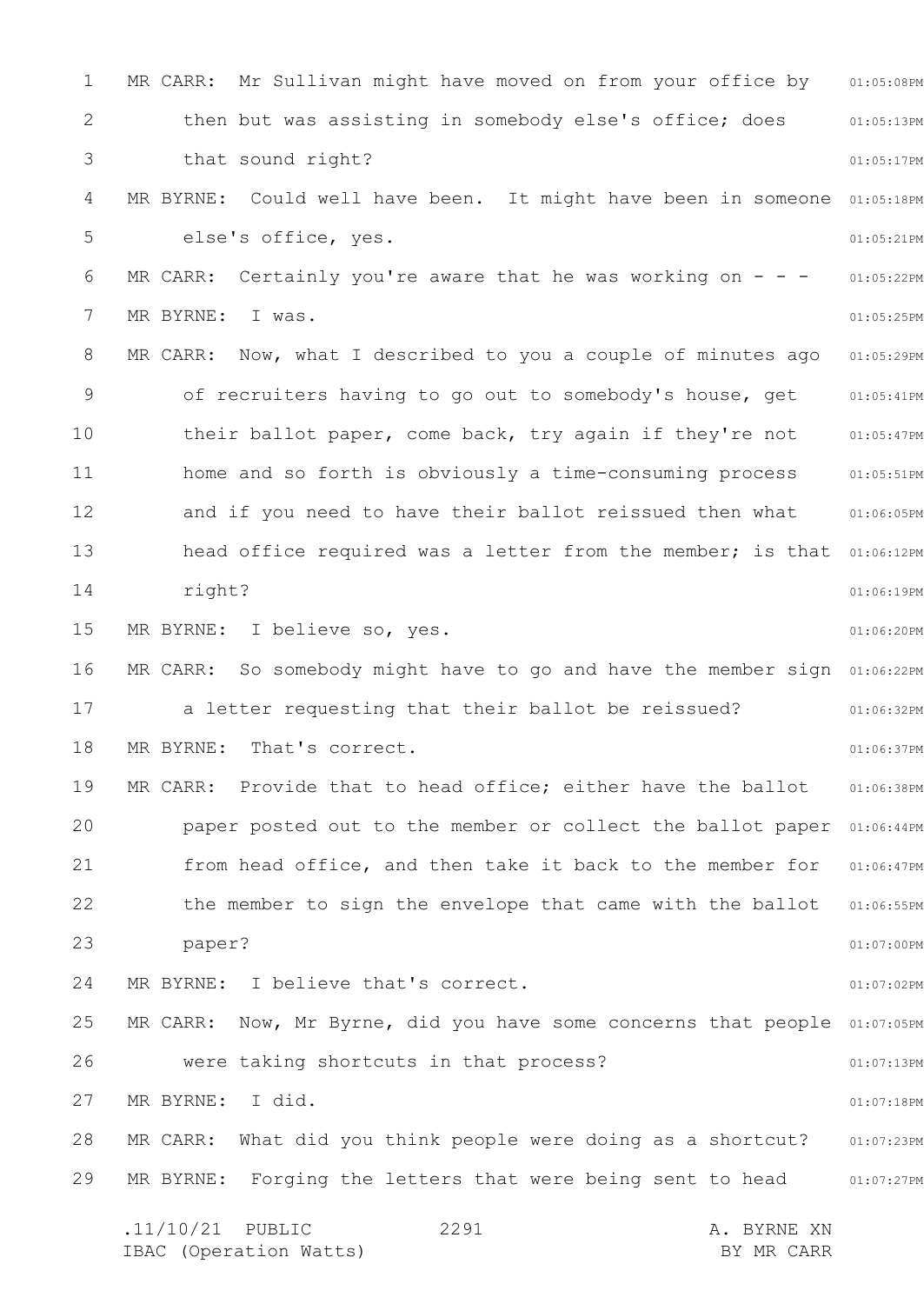MR CARR: Mr Sullivan might have moved on from your office by then but was assisting in somebody else's office; does that sound right?

MR BYRNE: Could well have been. It might have been in someone else's office, yes.

MR CARR: Certainly you're aware that he was working on - - -

MR BYRNE: I was.

MR CARR: Now, what I described to you a couple of minutes ago of recruiters having to go out to somebody's house, get their ballot paper, come back, try again if they're not home and so forth is obviously a time-consuming process and if you need to have their ballot reissued then what head office required was a letter from the member; is that right?

MR BYRNE: I believe so, yes.

MR CARR: So somebody might have to go and have the member sign a letter requesting that their ballot be reissued?

MR BYRNE: That's correct.

MR CARR: Provide that to head office; either have the ballot paper posted out to the member or collect the ballot paper from head office, and then take it back to the member for the member to sign the envelope that came with the ballot paper?

MR BYRNE: I believe that's correct.

MR CARR: Now, Mr Byrne, did you have some concerns that people were taking shortcuts in that process?

MR BYRNE: I did.

MR CARR: What did you think people were doing as a shortcut?

MR BYRNE: Forging the letters that were being sent to head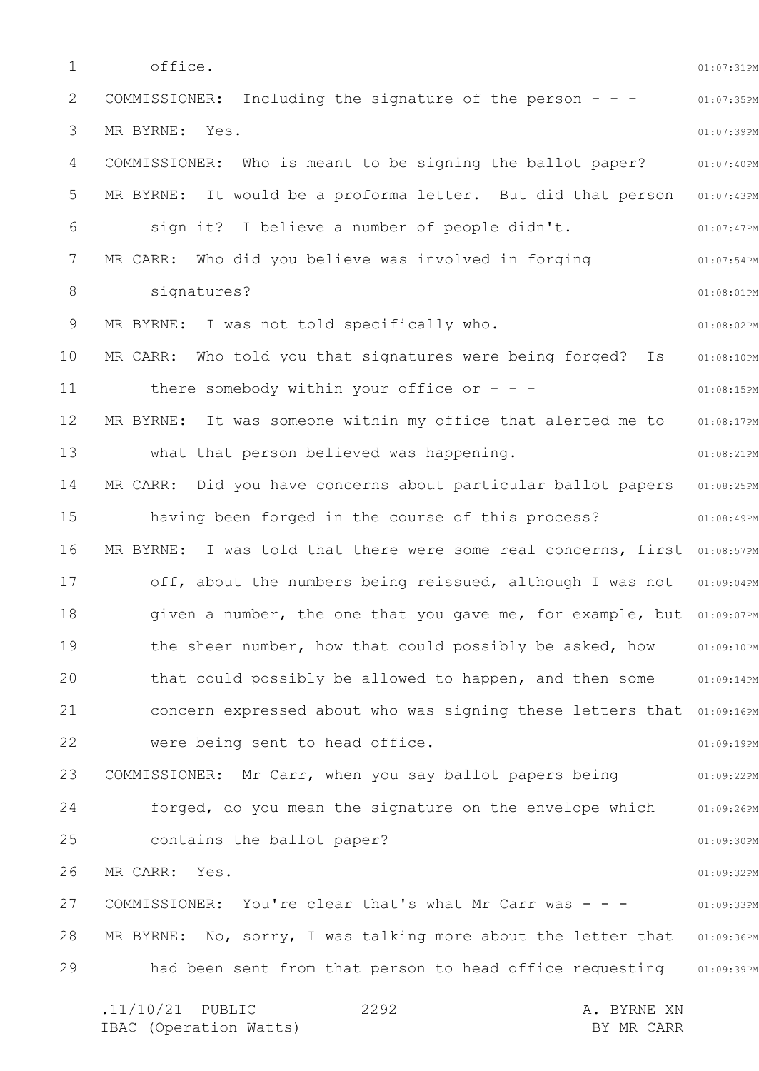office.

COMMISSIONER: Including the signature of the person - - -

MR BYRNE: Yes.

COMMISSIONER: Who is meant to be signing the ballot paper?

MR BYRNE: It would be a proforma letter. But did that person sign it? I believe a number of people didn't.

MR CARR: Who did you believe was involved in forging signatures?

MR BYRNE: I was not told specifically who.

MR CARR: Who told you that signatures were being forged? Is there somebody within your office or - - -

MR BYRNE: It was someone within my office that alerted me to what that person believed was happening.

MR CARR: Did you have concerns about particular ballot papers having been forged in the course of this process?

MR BYRNE: I was told that there were some real concerns, first off, about the numbers being reissued, although I was not given a number, the one that you gave me, for example, but the sheer number, how that could possibly be asked, how that could possibly be allowed to happen, and then some concern expressed about who was signing these letters that were being sent to head office.

COMMISSIONER: Mr Carr, when you say ballot papers being forged, do you mean the signature on the envelope which contains the ballot paper?

MR CARR: Yes.

COMMISSIONER: You're clear that's what Mr Carr was - - -

MR BYRNE: No, sorry, I was talking more about the letter that had been sent from that person to head office requesting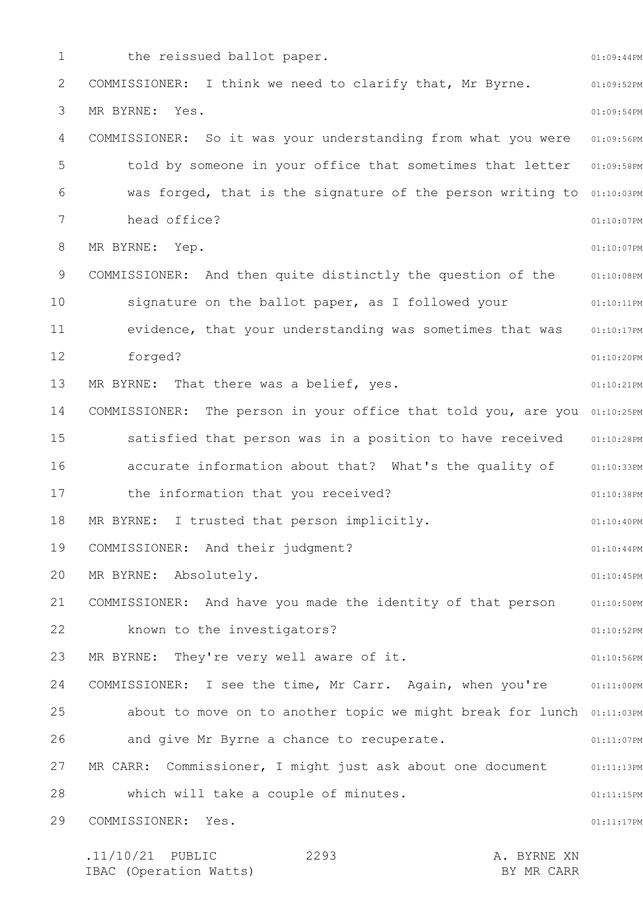the reissued ballot paper.

COMMISSIONER: I think we need to clarify that, Mr Byrne.

MR BYRNE: Yes.

COMMISSIONER: So it was your understanding from what you were told by someone in your office that sometimes that letter was forged, that is the signature of the person writing to head office?

MR BYRNE: Yep.

COMMISSIONER: And then quite distinctly the question of the signature on the ballot paper, as I followed your evidence, that your understanding was sometimes that was forged?

MR BYRNE: That there was a belief, yes.

COMMISSIONER: The person in your office that told you, are you satisfied that person was in a position to have received accurate information about that? What's the quality of the information that you received?

MR BYRNE: I trusted that person implicitly.

COMMISSIONER: And their judgment?

MR BYRNE: Absolutely.

COMMISSIONER: And have you made the identity of that person known to the investigators?

MR BYRNE: They're very well aware of it.

COMMISSIONER: I see the time, Mr Carr. Again, when you're about to move on to another topic we might break for lunch and give Mr Byrne a chance to recuperate.

MR CARR: Commissioner, I might just ask about one document which will take a couple of minutes.

COMMISSIONER: Yes.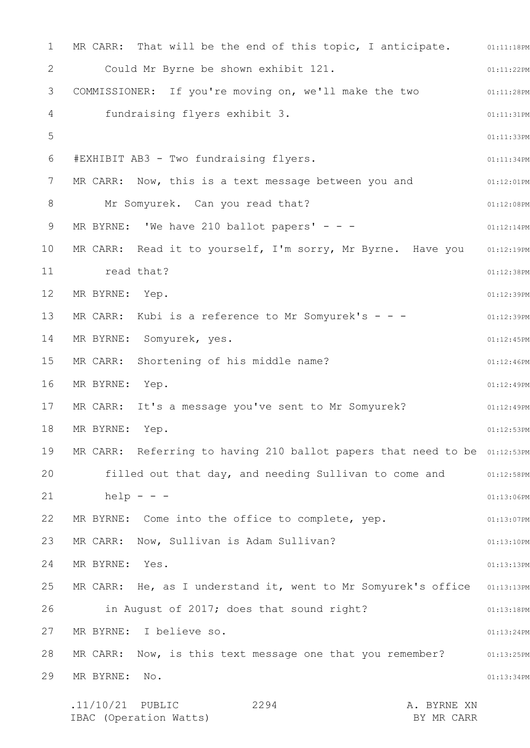MR CARR: That will be the end of this topic, I anticipate. Could Mr Byrne be shown exhibit 121.

COMMISSIONER: If you're moving on, we'll make the two fundraising flyers exhibit 3.

#EXHIBIT AB3 - Two fundraising flyers.

MR CARR: Now, this is a text message between you and Mr Somyurek. Can you read that?

MR BYRNE: 'We have 210 ballot papers' - - -

MR CARR: Read it to yourself, I'm sorry, Mr Byrne. Have you read that?

MR BYRNE: Yep.

MR CARR: Kubi is a reference to Mr Somyurek's - - -

MR BYRNE: Somyurek, yes.

MR CARR: Shortening of his middle name?

MR BYRNE: Yep.

MR CARR: It's a message you've sent to Mr Somyurek?

MR BYRNE: Yep.

MR CARR: Referring to having 210 ballot papers that need to be filled out that day, and needing Sullivan to come and help - - -

MR BYRNE: Come into the office to complete, yep.

MR CARR: Now, Sullivan is Adam Sullivan?

MR BYRNE: Yes.

MR CARR: He, as I understand it, went to Mr Somyurek's office in August of 2017; does that sound right?

MR BYRNE: I believe so.

MR CARR: Now, is this text message one that you remember?

MR BYRNE: No.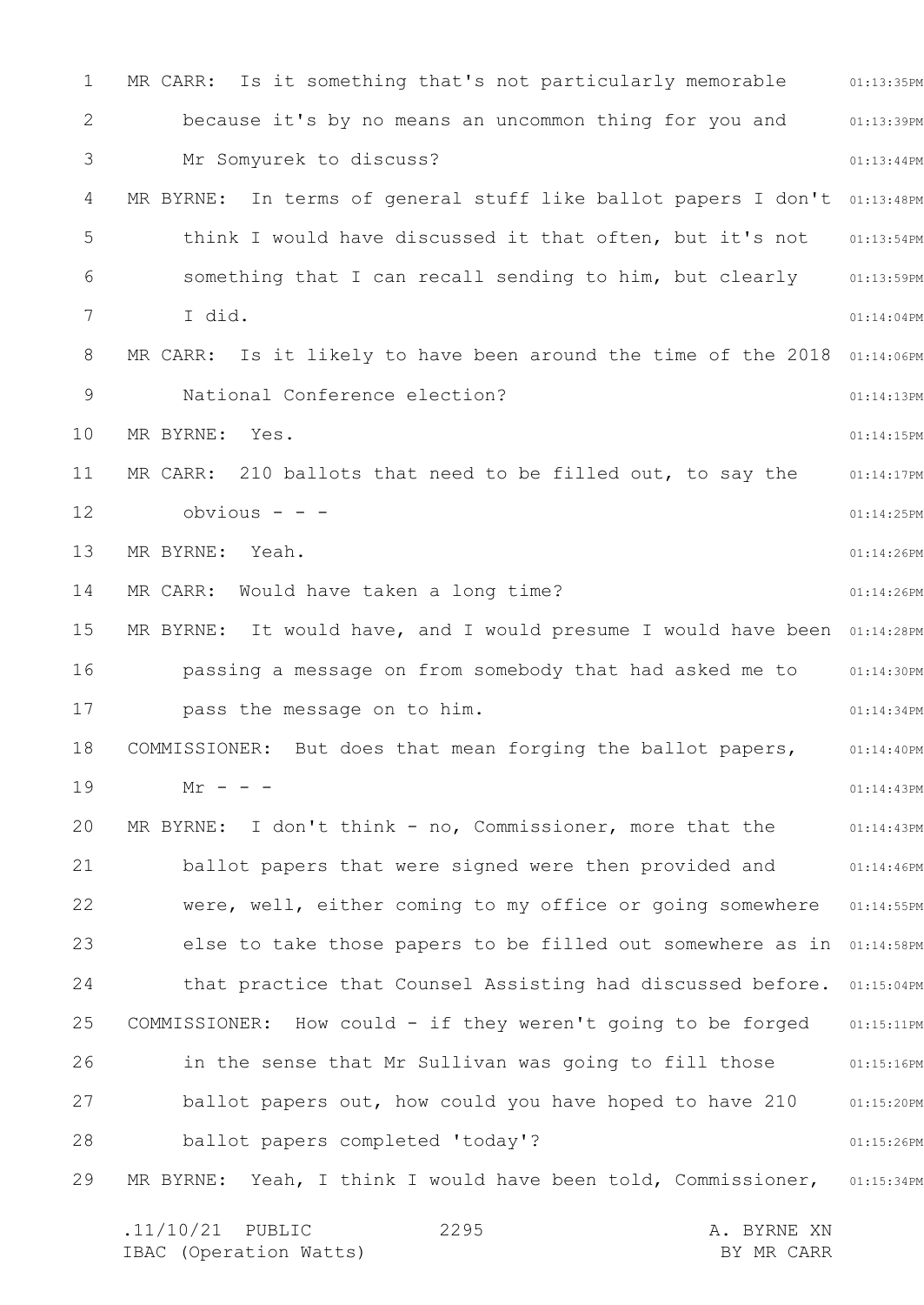MR CARR: Is it something that's not particularly memorable because it's by no means an uncommon thing for you and Mr Somyurek to discuss?

MR BYRNE: In terms of general stuff like ballot papers I don't think I would have discussed it that often, but it's not something that I can recall sending to him, but clearly I did.

MR CARR: Is it likely to have been around the time of the 2018 National Conference election?

MR BYRNE: Yes.

MR CARR: 210 ballots that need to be filled out, to say the obvious - - -

MR BYRNE: Yeah.

MR CARR: Would have taken a long time?

MR BYRNE: It would have, and I would presume I would have been passing a message on from somebody that had asked me to pass the message on to him.

COMMISSIONER: But does that mean forging the ballot papers, Mr - - -

MR BYRNE: I don't think - no, Commissioner, more that the ballot papers that were signed were then provided and were, well, either coming to my office or going somewhere else to take those papers to be filled out somewhere as in that practice that Counsel Assisting had discussed before.

COMMISSIONER: How could - if they weren't going to be forged in the sense that Mr Sullivan was going to fill those ballot papers out, how could you have hoped to have 210 ballot papers completed 'today'?

MR BYRNE: Yeah, I think I would have been told, Commissioner,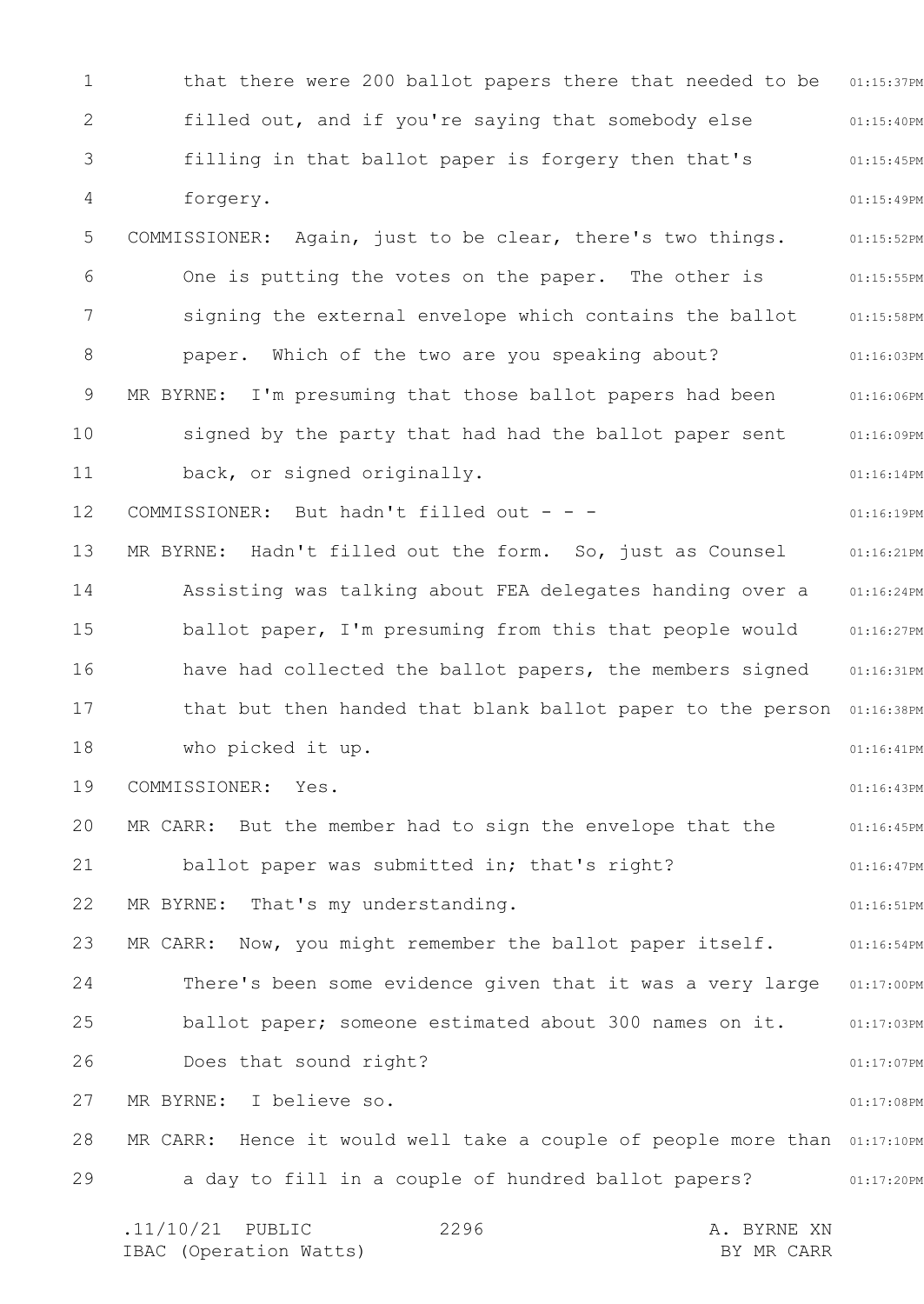that there were 200 ballot papers there that needed to be filled out, and if you're saying that somebody else filling in that ballot paper is forgery then that's forgery.

COMMISSIONER: Again, just to be clear, there's two things. One is putting the votes on the paper. The other is signing the external envelope which contains the ballot paper. Which of the two are you speaking about?

MR BYRNE: I'm presuming that those ballot papers had been signed by the party that had had the ballot paper sent back, or signed originally.

COMMISSIONER: But hadn't filled out - - -

MR BYRNE: Hadn't filled out the form. So, just as Counsel Assisting was talking about FEA delegates handing over a ballot paper, I'm presuming from this that people would have had collected the ballot papers, the members signed that but then handed that blank ballot paper to the person who picked it up.

COMMISSIONER: Yes.

MR CARR: But the member had to sign the envelope that the ballot paper was submitted in; that's right?

MR BYRNE: That's my understanding.

MR CARR: Now, you might remember the ballot paper itself. There's been some evidence given that it was a very large ballot paper; someone estimated about 300 names on it. Does that sound right?

MR BYRNE: I believe so.

MR CARR: Hence it would well take a couple of people more than a day to fill in a couple of hundred ballot papers?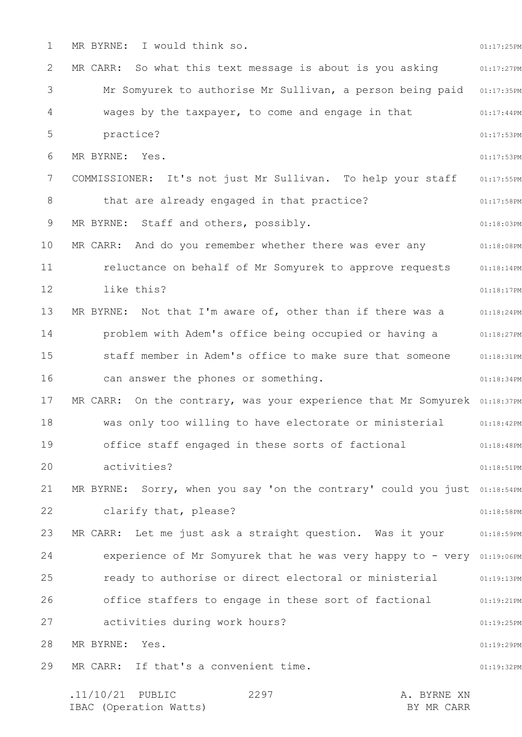MR BYRNE: I would think so.

MR CARR: So what this text message is about is you asking Mr Somyurek to authorise Mr Sullivan, a person being paid wages by the taxpayer, to come and engage in that practice?

MR BYRNE: Yes.

COMMISSIONER: It's not just Mr Sullivan. To help your staff that are already engaged in that practice?

MR BYRNE: Staff and others, possibly.

MR CARR: And do you remember whether there was ever any reluctance on behalf of Mr Somyurek to approve requests like this?

MR BYRNE: Not that I'm aware of, other than if there was a problem with Adem's office being occupied or having a staff member in Adem's office to make sure that someone can answer the phones or something.

MR CARR: On the contrary, was your experience that Mr Somyurek was only too willing to have electorate or ministerial office staff engaged in these sorts of factional activities?

MR BYRNE: Sorry, when you say 'on the contrary' could you just clarify that, please?

MR CARR: Let me just ask a straight question. Was it your experience of Mr Somyurek that he was very happy to - very ready to authorise or direct electoral or ministerial office staffers to engage in these sort of factional activities during work hours?

MR BYRNE: Yes.

MR CARR: If that's a convenient time.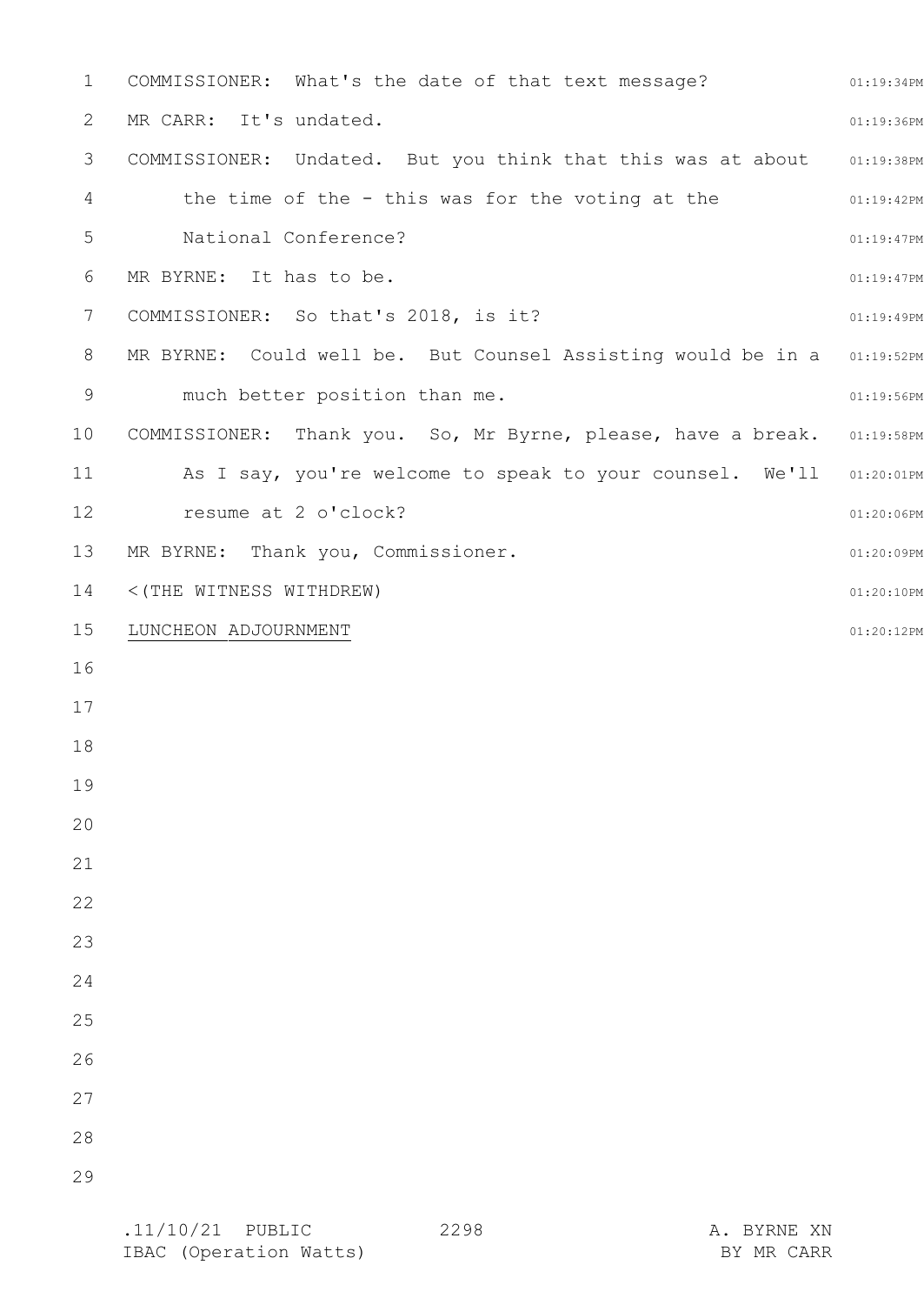COMMISSIONER: What's the date of that text message?

MR CARR: It's undated.

COMMISSIONER: Undated. But you think that this was at about the time of the - this was for the voting at the National Conference?

MR BYRNE: It has to be.

COMMISSIONER: So that's 2018, is it?

MR BYRNE: Could well be. But Counsel Assisting would be in a much better position than me.

COMMISSIONER: Thank you. So, Mr Byrne, please, have a break. As I say, you're welcome to speak to your counsel. We'll resume at 2 o'clock?

MR BYRNE: Thank you, Commissioner.

<(THE WITNESS WITHDREW)

LUNCHEON ADJOURNMENT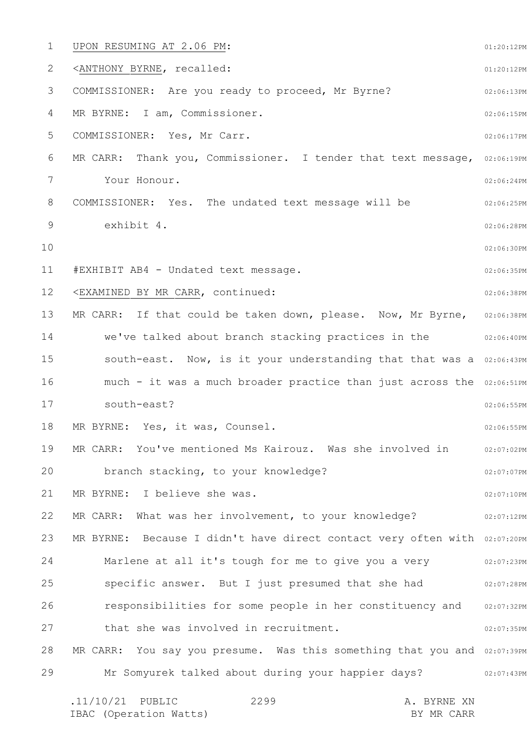UPON RESUMING AT 2.06 PM:

<ANTHONY BYRNE, recalled:

COMMISSIONER: Are you ready to proceed, Mr Byrne?

MR BYRNE: I am, Commissioner.

COMMISSIONER: Yes, Mr Carr.

MR CARR: Thank you, Commissioner. I tender that text message, Your Honour.

COMMISSIONER: Yes. The undated text message will be exhibit 4.

#EXHIBIT AB4 - Undated text message.

<EXAMINED BY MR CARR, continued:

MR CARR: If that could be taken down, please. Now, Mr Byrne, we've talked about branch stacking practices in the south-east. Now, is it your understanding that that was a much - it was a much broader practice than just across the south-east?

MR BYRNE: Yes, it was, Counsel.

MR CARR: You've mentioned Ms Kairouz. Was she involved in branch stacking, to your knowledge?

MR BYRNE: I believe she was.

MR CARR: What was her involvement, to your knowledge?

MR BYRNE: Because I didn't have direct contact very often with Marlene at all it's tough for me to give you a very specific answer. But I just presumed that she had responsibilities for some people in her constituency and that she was involved in recruitment.

MR CARR: You say you presume. Was this something that you and Mr Somyurek talked about during your happier days?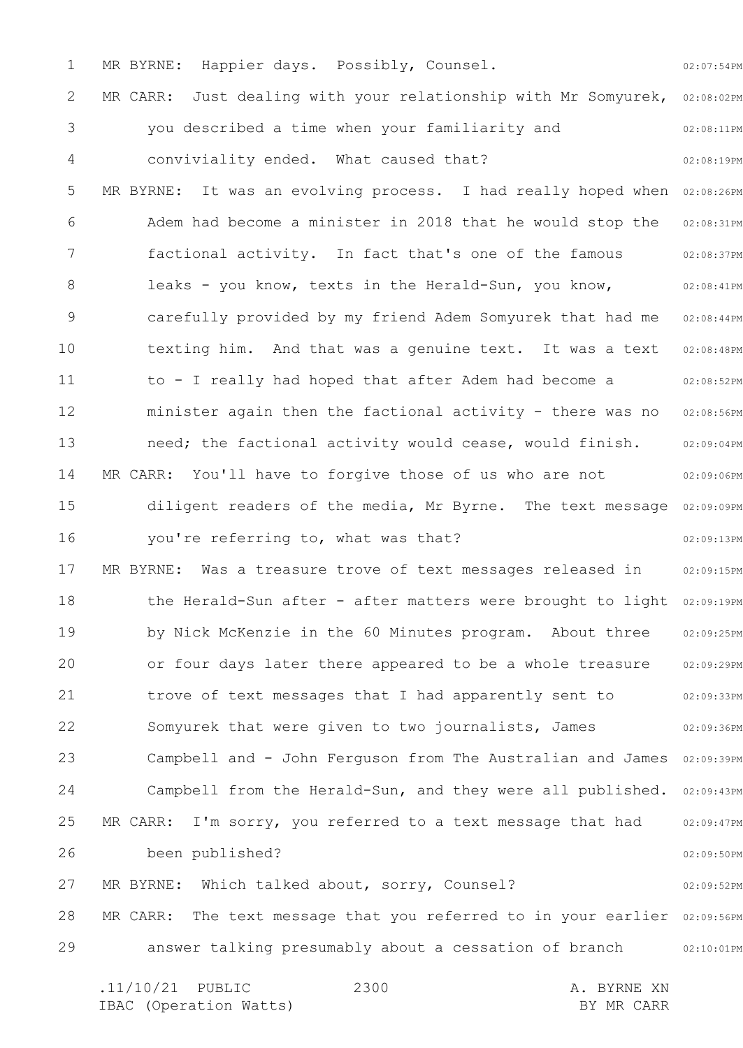MR BYRNE: Happier days. Possibly, Counsel.

MR CARR: Just dealing with your relationship with Mr Somyurek, you described a time when your familiarity and conviviality ended. What caused that?

MR BYRNE: It was an evolving process. I had really hoped when Adem had become a minister in 2018 that he would stop the factional activity. In fact that's one of the famous leaks - you know, texts in the Herald-Sun, you know, carefully provided by my friend Adem Somyurek that had me texting him. And that was a genuine text. It was a text to - I really had hoped that after Adem had become a minister again then the factional activity - there was no need; the factional activity would cease, would finish.

MR CARR: You'll have to forgive those of us who are not diligent readers of the media, Mr Byrne. The text message you're referring to, what was that?

MR BYRNE: Was a treasure trove of text messages released in the Herald-Sun after - after matters were brought to light by Nick McKenzie in the 60 Minutes program. About three or four days later there appeared to be a whole treasure trove of text messages that I had apparently sent to Somyurek that were given to two journalists, James Campbell and - John Ferguson from The Australian and James Campbell from the Herald-Sun, and they were all published.

MR CARR: I'm sorry, you referred to a text message that had been published?

MR BYRNE: Which talked about, sorry, Counsel?

MR CARR: The text message that you referred to in your earlier answer talking presumably about a cessation of branch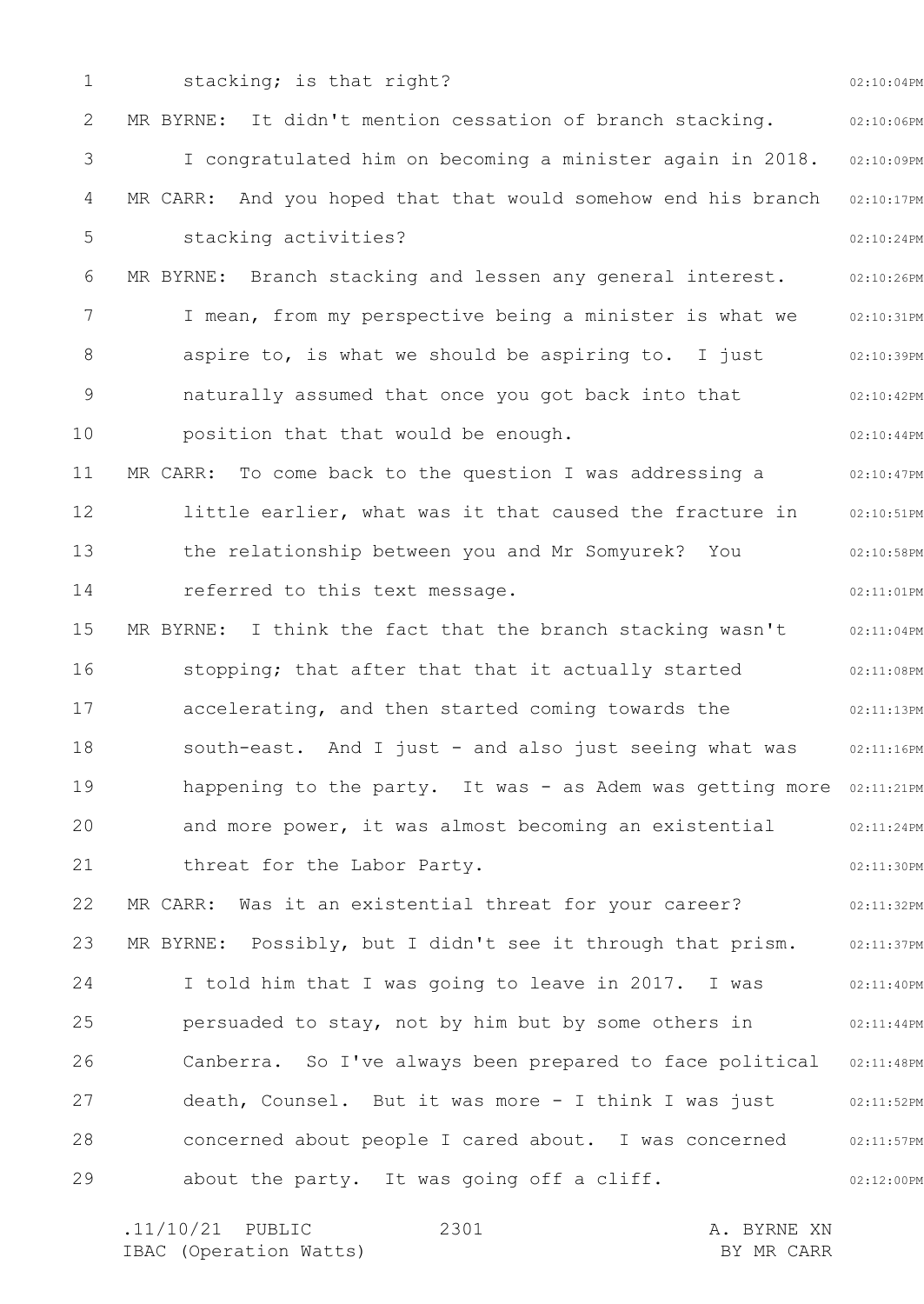stacking; is that right?

MR BYRNE: It didn't mention cessation of branch stacking. I congratulated him on becoming a minister again in 2018.

MR CARR: And you hoped that that would somehow end his branch stacking activities?

MR BYRNE: Branch stacking and lessen any general interest. I mean, from my perspective being a minister is what we aspire to, is what we should be aspiring to. I just naturally assumed that once you got back into that position that that would be enough.

MR CARR: To come back to the question I was addressing a little earlier, what was it that caused the fracture in the relationship between you and Mr Somyurek? You referred to this text message.

MR BYRNE: I think the fact that the branch stacking wasn't stopping; that after that that it actually started accelerating, and then started coming towards the south-east. And I just - and also just seeing what was happening to the party. It was - as Adem was getting more and more power, it was almost becoming an existential threat for the Labor Party.

MR CARR: Was it an existential threat for your career?

MR BYRNE: Possibly, but I didn't see it through that prism. I told him that I was going to leave in 2017. I was persuaded to stay, not by him but by some others in Canberra. So I've always been prepared to face political death, Counsel. But it was more - I think I was just concerned about people I cared about. I was concerned about the party. It was going off a cliff.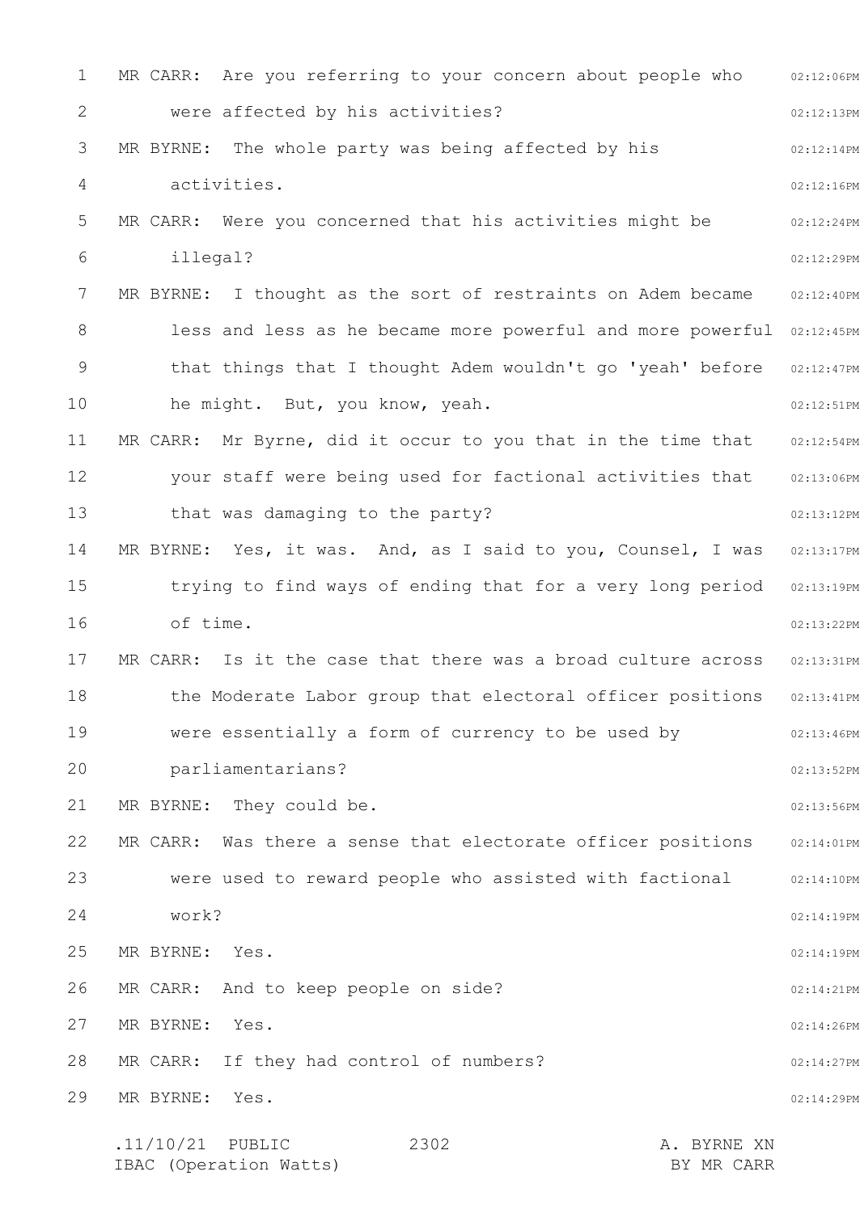MR CARR: Are you referring to your concern about people who were affected by his activities?

MR BYRNE: The whole party was being affected by his activities.

MR CARR: Were you concerned that his activities might be illegal?

MR BYRNE: I thought as the sort of restraints on Adem became less and less as he became more powerful and more powerful that things that I thought Adem wouldn't go 'yeah' before he might. But, you know, yeah.

MR CARR: Mr Byrne, did it occur to you that in the time that your staff were being used for factional activities that that was damaging to the party?

MR BYRNE: Yes, it was. And, as I said to you, Counsel, I was trying to find ways of ending that for a very long period of time.

MR CARR: Is it the case that there was a broad culture across the Moderate Labor group that electoral officer positions were essentially a form of currency to be used by parliamentarians?

MR BYRNE: They could be.

MR CARR: Was there a sense that electorate officer positions were used to reward people who assisted with factional work?

MR BYRNE: Yes.

MR CARR: And to keep people on side?

MR BYRNE: Yes.

MR CARR: If they had control of numbers?

MR BYRNE: Yes.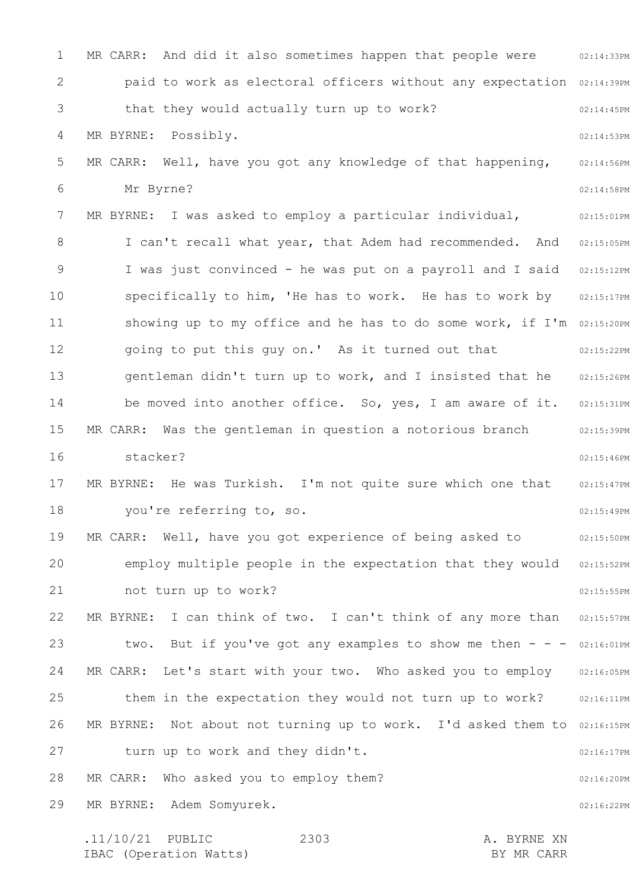MR CARR: And did it also sometimes happen that people were paid to work as electoral officers without any expectation that they would actually turn up to work?

MR BYRNE: Possibly.

MR CARR: Well, have you got any knowledge of that happening, Mr Byrne?

MR BYRNE: I was asked to employ a particular individual, I can't recall what year, that Adem had recommended. And I was just convinced - he was put on a payroll and I said specifically to him, 'He has to work. He has to work by showing up to my office and he has to do some work, if I'm going to put this guy on.' As it turned out that gentleman didn't turn up to work, and I insisted that he be moved into another office. So, yes, I am aware of it.

MR CARR: Was the gentleman in question a notorious branch stacker?

MR BYRNE: He was Turkish. I'm not quite sure which one that you're referring to, so.

MR CARR: Well, have you got experience of being asked to employ multiple people in the expectation that they would not turn up to work?

MR BYRNE: I can think of two. I can't think of any more than two. But if you've got any examples to show me then - - -

MR CARR: Let's start with your two. Who asked you to employ them in the expectation they would not turn up to work?

MR BYRNE: Not about not turning up to work. I'd asked them to turn up to work and they didn't.

MR CARR: Who asked you to employ them?

MR BYRNE: Adem Somyurek.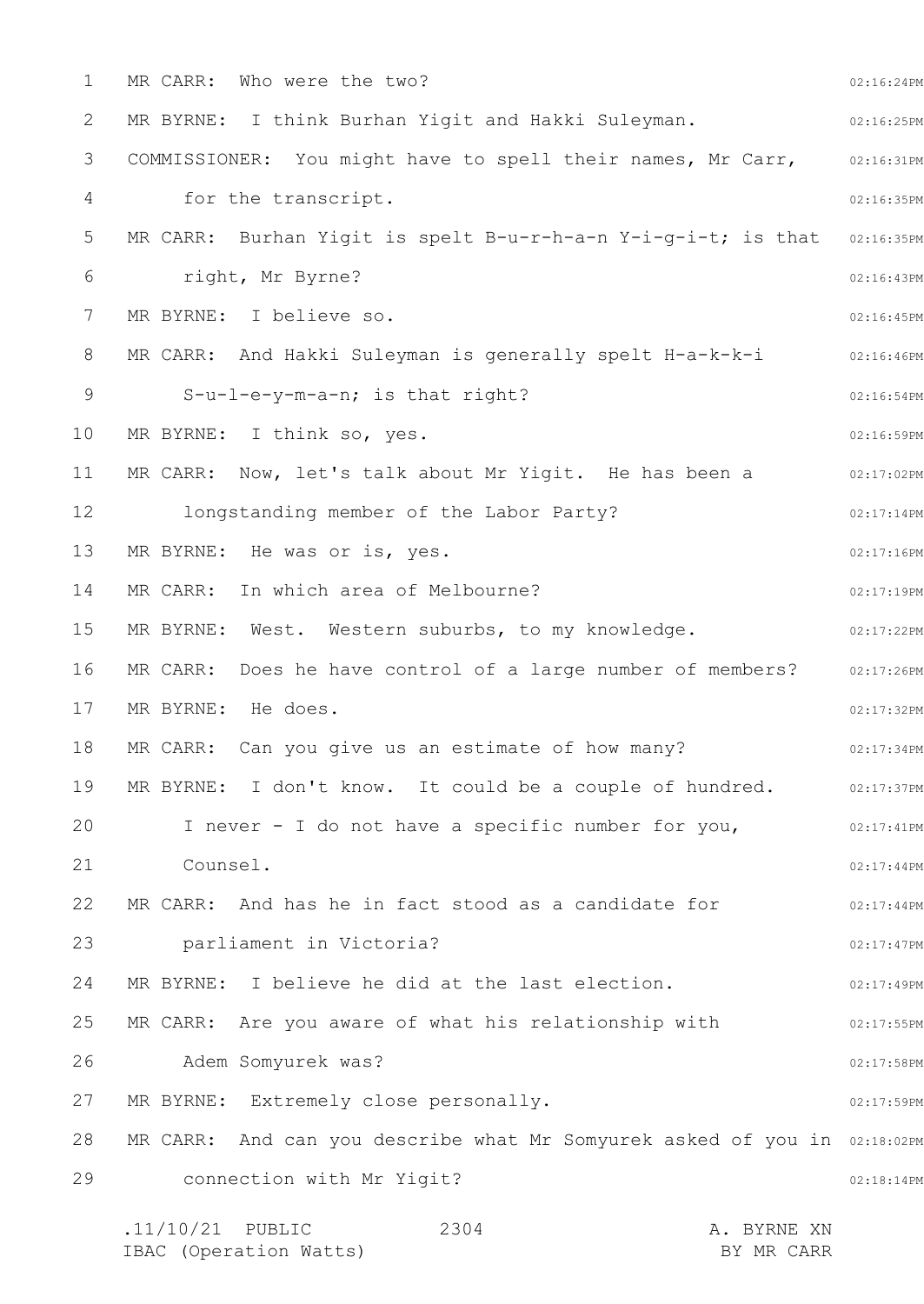MR CARR: Who were the two?

MR BYRNE: I think Burhan Yigit and Hakki Suleyman.

COMMISSIONER: You might have to spell their names, Mr Carr, for the transcript.

MR CARR: Burhan Yigit is spelt B-u-r-h-a-n Y-i-g-i-t; is that right, Mr Byrne?

MR BYRNE: I believe so.

MR CARR: And Hakki Suleyman is generally spelt H-a-k-k-i S-u-l-e-y-m-a-n; is that right?

MR BYRNE: I think so, yes.

MR CARR: Now, let's talk about Mr Yigit. He has been a longstanding member of the Labor Party?

MR BYRNE: He was or is, yes.

MR CARR: In which area of Melbourne?

MR BYRNE: West. Western suburbs, to my knowledge.

MR CARR: Does he have control of a large number of members?

MR BYRNE: He does.

MR CARR: Can you give us an estimate of how many?

MR BYRNE: I don't know. It could be a couple of hundred. I never - I do not have a specific number for you, Counsel.

MR CARR: And has he in fact stood as a candidate for parliament in Victoria?

MR BYRNE: I believe he did at the last election.

MR CARR: Are you aware of what his relationship with Adem Somyurek was?

MR BYRNE: Extremely close personally.

MR CARR: And can you describe what Mr Somyurek asked of you in connection with Mr Yigit?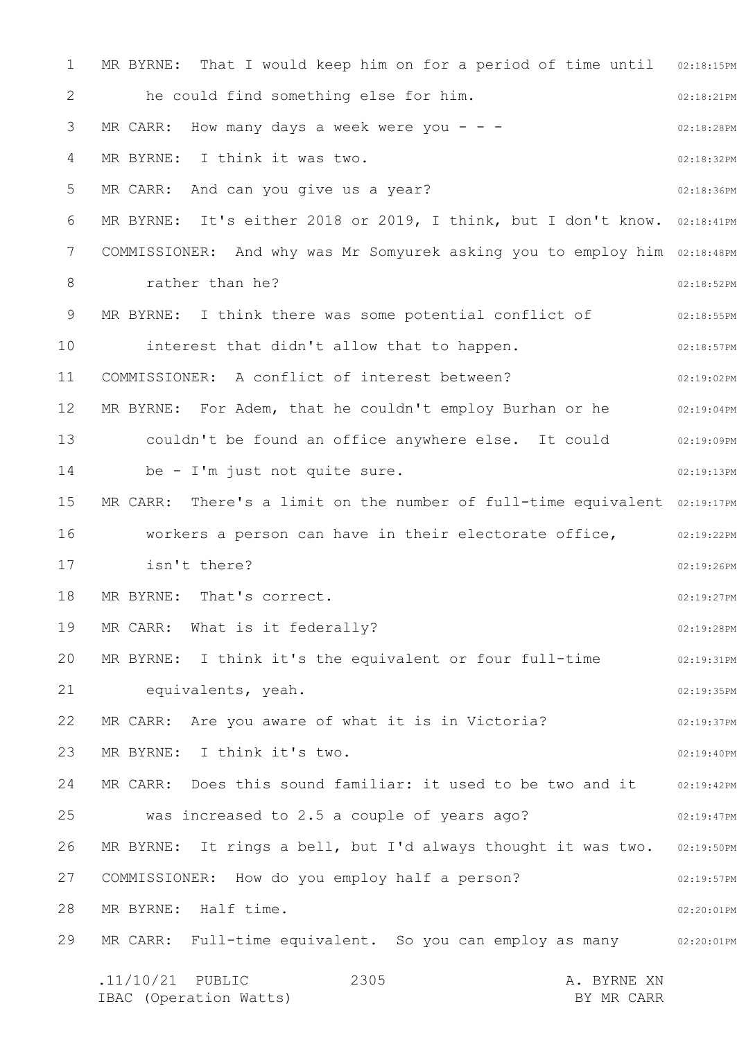MR BYRNE: That I would keep him on for a period of time until he could find something else for him.

MR CARR: How many days a week were you - - -

MR BYRNE: I think it was two.

MR CARR: And can you give us a year?

MR BYRNE: It's either 2018 or 2019, I think, but I don't know.

COMMISSIONER: And why was Mr Somyurek asking you to employ him rather than he?

MR BYRNE: I think there was some potential conflict of interest that didn't allow that to happen.

COMMISSIONER: A conflict of interest between?

MR BYRNE: For Adem, that he couldn't employ Burhan or he couldn't be found an office anywhere else. It could be - I'm just not quite sure.

MR CARR: There's a limit on the number of full-time equivalent workers a person can have in their electorate office, isn't there?

MR BYRNE: That's correct.

MR CARR: What is it federally?

MR BYRNE: I think it's the equivalent or four full-time equivalents, yeah.

MR CARR: Are you aware of what it is in Victoria?

MR BYRNE: I think it's two.

MR CARR: Does this sound familiar: it used to be two and it was increased to 2.5 a couple of years ago?

MR BYRNE: It rings a bell, but I'd always thought it was two.

COMMISSIONER: How do you employ half a person?

MR BYRNE: Half time.

MR CARR: Full-time equivalent. So you can employ as many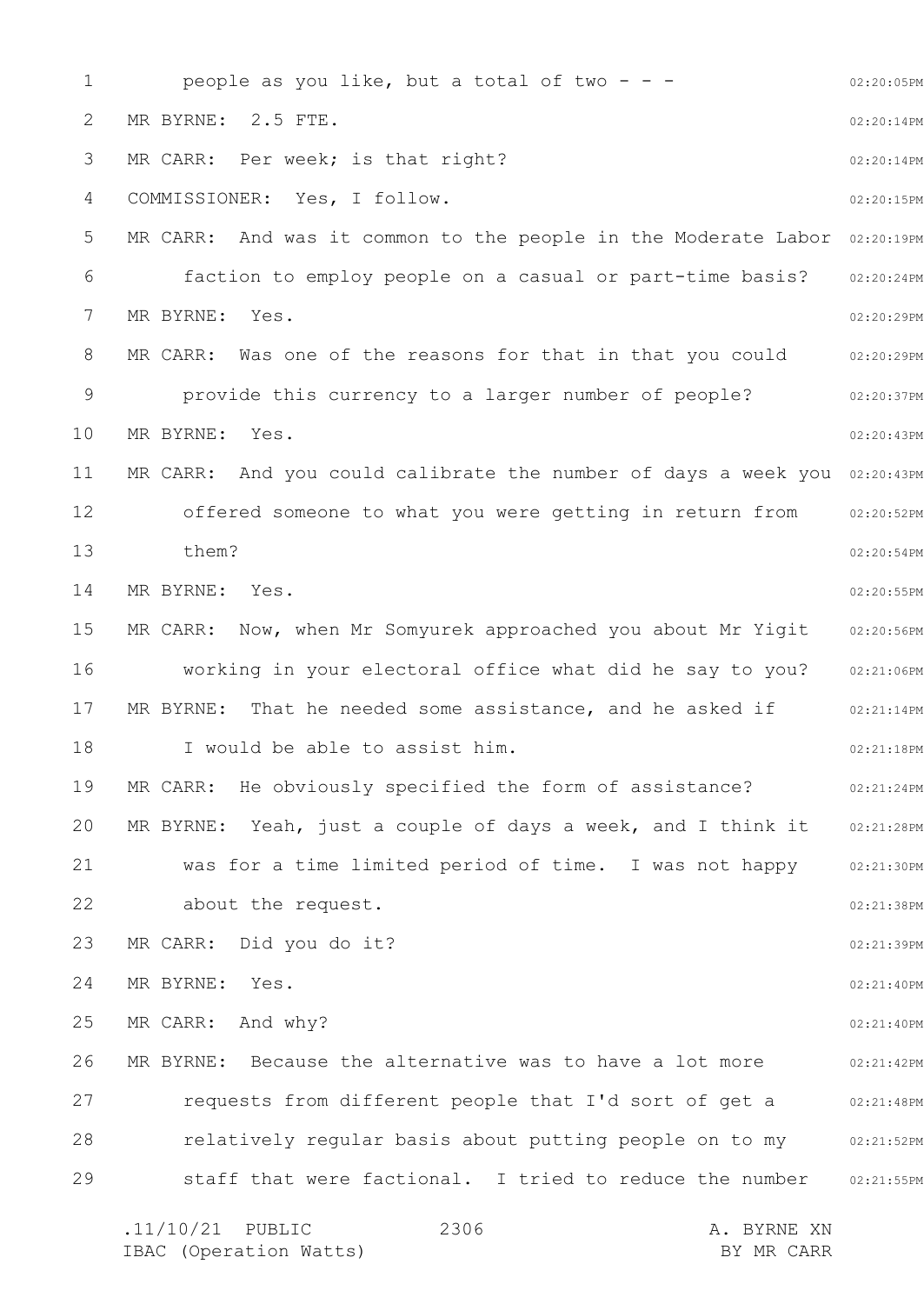people as you like, but a total of two - - -

MR BYRNE: 2.5 FTE.

MR CARR: Per week; is that right?

COMMISSIONER: Yes, I follow.

MR CARR: And was it common to the people in the Moderate Labor faction to employ people on a casual or part-time basis?

MR BYRNE: Yes.

MR CARR: Was one of the reasons for that in that you could provide this currency to a larger number of people?

MR BYRNE: Yes.

MR CARR: And you could calibrate the number of days a week you offered someone to what you were getting in return from them?

MR BYRNE: Yes.

MR CARR: Now, when Mr Somyurek approached you about Mr Yigit working in your electoral office what did he say to you?

MR BYRNE: That he needed some assistance, and he asked if I would be able to assist him.

MR CARR: He obviously specified the form of assistance?

MR BYRNE: Yeah, just a couple of days a week, and I think it was for a time limited period of time. I was not happy about the request.

MR CARR: Did you do it?

MR BYRNE: Yes.

MR CARR: And why?

MR BYRNE: Because the alternative was to have a lot more requests from different people that I'd sort of get a relatively regular basis about putting people on to my staff that were factional. I tried to reduce the number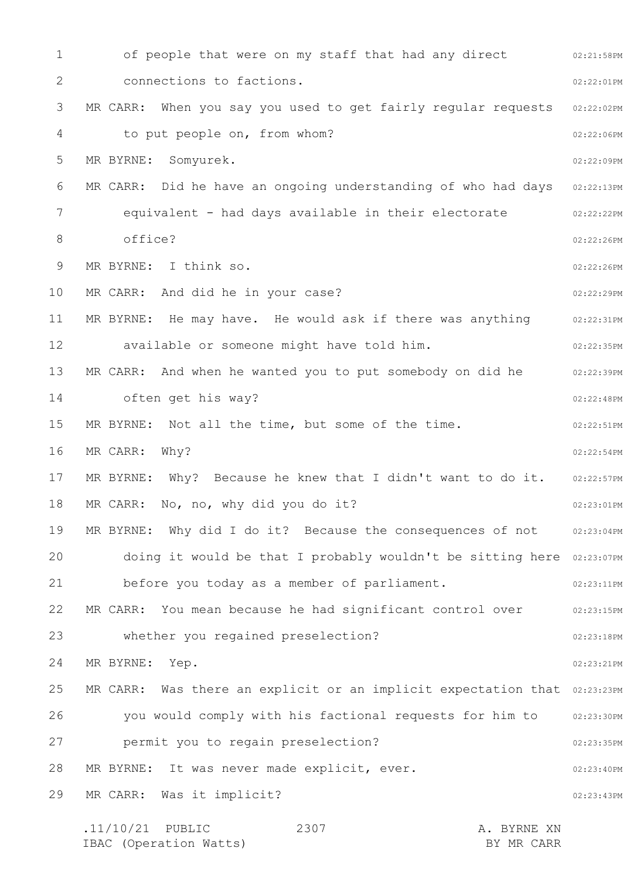of people that were on my staff that had any direct connections to factions.

MR CARR: When you say you used to get fairly regular requests to put people on, from whom?

MR BYRNE: Somyurek.

MR CARR: Did he have an ongoing understanding of who had days equivalent - had days available in their electorate office?

MR BYRNE: I think so.

MR CARR: And did he in your case?

MR BYRNE: He may have. He would ask if there was anything available or someone might have told him.

MR CARR: And when he wanted you to put somebody on did he often get his way?

MR BYRNE: Not all the time, but some of the time.

MR CARR: Why?

MR BYRNE: Why? Because he knew that I didn't want to do it.

MR CARR: No, no, why did you do it?

MR BYRNE: Why did I do it? Because the consequences of not doing it would be that I probably wouldn't be sitting here before you today as a member of parliament.

MR CARR: You mean because he had significant control over whether you regained preselection?

MR BYRNE: Yep.

MR CARR: Was there an explicit or an implicit expectation that you would comply with his factional requests for him to permit you to regain preselection?

MR BYRNE: It was never made explicit, ever.

MR CARR: Was it implicit?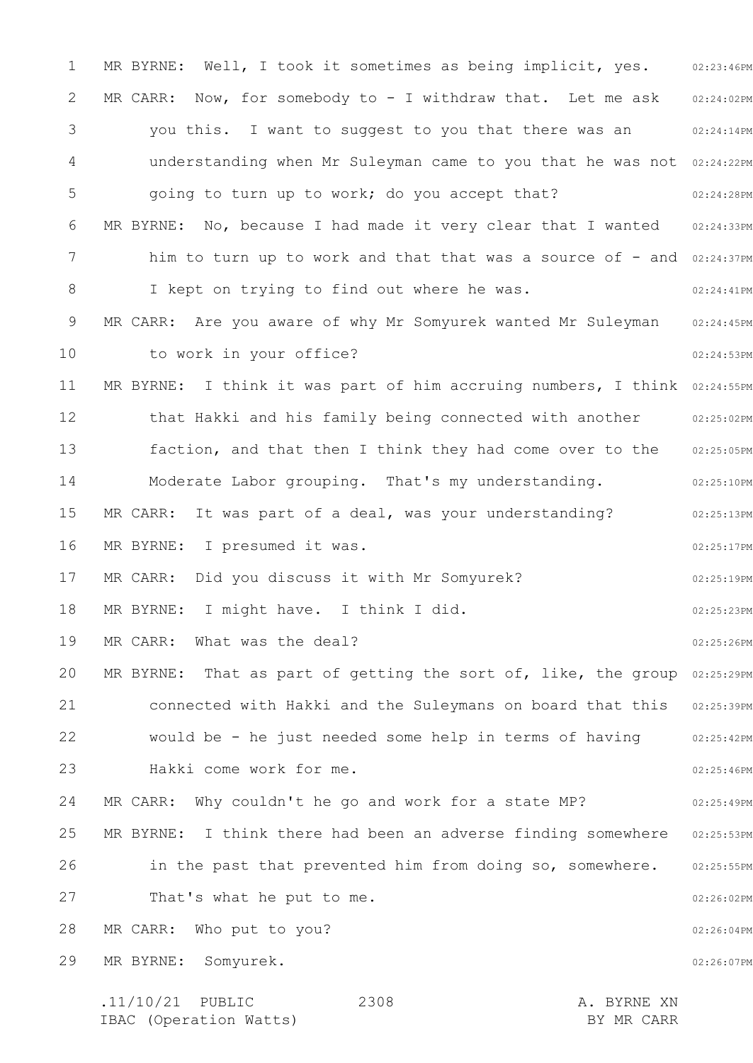MR BYRNE: Well, I took it sometimes as being implicit, yes.

MR CARR: Now, for somebody to - I withdraw that. Let me ask you this. I want to suggest to you that there was an understanding when Mr Suleyman came to you that he was not going to turn up to work; do you accept that?

MR BYRNE: No, because I had made it very clear that I wanted him to turn up to work and that that was a source of - and I kept on trying to find out where he was.

MR CARR: Are you aware of why Mr Somyurek wanted Mr Suleyman to work in your office?

MR BYRNE: I think it was part of him accruing numbers, I think that Hakki and his family being connected with another faction, and that then I think they had come over to the Moderate Labor grouping. That's my understanding.

MR CARR: It was part of a deal, was your understanding?

MR BYRNE: I presumed it was.

MR CARR: Did you discuss it with Mr Somyurek?

MR BYRNE: I might have. I think I did.

MR CARR: What was the deal?

MR BYRNE: That as part of getting the sort of, like, the group connected with Hakki and the Suleymans on board that this would be - he just needed some help in terms of having Hakki come work for me.

MR CARR: Why couldn't he go and work for a state MP?

MR BYRNE: I think there had been an adverse finding somewhere in the past that prevented him from doing so, somewhere. That's what he put to me.

MR CARR: Who put to you?

MR BYRNE: Somyurek.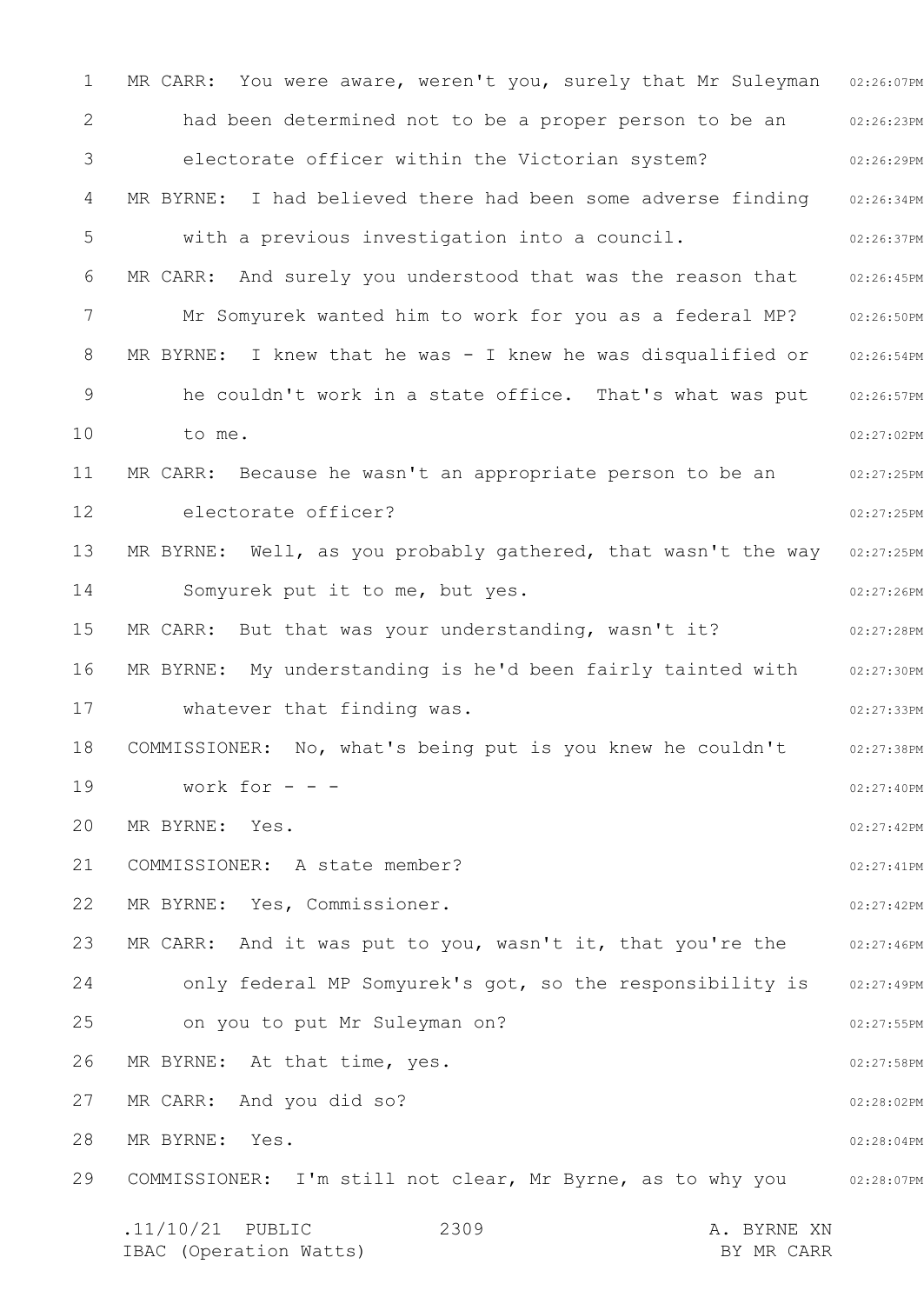MR CARR: You were aware, weren't you, surely that Mr Suleyman had been determined not to be a proper person to be an electorate officer within the Victorian system?

MR BYRNE: I had believed there had been some adverse finding with a previous investigation into a council.

MR CARR: And surely you understood that was the reason that Mr Somyurek wanted him to work for you as a federal MP?

MR BYRNE: I knew that he was - I knew he was disqualified or he couldn't work in a state office. That's what was put to me.

MR CARR: Because he wasn't an appropriate person to be an electorate officer?

MR BYRNE: Well, as you probably gathered, that wasn't the way Somyurek put it to me, but yes.

MR CARR: But that was your understanding, wasn't it?

MR BYRNE: My understanding is he'd been fairly tainted with whatever that finding was.

COMMISSIONER: No, what's being put is you knew he couldn't work for - - -

MR BYRNE: Yes.

COMMISSIONER: A state member?

MR BYRNE: Yes, Commissioner.

MR CARR: And it was put to you, wasn't it, that you're the only federal MP Somyurek's got, so the responsibility is on you to put Mr Suleyman on?

MR BYRNE: At that time, yes.

MR CARR: And you did so?

MR BYRNE: Yes.

COMMISSIONER: I'm still not clear, Mr Byrne, as to why you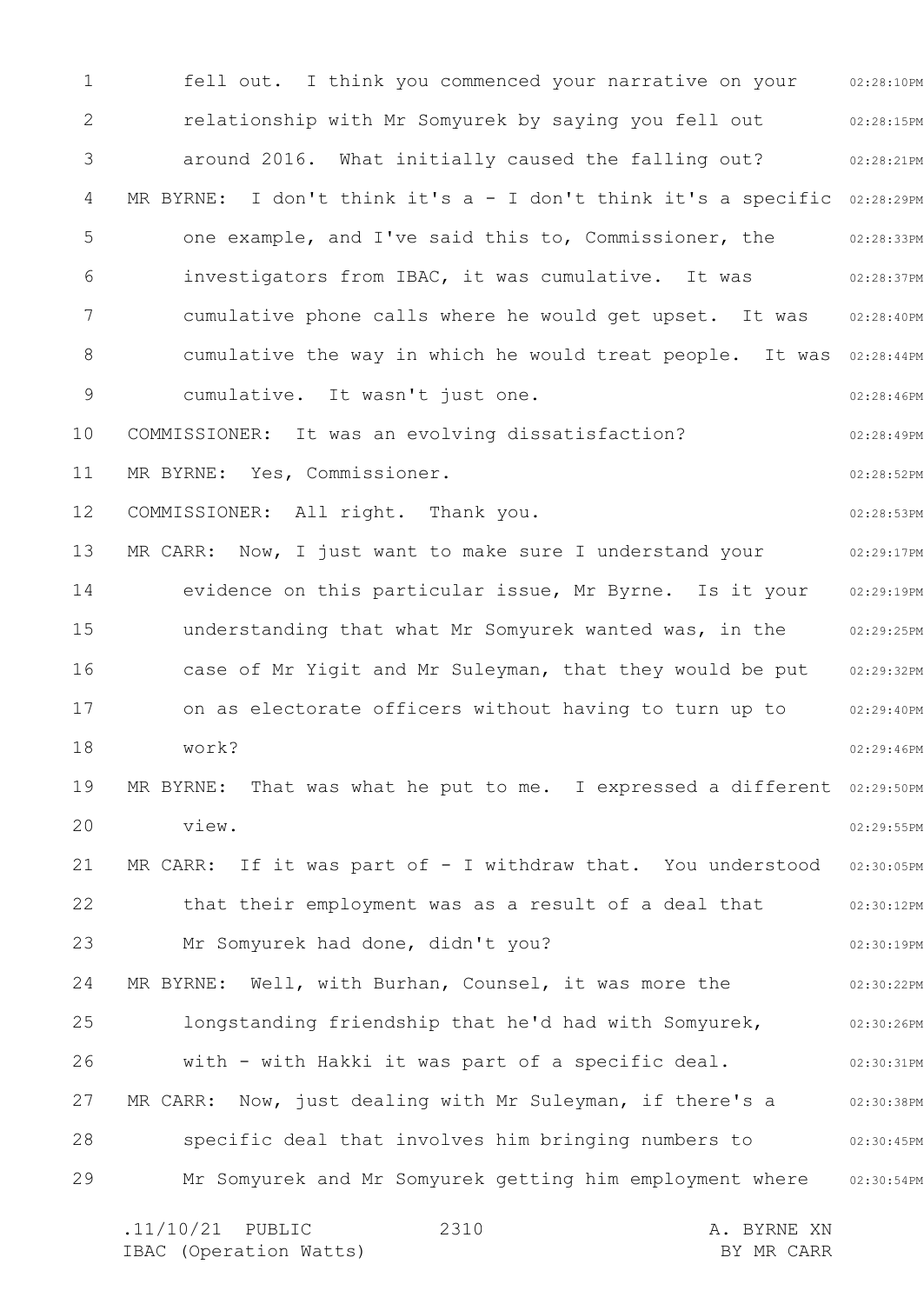fell out. I think you commenced your narrative on your relationship with Mr Somyurek by saying you fell out around 2016. What initially caused the falling out?

MR BYRNE: I don't think it's a - I don't think it's a specific one example, and I've said this to, Commissioner, the investigators from IBAC, it was cumulative. It was cumulative phone calls where he would get upset. It was cumulative the way in which he would treat people. It was cumulative. It wasn't just one.

COMMISSIONER: It was an evolving dissatisfaction?

MR BYRNE: Yes, Commissioner.

COMMISSIONER: All right. Thank you.

MR CARR: Now, I just want to make sure I understand your evidence on this particular issue, Mr Byrne. Is it your understanding that what Mr Somyurek wanted was, in the case of Mr Yigit and Mr Suleyman, that they would be put on as electorate officers without having to turn up to work?

MR BYRNE: That was what he put to me. I expressed a different view.

MR CARR: If it was part of - I withdraw that. You understood that their employment was as a result of a deal that Mr Somyurek had done, didn't you?

MR BYRNE: Well, with Burhan, Counsel, it was more the longstanding friendship that he'd had with Somyurek, with - with Hakki it was part of a specific deal.

MR CARR: Now, just dealing with Mr Suleyman, if there's a specific deal that involves him bringing numbers to Mr Somyurek and Mr Somyurek getting him employment where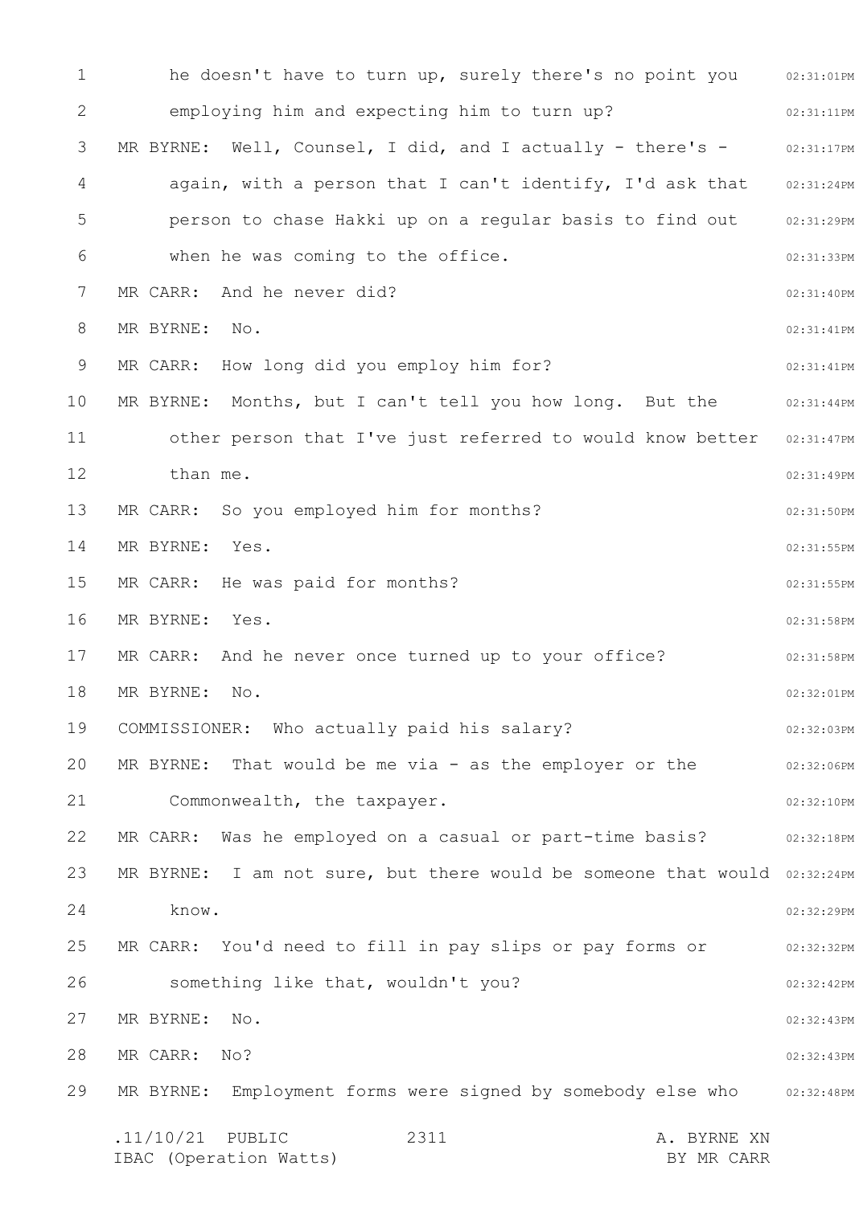he doesn't have to turn up, surely there's no point you employing him and expecting him to turn up?

MR BYRNE: Well, Counsel, I did, and I actually - there's - again, with a person that I can't identify, I'd ask that person to chase Hakki up on a regular basis to find out when he was coming to the office.

MR CARR: And he never did?

MR BYRNE: No.

MR CARR: How long did you employ him for?

MR BYRNE: Months, but I can't tell you how long. But the other person that I've just referred to would know better than me.

MR CARR: So you employed him for months?

MR BYRNE: Yes.

MR CARR: He was paid for months?

MR BYRNE: Yes.

MR CARR: And he never once turned up to your office?

MR BYRNE: No.

COMMISSIONER: Who actually paid his salary?

MR BYRNE: That would be me via - as the employer or the Commonwealth, the taxpayer.

MR CARR: Was he employed on a casual or part-time basis?

MR BYRNE: I am not sure, but there would be someone that would know.

MR CARR: You'd need to fill in pay slips or pay forms or something like that, wouldn't you?

MR BYRNE: No.

MR CARR: No?

MR BYRNE: Employment forms were signed by somebody else who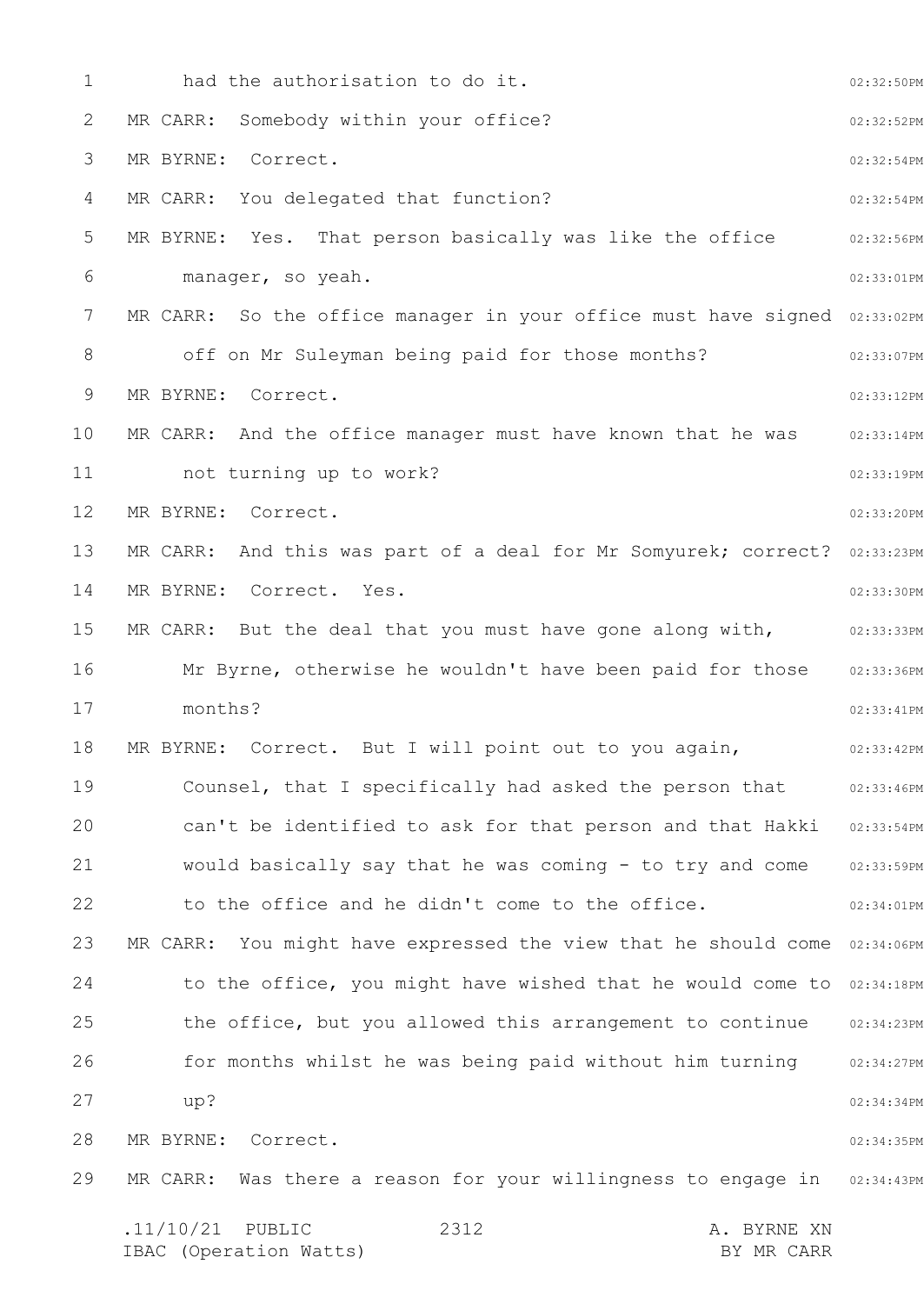had the authorisation to do it.

MR CARR: Somebody within your office?

MR BYRNE: Correct.

MR CARR: You delegated that function?

MR BYRNE: Yes. That person basically was like the office manager, so yeah.

MR CARR: So the office manager in your office must have signed off on Mr Suleyman being paid for those months?

MR BYRNE: Correct.

MR CARR: And the office manager must have known that he was not turning up to work?

MR BYRNE: Correct.

MR CARR: And this was part of a deal for Mr Somyurek; correct?

MR BYRNE: Correct. Yes.

MR CARR: But the deal that you must have gone along with, Mr Byrne, otherwise he wouldn't have been paid for those months?

MR BYRNE: Correct. But I will point out to you again, Counsel, that I specifically had asked the person that can't be identified to ask for that person and that Hakki would basically say that he was coming - to try and come to the office and he didn't come to the office.

MR CARR: You might have expressed the view that he should come to the office, you might have wished that he would come to the office, but you allowed this arrangement to continue for months whilst he was being paid without him turning up?

MR BYRNE: Correct.

MR CARR: Was there a reason for your willingness to engage in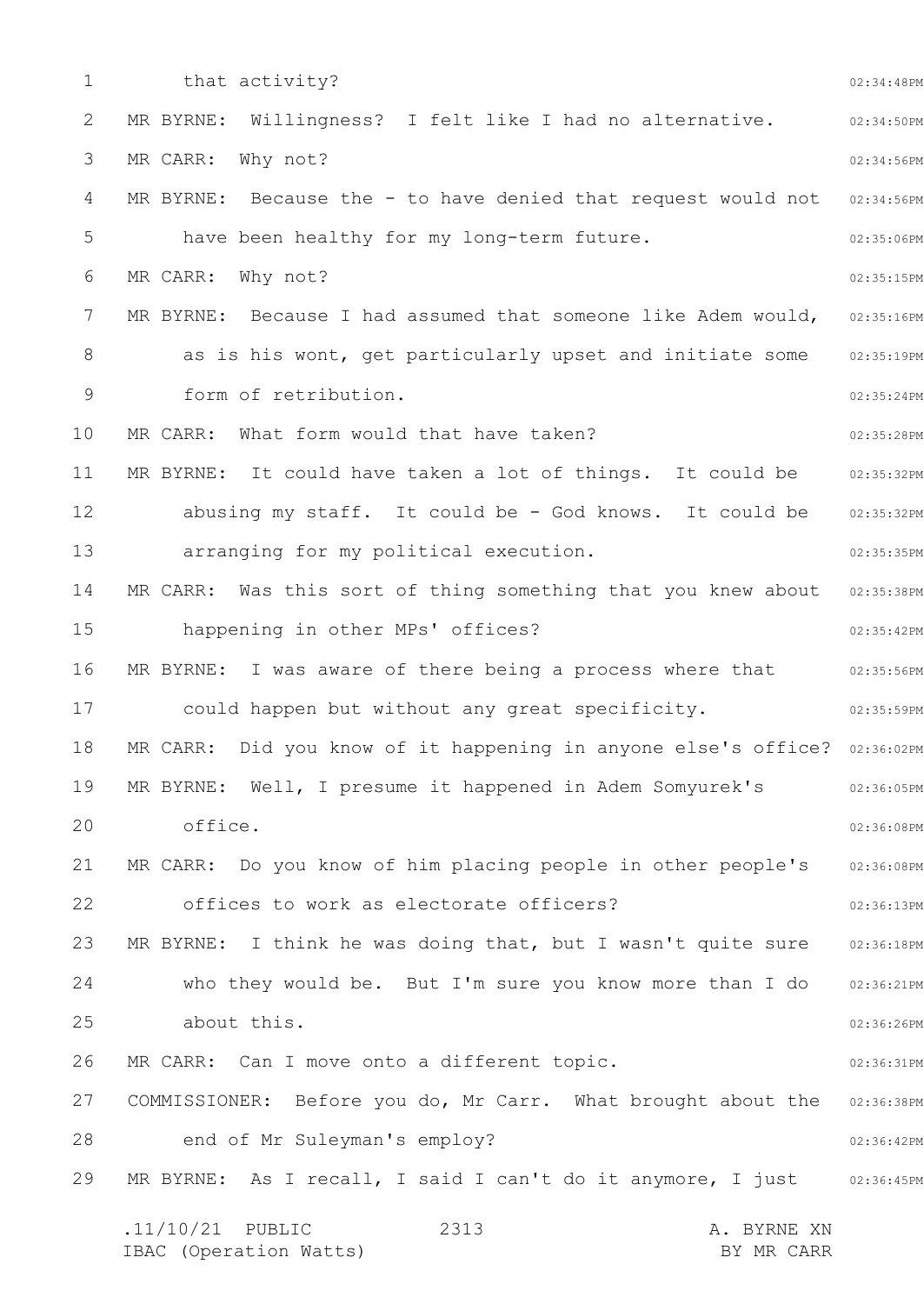that activity?

MR BYRNE: Willingness? I felt like I had no alternative.

MR CARR: Why not?

MR BYRNE: Because the - to have denied that request would not have been healthy for my long-term future.

MR CARR: Why not?

MR BYRNE: Because I had assumed that someone like Adem would, as is his wont, get particularly upset and initiate some form of retribution.

MR CARR: What form would that have taken?

MR BYRNE: It could have taken a lot of things. It could be abusing my staff. It could be - God knows. It could be arranging for my political execution.

MR CARR: Was this sort of thing something that you knew about happening in other MPs' offices?

MR BYRNE: I was aware of there being a process where that could happen but without any great specificity.

MR CARR: Did you know of it happening in anyone else's office?

MR BYRNE: Well, I presume it happened in Adem Somyurek's office.

MR CARR: Do you know of him placing people in other people's offices to work as electorate officers?

MR BYRNE: I think he was doing that, but I wasn't quite sure who they would be. But I'm sure you know more than I do about this.

MR CARR: Can I move onto a different topic.

COMMISSIONER: Before you do, Mr Carr. What brought about the end of Mr Suleyman's employ?

MR BYRNE: As I recall, I said I can't do it anymore, I just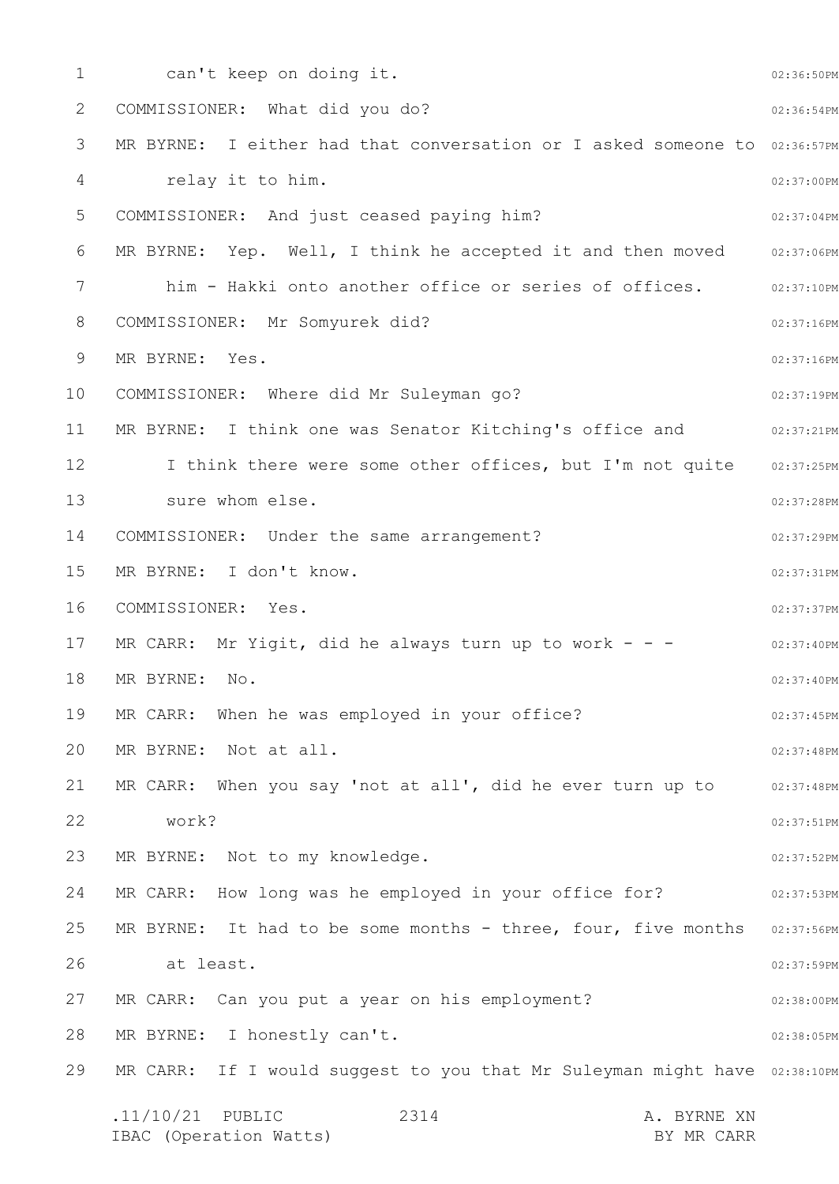can't keep on doing it.

COMMISSIONER: What did you do?

MR BYRNE: I either had that conversation or I asked someone to relay it to him.

COMMISSIONER: And just ceased paying him?

MR BYRNE: Yep. Well, I think he accepted it and then moved him - Hakki onto another office or series of offices.

COMMISSIONER: Mr Somyurek did?

MR BYRNE: Yes.

COMMISSIONER: Where did Mr Suleyman go?

MR BYRNE: I think one was Senator Kitching's office and I think there were some other offices, but I'm not quite sure whom else.

COMMISSIONER: Under the same arrangement?

MR BYRNE: I don't know.

COMMISSIONER: Yes.

MR CARR: Mr Yigit, did he always turn up to work - - -

MR BYRNE: No.

MR CARR: When he was employed in your office?

MR BYRNE: Not at all.

MR CARR: When you say 'not at all', did he ever turn up to work?

MR BYRNE: Not to my knowledge.

MR CARR: How long was he employed in your office for?

MR BYRNE: It had to be some months - three, four, five months at least.

MR CARR: Can you put a year on his employment?

MR BYRNE: I honestly can't.

MR CARR: If I would suggest to you that Mr Suleyman might have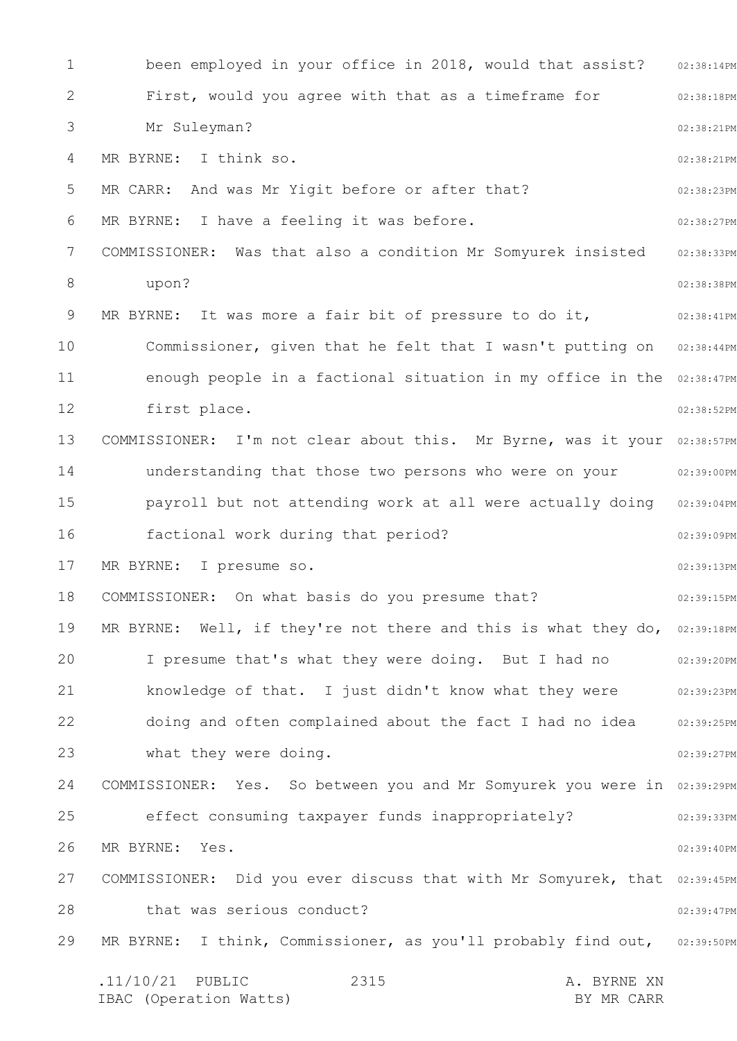been employed in your office in 2018, would that assist? First, would you agree with that as a timeframe for Mr Suleyman?

MR BYRNE: I think so.

MR CARR: And was Mr Yigit before or after that?

MR BYRNE: I have a feeling it was before.

COMMISSIONER: Was that also a condition Mr Somyurek insisted upon?

MR BYRNE: It was more a fair bit of pressure to do it, Commissioner, given that he felt that I wasn't putting on enough people in a factional situation in my office in the first place.

COMMISSIONER: I'm not clear about this. Mr Byrne, was it your understanding that those two persons who were on your payroll but not attending work at all were actually doing factional work during that period?

MR BYRNE: I presume so.

COMMISSIONER: On what basis do you presume that?

MR BYRNE: Well, if they're not there and this is what they do, I presume that's what they were doing. But I had no knowledge of that. I just didn't know what they were doing and often complained about the fact I had no idea what they were doing.

COMMISSIONER: Yes. So between you and Mr Somyurek you were in effect consuming taxpayer funds inappropriately?

MR BYRNE: Yes.

COMMISSIONER: Did you ever discuss that with Mr Somyurek, that that was serious conduct?

MR BYRNE: I think, Commissioner, as you'll probably find out,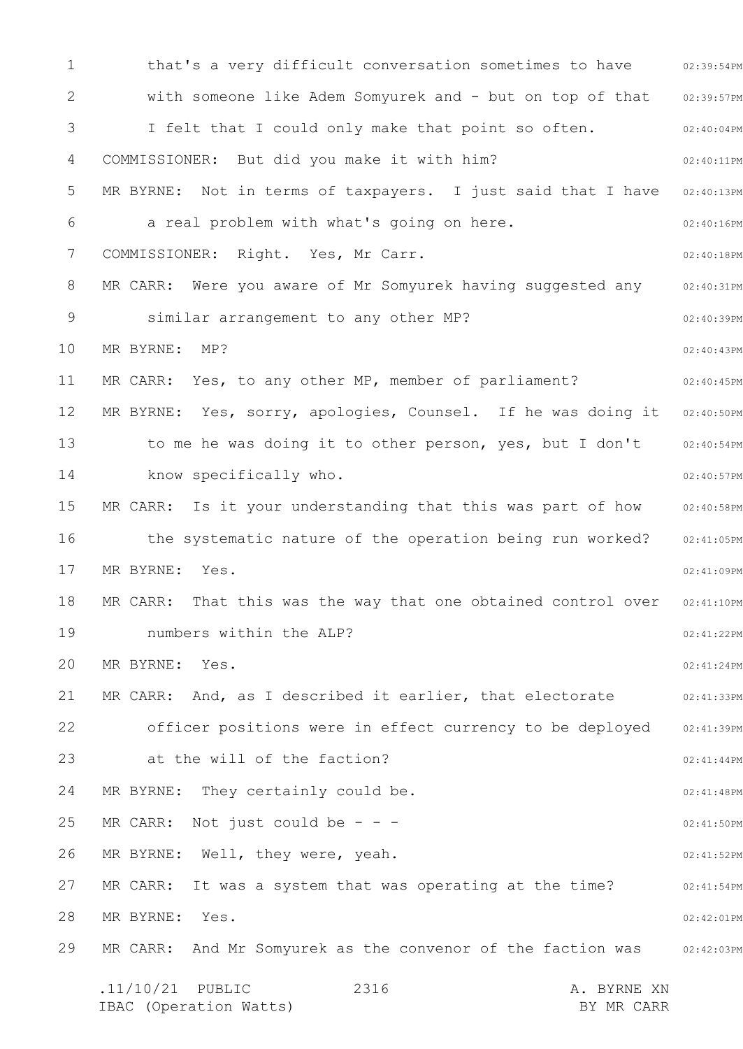that's a very difficult conversation sometimes to have with someone like Adem Somyurek and - but on top of that I felt that I could only make that point so often.

COMMISSIONER: But did you make it with him?

MR BYRNE: Not in terms of taxpayers. I just said that I have a real problem with what's going on here.

COMMISSIONER: Right. Yes, Mr Carr.

MR CARR: Were you aware of Mr Somyurek having suggested any similar arrangement to any other MP?

MR BYRNE: MP?

MR CARR: Yes, to any other MP, member of parliament?

MR BYRNE: Yes, sorry, apologies, Counsel. If he was doing it to me he was doing it to other person, yes, but I don't know specifically who.

MR CARR: Is it your understanding that this was part of how the systematic nature of the operation being run worked?

MR BYRNE: Yes.

MR CARR: That this was the way that one obtained control over numbers within the ALP?

MR BYRNE: Yes.

MR CARR: And, as I described it earlier, that electorate officer positions were in effect currency to be deployed at the will of the faction?

MR BYRNE: They certainly could be.

MR CARR: Not just could be - - -

MR BYRNE: Well, they were, yeah.

MR CARR: It was a system that was operating at the time?

MR BYRNE: Yes.

MR CARR: And Mr Somyurek as the convenor of the faction was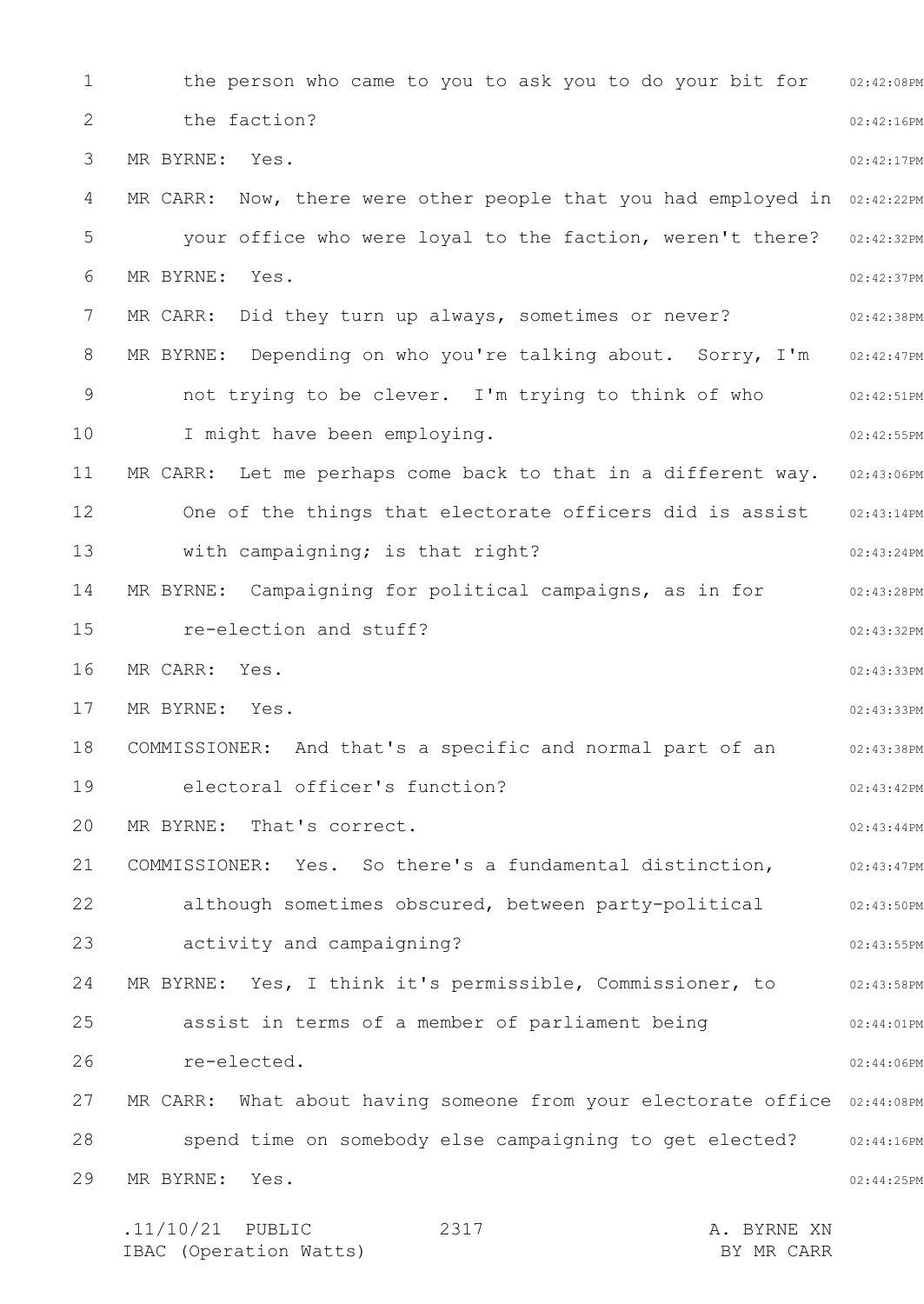the person who came to you to ask you to do your bit for the faction?

MR BYRNE: Yes.

MR CARR: Now, there were other people that you had employed in your office who were loyal to the faction, weren't there?

MR BYRNE: Yes.

MR CARR: Did they turn up always, sometimes or never?

MR BYRNE: Depending on who you're talking about. Sorry, I'm not trying to be clever. I'm trying to think of who I might have been employing.

MR CARR: Let me perhaps come back to that in a different way. One of the things that electorate officers did is assist with campaigning; is that right?

MR BYRNE: Campaigning for political campaigns, as in for re-election and stuff?

MR CARR: Yes.

MR BYRNE: Yes.

COMMISSIONER: And that's a specific and normal part of an electoral officer's function?

MR BYRNE: That's correct.

COMMISSIONER: Yes. So there's a fundamental distinction, although sometimes obscured, between party-political activity and campaigning?

MR BYRNE: Yes, I think it's permissible, Commissioner, to assist in terms of a member of parliament being re-elected.

MR CARR: What about having someone from your electorate office spend time on somebody else campaigning to get elected?

MR BYRNE: Yes.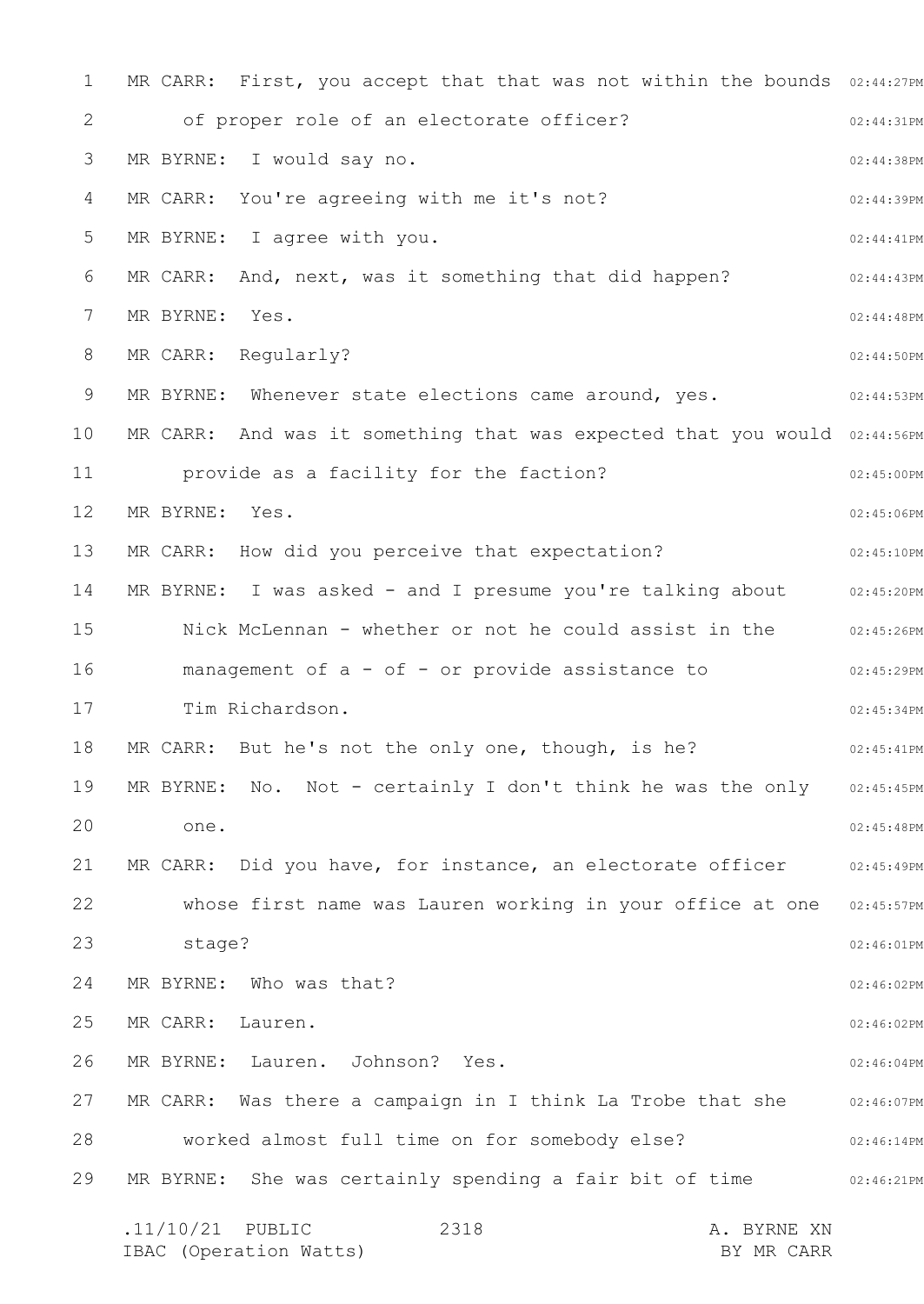MR CARR: First, you accept that that was not within the bounds of proper role of an electorate officer?

MR BYRNE: I would say no.

MR CARR: You're agreeing with me it's not?

MR BYRNE: I agree with you.

MR CARR: And, next, was it something that did happen?

MR BYRNE: Yes.

MR CARR: Regularly?

MR BYRNE: Whenever state elections came around, yes.

MR CARR: And was it something that was expected that you would provide as a facility for the faction?

MR BYRNE: Yes.

MR CARR: How did you perceive that expectation?

MR BYRNE: I was asked - and I presume you're talking about Nick McLennan - whether or not he could assist in the management of a - of - or provide assistance to Tim Richardson.

MR CARR: But he's not the only one, though, is he?

MR BYRNE: No. Not - certainly I don't think he was the only one.

MR CARR: Did you have, for instance, an electorate officer whose first name was Lauren working in your office at one stage?

MR BYRNE: Who was that?

MR CARR: Lauren.

MR BYRNE: Lauren. Johnson? Yes.

MR CARR: Was there a campaign in I think La Trobe that she worked almost full time on for somebody else?

MR BYRNE: She was certainly spending a fair bit of time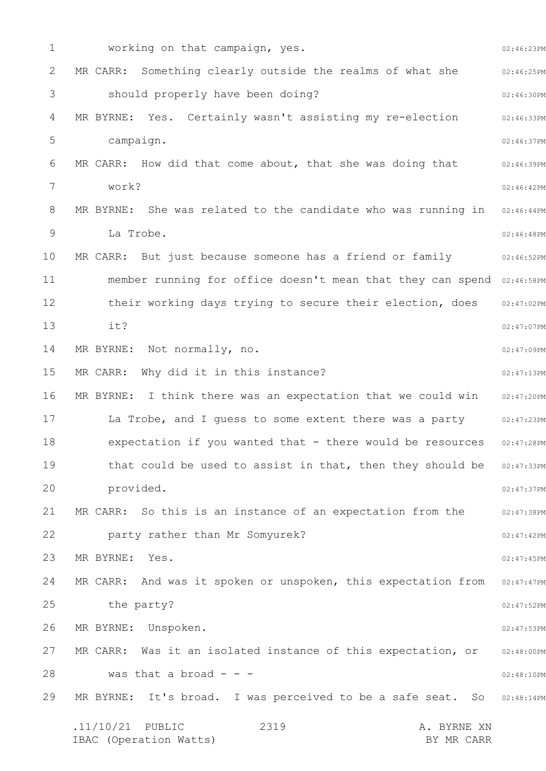working on that campaign, yes.

MR CARR: Something clearly outside the realms of what she should properly have been doing?

MR BYRNE: Yes. Certainly wasn't assisting my re-election campaign.

MR CARR: How did that come about, that she was doing that work?

MR BYRNE: She was related to the candidate who was running in La Trobe.

MR CARR: But just because someone has a friend or family member running for office doesn't mean that they can spend their working days trying to secure their election, does it?

MR BYRNE: Not normally, no.

MR CARR: Why did it in this instance?

MR BYRNE: I think there was an expectation that we could win La Trobe, and I guess to some extent there was a party expectation if you wanted that - there would be resources that could be used to assist in that, then they should be provided.

MR CARR: So this is an instance of an expectation from the party rather than Mr Somyurek?

MR BYRNE: Yes.

MR CARR: And was it spoken or unspoken, this expectation from the party?

MR BYRNE: Unspoken.

MR CARR: Was it an isolated instance of this expectation, or was that a broad - - -

MR BYRNE: It's broad. I was perceived to be a safe seat. So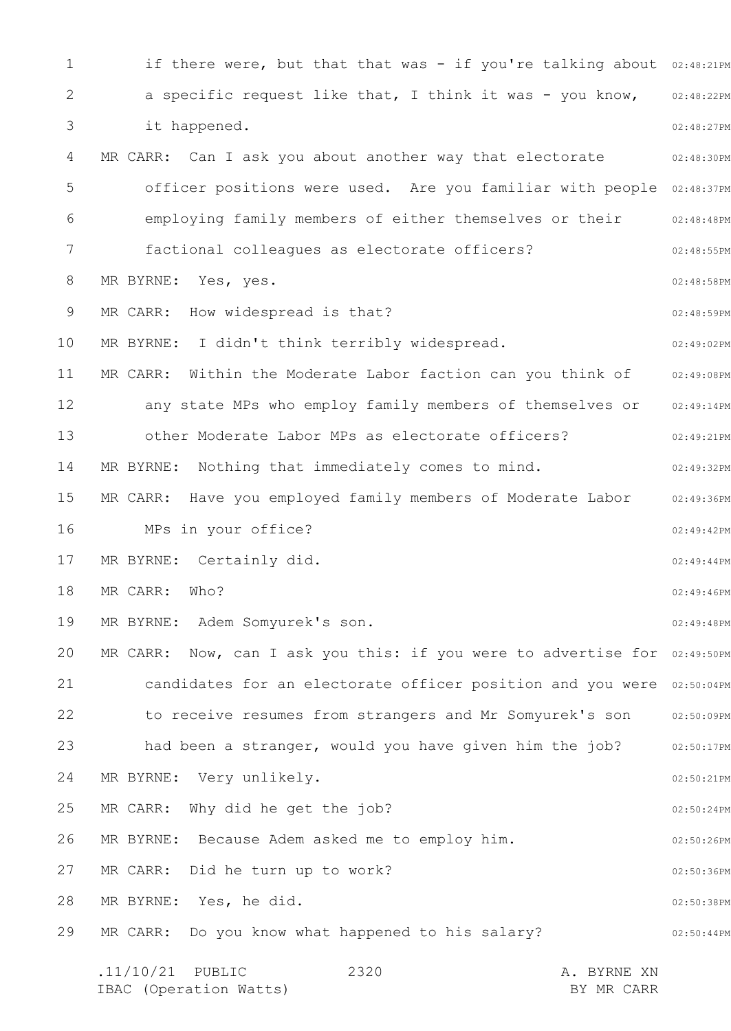if there were, but that that was - if you're talking about a specific request like that, I think it was - you know, it happened.

MR CARR: Can I ask you about another way that electorate officer positions were used. Are you familiar with people employing family members of either themselves or their factional colleagues as electorate officers?

MR BYRNE: Yes, yes.

MR CARR: How widespread is that?

MR BYRNE: I didn't think terribly widespread.

MR CARR: Within the Moderate Labor faction can you think of any state MPs who employ family members of themselves or other Moderate Labor MPs as electorate officers?

MR BYRNE: Nothing that immediately comes to mind.

MR CARR: Have you employed family members of Moderate Labor MPs in your office?

MR BYRNE: Certainly did.

MR CARR: Who?

MR BYRNE: Adem Somyurek's son.

MR CARR: Now, can I ask you this: if you were to advertise for candidates for an electorate officer position and you were to receive resumes from strangers and Mr Somyurek's son had been a stranger, would you have given him the job?

MR BYRNE: Very unlikely.

MR CARR: Why did he get the job?

MR BYRNE: Because Adem asked me to employ him.

MR CARR: Did he turn up to work?

MR BYRNE: Yes, he did.

MR CARR: Do you know what happened to his salary?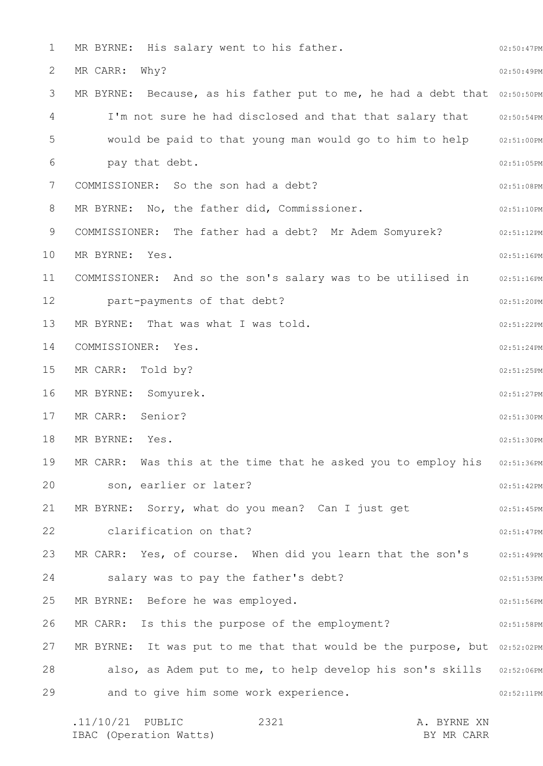MR BYRNE: His salary went to his father.

MR CARR: Why?

MR BYRNE: Because, as his father put to me, he had a debt that I'm not sure he had disclosed and that that salary that would be paid to that young man would go to him to help pay that debt.

COMMISSIONER: So the son had a debt?

MR BYRNE: No, the father did, Commissioner.

COMMISSIONER: The father had a debt? Mr Adem Somyurek?

MR BYRNE: Yes.

COMMISSIONER: And so the son's salary was to be utilised in part-payments of that debt?

MR BYRNE: That was what I was told.

COMMISSIONER: Yes.

MR CARR: Told by?

MR BYRNE: Somyurek.

MR CARR: Senior?

MR BYRNE: Yes.

MR CARR: Was this at the time that he asked you to employ his son, earlier or later?

MR BYRNE: Sorry, what do you mean? Can I just get clarification on that?

MR CARR: Yes, of course. When did you learn that the son's salary was to pay the father's debt?

MR BYRNE: Before he was employed.

MR CARR: Is this the purpose of the employment?

MR BYRNE: It was put to me that that would be the purpose, but also, as Adem put to me, to help develop his son's skills and to give him some work experience.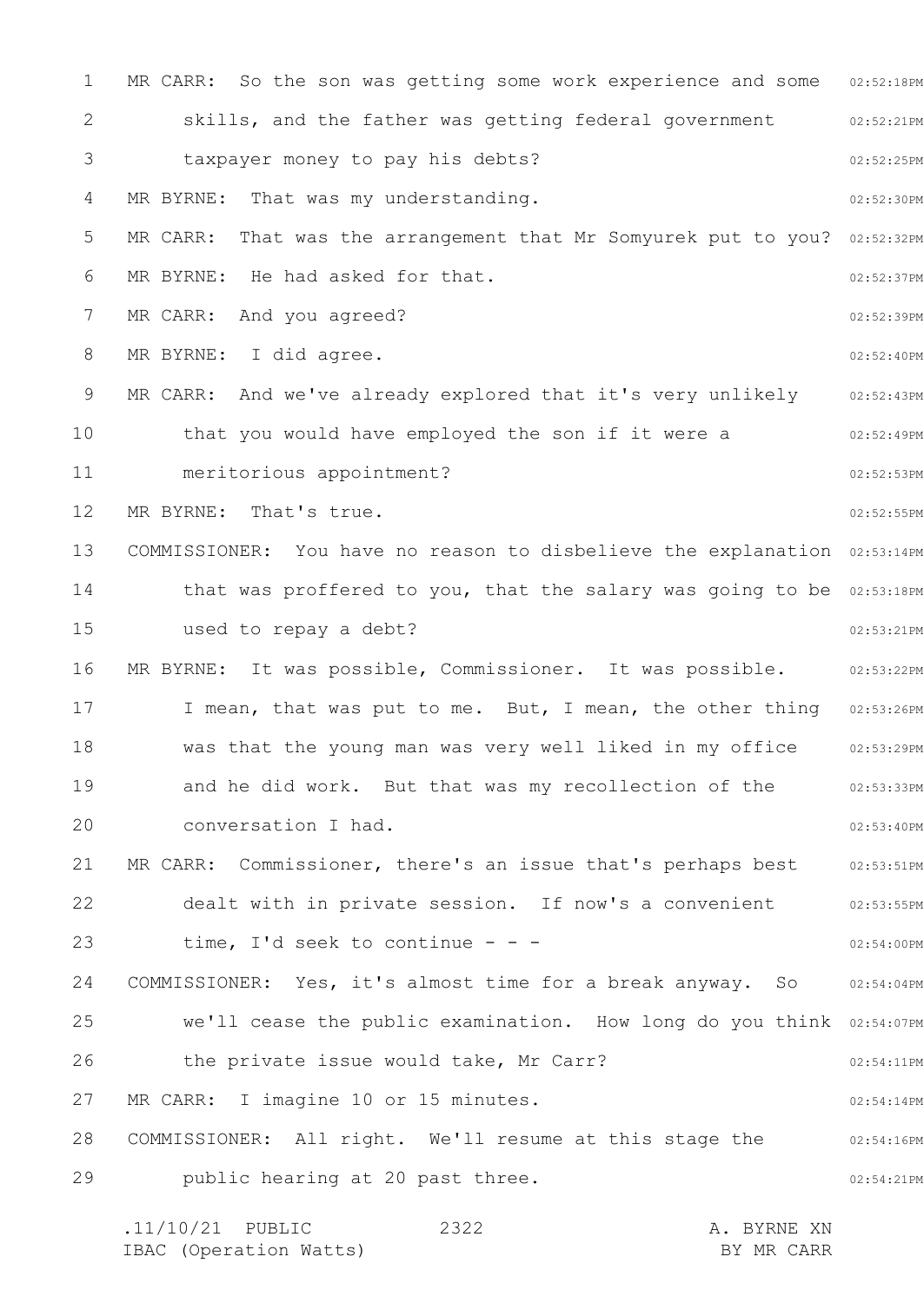MR CARR: So the son was getting some work experience and some skills, and the father was getting federal government taxpayer money to pay his debts?

MR BYRNE: That was my understanding.

MR CARR: That was the arrangement that Mr Somyurek put to you?

MR BYRNE: He had asked for that.

MR CARR: And you agreed?

MR BYRNE: I did agree.

MR CARR: And we've already explored that it's very unlikely that you would have employed the son if it were a meritorious appointment?

MR BYRNE: That's true.

COMMISSIONER: You have no reason to disbelieve the explanation that was proffered to you, that the salary was going to be used to repay a debt?

MR BYRNE: It was possible, Commissioner. It was possible. I mean, that was put to me. But, I mean, the other thing was that the young man was very well liked in my office and he did work. But that was my recollection of the conversation I had.

MR CARR: Commissioner, there's an issue that's perhaps best dealt with in private session. If now's a convenient time, I'd seek to continue - - -

COMMISSIONER: Yes, it's almost time for a break anyway. So we'll cease the public examination. How long do you think the private issue would take, Mr Carr?

MR CARR: I imagine 10 or 15 minutes.

COMMISSIONER: All right. We'll resume at this stage the public hearing at 20 past three.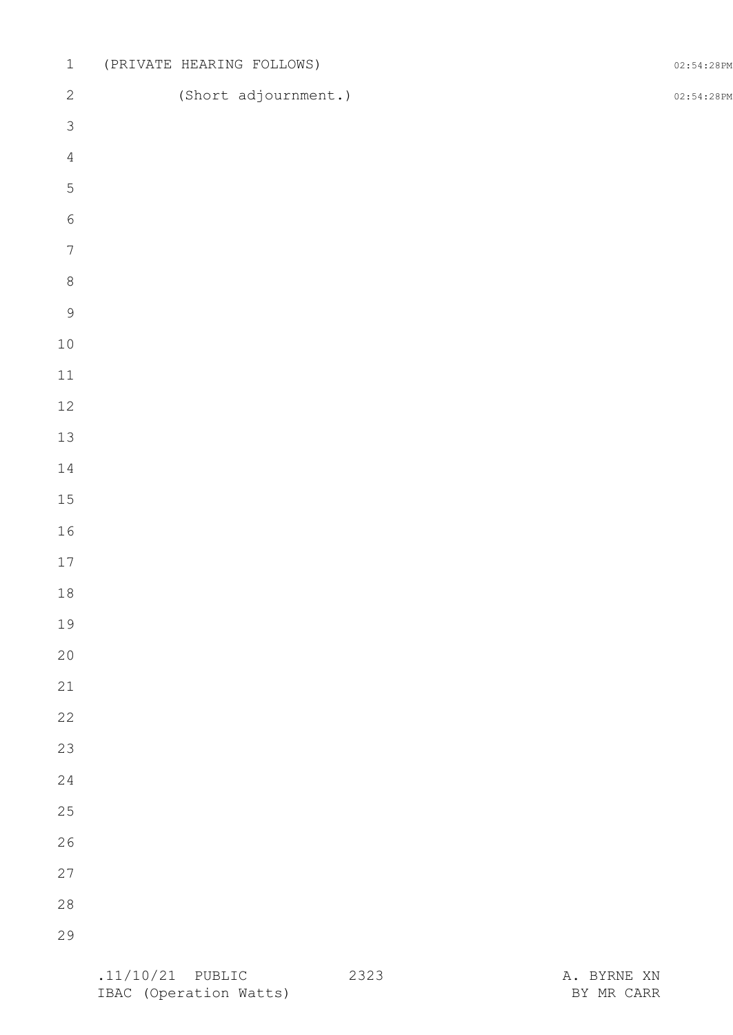(PRIVATE HEARING FOLLOWS)

(Short adjournment.)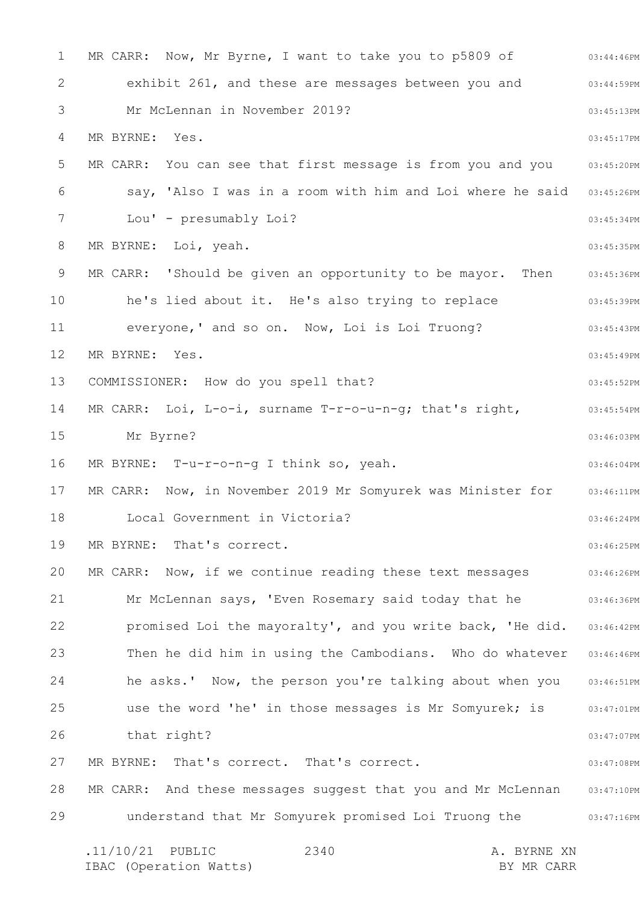MR CARR: Now, Mr Byrne, I want to take you to p5809 of exhibit 261, and these are messages between you and Mr McLennan in November 2019?

MR BYRNE: Yes.

MR CARR: You can see that first message is from you and you say, 'Also I was in a room with him and Loi where he said Lou' - presumably Loi?

MR BYRNE: Loi, yeah.

MR CARR: 'Should be given an opportunity to be mayor. Then he's lied about it. He's also trying to replace everyone,' and so on. Now, Loi is Loi Truong?

MR BYRNE: Yes.

COMMISSIONER: How do you spell that?

MR CARR: Loi, L-o-i, surname T-r-o-u-n-g; that's right, Mr Byrne?

MR BYRNE: T-u-r-o-n-g I think so, yeah.

MR CARR: Now, in November 2019 Mr Somyurek was Minister for Local Government in Victoria?

MR BYRNE: That's correct.

MR CARR: Now, if we continue reading these text messages Mr McLennan says, 'Even Rosemary said today that he promised Loi the mayoralty', and you write back, 'He did. Then he did him in using the Cambodians. Who do whatever he asks.' Now, the person you're talking about when you use the word 'he' in those messages is Mr Somyurek; is that right?

MR BYRNE: That's correct. That's correct.

MR CARR: And these messages suggest that you and Mr McLennan understand that Mr Somyurek promised Loi Truong the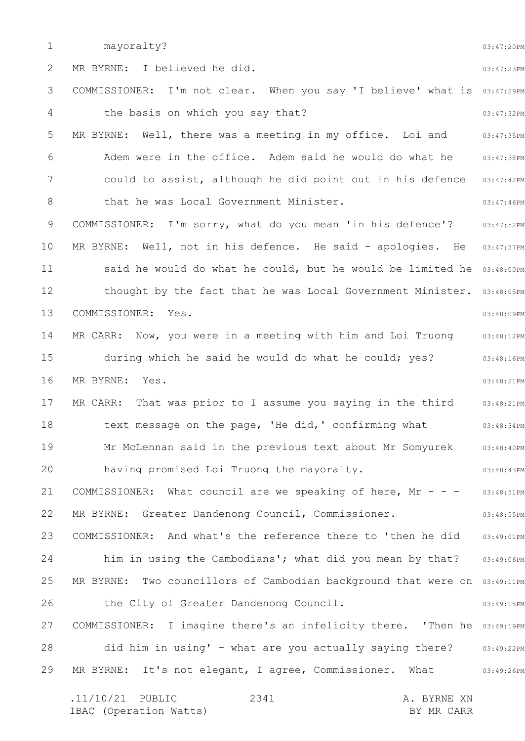mayoralty?

MR BYRNE: I believed he did.

COMMISSIONER: I'm not clear. When you say 'I believe' what is the basis on which you say that?

MR BYRNE: Well, there was a meeting in my office. Loi and Adem were in the office. Adem said he would do what he could to assist, although he did point out in his defence that he was Local Government Minister.

COMMISSIONER: I'm sorry, what do you mean 'in his defence'?

MR BYRNE: Well, not in his defence. He said - apologies. He said he would do what he could, but he would be limited he thought by the fact that he was Local Government Minister.

COMMISSIONER: Yes.

MR CARR: Now, you were in a meeting with him and Loi Truong during which he said he would do what he could; yes?

MR BYRNE: Yes.

MR CARR: That was prior to I assume you saying in the third text message on the page, 'He did,' confirming what Mr McLennan said in the previous text about Mr Somyurek having promised Loi Truong the mayoralty.

COMMISSIONER: What council are we speaking of here, Mr - - -

MR BYRNE: Greater Dandenong Council, Commissioner.

COMMISSIONER: And what's the reference there to 'then he did him in using the Cambodians'; what did you mean by that?

MR BYRNE: Two councillors of Cambodian background that were on the City of Greater Dandenong Council.

COMMISSIONER: I imagine there's an infelicity there. 'Then he did him in using' - what are you actually saying there?

MR BYRNE: It's not elegant, I agree, Commissioner. What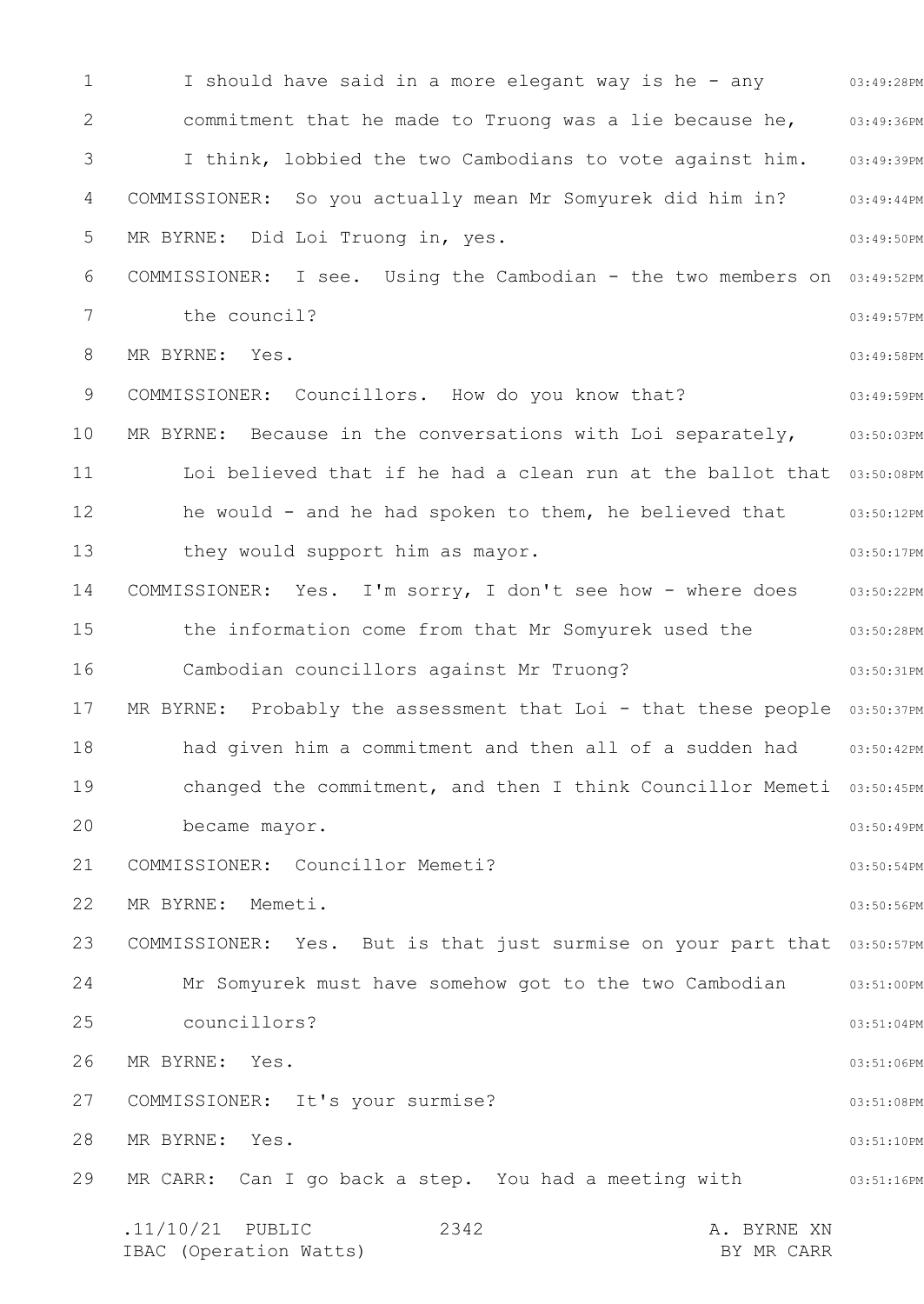I should have said in a more elegant way is he - any commitment that he made to Truong was a lie because he, I think, lobbied the two Cambodians to vote against him.

COMMISSIONER: So you actually mean Mr Somyurek did him in?

MR BYRNE: Did Loi Truong in, yes.

COMMISSIONER: I see. Using the Cambodian - the two members on the council?

MR BYRNE: Yes.

COMMISSIONER: Councillors. How do you know that?

MR BYRNE: Because in the conversations with Loi separately, Loi believed that if he had a clean run at the ballot that he would - and he had spoken to them, he believed that they would support him as mayor.

COMMISSIONER: Yes. I'm sorry, I don't see how - where does the information come from that Mr Somyurek used the Cambodian councillors against Mr Truong?

MR BYRNE: Probably the assessment that Loi - that these people had given him a commitment and then all of a sudden had changed the commitment, and then I think Councillor Memeti became mayor.

COMMISSIONER: Councillor Memeti?

MR BYRNE: Memeti.

COMMISSIONER: Yes. But is that just surmise on your part that Mr Somyurek must have somehow got to the two Cambodian councillors?

MR BYRNE: Yes.

COMMISSIONER: It's your surmise?

MR BYRNE: Yes.

MR CARR: Can I go back a step. You had a meeting with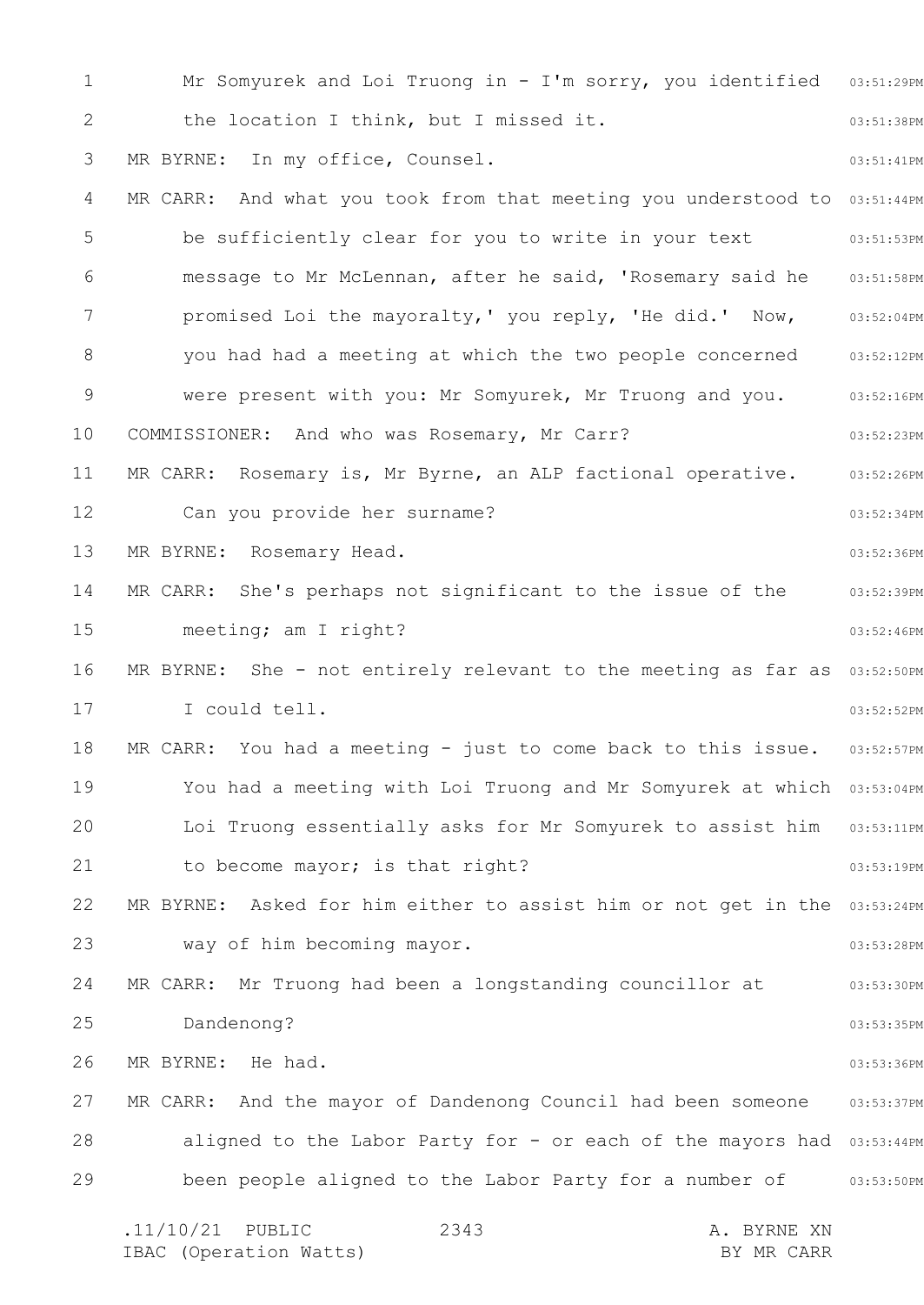Mr Somyurek and Loi Truong in - I'm sorry, you identified the location I think, but I missed it.

MR BYRNE: In my office, Counsel.

MR CARR: And what you took from that meeting you understood to be sufficiently clear for you to write in your text message to Mr McLennan, after he said, 'Rosemary said he promised Loi the mayoralty,' you reply, 'He did.' Now, you had had a meeting at which the two people concerned were present with you: Mr Somyurek, Mr Truong and you.

COMMISSIONER: And who was Rosemary, Mr Carr?

MR CARR: Rosemary is, Mr Byrne, an ALP factional operative. Can you provide her surname?

MR BYRNE: Rosemary Head.

MR CARR: She's perhaps not significant to the issue of the meeting; am I right?

MR BYRNE: She - not entirely relevant to the meeting as far as I could tell.

MR CARR: You had a meeting - just to come back to this issue. You had a meeting with Loi Truong and Mr Somyurek at which Loi Truong essentially asks for Mr Somyurek to assist him to become mayor; is that right?

MR BYRNE: Asked for him either to assist him or not get in the way of him becoming mayor.

MR CARR: Mr Truong had been a longstanding councillor at Dandenong?

MR BYRNE: He had.

MR CARR: And the mayor of Dandenong Council had been someone aligned to the Labor Party for - or each of the mayors had been people aligned to the Labor Party for a number of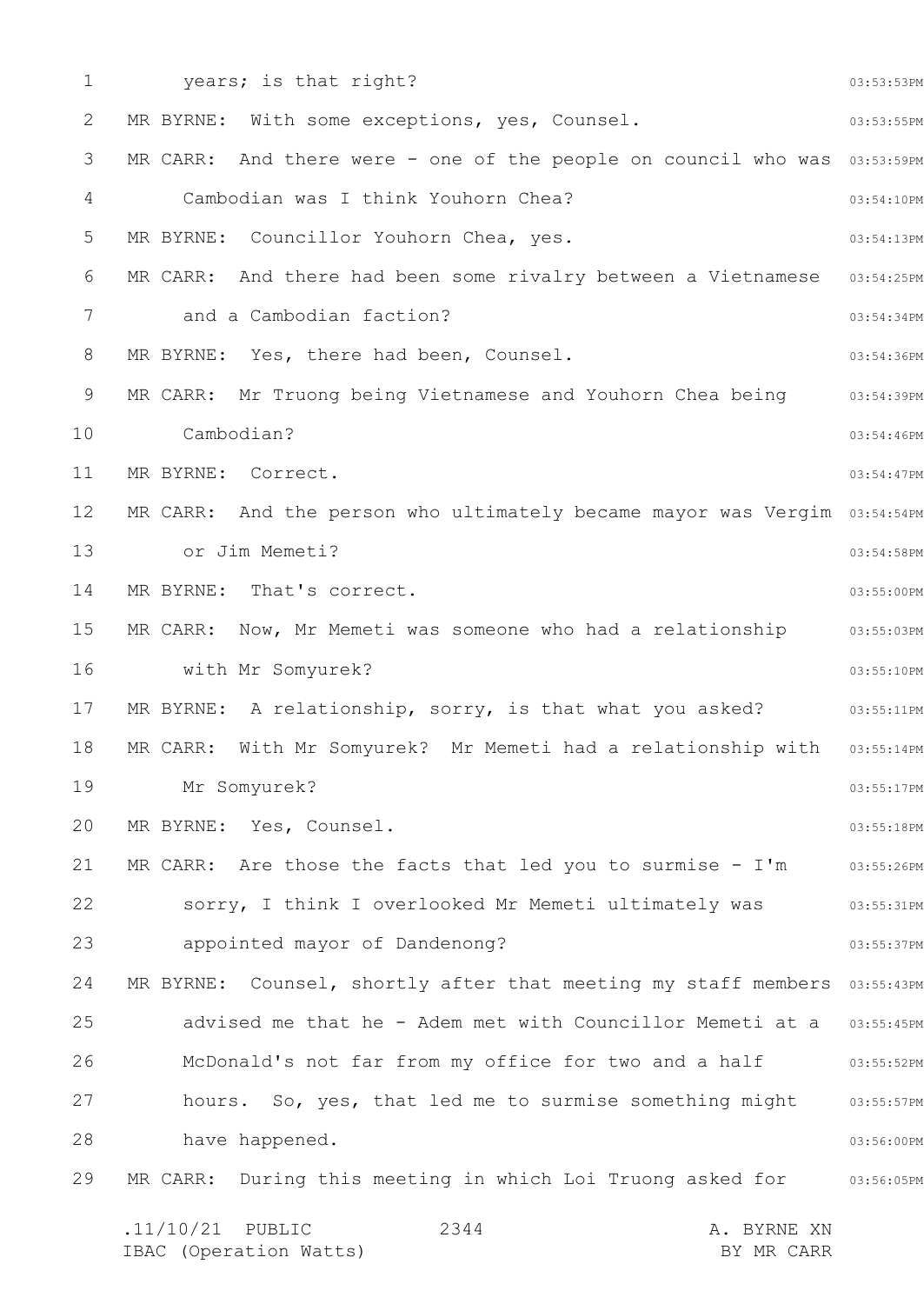years; is that right?

MR BYRNE: With some exceptions, yes, Counsel.

MR CARR: And there were - one of the people on council who was Cambodian was I think Youhorn Chea?

MR BYRNE: Councillor Youhorn Chea, yes.

MR CARR: And there had been some rivalry between a Vietnamese and a Cambodian faction?

MR BYRNE: Yes, there had been, Counsel.

MR CARR: Mr Truong being Vietnamese and Youhorn Chea being Cambodian?

MR BYRNE: Correct.

MR CARR: And the person who ultimately became mayor was Vergim or Jim Memeti?

MR BYRNE: That's correct.

MR CARR: Now, Mr Memeti was someone who had a relationship with Mr Somyurek?

MR BYRNE: A relationship, sorry, is that what you asked?

MR CARR: With Mr Somyurek? Mr Memeti had a relationship with Mr Somyurek?

MR BYRNE: Yes, Counsel.

MR CARR: Are those the facts that led you to surmise - I'm sorry, I think I overlooked Mr Memeti ultimately was appointed mayor of Dandenong?

MR BYRNE: Counsel, shortly after that meeting my staff members advised me that he - Adem met with Councillor Memeti at a McDonald's not far from my office for two and a half hours. So, yes, that led me to surmise something might have happened.

MR CARR: During this meeting in which Loi Truong asked for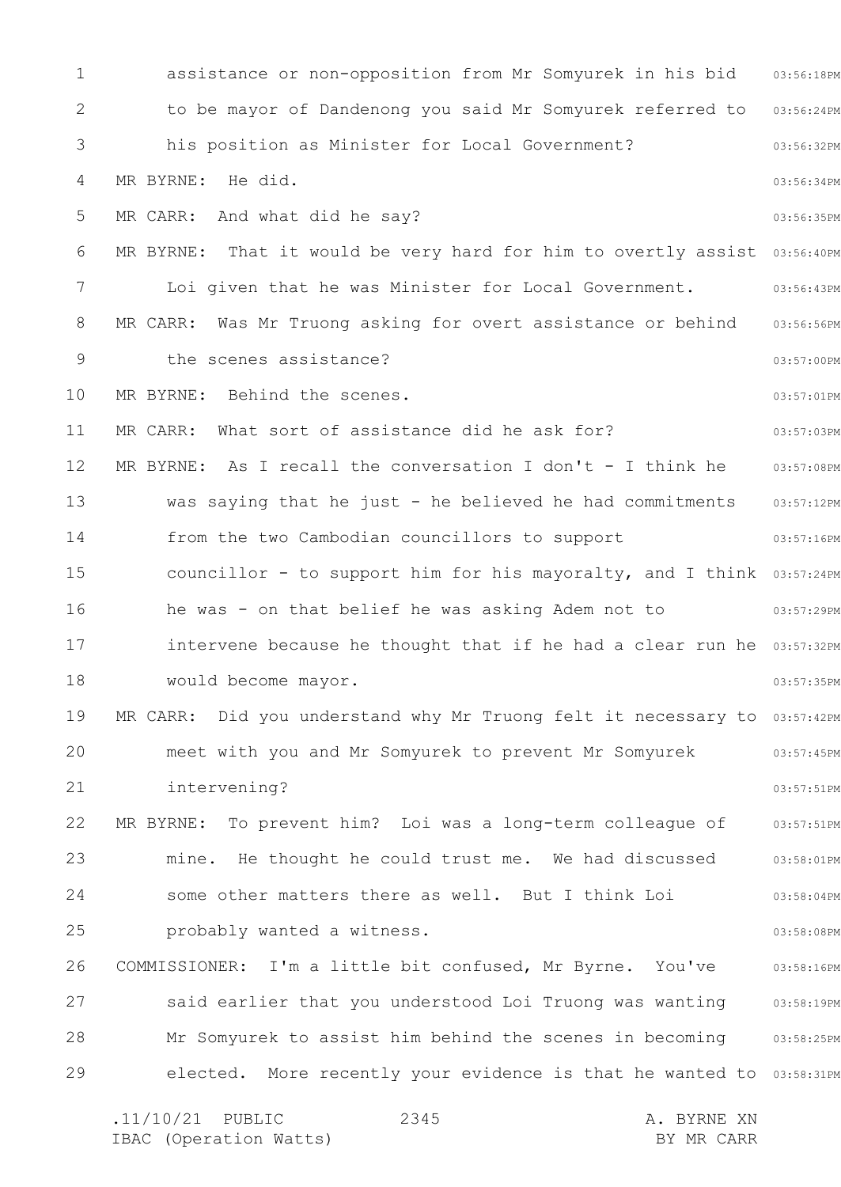assistance or non-opposition from Mr Somyurek in his bid to be mayor of Dandenong you said Mr Somyurek referred to his position as Minister for Local Government?

MR BYRNE: He did.

MR CARR: And what did he say?

MR BYRNE: That it would be very hard for him to overtly assist Loi given that he was Minister for Local Government.

MR CARR: Was Mr Truong asking for overt assistance or behind the scenes assistance?

MR BYRNE: Behind the scenes.

MR CARR: What sort of assistance did he ask for?

MR BYRNE: As I recall the conversation I don't - I think he was saying that he just - he believed he had commitments from the two Cambodian councillors to support councillor - to support him for his mayoralty, and I think he was - on that belief he was asking Adem not to intervene because he thought that if he had a clear run he would become mayor.

MR CARR: Did you understand why Mr Truong felt it necessary to meet with you and Mr Somyurek to prevent Mr Somyurek intervening?

MR BYRNE: To prevent him? Loi was a long-term colleague of mine. He thought he could trust me. We had discussed some other matters there as well. But I think Loi probably wanted a witness.

COMMISSIONER: I'm a little bit confused, Mr Byrne. You've said earlier that you understood Loi Truong was wanting Mr Somyurek to assist him behind the scenes in becoming elected. More recently your evidence is that he wanted to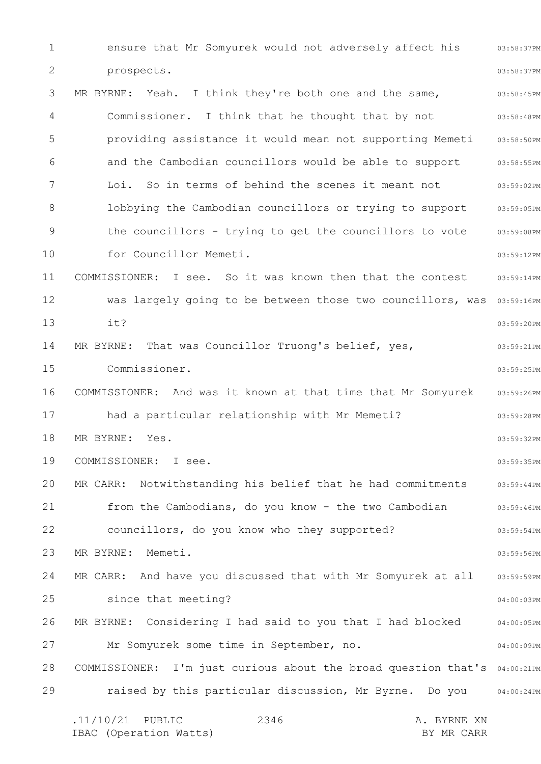ensure that Mr Somyurek would not adversely affect his prospects.

MR BYRNE: Yeah. I think they're both one and the same, Commissioner. I think that he thought that by not providing assistance it would mean not supporting Memeti and the Cambodian councillors would be able to support Loi. So in terms of behind the scenes it meant not lobbying the Cambodian councillors or trying to support the councillors - trying to get the councillors to vote for Councillor Memeti.

COMMISSIONER: I see. So it was known then that the contest was largely going to be between those two councillors, was it?

MR BYRNE: That was Councillor Truong's belief, yes, Commissioner.

COMMISSIONER: And was it known at that time that Mr Somyurek had a particular relationship with Mr Memeti?

MR BYRNE: Yes.

COMMISSIONER: I see.

MR CARR: Notwithstanding his belief that he had commitments from the Cambodians, do you know - the two Cambodian councillors, do you know who they supported?

MR BYRNE: Memeti.

MR CARR: And have you discussed that with Mr Somyurek at all since that meeting?

MR BYRNE: Considering I had said to you that I had blocked Mr Somyurek some time in September, no.

COMMISSIONER: I'm just curious about the broad question that's raised by this particular discussion, Mr Byrne. Do you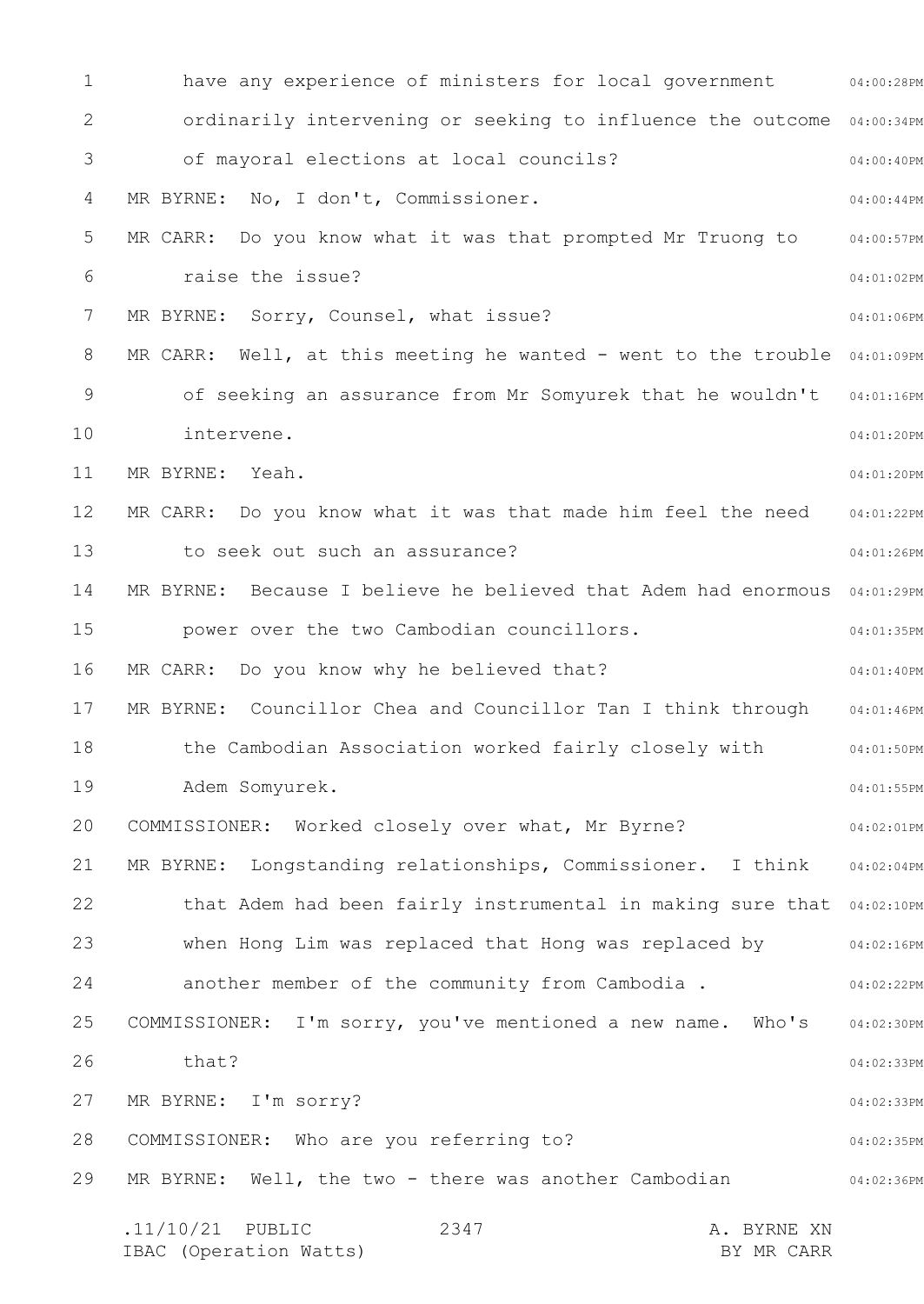have any experience of ministers for local government ordinarily intervening or seeking to influence the outcome of mayoral elections at local councils?

MR BYRNE: No, I don't, Commissioner.

MR CARR: Do you know what it was that prompted Mr Truong to raise the issue?

MR BYRNE: Sorry, Counsel, what issue?

MR CARR: Well, at this meeting he wanted - went to the trouble of seeking an assurance from Mr Somyurek that he wouldn't intervene.

MR BYRNE: Yeah.

MR CARR: Do you know what it was that made him feel the need to seek out such an assurance?

MR BYRNE: Because I believe he believed that Adem had enormous power over the two Cambodian councillors.

MR CARR: Do you know why he believed that?

MR BYRNE: Councillor Chea and Councillor Tan I think through the Cambodian Association worked fairly closely with Adem Somyurek.

COMMISSIONER: Worked closely over what, Mr Byrne?

MR BYRNE: Longstanding relationships, Commissioner. I think that Adem had been fairly instrumental in making sure that when Hong Lim was replaced that Hong was replaced by another member of the community from Cambodia .

COMMISSIONER: I'm sorry, you've mentioned a new name. Who's that?

MR BYRNE: I'm sorry?

COMMISSIONER: Who are you referring to?

MR BYRNE: Well, the two - there was another Cambodian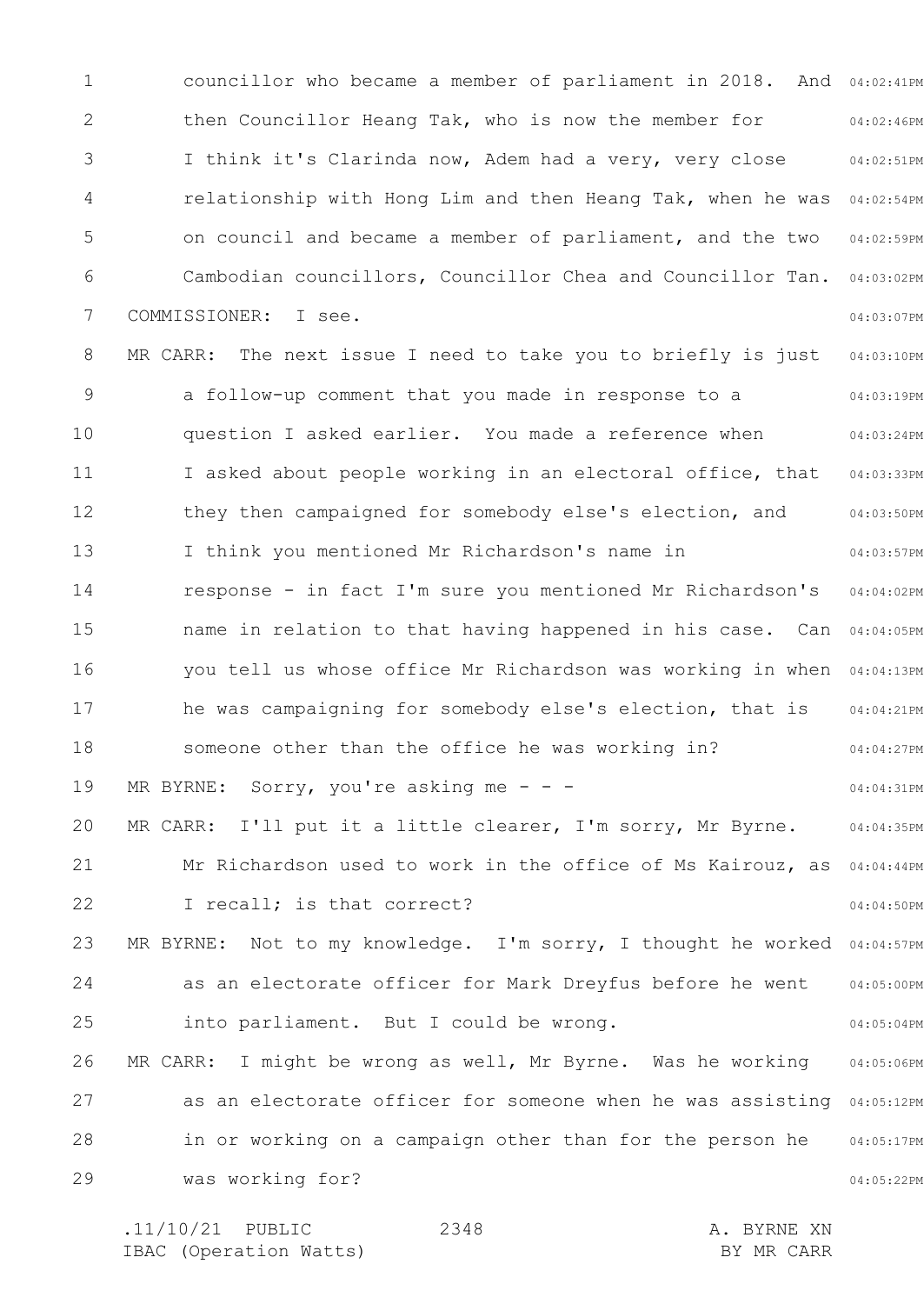councillor who became a member of parliament in 2018. And then Councillor Heang Tak, who is now the member for I think it's Clarinda now, Adem had a very, very close relationship with Hong Lim and then Heang Tak, when he was on council and became a member of parliament, and the two Cambodian councillors, Councillor Chea and Councillor Tan.

COMMISSIONER: I see.

MR CARR: The next issue I need to take you to briefly is just a follow-up comment that you made in response to a question I asked earlier. You made a reference when I asked about people working in an electoral office, that they then campaigned for somebody else's election, and I think you mentioned Mr Richardson's name in response - in fact I'm sure you mentioned Mr Richardson's name in relation to that having happened in his case. Can you tell us whose office Mr Richardson was working in when he was campaigning for somebody else's election, that is someone other than the office he was working in?

MR BYRNE: Sorry, you're asking me - - -

MR CARR: I'll put it a little clearer, I'm sorry, Mr Byrne. Mr Richardson used to work in the office of Ms Kairouz, as I recall; is that correct?

MR BYRNE: Not to my knowledge. I'm sorry, I thought he worked as an electorate officer for Mark Dreyfus before he went into parliament. But I could be wrong.

MR CARR: I might be wrong as well, Mr Byrne. Was he working as an electorate officer for someone when he was assisting in or working on a campaign other than for the person he was working for?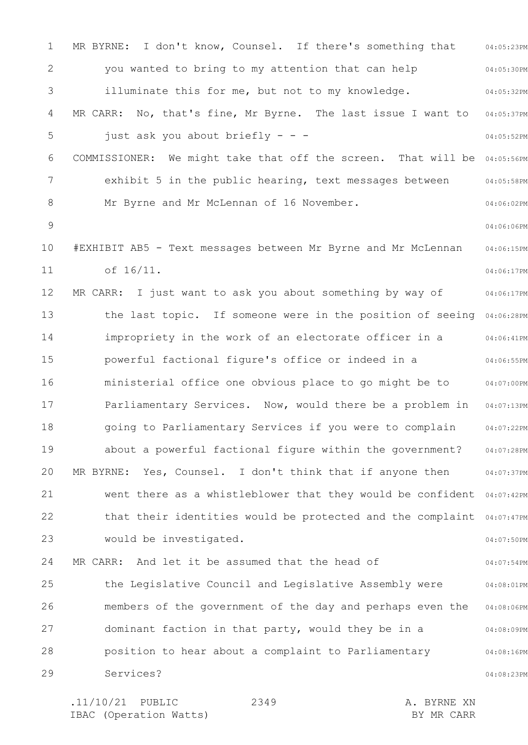MR BYRNE: I don't know, Counsel. If there's something that you wanted to bring to my attention that can help illuminate this for me, but not to my knowledge.

MR CARR: No, that's fine, Mr Byrne. The last issue I want to just ask you about briefly - - -

COMMISSIONER: We might take that off the screen. That will be exhibit 5 in the public hearing, text messages between Mr Byrne and Mr McLennan of 16 November.

#EXHIBIT AB5 - Text messages between Mr Byrne and Mr McLennan of 16/11.

MR CARR: I just want to ask you about something by way of the last topic. If someone were in the position of seeing impropriety in the work of an electorate officer in a powerful factional figure's office or indeed in a ministerial office one obvious place to go might be to Parliamentary Services. Now, would there be a problem in going to Parliamentary Services if you were to complain about a powerful factional figure within the government?

MR BYRNE: Yes, Counsel. I don't think that if anyone then went there as a whistleblower that they would be confident that their identities would be protected and the complaint would be investigated.

MR CARR: And let it be assumed that the head of the Legislative Council and Legislative Assembly were members of the government of the day and perhaps even the dominant faction in that party, would they be in a position to hear about a complaint to Parliamentary Services?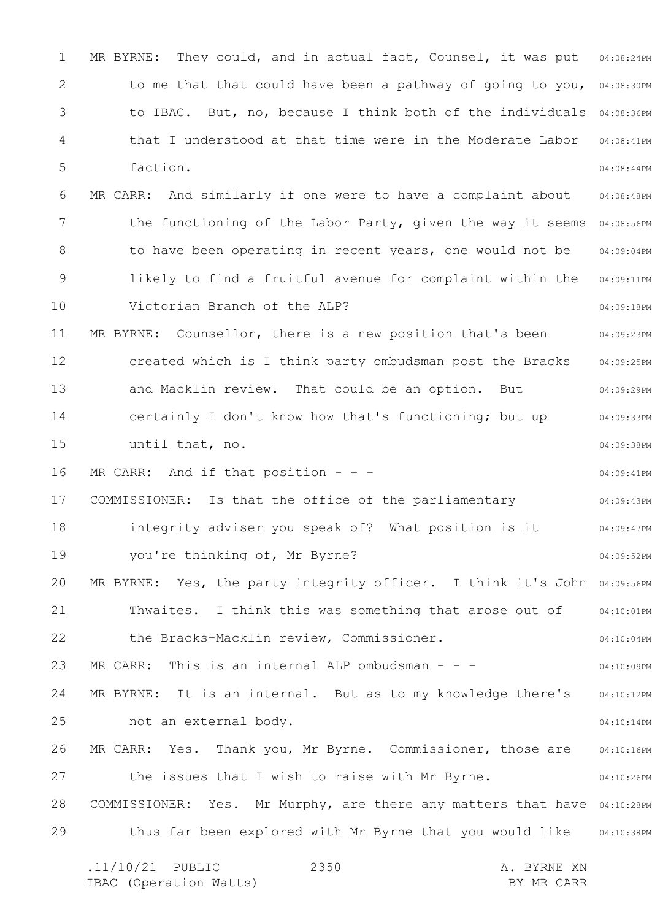MR BYRNE: They could, and in actual fact, Counsel, it was put to me that that could have been a pathway of going to you, to IBAC. But, no, because I think both of the individuals that I understood at that time were in the Moderate Labor faction.

MR CARR: And similarly if one were to have a complaint about the functioning of the Labor Party, given the way it seems to have been operating in recent years, one would not be likely to find a fruitful avenue for complaint within the Victorian Branch of the ALP?

MR BYRNE: Counsellor, there is a new position that's been created which is I think party ombudsman post the Bracks and Macklin review. That could be an option. But certainly I don't know how that's functioning; but up until that, no.

MR CARR: And if that position - - -

COMMISSIONER: Is that the office of the parliamentary integrity adviser you speak of? What position is it you're thinking of, Mr Byrne?

MR BYRNE: Yes, the party integrity officer. I think it's John Thwaites. I think this was something that arose out of the Bracks-Macklin review, Commissioner.

MR CARR: This is an internal ALP ombudsman - - -

MR BYRNE: It is an internal. But as to my knowledge there's not an external body.

MR CARR: Yes. Thank you, Mr Byrne. Commissioner, those are the issues that I wish to raise with Mr Byrne.

COMMISSIONER: Yes. Mr Murphy, are there any matters that have thus far been explored with Mr Byrne that you would like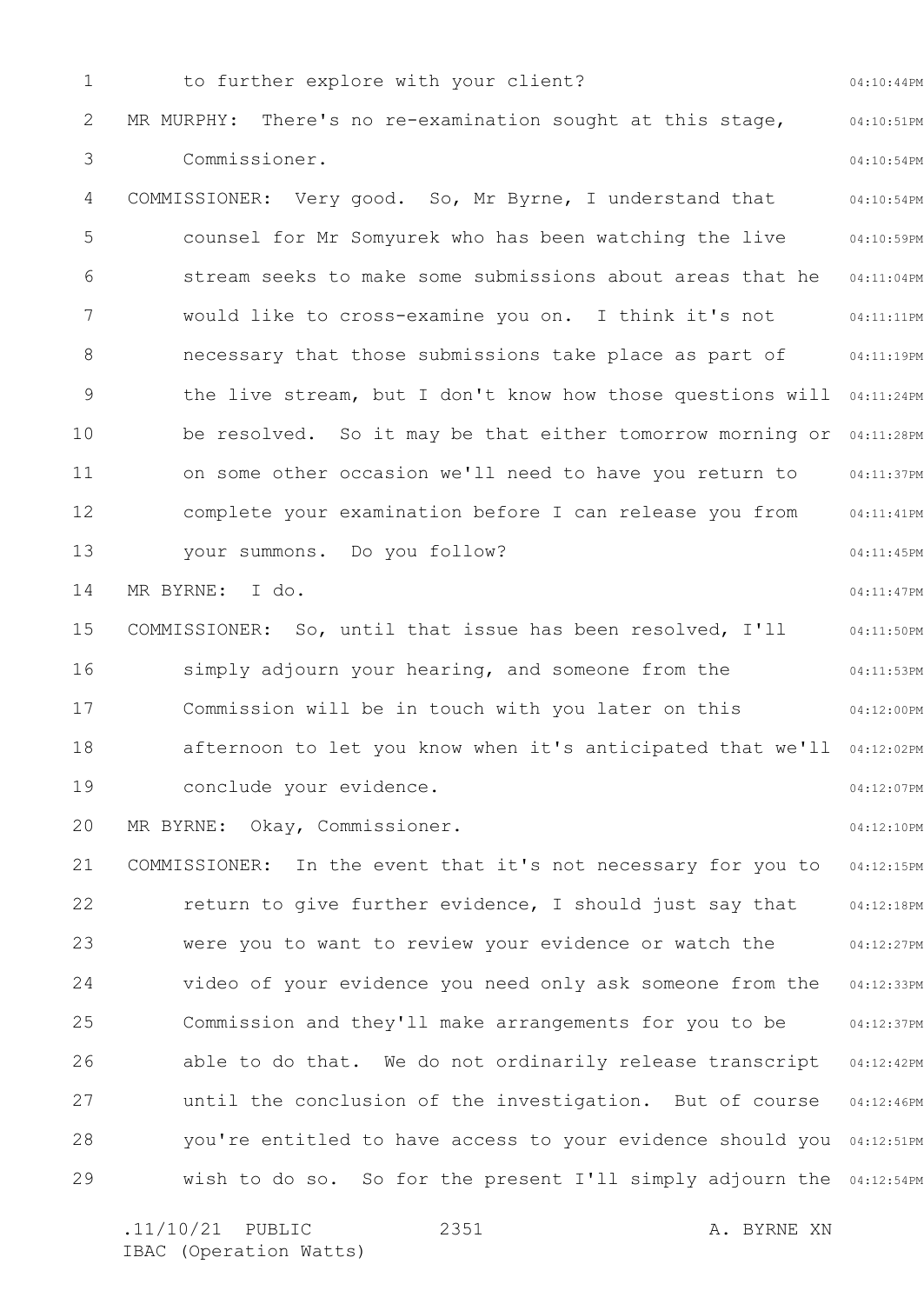to further explore with your client?

MR MURPHY: There's no re-examination sought at this stage, Commissioner.

COMMISSIONER: Very good. So, Mr Byrne, I understand that counsel for Mr Somyurek who has been watching the live stream seeks to make some submissions about areas that he would like to cross-examine you on. I think it's not necessary that those submissions take place as part of the live stream, but I don't know how those questions will be resolved. So it may be that either tomorrow morning or on some other occasion we'll need to have you return to complete your examination before I can release you from your summons. Do you follow?

MR BYRNE: I do.

COMMISSIONER: So, until that issue has been resolved, I'll simply adjourn your hearing, and someone from the Commission will be in touch with you later on this afternoon to let you know when it's anticipated that we'll conclude your evidence.

MR BYRNE: Okay, Commissioner.

COMMISSIONER: In the event that it's not necessary for you to return to give further evidence, I should just say that were you to want to review your evidence or watch the video of your evidence you need only ask someone from the Commission and they'll make arrangements for you to be able to do that. We do not ordinarily release transcript until the conclusion of the investigation. But of course you're entitled to have access to your evidence should you wish to do so. So for the present I'll simply adjourn the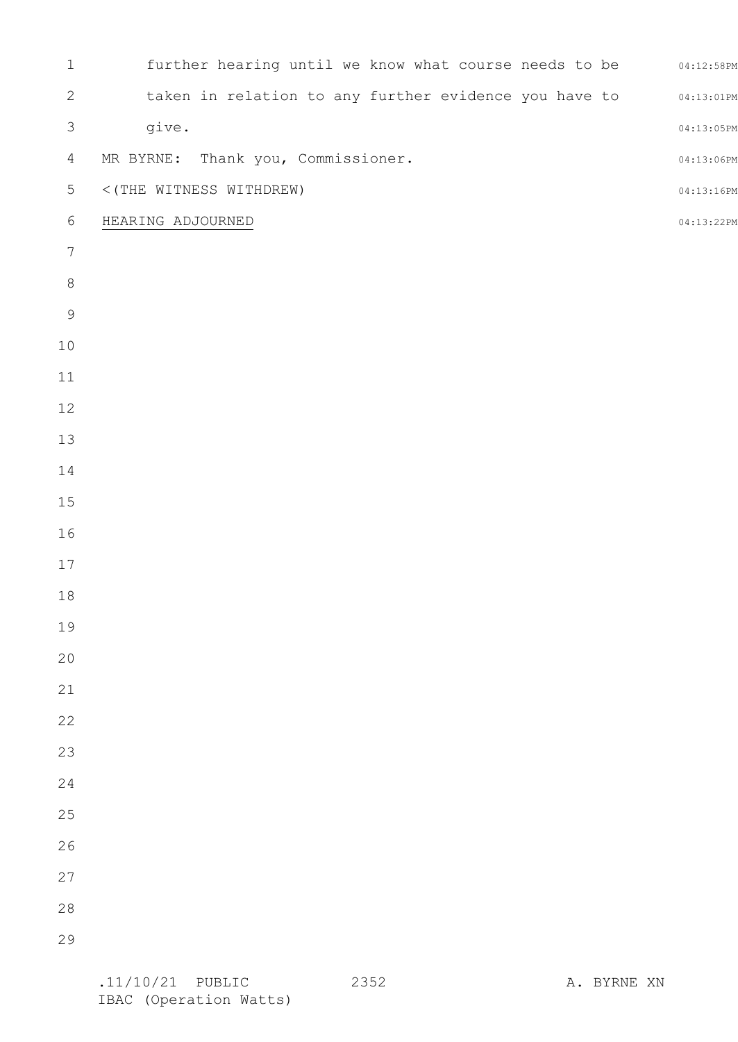further hearing until we know what course needs to be taken in relation to any further evidence you have to give.

MR BYRNE: Thank you, Commissioner.

<(THE WITNESS WITHDREW)

HEARING ADJOURNED